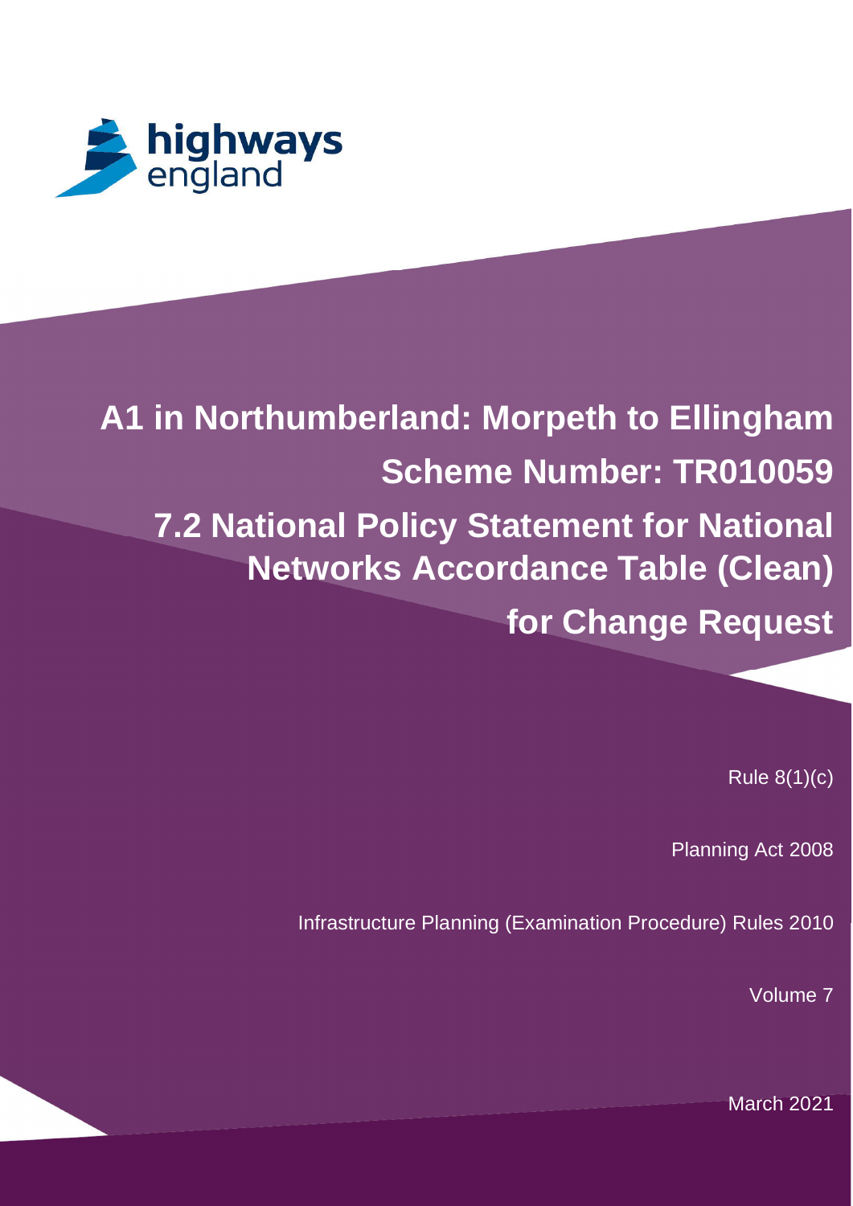highways england

# A1 in Northumberland: Morpeth to Ellingham

## Scheme Number: TR010059

## 7.2 National Policy Statement for National Networks Accordance Table (Clean) for Change Request

Rule 8(1)(c)

Planning Act 2008

Infrastructure Planning (Examination Procedure) Rules 2010

Volume 7

March 2021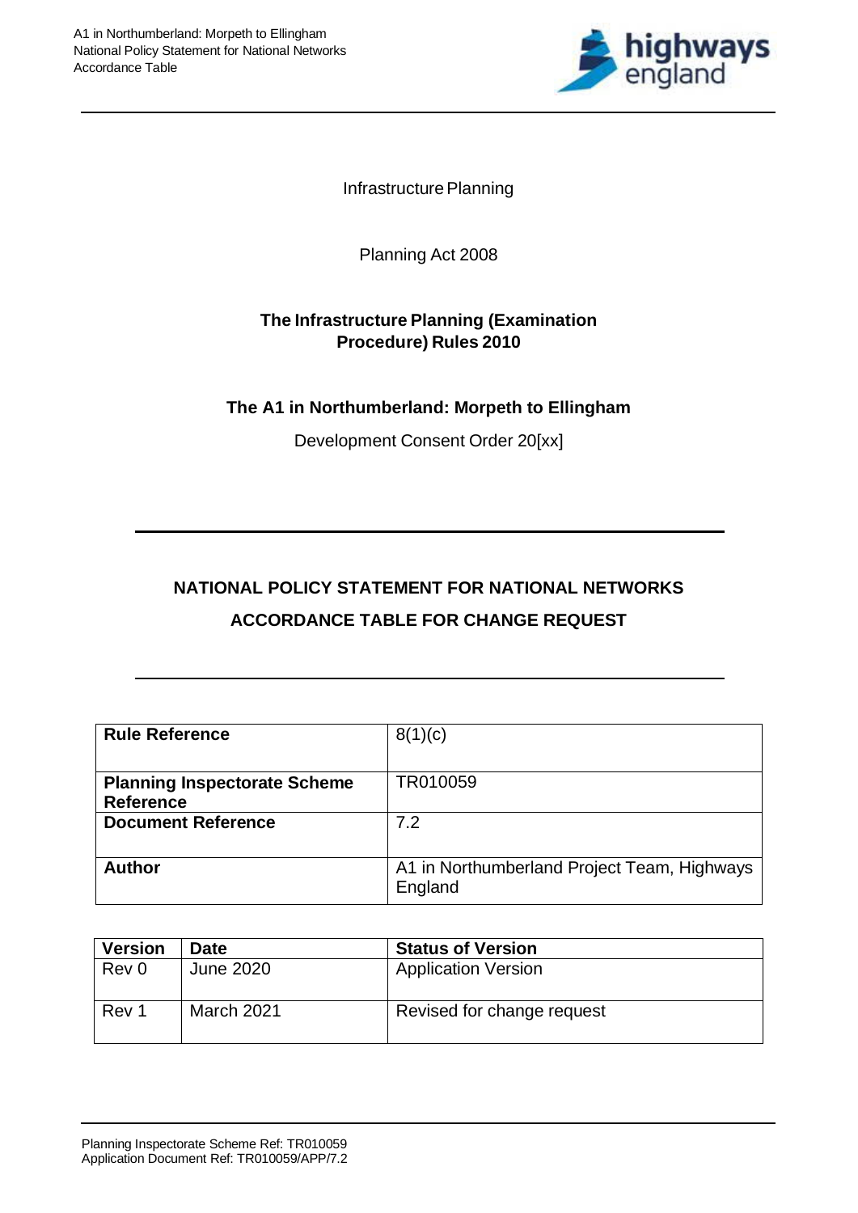Infrastructure Planning

Planning Act 2008

**The Infrastructure Planning (Examination Procedure) Rules 2010**

**The A1 in Northumberland: Morpeth to Ellingham**

Development Consent Order 20[xx]

---

# NATIONAL POLICY STATEMENT FOR NATIONAL NETWORKS ACCORDANCE TABLE FOR CHANGE REQUEST

---

| | |
|---|---|
| **Rule Reference** | 8(1)(c) |
| **Planning Inspectorate Scheme Reference** | TR010059 |
| **Document Reference** | 7.2 |
| **Author** | A1 in Northumberland Project Team, Highways England |

| Version | Date | Status of Version |
|---|---|---|
| Rev 0 | June 2020 | Application Version |
| Rev 1 | March 2021 | Revised for change request |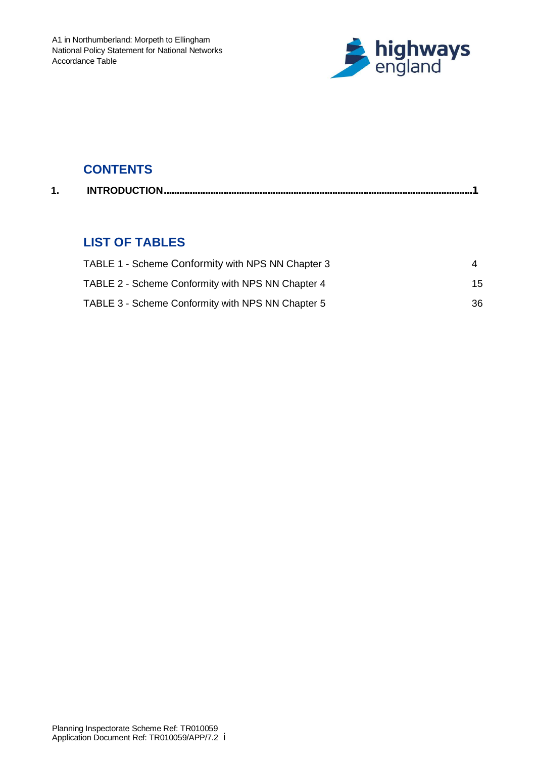## CONTENTS

| | | |
|---|---|---|
| **1.** | **INTRODUCTION** | **1** |

## LIST OF TABLES

| | |
|---|---|
| TABLE 1 - Scheme Conformity with NPS NN Chapter 3 | 4 |
| TABLE 2 - Scheme Conformity with NPS NN Chapter 4 | 15 |
| TABLE 3 - Scheme Conformity with NPS NN Chapter 5 | 36 |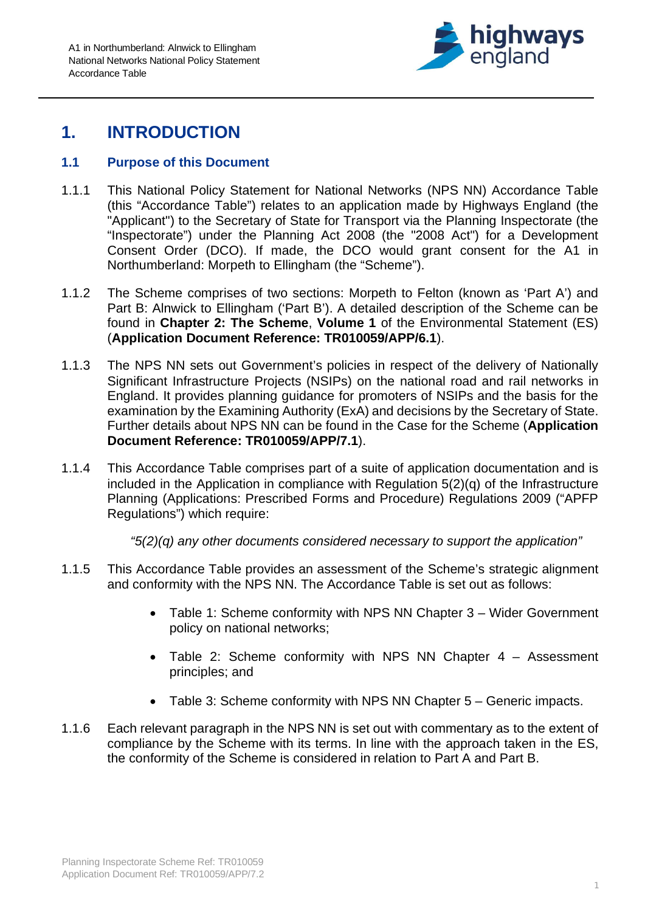# 1. INTRODUCTION

## 1.1 Purpose of this Document

1.1.1 This National Policy Statement for National Networks (NPS NN) Accordance Table (this "Accordance Table") relates to an application made by Highways England (the "Applicant") to the Secretary of State for Transport via the Planning Inspectorate (the "Inspectorate") under the Planning Act 2008 (the "2008 Act") for a Development Consent Order (DCO). If made, the DCO would grant consent for the A1 in Northumberland: Morpeth to Ellingham (the "Scheme").

1.1.2 The Scheme comprises of two sections: Morpeth to Felton (known as 'Part A') and Part B: Alnwick to Ellingham ('Part B'). A detailed description of the Scheme can be found in **Chapter 2: The Scheme**, **Volume 1** of the Environmental Statement (ES) (**Application Document Reference: TR010059/APP/6.1**).

1.1.3 The NPS NN sets out Government's policies in respect of the delivery of Nationally Significant Infrastructure Projects (NSIPs) on the national road and rail networks in England. It provides planning guidance for promoters of NSIPs and the basis for the examination by the Examining Authority (ExA) and decisions by the Secretary of State. Further details about NPS NN can be found in the Case for the Scheme (**Application Document Reference: TR010059/APP/7.1**).

1.1.4 This Accordance Table comprises part of a suite of application documentation and is included in the Application in compliance with Regulation 5(2)(q) of the Infrastructure Planning (Applications: Prescribed Forms and Procedure) Regulations 2009 ("APFP Regulations") which require:

*"5(2)(q) any other documents considered necessary to support the application"*

1.1.5 This Accordance Table provides an assessment of the Scheme's strategic alignment and conformity with the NPS NN. The Accordance Table is set out as follows:

- Table 1: Scheme conformity with NPS NN Chapter 3 – Wider Government policy on national networks;
- Table 2: Scheme conformity with NPS NN Chapter 4 – Assessment principles; and
- Table 3: Scheme conformity with NPS NN Chapter 5 – Generic impacts.

1.1.6 Each relevant paragraph in the NPS NN is set out with commentary as to the extent of compliance by the Scheme with its terms. In line with the approach taken in the ES, the conformity of the Scheme is considered in relation to Part A and Part B.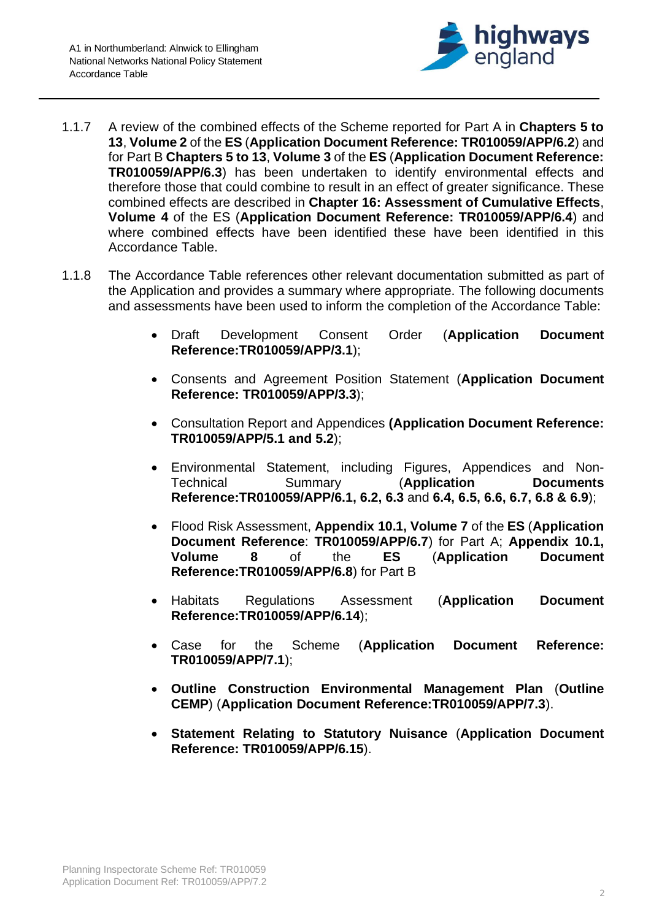1.1.7 A review of the combined effects of the Scheme reported for Part A in **Chapters 5 to 13**, **Volume 2** of the **ES** (**Application Document Reference: TR010059/APP/6.2**) and for Part B **Chapters 5 to 13**, **Volume 3** of the **ES** (**Application Document Reference: TR010059/APP/6.3**) has been undertaken to identify environmental effects and therefore those that could combine to result in an effect of greater significance. These combined effects are described in **Chapter 16: Assessment of Cumulative Effects**, **Volume 4** of the ES (**Application Document Reference: TR010059/APP/6.4**) and where combined effects have been identified these have been identified in this Accordance Table.

1.1.8 The Accordance Table references other relevant documentation submitted as part of the Application and provides a summary where appropriate. The following documents and assessments have been used to inform the completion of the Accordance Table:

- Draft Development Consent Order (**Application Document Reference:TR010059/APP/3.1**);
- Consents and Agreement Position Statement (**Application Document Reference: TR010059/APP/3.3**);
- Consultation Report and Appendices **(Application Document Reference: TR010059/APP/5.1 and 5.2**);
- Environmental Statement, including Figures, Appendices and Non-Technical Summary (**Application Documents Reference:TR010059/APP/6.1, 6.2, 6.3** and **6.4, 6.5, 6.6, 6.7, 6.8 & 6.9**);
- Flood Risk Assessment, **Appendix 10.1, Volume 7** of the **ES** (**Application Document Reference**: **TR010059/APP/6.7**) for Part A; **Appendix 10.1, Volume 8** of the **ES** (**Application Document Reference:TR010059/APP/6.8**) for Part B
- Habitats Regulations Assessment (**Application Document Reference:TR010059/APP/6.14**);
- Case for the Scheme (**Application Document Reference: TR010059/APP/7.1**);
- **Outline Construction Environmental Management Plan** (**Outline CEMP**) (**Application Document Reference:TR010059/APP/7.3**).
- **Statement Relating to Statutory Nuisance** (**Application Document Reference: TR010059/APP/6.15**).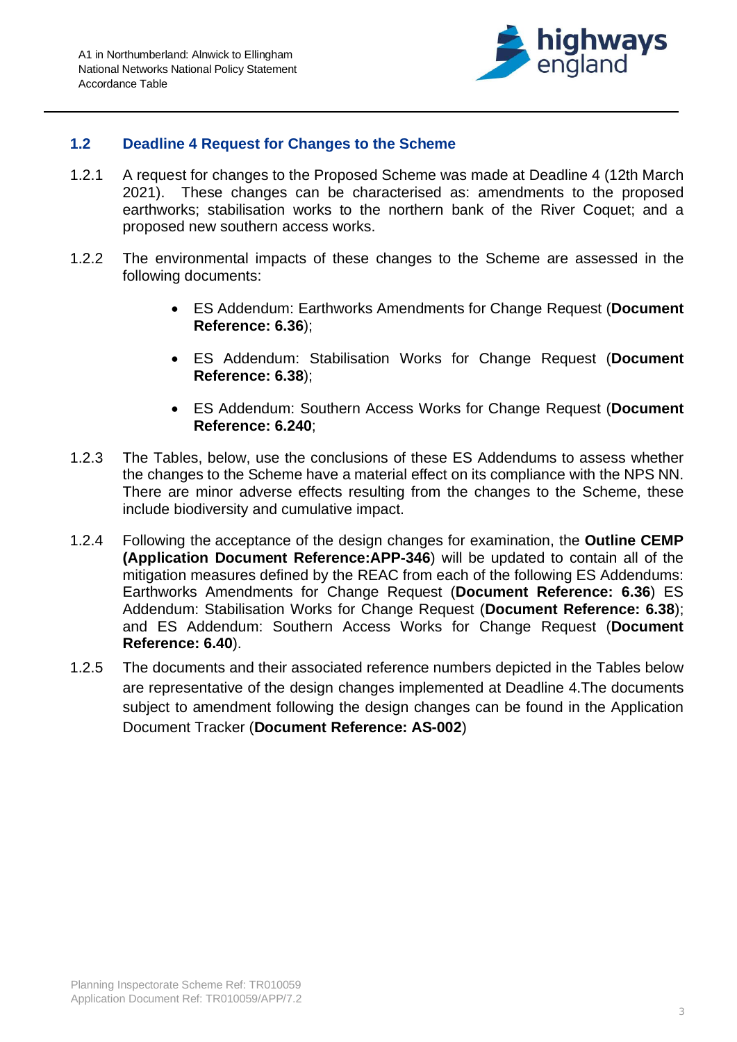## 1.2 Deadline 4 Request for Changes to the Scheme

1.2.1 A request for changes to the Proposed Scheme was made at Deadline 4 (12th March 2021). These changes can be characterised as: amendments to the proposed earthworks; stabilisation works to the northern bank of the River Coquet; and a proposed new southern access works.

1.2.2 The environmental impacts of these changes to the Scheme are assessed in the following documents:

- ES Addendum: Earthworks Amendments for Change Request (**Document Reference: 6.36**);
- ES Addendum: Stabilisation Works for Change Request (**Document Reference: 6.38**);
- ES Addendum: Southern Access Works for Change Request (**Document Reference: 6.240**;

1.2.3 The Tables, below, use the conclusions of these ES Addendums to assess whether the changes to the Scheme have a material effect on its compliance with the NPS NN. There are minor adverse effects resulting from the changes to the Scheme, these include biodiversity and cumulative impact.

1.2.4 Following the acceptance of the design changes for examination, the **Outline CEMP (Application Document Reference:APP-346**) will be updated to contain all of the mitigation measures defined by the REAC from each of the following ES Addendums: Earthworks Amendments for Change Request (**Document Reference: 6.36**) ES Addendum: Stabilisation Works for Change Request (**Document Reference: 6.38**); and ES Addendum: Southern Access Works for Change Request (**Document Reference: 6.40**).

1.2.5 The documents and their associated reference numbers depicted in the Tables below are representative of the design changes implemented at Deadline 4.The documents subject to amendment following the design changes can be found in the Application Document Tracker (**Document Reference: AS-002**)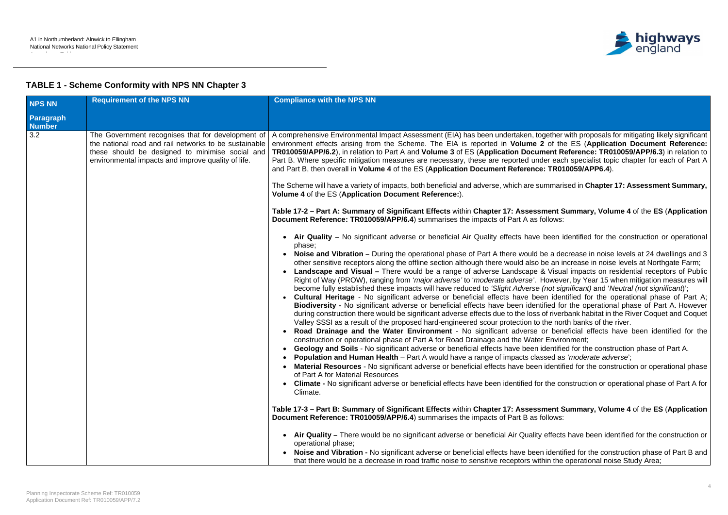## TABLE 1 - Scheme Conformity with NPS NN Chapter 3

| NPS NN Paragraph Number | Requirement of the NPS NN | Compliance with the NPS NN |
|---|---|---|
| 3.2 | The Government recognises that for development of the national road and rail networks to be sustainable these should be designed to minimise social and environmental impacts and improve quality of life. | A comprehensive Environmental Impact Assessment (EIA) has been undertaken, together with proposals for mitigating likely significant environment effects arising from the Scheme. The EIA is reported in **Volume 2** of the ES (**Application Document Reference: TR010059/APP/6.2**), in relation to Part A and **Volume 3** of ES (**Application Document Reference: TR010059/APP/6.3**) in relation to Part B. Where specific mitigation measures are necessary, these are reported under each specialist topic chapter for each of Part A and Part B, then overall in **Volume 4** of the ES (**Application Document Reference: TR010059/APP6.4**).<br><br>The Scheme will have a variety of impacts, both beneficial and adverse, which are summarised in **Chapter 17: Assessment Summary, Volume 4** of the ES (**Application Document Reference:**).<br><br>**Table 17-2 – Part A: Summary of Significant Effects** within **Chapter 17: Assessment Summary, Volume 4** of the **ES** (**Application Document Reference: TR010059/APP/6.4**) summarises the impacts of Part A as follows:<br><br>• **Air Quality –** No significant adverse or beneficial Air Quality effects have been identified for the construction or operational phase;<br>• **Noise and Vibration –** During the operational phase of Part A there would be a decrease in noise levels at 24 dwellings and 3 other sensitive receptors along the offline section although there would also be an increase in noise levels at Northgate Farm;<br>• **Landscape and Visual –** There would be a range of adverse Landscape & Visual impacts on residential receptors of Public Right of Way (PROW), ranging from '*major adverse*' to '*moderate adverse*'. However, by Year 15 when mitigation measures will become fully established these impacts will have reduced to *'Slight Adverse (not significant)* and '*Neutral (not significant)*';<br>• **Cultural Heritage** - No significant adverse or beneficial effects have been identified for the operational phase of Part A; **Biodiversity -** No significant adverse or beneficial effects have been identified for the operational phase of Part A. However during construction there would be significant adverse effects due to the loss of riverbank habitat in the River Coquet and Coquet Valley SSSI as a result of the proposed hard-engineered scour protection to the north banks of the river.<br>• **Road Drainage and the Water Environment** - No significant adverse or beneficial effects have been identified for the construction or operational phase of Part A for Road Drainage and the Water Environment;<br>• **Geology and Soils** - No significant adverse or beneficial effects have been identified for the construction phase of Part A.<br>• **Population and Human Health** – Part A would have a range of impacts classed as *'moderate adverse*';<br>• **Material Resources** - No significant adverse or beneficial effects have been identified for the construction or operational phase of Part A for Material Resources<br>• **Climate -** No significant adverse or beneficial effects have been identified for the construction or operational phase of Part A for Climate.<br><br>**Table 17-3 – Part B: Summary of Significant Effects** within **Chapter 17: Assessment Summary, Volume 4** of the **ES** (**Application Document Reference: TR010059/APP/6.4**) summarises the impacts of Part B as follows:<br><br>• **Air Quality –** There would be no significant adverse or beneficial Air Quality effects have been identified for the construction or operational phase;<br>• **Noise and Vibration -** No significant adverse or beneficial effects have been identified for the construction phase of Part B and that there would be a decrease in road traffic noise to sensitive receptors within the operational noise Study Area; |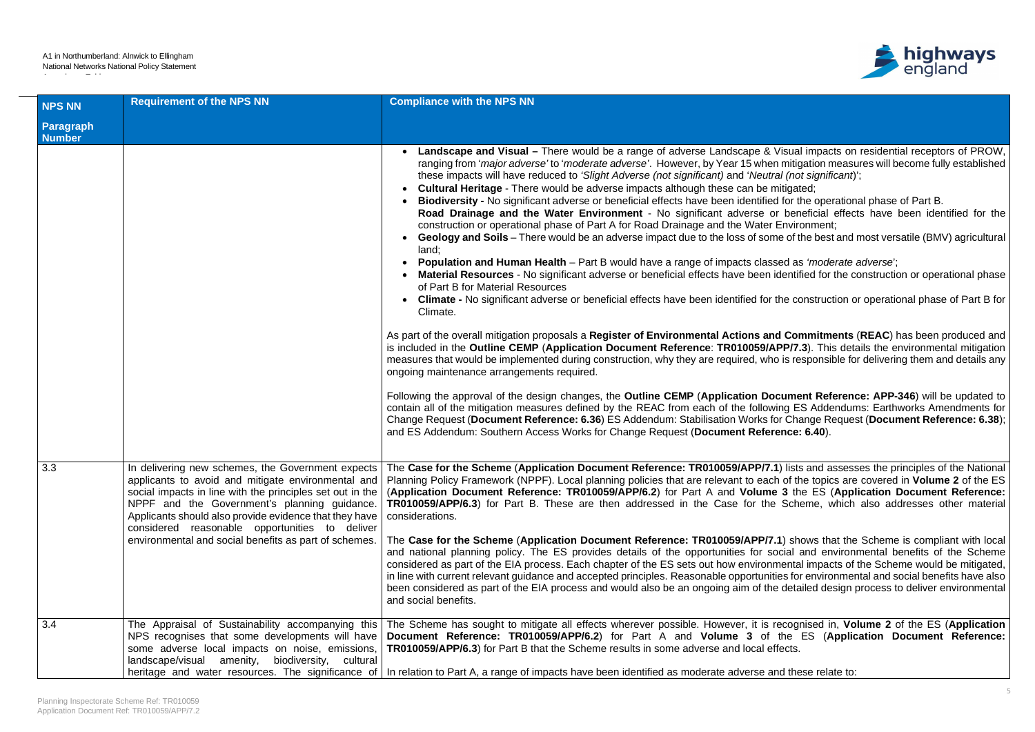| NPS NN Paragraph Number | Requirement of the NPS NN | Compliance with the NPS NN |
|---|---|---|
| | | • **Landscape and Visual –** There would be a range of adverse Landscape & Visual impacts on residential receptors of PROW, ranging from '*major adverse'* to '*moderate adverse*'. However, by Year 15 when mitigation measures will become fully established these impacts will have reduced to *'Slight Adverse (not significant)* and '*Neutral (not significant)*';<br>• **Cultural Heritage** - There would be adverse impacts although these can be mitigated;<br>• **Biodiversity -** No significant adverse or beneficial effects have been identified for the operational phase of Part B. **Road Drainage and the Water Environment** - No significant adverse or beneficial effects have been identified for the construction or operational phase of Part A for Road Drainage and the Water Environment;<br>• **Geology and Soils** – There would be an adverse impact due to the loss of some of the best and most versatile (BMV) agricultural land;<br>• **Population and Human Health** – Part B would have a range of impacts classed as *'moderate adverse*';<br>• **Material Resources** - No significant adverse or beneficial effects have been identified for the construction or operational phase of Part B for Material Resources<br>• **Climate -** No significant adverse or beneficial effects have been identified for the construction or operational phase of Part B for Climate.<br><br>As part of the overall mitigation proposals a **Register of Environmental Actions and Commitments** (**REAC**) has been produced and is included in the **Outline CEMP** (**Application Document Reference**: **TR010059/APP/7.3**). This details the environmental mitigation measures that would be implemented during construction, why they are required, who is responsible for delivering them and details any ongoing maintenance arrangements required.<br><br>Following the approval of the design changes, the **Outline CEMP** (**Application Document Reference: APP-346**) will be updated to contain all of the mitigation measures defined by the REAC from each of the following ES Addendums: Earthworks Amendments for Change Request (**Document Reference: 6.36**) ES Addendum: Stabilisation Works for Change Request (**Document Reference: 6.38**); and ES Addendum: Southern Access Works for Change Request (**Document Reference: 6.40**). |
| 3.3 | In delivering new schemes, the Government expects applicants to avoid and mitigate environmental and social impacts in line with the principles set out in the NPPF and the Government's planning guidance. Applicants should also provide evidence that they have considered reasonable opportunities to deliver environmental and social benefits as part of schemes. | The **Case for the Scheme** (**Application Document Reference: TR010059/APP/7.1**) lists and assesses the principles of the National Planning Policy Framework (NPPF). Local planning policies that are relevant to each of the topics are covered in **Volume 2** of the ES (**Application Document Reference: TR010059/APP/6.2**) for Part A and **Volume 3** the ES (**Application Document Reference: TR010059/APP/6.3**) for Part B. These are then addressed in the Case for the Scheme, which also addresses other material considerations.<br><br>The **Case for the Scheme** (**Application Document Reference: TR010059/APP/7.1**) shows that the Scheme is compliant with local and national planning policy. The ES provides details of the opportunities for social and environmental benefits of the Scheme considered as part of the EIA process. Each chapter of the ES sets out how environmental impacts of the Scheme would be mitigated, in line with current relevant guidance and accepted principles. Reasonable opportunities for environmental and social benefits have also been considered as part of the EIA process and would also be an ongoing aim of the detailed design process to deliver environmental and social benefits. |
| 3.4 | The Appraisal of Sustainability accompanying this NPS recognises that some developments will have some adverse local impacts on noise, emissions, landscape/visual amenity, biodiversity, cultural heritage and water resources. The significance of | The Scheme has sought to mitigate all effects wherever possible. However, it is recognised in, **Volume 2** of the ES (**Application Document Reference: TR010059/APP/6.2**) for Part A and **Volume 3** of the ES (**Application Document Reference: TR010059/APP/6.3**) for Part B that the Scheme results in some adverse and local effects.<br><br>In relation to Part A, a range of impacts have been identified as moderate adverse and these relate to: |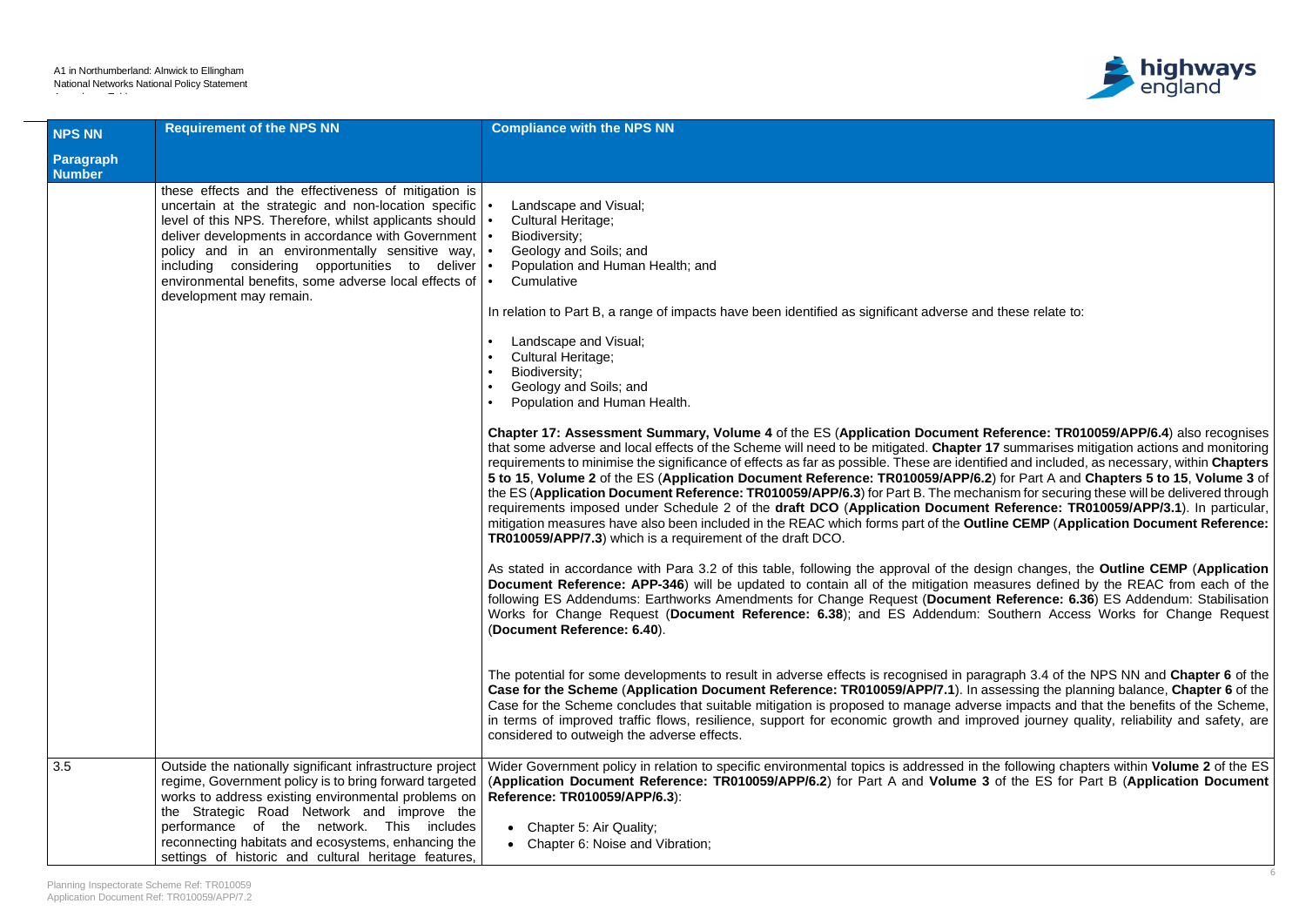| NPS NN Paragraph Number | Requirement of the NPS NN | Compliance with the NPS NN |
|---|---|---|
| | these effects and the effectiveness of mitigation is uncertain at the strategic and non-location specific level of this NPS. Therefore, whilst applicants should deliver developments in accordance with Government policy and in an environmentally sensitive way, including considering opportunities to deliver environmental benefits, some adverse local effects of development may remain. | • Landscape and Visual;<br>• Cultural Heritage;<br>• Biodiversity;<br>• Geology and Soils; and<br>• Population and Human Health; and<br>• Cumulative<br><br>In relation to Part B, a range of impacts have been identified as significant adverse and these relate to:<br><br>• Landscape and Visual;<br>• Cultural Heritage;<br>• Biodiversity;<br>• Geology and Soils; and<br>• Population and Human Health.<br><br>**Chapter 17: Assessment Summary, Volume 4** of the ES (**Application Document Reference: TR010059/APP/6.4**) also recognises that some adverse and local effects of the Scheme will need to be mitigated. **Chapter 17** summarises mitigation actions and monitoring requirements to minimise the significance of effects as far as possible. These are identified and included, as necessary, within **Chapters 5 to 15**, **Volume 2** of the ES (**Application Document Reference: TR010059/APP/6.2**) for Part A and **Chapters 5 to 15**, **Volume 3** of the ES (**Application Document Reference: TR010059/APP/6.3**) for Part B. The mechanism for securing these will be delivered through requirements imposed under Schedule 2 of the **draft DCO** (**Application Document Reference: TR010059/APP/3.1**). In particular, mitigation measures have also been included in the REAC which forms part of the **Outline CEMP** (**Application Document Reference: TR010059/APP/7.3**) which is a requirement of the draft DCO.<br><br>As stated in accordance with Para 3.2 of this table, following the approval of the design changes, the **Outline CEMP** (**Application Document Reference: APP-346**) will be updated to contain all of the mitigation measures defined by the REAC from each of the following ES Addendums: Earthworks Amendments for Change Request (**Document Reference: 6.36**) ES Addendum: Stabilisation Works for Change Request (**Document Reference: 6.38**); and ES Addendum: Southern Access Works for Change Request (**Document Reference: 6.40**).<br><br>The potential for some developments to result in adverse effects is recognised in paragraph 3.4 of the NPS NN and **Chapter 6** of the **Case for the Scheme** (**Application Document Reference: TR010059/APP/7.1**). In assessing the planning balance, **Chapter 6** of the Case for the Scheme concludes that suitable mitigation is proposed to manage adverse impacts and that the benefits of the Scheme, in terms of improved traffic flows, resilience, support for economic growth and improved journey quality, reliability and safety, are considered to outweigh the adverse effects. |
| 3.5 | Outside the nationally significant infrastructure project regime, Government policy is to bring forward targeted works to address existing environmental problems on the Strategic Road Network and improve the performance of the network. This includes reconnecting habitats and ecosystems, enhancing the settings of historic and cultural heritage features, | Wider Government policy in relation to specific environmental topics is addressed in the following chapters within **Volume 2** of the ES (**Application Document Reference: TR010059/APP/6.2**) for Part A and **Volume 3** of the ES for Part B (**Application Document Reference: TR010059/APP/6.3**):<br><br>• Chapter 5: Air Quality;<br>• Chapter 6: Noise and Vibration; |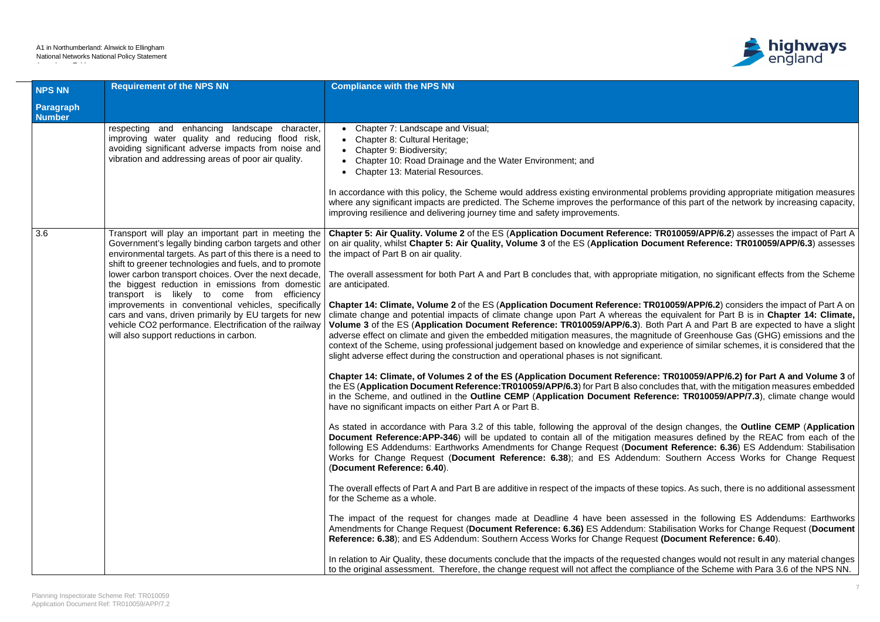| NPS NN Paragraph Number | Requirement of the NPS NN | Compliance with the NPS NN |
|---|---|---|
| | respecting and enhancing landscape character, improving water quality and reducing flood risk, avoiding significant adverse impacts from noise and vibration and addressing areas of poor air quality. | • Chapter 7: Landscape and Visual;<br>• Chapter 8: Cultural Heritage;<br>• Chapter 9: Biodiversity;<br>• Chapter 10: Road Drainage and the Water Environment; and<br>• Chapter 13: Material Resources.<br><br>In accordance with this policy, the Scheme would address existing environmental problems providing appropriate mitigation measures where any significant impacts are predicted. The Scheme improves the performance of this part of the network by increasing capacity, improving resilience and delivering journey time and safety improvements. |
| 3.6 | Transport will play an important part in meeting the Government's legally binding carbon targets and other environmental targets. As part of this there is a need to shift to greener technologies and fuels, and to promote lower carbon transport choices. Over the next decade, the biggest reduction in emissions from domestic transport is likely to come from efficiency improvements in conventional vehicles, specifically cars and vans, driven primarily by EU targets for new vehicle CO2 performance. Electrification of the railway will also support reductions in carbon. | **Chapter 5: Air Quality. Volume 2** of the ES (**Application Document Reference: TR010059/APP/6.2**) assesses the impact of Part A on air quality, whilst **Chapter 5: Air Quality, Volume 3** of the ES (**Application Document Reference: TR010059/APP/6.3**) assesses the impact of Part B on air quality.<br><br>The overall assessment for both Part A and Part B concludes that, with appropriate mitigation, no significant effects from the Scheme are anticipated.<br><br>**Chapter 14: Climate, Volume 2** of the ES (**Application Document Reference: TR010059/APP/6.2**) considers the impact of Part A on climate change and potential impacts of climate change upon Part A whereas the equivalent for Part B is in **Chapter 14: Climate, Volume 3** of the ES (**Application Document Reference: TR010059/APP/6.3**). Both Part A and Part B are expected to have a slight adverse effect on climate and given the embedded mitigation measures, the magnitude of Greenhouse Gas (GHG) emissions and the context of the Scheme, using professional judgement based on knowledge and experience of similar schemes, it is considered that the slight adverse effect during the construction and operational phases is not significant.<br><br>**Chapter 14: Climate, of Volumes 2 of the ES (Application Document Reference: TR010059/APP/6.2) for Part A and Volume 3** of the ES (**Application Document Reference:TR010059/APP/6.3**) for Part B also concludes that, with the mitigation measures embedded in the Scheme, and outlined in the **Outline CEMP** (**Application Document Reference: TR010059/APP/7.3**), climate change would have no significant impacts on either Part A or Part B.<br><br>As stated in accordance with Para 3.2 of this table, following the approval of the design changes, the **Outline CEMP** (**Application Document Reference:APP-346**) will be updated to contain all of the mitigation measures defined by the REAC from each of the following ES Addendums: Earthworks Amendments for Change Request (**Document Reference: 6.36**) ES Addendum: Stabilisation Works for Change Request (**Document Reference: 6.38**); and ES Addendum: Southern Access Works for Change Request (**Document Reference: 6.40**).<br><br>The overall effects of Part A and Part B are additive in respect of the impacts of these topics. As such, there is no additional assessment for the Scheme as a whole.<br><br>The impact of the request for changes made at Deadline 4 have been assessed in the following ES Addendums: Earthworks Amendments for Change Request (**Document Reference: 6.36)** ES Addendum: Stabilisation Works for Change Request (**Document Reference: 6.38**); and ES Addendum: Southern Access Works for Change Request **(Document Reference: 6.40**).<br><br>In relation to Air Quality, these documents conclude that the impacts of the requested changes would not result in any material changes to the original assessment. Therefore, the change request will not affect the compliance of the Scheme with Para 3.6 of the NPS NN. |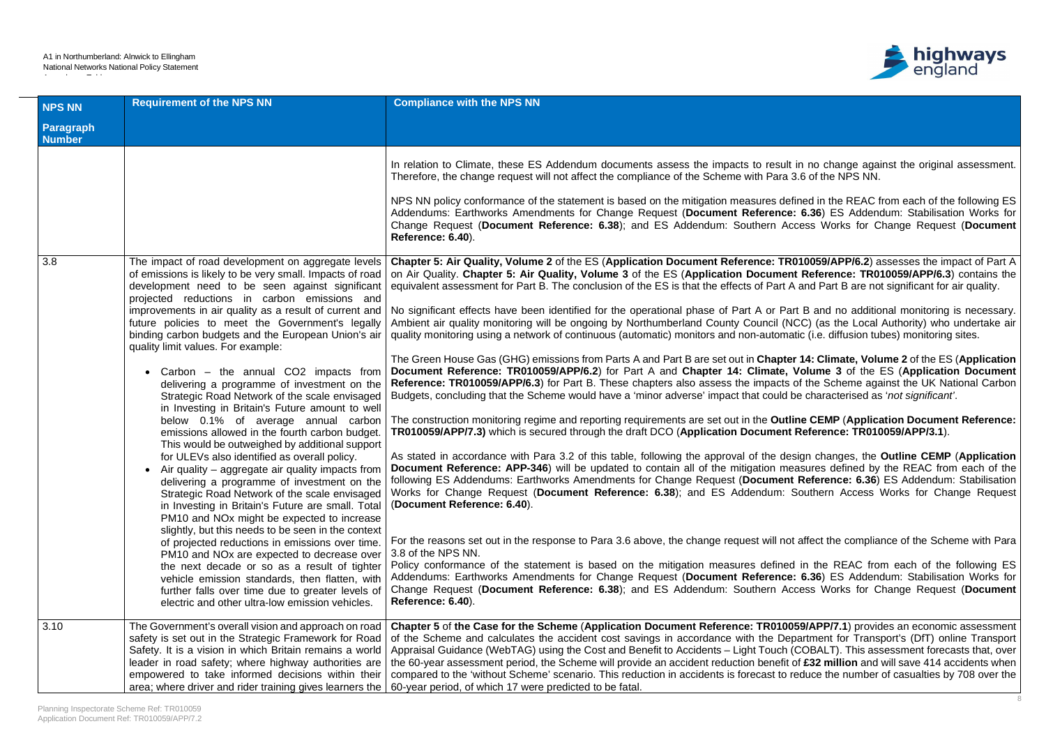| NPS NN Paragraph Number | Requirement of the NPS NN | Compliance with the NPS NN |
|---|---|---|
| | | In relation to Climate, these ES Addendum documents assess the impacts to result in no change against the original assessment. Therefore, the change request will not affect the compliance of the Scheme with Para 3.6 of the NPS NN.<br><br>NPS NN policy conformance of the statement is based on the mitigation measures defined in the REAC from each of the following ES Addendums: Earthworks Amendments for Change Request (**Document Reference: 6.36**) ES Addendum: Stabilisation Works for Change Request (**Document Reference: 6.38**); and ES Addendum: Southern Access Works for Change Request (**Document Reference: 6.40**). |
| 3.8 | The impact of road development on aggregate levels of emissions is likely to be very small. Impacts of road development need to be seen against significant projected reductions in carbon emissions and improvements in air quality as a result of current and future policies to meet the Government's legally binding carbon budgets and the European Union's air quality limit values. For example:<br><br>• Carbon – the annual CO2 impacts from delivering a programme of investment on the Strategic Road Network of the scale envisaged in Investing in Britain's Future amount to well below 0.1% of average annual carbon emissions allowed in the fourth carbon budget. This would be outweighed by additional support for ULEVs also identified as overall policy.<br>• Air quality – aggregate air quality impacts from delivering a programme of investment on the Strategic Road Network of the scale envisaged in Investing in Britain's Future are small. Total PM10 and NOx might be expected to increase slightly, but this needs to be seen in the context of projected reductions in emissions over time. PM10 and NOx are expected to decrease over the next decade or so as a result of tighter vehicle emission standards, then flatten, with further falls over time due to greater levels of electric and other ultra-low emission vehicles. | **Chapter 5: Air Quality, Volume 2** of the ES (**Application Document Reference: TR010059/APP/6.2**) assesses the impact of Part A on Air Quality. **Chapter 5: Air Quality, Volume 3** of the ES (**Application Document Reference: TR010059/APP/6.3**) contains the equivalent assessment for Part B. The conclusion of the ES is that the effects of Part A and Part B are not significant for air quality.<br><br>No significant effects have been identified for the operational phase of Part A or Part B and no additional monitoring is necessary. Ambient air quality monitoring will be ongoing by Northumberland County Council (NCC) (as the Local Authority) who undertake air quality monitoring using a network of continuous (automatic) monitors and non-automatic (i.e. diffusion tubes) monitoring sites.<br><br>The Green House Gas (GHG) emissions from Parts A and Part B are set out in **Chapter 14: Climate, Volume 2** of the ES (**Application Document Reference: TR010059/APP/6.2**) for Part A and **Chapter 14: Climate, Volume 3** of the ES (**Application Document Reference: TR010059/APP/6.3**) for Part B. These chapters also assess the impacts of the Scheme against the UK National Carbon Budgets, concluding that the Scheme would have a 'minor adverse' impact that could be characterised as '*not significant*'.<br><br>The construction monitoring regime and reporting requirements are set out in the **Outline CEMP** (**Application Document Reference: TR010059/APP/7.3)** which is secured through the draft DCO (**Application Document Reference: TR010059/APP/3.1**).<br><br>As stated in accordance with Para 3.2 of this table, following the approval of the design changes, the **Outline CEMP** (**Application Document Reference: APP-346**) will be updated to contain all of the mitigation measures defined by the REAC from each of the following ES Addendums: Earthworks Amendments for Change Request (**Document Reference: 6.36**) ES Addendum: Stabilisation Works for Change Request (**Document Reference: 6.38**); and ES Addendum: Southern Access Works for Change Request (**Document Reference: 6.40**).<br><br>For the reasons set out in the response to Para 3.6 above, the change request will not affect the compliance of the Scheme with Para 3.8 of the NPS NN.<br>Policy conformance of the statement is based on the mitigation measures defined in the REAC from each of the following ES Addendums: Earthworks Amendments for Change Request (**Document Reference: 6.36**) ES Addendum: Stabilisation Works for Change Request (**Document Reference: 6.38**); and ES Addendum: Southern Access Works for Change Request (**Document Reference: 6.40**). |
| 3.10 | The Government's overall vision and approach on road safety is set out in the Strategic Framework for Road Safety. It is a vision in which Britain remains a world leader in road safety; where highway authorities are empowered to take informed decisions within their area; where driver and rider training gives learners the | **Chapter 5** of **the Case for the Scheme** (**Application Document Reference: TR010059/APP/7.1**) provides an economic assessment of the Scheme and calculates the accident cost savings in accordance with the Department for Transport's (DfT) online Transport Appraisal Guidance (WebTAG) using the Cost and Benefit to Accidents – Light Touch (COBALT). This assessment forecasts that, over the 60-year assessment period, the Scheme will provide an accident reduction benefit of **£32 million** and will save 414 accidents when compared to the 'without Scheme' scenario. This reduction in accidents is forecast to reduce the number of casualties by 708 over the 60-year period, of which 17 were predicted to be fatal. |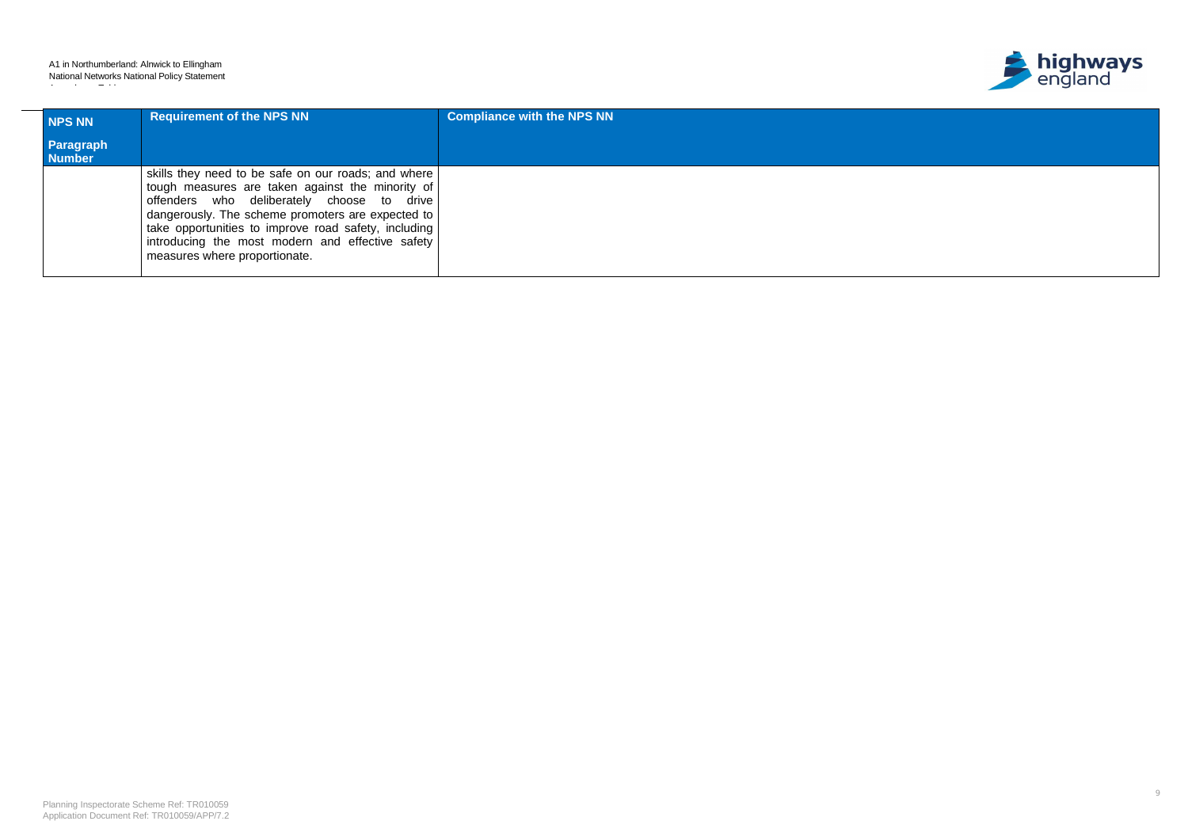| NPS NN Paragraph Number | Requirement of the NPS NN | Compliance with the NPS NN |
| --- | --- | --- |
| | skills they need to be safe on our roads; and where tough measures are taken against the minority of offenders who deliberately choose to drive dangerously. The scheme promoters are expected to take opportunities to improve road safety, including introducing the most modern and effective safety measures where proportionate. | |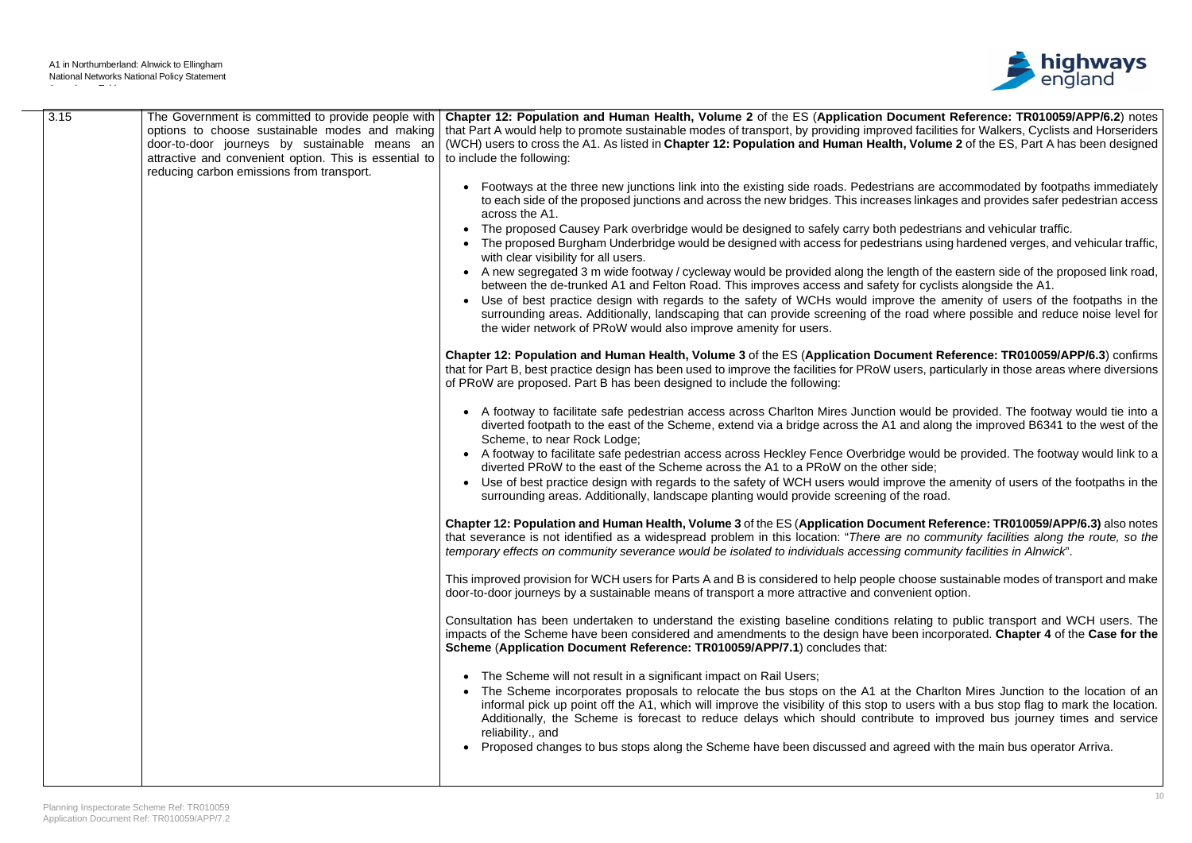| 3.15 | The Government is committed to provide people with options to choose sustainable modes and making door-to-door journeys by sustainable means an attractive and convenient option. This is essential to reducing carbon emissions from transport. | **Chapter 12: Population and Human Health, Volume 2** of the ES (**Application Document Reference: TR010059/APP/6.2**) notes that Part A would help to promote sustainable modes of transport, by providing improved facilities for Walkers, Cyclists and Horseriders (WCH) users to cross the A1. As listed in **Chapter 12: Population and Human Health, Volume 2** of the ES, Part A has been designed to include the following:<br><br>• Footways at the three new junctions link into the existing side roads. Pedestrians are accommodated by footpaths immediately to each side of the proposed junctions and across the new bridges. This increases linkages and provides safer pedestrian access across the A1.<br>• The proposed Causey Park overbridge would be designed to safely carry both pedestrians and vehicular traffic.<br>• The proposed Burgham Underbridge would be designed with access for pedestrians using hardened verges, and vehicular traffic, with clear visibility for all users.<br>• A new segregated 3 m wide footway / cycleway would be provided along the length of the eastern side of the proposed link road, between the de-trunked A1 and Felton Road. This improves access and safety for cyclists alongside the A1.<br>• Use of best practice design with regards to the safety of WCHs would improve the amenity of users of the footpaths in the surrounding areas. Additionally, landscaping that can provide screening of the road where possible and reduce noise level for the wider network of PRoW would also improve amenity for users.<br><br>**Chapter 12: Population and Human Health, Volume 3** of the ES (**Application Document Reference: TR010059/APP/6.3**) confirms that for Part B, best practice design has been used to improve the facilities for PRoW users, particularly in those areas where diversions of PRoW are proposed. Part B has been designed to include the following:<br><br>• A footway to facilitate safe pedestrian access across Charlton Mires Junction would be provided. The footway would tie into a diverted footpath to the east of the Scheme, extend via a bridge across the A1 and along the improved B6341 to the west of the Scheme, to near Rock Lodge;<br>• A footway to facilitate safe pedestrian access across Heckley Fence Overbridge would be provided. The footway would link to a diverted PRoW to the east of the Scheme across the A1 to a PRoW on the other side;<br>• Use of best practice design with regards to the safety of WCH users would improve the amenity of users of the footpaths in the surrounding areas. Additionally, landscape planting would provide screening of the road.<br><br>**Chapter 12: Population and Human Health, Volume 3** of the ES (**Application Document Reference: TR010059/APP/6.3)** also notes that severance is not identified as a widespread problem in this location: "*There are no community facilities along the route, so the temporary effects on community severance would be isolated to individuals accessing community facilities in Alnwick*".<br><br>This improved provision for WCH users for Parts A and B is considered to help people choose sustainable modes of transport and make door-to-door journeys by a sustainable means of transport a more attractive and convenient option.<br><br>Consultation has been undertaken to understand the existing baseline conditions relating to public transport and WCH users. The impacts of the Scheme have been considered and amendments to the design have been incorporated. **Chapter 4** of the **Case for the Scheme** (**Application Document Reference: TR010059/APP/7.1**) concludes that:<br><br>• The Scheme will not result in a significant impact on Rail Users;<br>• The Scheme incorporates proposals to relocate the bus stops on the A1 at the Charlton Mires Junction to the location of an informal pick up point off the A1, which will improve the visibility of this stop to users with a bus stop flag to mark the location. Additionally, the Scheme is forecast to reduce delays which should contribute to improved bus journey times and service reliability., and<br>• Proposed changes to bus stops along the Scheme have been discussed and agreed with the main bus operator Arriva. |
|---|---|---|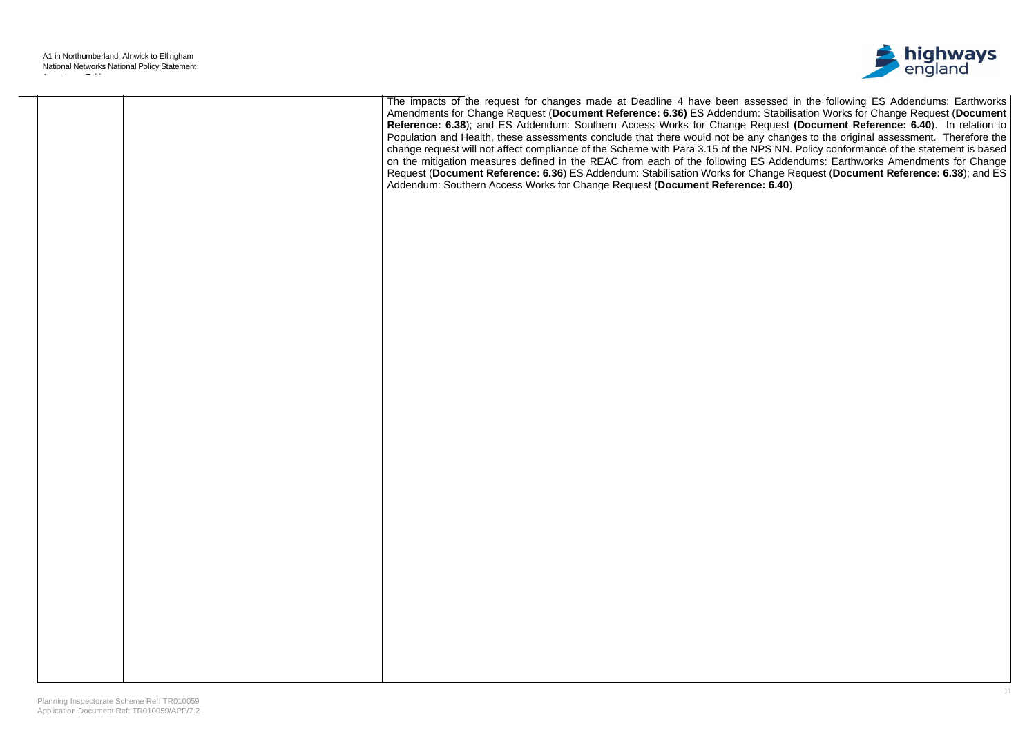| | | |
|---|---|---|
| | | The impacts of the request for changes made at Deadline 4 have been assessed in the following ES Addendums: Earthworks Amendments for Change Request (**Document Reference: 6.36)** ES Addendum: Stabilisation Works for Change Request (**Document Reference: 6.38**); and ES Addendum: Southern Access Works for Change Request **(Document Reference: 6.40**). In relation to Population and Health, these assessments conclude that there would not be any changes to the original assessment. Therefore the change request will not affect compliance of the Scheme with Para 3.15 of the NPS NN. Policy conformance of the statement is based on the mitigation measures defined in the REAC from each of the following ES Addendums: Earthworks Amendments for Change Request (**Document Reference: 6.36**) ES Addendum: Stabilisation Works for Change Request (**Document Reference: 6.38**); and ES Addendum: Southern Access Works for Change Request (**Document Reference: 6.40**). |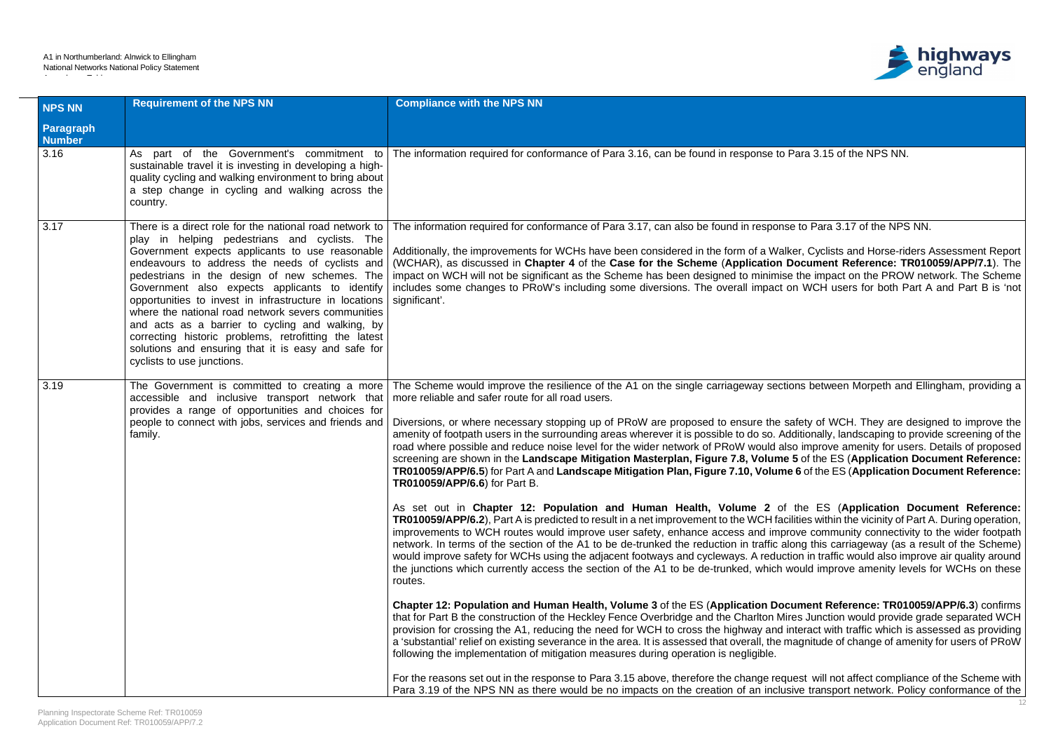| NPS NN Paragraph Number | Requirement of the NPS NN | Compliance with the NPS NN |
|---|---|---|
| 3.16 | As part of the Government's commitment to sustainable travel it is investing in developing a high-quality cycling and walking environment to bring about a step change in cycling and walking across the country. | The information required for conformance of Para 3.16, can be found in response to Para 3.15 of the NPS NN. |
| 3.17 | There is a direct role for the national road network to play in helping pedestrians and cyclists. The Government expects applicants to use reasonable endeavours to address the needs of cyclists and pedestrians in the design of new schemes. The Government also expects applicants to identify opportunities to invest in infrastructure in locations where the national road network severs communities and acts as a barrier to cycling and walking, by correcting historic problems, retrofitting the latest solutions and ensuring that it is easy and safe for cyclists to use junctions. | The information required for conformance of Para 3.17, can also be found in response to Para 3.17 of the NPS NN.<br><br>Additionally, the improvements for WCHs have been considered in the form of a Walker, Cyclists and Horse-riders Assessment Report (WCHAR), as discussed in **Chapter 4** of the **Case for the Scheme** (**Application Document Reference: TR010059/APP/7.1**). The impact on WCH will not be significant as the Scheme has been designed to minimise the impact on the PROW network. The Scheme includes some changes to PRoW's including some diversions. The overall impact on WCH users for both Part A and Part B is 'not significant'. |
| 3.19 | The Government is committed to creating a more accessible and inclusive transport network that provides a range of opportunities and choices for people to connect with jobs, services and friends and family. | The Scheme would improve the resilience of the A1 on the single carriageway sections between Morpeth and Ellingham, providing a more reliable and safer route for all road users.<br><br>Diversions, or where necessary stopping up of PRoW are proposed to ensure the safety of WCH. They are designed to improve the amenity of footpath users in the surrounding areas wherever it is possible to do so. Additionally, landscaping to provide screening of the road where possible and reduce noise level for the wider network of PRoW would also improve amenity for users. Details of proposed screening are shown in the **Landscape Mitigation Masterplan, Figure 7.8, Volume 5** of the ES (**Application Document Reference: TR010059/APP/6.5**) for Part A and **Landscape Mitigation Plan, Figure 7.10, Volume 6** of the ES (**Application Document Reference: TR010059/APP/6.6**) for Part B.<br><br>As set out in **Chapter 12: Population and Human Health, Volume 2** of the ES (**Application Document Reference: TR010059/APP/6.2**), Part A is predicted to result in a net improvement to the WCH facilities within the vicinity of Part A. During operation, improvements to WCH routes would improve user safety, enhance access and improve community connectivity to the wider footpath network. In terms of the section of the A1 to be de-trunked the reduction in traffic along this carriageway (as a result of the Scheme) would improve safety for WCHs using the adjacent footways and cycleways. A reduction in traffic would also improve air quality around the junctions which currently access the section of the A1 to be de-trunked, which would improve amenity levels for WCHs on these routes.<br><br>**Chapter 12: Population and Human Health, Volume 3** of the ES (**Application Document Reference: TR010059/APP/6.3**) confirms that for Part B the construction of the Heckley Fence Overbridge and the Charlton Mires Junction would provide grade separated WCH provision for crossing the A1, reducing the need for WCH to cross the highway and interact with traffic which is assessed as providing a 'substantial' relief on existing severance in the area. It is assessed that overall, the magnitude of change of amenity for users of PRoW following the implementation of mitigation measures during operation is negligible.<br><br>For the reasons set out in the response to Para 3.15 above, therefore the change request will not affect compliance of the Scheme with Para 3.19 of the NPS NN as there would be no impacts on the creation of an inclusive transport network. Policy conformance of the |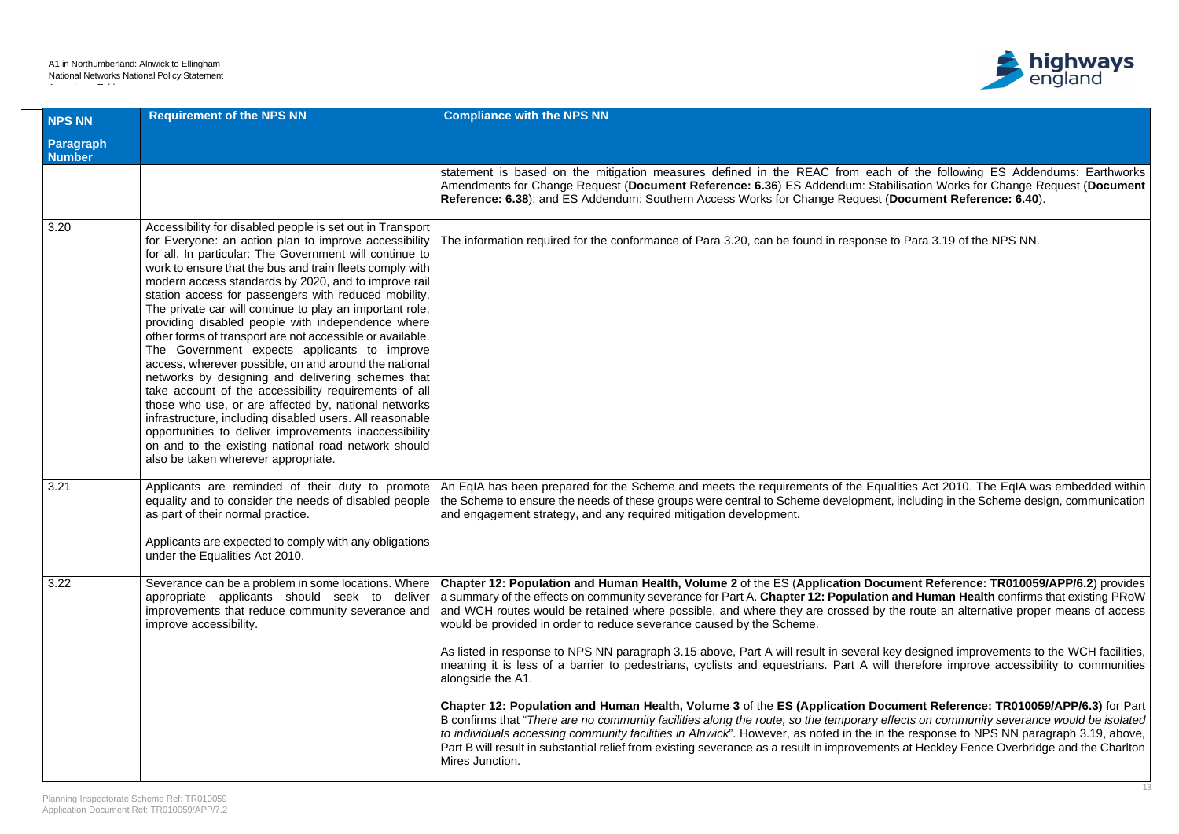| NPS NN Paragraph Number | Requirement of the NPS NN | Compliance with the NPS NN |
|---|---|---|
| | | statement is based on the mitigation measures defined in the REAC from each of the following ES Addendums: Earthworks Amendments for Change Request (**Document Reference: 6.36**) ES Addendum: Stabilisation Works for Change Request (**Document Reference: 6.38**); and ES Addendum: Southern Access Works for Change Request (**Document Reference: 6.40**). |
| 3.20 | Accessibility for disabled people is set out in Transport for Everyone: an action plan to improve accessibility for all. In particular: The Government will continue to work to ensure that the bus and train fleets comply with modern access standards by 2020, and to improve rail station access for passengers with reduced mobility. The private car will continue to play an important role, providing disabled people with independence where other forms of transport are not accessible or available. The Government expects applicants to improve access, wherever possible, on and around the national networks by designing and delivering schemes that take account of the accessibility requirements of all those who use, or are affected by, national networks infrastructure, including disabled users. All reasonable opportunities to deliver improvements inaccessibility on and to the existing national road network should also be taken wherever appropriate. | The information required for the conformance of Para 3.20, can be found in response to Para 3.19 of the NPS NN. |
| 3.21 | Applicants are reminded of their duty to promote equality and to consider the needs of disabled people as part of their normal practice.<br><br>Applicants are expected to comply with any obligations under the Equalities Act 2010. | An EqIA has been prepared for the Scheme and meets the requirements of the Equalities Act 2010. The EqIA was embedded within the Scheme to ensure the needs of these groups were central to Scheme development, including in the Scheme design, communication and engagement strategy, and any required mitigation development. |
| 3.22 | Severance can be a problem in some locations. Where appropriate applicants should seek to deliver improvements that reduce community severance and improve accessibility. | **Chapter 12: Population and Human Health, Volume 2** of the ES (**Application Document Reference: TR010059/APP/6.2**) provides a summary of the effects on community severance for Part A. **Chapter 12: Population and Human Health** confirms that existing PRoW and WCH routes would be retained where possible, and where they are crossed by the route an alternative proper means of access would be provided in order to reduce severance caused by the Scheme.<br><br>As listed in response to NPS NN paragraph 3.15 above, Part A will result in several key designed improvements to the WCH facilities, meaning it is less of a barrier to pedestrians, cyclists and equestrians. Part A will therefore improve accessibility to communities alongside the A1.<br><br>**Chapter 12: Population and Human Health, Volume 3** of the **ES (Application Document Reference: TR010059/APP/6.3)** for Part B confirms that "*There are no community facilities along the route, so the temporary effects on community severance would be isolated to individuals accessing community facilities in Alnwick*". However, as noted in the in the response to NPS NN paragraph 3.19, above, Part B will result in substantial relief from existing severance as a result in improvements at Heckley Fence Overbridge and the Charlton Mires Junction. |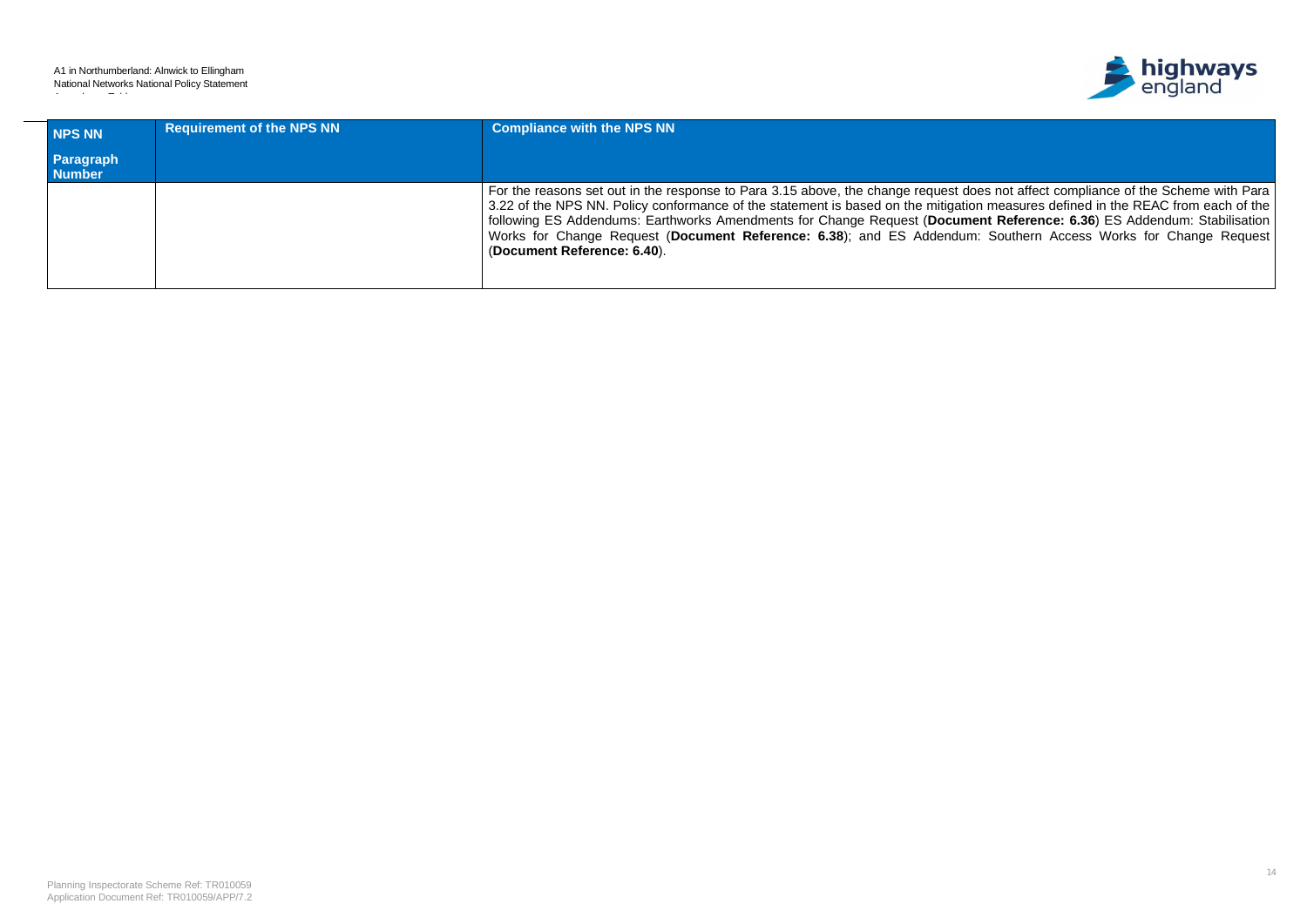| NPS NN Paragraph Number | Requirement of the NPS NN | Compliance with the NPS NN |
|---|---|---|
| | | For the reasons set out in the response to Para 3.15 above, the change request does not affect compliance of the Scheme with Para 3.22 of the NPS NN. Policy conformance of the statement is based on the mitigation measures defined in the REAC from each of the following ES Addendums: Earthworks Amendments for Change Request (**Document Reference: 6.36**) ES Addendum: Stabilisation Works for Change Request (**Document Reference: 6.38**); and ES Addendum: Southern Access Works for Change Request (**Document Reference: 6.40**). |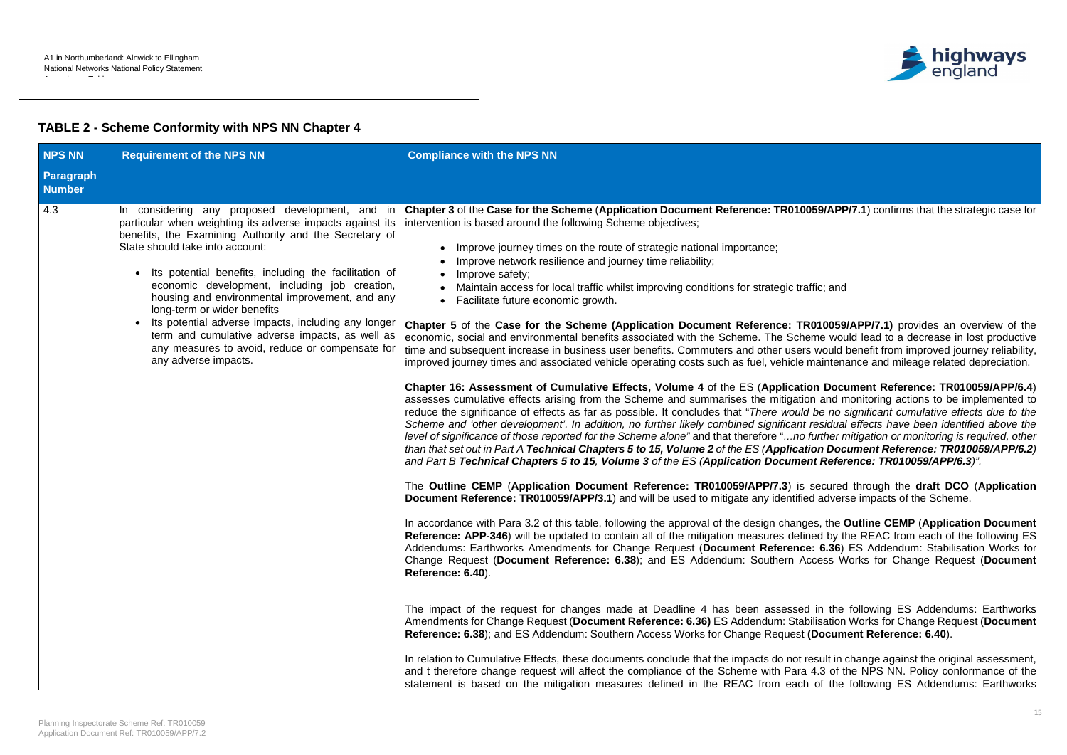## TABLE 2 - Scheme Conformity with NPS NN Chapter 4

| NPS NN Paragraph Number | Requirement of the NPS NN | Compliance with the NPS NN |
|---|---|---|
| 4.3 | In considering any proposed development, and in particular when weighting its adverse impacts against its benefits, the Examining Authority and the Secretary of State should take into account:<br><br>• Its potential benefits, including the facilitation of economic development, including job creation, housing and environmental improvement, and any long-term or wider benefits<br>• Its potential adverse impacts, including any longer term and cumulative adverse impacts, as well as any measures to avoid, reduce or compensate for any adverse impacts. | **Chapter 3** of the **Case for the Scheme** (**Application Document Reference: TR010059/APP/7.1**) confirms that the strategic case for intervention is based around the following Scheme objectives;<br><br>• Improve journey times on the route of strategic national importance;<br>• Improve network resilience and journey time reliability;<br>• Improve safety;<br>• Maintain access for local traffic whilst improving conditions for strategic traffic; and<br>• Facilitate future economic growth.<br><br>**Chapter 5** of the **Case for the Scheme (Application Document Reference: TR010059/APP/7.1)** provides an overview of the economic, social and environmental benefits associated with the Scheme. The Scheme would lead to a decrease in lost productive time and subsequent increase in business user benefits. Commuters and other users would benefit from improved journey reliability, improved journey times and associated vehicle operating costs such as fuel, vehicle maintenance and mileage related depreciation.<br><br>**Chapter 16: Assessment of Cumulative Effects, Volume 4** of the ES (**Application Document Reference: TR010059/APP/6.4**) assesses cumulative effects arising from the Scheme and summarises the mitigation and monitoring actions to be implemented to reduce the significance of effects as far as possible. It concludes that "*There would be no significant cumulative effects due to the Scheme and 'other development'. In addition, no further likely combined significant residual effects have been identified above the level of significance of those reported for the Scheme alone"* and that therefore "*…no further mitigation or monitoring is required, other than that set out in Part A **Technical Chapters 5 to 15, Volume 2** of the ES (**Application Document Reference: TR010059/APP/6.2**) and Part B **Technical Chapters 5 to 15**, **Volume 3** of the ES (**Application Document Reference: TR010059/APP/6.3**)"*.<br><br>The **Outline CEMP** (**Application Document Reference: TR010059/APP/7.3**) is secured through the **draft DCO** (**Application Document Reference: TR010059/APP/3.1**) and will be used to mitigate any identified adverse impacts of the Scheme.<br><br>In accordance with Para 3.2 of this table, following the approval of the design changes, the **Outline CEMP** (**Application Document Reference: APP-346**) will be updated to contain all of the mitigation measures defined by the REAC from each of the following ES Addendums: Earthworks Amendments for Change Request (**Document Reference: 6.36**) ES Addendum: Stabilisation Works for Change Request (**Document Reference: 6.38**); and ES Addendum: Southern Access Works for Change Request (**Document Reference: 6.40**).<br><br>The impact of the request for changes made at Deadline 4 has been assessed in the following ES Addendums: Earthworks Amendments for Change Request (**Document Reference: 6.36)** ES Addendum: Stabilisation Works for Change Request (**Document Reference: 6.38**); and ES Addendum: Southern Access Works for Change Request **(Document Reference: 6.40**).<br><br>In relation to Cumulative Effects, these documents conclude that the impacts do not result in change against the original assessment, and t therefore change request will affect the compliance of the Scheme with Para 4.3 of the NPS NN. Policy conformance of the statement is based on the mitigation measures defined in the REAC from each of the following ES Addendums: Earthworks |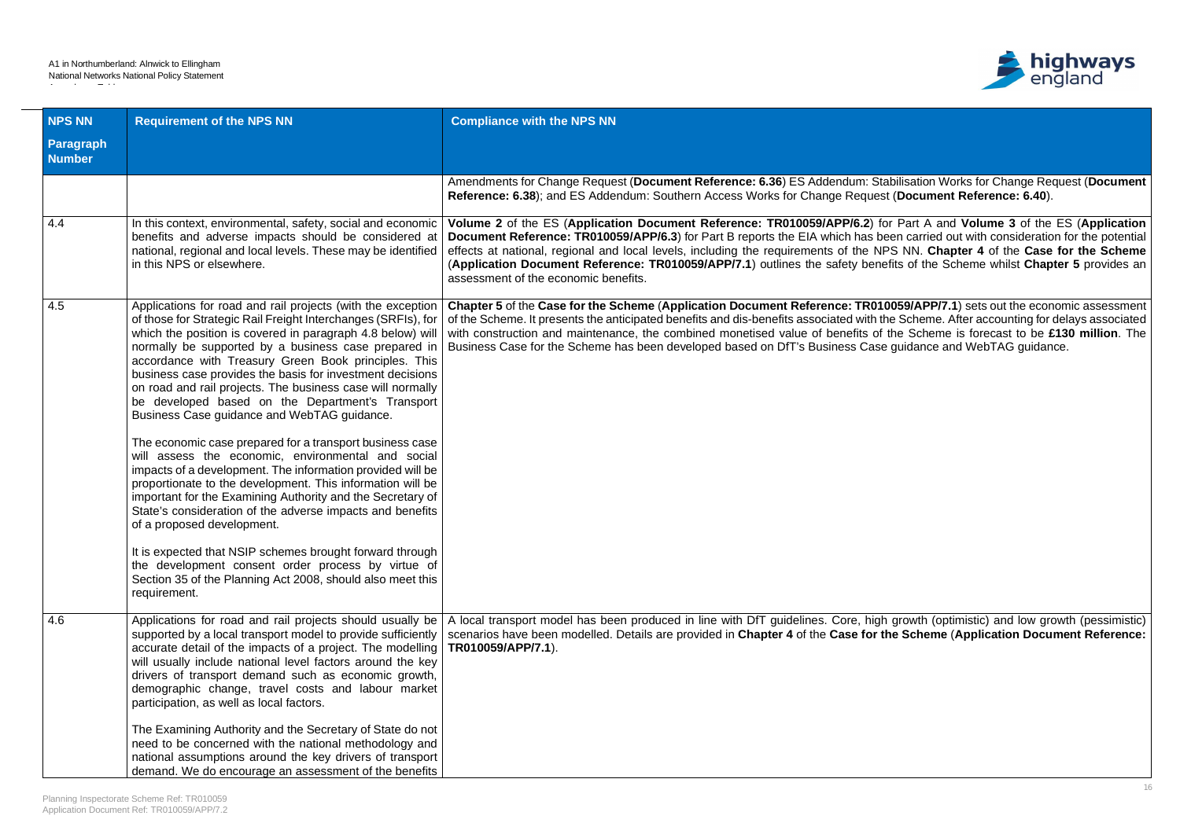| NPS NN Paragraph Number | Requirement of the NPS NN | Compliance with the NPS NN |
|---|---|---|
| | | Amendments for Change Request (**Document Reference: 6.36**) ES Addendum: Stabilisation Works for Change Request (**Document Reference: 6.38**); and ES Addendum: Southern Access Works for Change Request (**Document Reference: 6.40**). |
| 4.4 | In this context, environmental, safety, social and economic benefits and adverse impacts should be considered at national, regional and local levels. These may be identified in this NPS or elsewhere. | **Volume 2** of the ES (**Application Document Reference: TR010059/APP/6.2**) for Part A and **Volume 3** of the ES (**Application Document Reference: TR010059/APP/6.3**) for Part B reports the EIA which has been carried out with consideration for the potential effects at national, regional and local levels, including the requirements of the NPS NN. **Chapter 4** of the **Case for the Scheme** (**Application Document Reference: TR010059/APP/7.1**) outlines the safety benefits of the Scheme whilst **Chapter 5** provides an assessment of the economic benefits. |
| 4.5 | Applications for road and rail projects (with the exception of those for Strategic Rail Freight Interchanges (SRFIs), for which the position is covered in paragraph 4.8 below) will normally be supported by a business case prepared in accordance with Treasury Green Book principles. This business case provides the basis for investment decisions on road and rail projects. The business case will normally be developed based on the Department's Transport Business Case guidance and WebTAG guidance.<br><br>The economic case prepared for a transport business case will assess the economic, environmental and social impacts of a development. The information provided will be proportionate to the development. This information will be important for the Examining Authority and the Secretary of State's consideration of the adverse impacts and benefits of a proposed development.<br><br>It is expected that NSIP schemes brought forward through the development consent order process by virtue of Section 35 of the Planning Act 2008, should also meet this requirement. | **Chapter 5** of the **Case for the Scheme** (**Application Document Reference: TR010059/APP/7.1**) sets out the economic assessment of the Scheme. It presents the anticipated benefits and dis-benefits associated with the Scheme. After accounting for delays associated with construction and maintenance, the combined monetised value of benefits of the Scheme is forecast to be **£130 million**. The Business Case for the Scheme has been developed based on DfT's Business Case guidance and WebTAG guidance. |
| 4.6 | Applications for road and rail projects should usually be supported by a local transport model to provide sufficiently accurate detail of the impacts of a project. The modelling will usually include national level factors around the key drivers of transport demand such as economic growth, demographic change, travel costs and labour market participation, as well as local factors.<br><br>The Examining Authority and the Secretary of State do not need to be concerned with the national methodology and national assumptions around the key drivers of transport demand. We do encourage an assessment of the benefits | A local transport model has been produced in line with DfT guidelines. Core, high growth (optimistic) and low growth (pessimistic) scenarios have been modelled. Details are provided in **Chapter 4** of the **Case for the Scheme** (**Application Document Reference: TR010059/APP/7.1**). |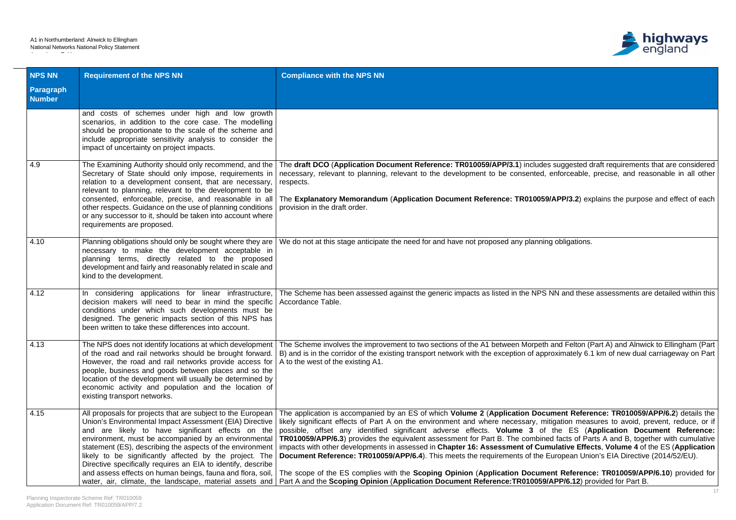| NPS NN Paragraph Number | Requirement of the NPS NN | Compliance with the NPS NN |
|---|---|---|
| | and costs of schemes under high and low growth scenarios, in addition to the core case. The modelling should be proportionate to the scale of the scheme and include appropriate sensitivity analysis to consider the impact of uncertainty on project impacts. | |
| 4.9 | The Examining Authority should only recommend, and the Secretary of State should only impose, requirements in relation to a development consent, that are necessary, relevant to planning, relevant to the development to be consented, enforceable, precise, and reasonable in all other respects. Guidance on the use of planning conditions or any successor to it, should be taken into account where requirements are proposed. | The **draft DCO** (**Application Document Reference: TR010059/APP/3.1**) includes suggested draft requirements that are considered necessary, relevant to planning, relevant to the development to be consented, enforceable, precise, and reasonable in all other respects.<br><br>The **Explanatory Memorandum** (**Application Document Reference: TR010059/APP/3.2**) explains the purpose and effect of each provision in the draft order. |
| 4.10 | Planning obligations should only be sought where they are necessary to make the development acceptable in planning terms, directly related to the proposed development and fairly and reasonably related in scale and kind to the development. | We do not at this stage anticipate the need for and have not proposed any planning obligations. |
| 4.12 | In considering applications for linear infrastructure, decision makers will need to bear in mind the specific conditions under which such developments must be designed. The generic impacts section of this NPS has been written to take these differences into account. | The Scheme has been assessed against the generic impacts as listed in the NPS NN and these assessments are detailed within this Accordance Table. |
| 4.13 | The NPS does not identify locations at which development of the road and rail networks should be brought forward. However, the road and rail networks provide access for people, business and goods between places and so the location of the development will usually be determined by economic activity and population and the location of existing transport networks. | The Scheme involves the improvement to two sections of the A1 between Morpeth and Felton (Part A) and Alnwick to Ellingham (Part B) and is in the corridor of the existing transport network with the exception of approximately 6.1 km of new dual carriageway on Part A to the west of the existing A1. |
| 4.15 | All proposals for projects that are subject to the European Union's Environmental Impact Assessment (EIA) Directive and are likely to have significant effects on the environment, must be accompanied by an environmental statement (ES), describing the aspects of the environment likely to be significantly affected by the project. The Directive specifically requires an EIA to identify, describe and assess effects on human beings, fauna and flora, soil, water, air, climate, the landscape, material assets and | The application is accompanied by an ES of which **Volume 2** (**Application Document Reference: TR010059/APP/6.2**) details the likely significant effects of Part A on the environment and where necessary, mitigation measures to avoid, prevent, reduce, or if possible, offset any identified significant adverse effects. **Volume 3** of the ES (**Application Document Reference: TR010059/APP/6.3**) provides the equivalent assessment for Part B. The combined facts of Parts A and B, together with cumulative impacts with other developments in assessed in **Chapter 16: Assessment of Cumulative Effects**, **Volume 4** of the ES (**Application Document Reference: TR010059/APP/6.4**). This meets the requirements of the European Union's EIA Directive (2014/52/EU).<br><br>The scope of the ES complies with the **Scoping Opinion** (**Application Document Reference: TR010059/APP/6.10**) provided for Part A and the **Scoping Opinion** (**Application Document Reference:TR010059/APP/6.12**) provided for Part B. |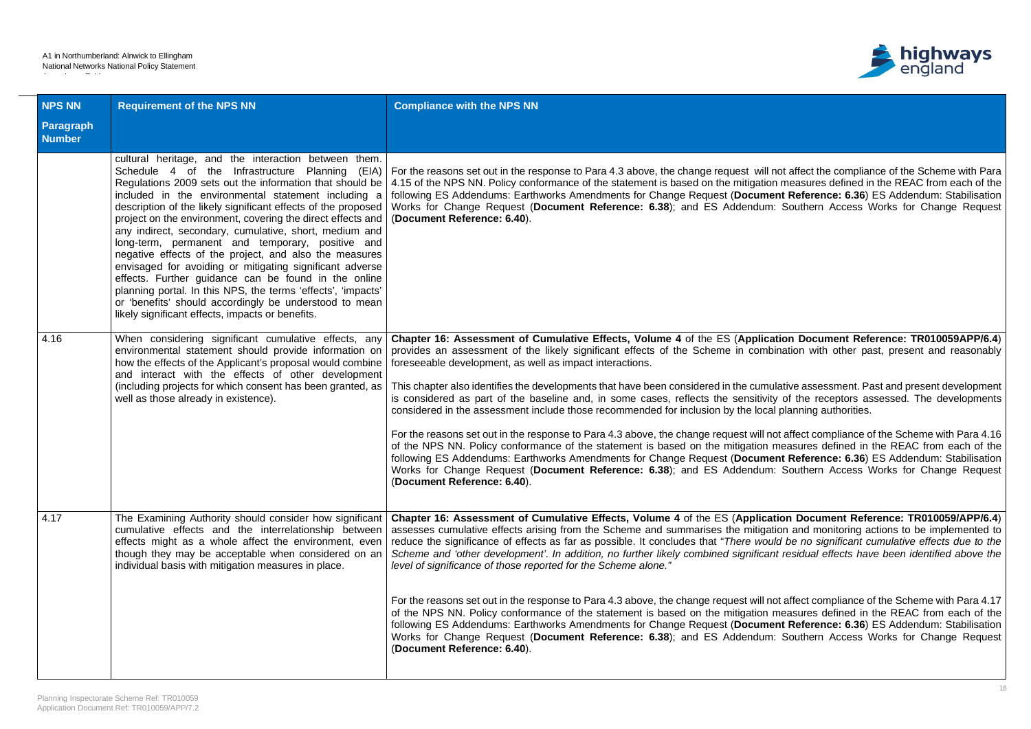| NPS NN Paragraph Number | Requirement of the NPS NN | Compliance with the NPS NN |
|---|---|---|
| | cultural heritage, and the interaction between them. Schedule 4 of the Infrastructure Planning (EIA) Regulations 2009 sets out the information that should be included in the environmental statement including a description of the likely significant effects of the proposed project on the environment, covering the direct effects and any indirect, secondary, cumulative, short, medium and long-term, permanent and temporary, positive and negative effects of the project, and also the measures envisaged for avoiding or mitigating significant adverse effects. Further guidance can be found in the online planning portal. In this NPS, the terms 'effects', 'impacts' or 'benefits' should accordingly be understood to mean likely significant effects, impacts or benefits. | For the reasons set out in the response to Para 4.3 above, the change request will not affect the compliance of the Scheme with Para 4.15 of the NPS NN. Policy conformance of the statement is based on the mitigation measures defined in the REAC from each of the following ES Addendums: Earthworks Amendments for Change Request (**Document Reference: 6.36**) ES Addendum: Stabilisation Works for Change Request (**Document Reference: 6.38**); and ES Addendum: Southern Access Works for Change Request (**Document Reference: 6.40**). |
| 4.16 | When considering significant cumulative effects, any environmental statement should provide information on how the effects of the Applicant's proposal would combine and interact with the effects of other development (including projects for which consent has been granted, as well as those already in existence). | **Chapter 16: Assessment of Cumulative Effects, Volume 4** of the ES (**Application Document Reference: TR010059APP/6.4**) provides an assessment of the likely significant effects of the Scheme in combination with other past, present and reasonably foreseeable development, as well as impact interactions.<br><br>This chapter also identifies the developments that have been considered in the cumulative assessment. Past and present development is considered as part of the baseline and, in some cases, reflects the sensitivity of the receptors assessed. The developments considered in the assessment include those recommended for inclusion by the local planning authorities.<br><br>For the reasons set out in the response to Para 4.3 above, the change request will not affect compliance of the Scheme with Para 4.16 of the NPS NN. Policy conformance of the statement is based on the mitigation measures defined in the REAC from each of the following ES Addendums: Earthworks Amendments for Change Request (**Document Reference: 6.36**) ES Addendum: Stabilisation Works for Change Request (**Document Reference: 6.38**); and ES Addendum: Southern Access Works for Change Request (**Document Reference: 6.40**). |
| 4.17 | The Examining Authority should consider how significant cumulative effects and the interrelationship between effects might as a whole affect the environment, even though they may be acceptable when considered on an individual basis with mitigation measures in place. | **Chapter 16: Assessment of Cumulative Effects, Volume 4** of the ES (**Application Document Reference: TR010059/APP/6.4**) assesses cumulative effects arising from the Scheme and summarises the mitigation and monitoring actions to be implemented to reduce the significance of effects as far as possible. It concludes that "*There would be no significant cumulative effects due to the Scheme and 'other development'. In addition, no further likely combined significant residual effects have been identified above the level of significance of those reported for the Scheme alone.*"<br><br>For the reasons set out in the response to Para 4.3 above, the change request will not affect compliance of the Scheme with Para 4.17 of the NPS NN. Policy conformance of the statement is based on the mitigation measures defined in the REAC from each of the following ES Addendums: Earthworks Amendments for Change Request (**Document Reference: 6.36**) ES Addendum: Stabilisation Works for Change Request (**Document Reference: 6.38**); and ES Addendum: Southern Access Works for Change Request (**Document Reference: 6.40**). |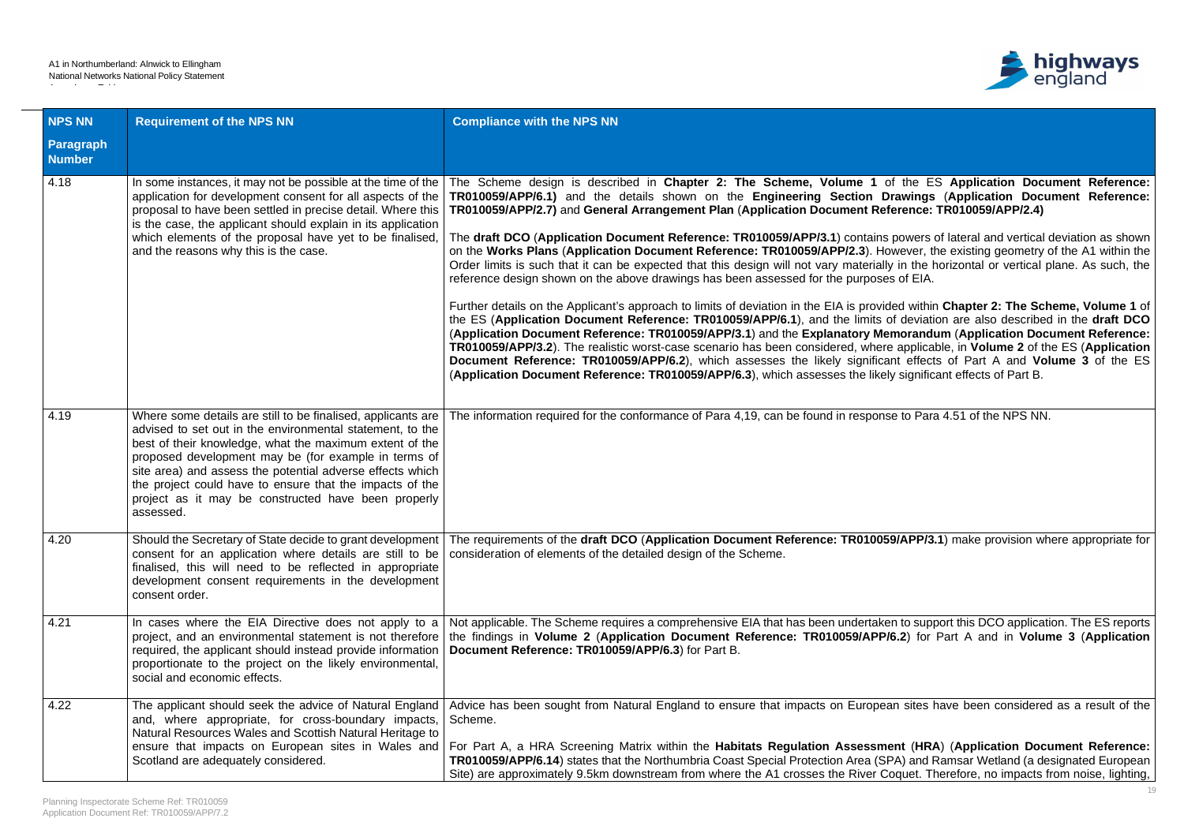| NPS NN Paragraph Number | Requirement of the NPS NN | Compliance with the NPS NN |
|---|---|---|
| 4.18 | In some instances, it may not be possible at the time of the application for development consent for all aspects of the proposal to have been settled in precise detail. Where this is the case, the applicant should explain in its application which elements of the proposal have yet to be finalised, and the reasons why this is the case. | The Scheme design is described in **Chapter 2: The Scheme, Volume 1** of the ES **Application Document Reference: TR010059/APP/6.1)** and the details shown on the **Engineering Section Drawings** (**Application Document Reference: TR010059/APP/2.7)** and **General Arrangement Plan** (**Application Document Reference: TR010059/APP/2.4)**<br><br>The **draft DCO** (**Application Document Reference: TR010059/APP/3.1**) contains powers of lateral and vertical deviation as shown on the **Works Plans** (**Application Document Reference: TR010059/APP/2.3**). However, the existing geometry of the A1 within the Order limits is such that it can be expected that this design will not vary materially in the horizontal or vertical plane. As such, the reference design shown on the above drawings has been assessed for the purposes of EIA.<br><br>Further details on the Applicant's approach to limits of deviation in the EIA is provided within **Chapter 2: The Scheme, Volume 1** of the ES (**Application Document Reference: TR010059/APP/6.1**), and the limits of deviation are also described in the **draft DCO** (**Application Document Reference: TR010059/APP/3.1**) and the **Explanatory Memorandum** (**Application Document Reference: TR010059/APP/3.2**). The realistic worst-case scenario has been considered, where applicable, in **Volume 2** of the ES (**Application Document Reference: TR010059/APP/6.2**), which assesses the likely significant effects of Part A and **Volume 3** of the ES (**Application Document Reference: TR010059/APP/6.3**), which assesses the likely significant effects of Part B. |
| 4.19 | Where some details are still to be finalised, applicants are advised to set out in the environmental statement, to the best of their knowledge, what the maximum extent of the proposed development may be (for example in terms of site area) and assess the potential adverse effects which the project could have to ensure that the impacts of the project as it may be constructed have been properly assessed. | The information required for the conformance of Para 4,19, can be found in response to Para 4.51 of the NPS NN. |
| 4.20 | Should the Secretary of State decide to grant development consent for an application where details are still to be finalised, this will need to be reflected in appropriate development consent requirements in the development consent order. | The requirements of the **draft DCO** (**Application Document Reference: TR010059/APP/3.1**) make provision where appropriate for consideration of elements of the detailed design of the Scheme. |
| 4.21 | In cases where the EIA Directive does not apply to a project, and an environmental statement is not therefore required, the applicant should instead provide information proportionate to the project on the likely environmental, social and economic effects. | Not applicable. The Scheme requires a comprehensive EIA that has been undertaken to support this DCO application. The ES reports the findings in **Volume 2** (**Application Document Reference: TR010059/APP/6.2**) for Part A and in **Volume 3** (**Application Document Reference: TR010059/APP/6.3**) for Part B. |
| 4.22 | The applicant should seek the advice of Natural England and, where appropriate, for cross-boundary impacts, Natural Resources Wales and Scottish Natural Heritage to ensure that impacts on European sites in Wales and Scotland are adequately considered. | Advice has been sought from Natural England to ensure that impacts on European sites have been considered as a result of the Scheme.<br><br>For Part A, a HRA Screening Matrix within the **Habitats Regulation Assessment** (**HRA**) (**Application Document Reference: TR010059/APP/6.14**) states that the Northumbria Coast Special Protection Area (SPA) and Ramsar Wetland (a designated European Site) are approximately 9.5km downstream from where the A1 crosses the River Coquet. Therefore, no impacts from noise, lighting, |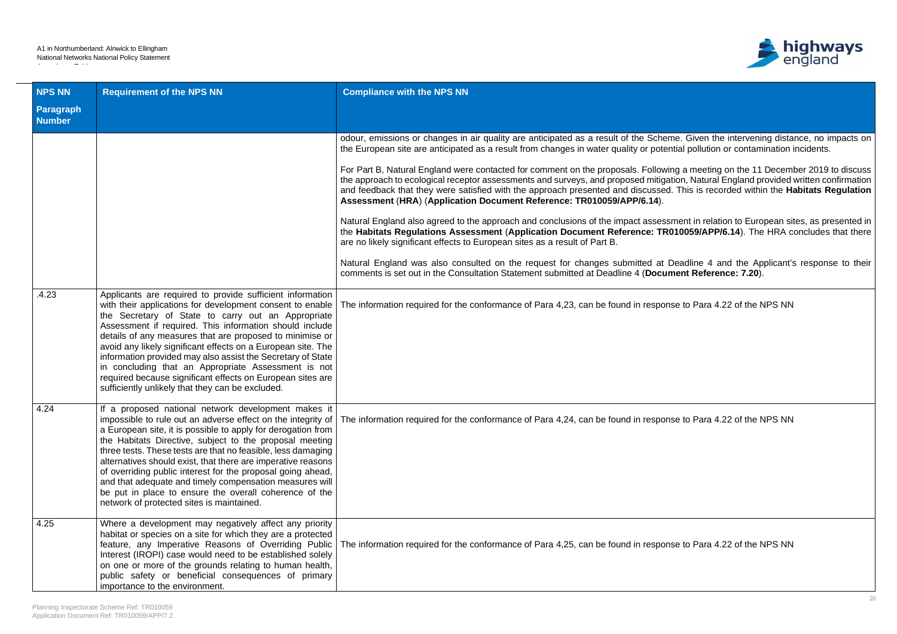| NPS NN Paragraph Number | Requirement of the NPS NN | Compliance with the NPS NN |
|---|---|---|
| | | odour, emissions or changes in air quality are anticipated as a result of the Scheme. Given the intervening distance, no impacts on the European site are anticipated as a result from changes in water quality or potential pollution or contamination incidents.<br><br>For Part B, Natural England were contacted for comment on the proposals. Following a meeting on the 11 December 2019 to discuss the approach to ecological receptor assessments and surveys, and proposed mitigation, Natural England provided written confirmation and feedback that they were satisfied with the approach presented and discussed. This is recorded within the **Habitats Regulation Assessment** (**HRA**) (**Application Document Reference: TR010059/APP/6.14**).<br><br>Natural England also agreed to the approach and conclusions of the impact assessment in relation to European sites, as presented in the **Habitats Regulations Assessment** (**Application Document Reference: TR010059/APP/6.14**). The HRA concludes that there are no likely significant effects to European sites as a result of Part B.<br><br>Natural England was also consulted on the request for changes submitted at Deadline 4 and the Applicant's response to their comments is set out in the Consultation Statement submitted at Deadline 4 (**Document Reference: 7.20**). |
| .4.23 | Applicants are required to provide sufficient information with their applications for development consent to enable the Secretary of State to carry out an Appropriate Assessment if required. This information should include details of any measures that are proposed to minimise or avoid any likely significant effects on a European site. The information provided may also assist the Secretary of State in concluding that an Appropriate Assessment is not required because significant effects on European sites are sufficiently unlikely that they can be excluded. | The information required for the conformance of Para 4,23, can be found in response to Para 4.22 of the NPS NN |
| 4.24 | If a proposed national network development makes it impossible to rule out an adverse effect on the integrity of a European site, it is possible to apply for derogation from the Habitats Directive, subject to the proposal meeting three tests. These tests are that no feasible, less damaging alternatives should exist, that there are imperative reasons of overriding public interest for the proposal going ahead, and that adequate and timely compensation measures will be put in place to ensure the overall coherence of the network of protected sites is maintained. | The information required for the conformance of Para 4,24, can be found in response to Para 4.22 of the NPS NN |
| 4.25 | Where a development may negatively affect any priority habitat or species on a site for which they are a protected feature, any Imperative Reasons of Overriding Public Interest (IROPI) case would need to be established solely on one or more of the grounds relating to human health, public safety or beneficial consequences of primary importance to the environment. | The information required for the conformance of Para 4,25, can be found in response to Para 4.22 of the NPS NN |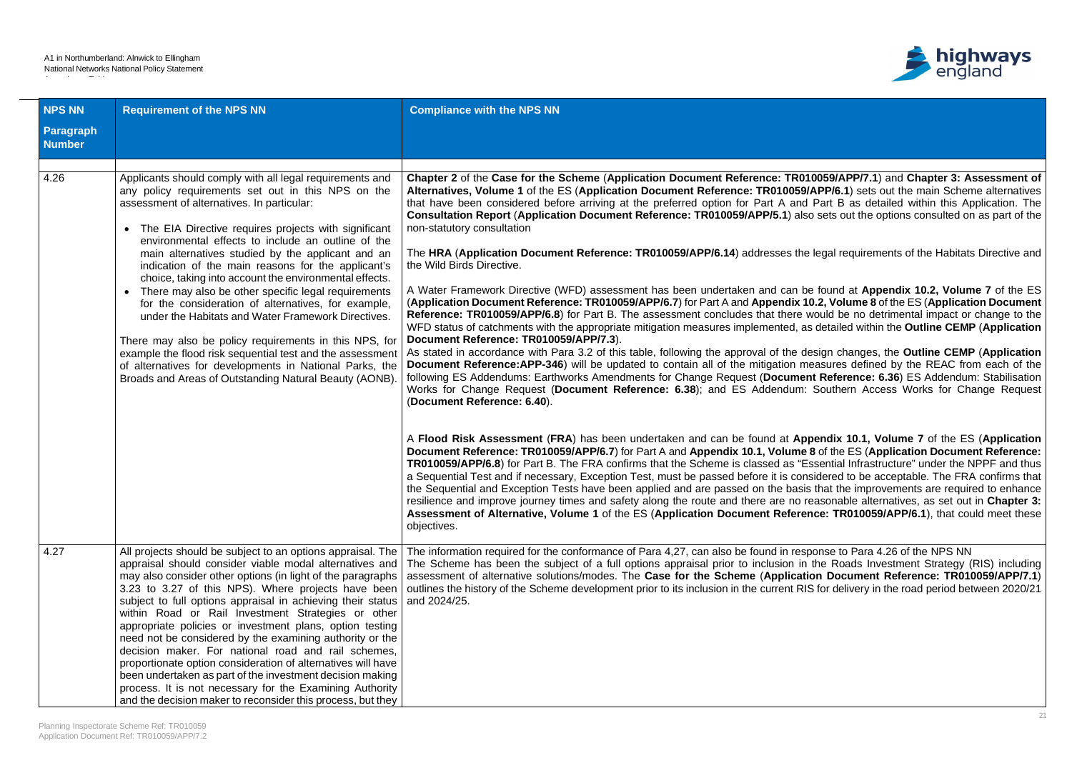| NPS NN Paragraph Number | Requirement of the NPS NN | Compliance with the NPS NN |
|---|---|---|
| 4.26 | Applicants should comply with all legal requirements and any policy requirements set out in this NPS on the assessment of alternatives. In particular:<br><br>• The EIA Directive requires projects with significant environmental effects to include an outline of the main alternatives studied by the applicant and an indication of the main reasons for the applicant's choice, taking into account the environmental effects.<br>• There may also be other specific legal requirements for the consideration of alternatives, for example, under the Habitats and Water Framework Directives.<br><br>There may also be policy requirements in this NPS, for example the flood risk sequential test and the assessment of alternatives for developments in National Parks, the Broads and Areas of Outstanding Natural Beauty (AONB). | **Chapter 2** of the **Case for the Scheme** (**Application Document Reference: TR010059/APP/7.1**) and **Chapter 3: Assessment of Alternatives, Volume 1** of the ES (**Application Document Reference: TR010059/APP/6.1**) sets out the main Scheme alternatives that have been considered before arriving at the preferred option for Part A and Part B as detailed within this Application. The **Consultation Report** (**Application Document Reference: TR010059/APP/5.1**) also sets out the options consulted on as part of the non-statutory consultation<br><br>The **HRA** (**Application Document Reference: TR010059/APP/6.14**) addresses the legal requirements of the Habitats Directive and the Wild Birds Directive.<br><br>A Water Framework Directive (WFD) assessment has been undertaken and can be found at **Appendix 10.2, Volume 7** of the ES (**Application Document Reference: TR010059/APP/6.7**) for Part A and **Appendix 10.2, Volume 8** of the ES (**Application Document Reference: TR010059/APP/6.8**) for Part B. The assessment concludes that there would be no detrimental impact or change to the WFD status of catchments with the appropriate mitigation measures implemented, as detailed within the **Outline CEMP** (**Application Document Reference: TR010059/APP/7.3**).<br>As stated in accordance with Para 3.2 of this table, following the approval of the design changes, the **Outline CEMP** (**Application Document Reference:APP-346**) will be updated to contain all of the mitigation measures defined by the REAC from each of the following ES Addendums: Earthworks Amendments for Change Request (**Document Reference: 6.36**) ES Addendum: Stabilisation Works for Change Request (**Document Reference: 6.38**); and ES Addendum: Southern Access Works for Change Request (**Document Reference: 6.40**).<br><br>A **Flood Risk Assessment** (**FRA**) has been undertaken and can be found at **Appendix 10.1, Volume 7** of the ES (**Application Document Reference: TR010059/APP/6.7**) for Part A and **Appendix 10.1, Volume 8** of the ES (**Application Document Reference: TR010059/APP/6.8**) for Part B. The FRA confirms that the Scheme is classed as "Essential Infrastructure" under the NPPF and thus a Sequential Test and if necessary, Exception Test, must be passed before it is considered to be acceptable. The FRA confirms that the Sequential and Exception Tests have been applied and are passed on the basis that the improvements are required to enhance resilience and improve journey times and safety along the route and there are no reasonable alternatives, as set out in **Chapter 3: Assessment of Alternative, Volume 1** of the ES (**Application Document Reference: TR010059/APP/6.1**), that could meet these objectives. |
| 4.27 | All projects should be subject to an options appraisal. The appraisal should consider viable modal alternatives and may also consider other options (in light of the paragraphs 3.23 to 3.27 of this NPS). Where projects have been subject to full options appraisal in achieving their status within Road or Rail Investment Strategies or other appropriate policies or investment plans, option testing need not be considered by the examining authority or the decision maker. For national road and rail schemes, proportionate option consideration of alternatives will have been undertaken as part of the investment decision making process. It is not necessary for the Examining Authority and the decision maker to reconsider this process, but they | The information required for the conformance of Para 4,27, can also be found in response to Para 4.26 of the NPS NN<br>The Scheme has been the subject of a full options appraisal prior to inclusion in the Roads Investment Strategy (RIS) including assessment of alternative solutions/modes. The **Case for the Scheme** (**Application Document Reference: TR010059/APP/7.1**) outlines the history of the Scheme development prior to its inclusion in the current RIS for delivery in the road period between 2020/21 and 2024/25. |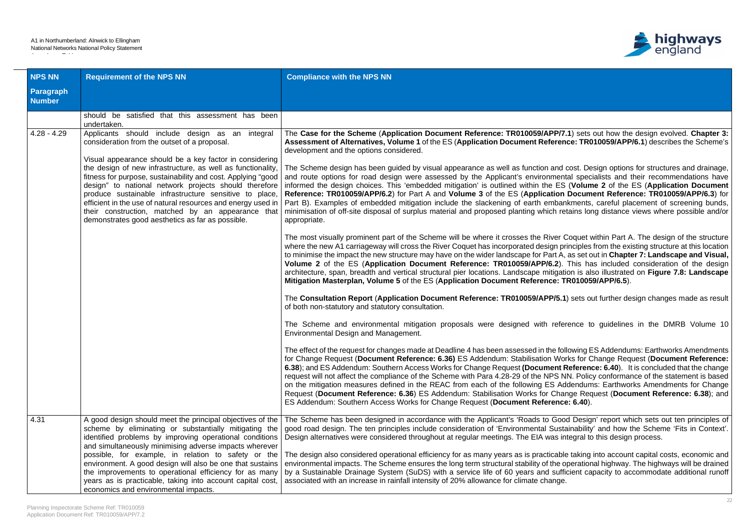| NPS NN Paragraph Number | Requirement of the NPS NN | Compliance with the NPS NN |
|---|---|---|
| | should be satisfied that this assessment has been undertaken. | |
| 4.28 - 4.29 | Applicants should include design as an integral consideration from the outset of a proposal.<br><br>Visual appearance should be a key factor in considering the design of new infrastructure, as well as functionality, fitness for purpose, sustainability and cost. Applying "good design" to national network projects should therefore produce sustainable infrastructure sensitive to place, efficient in the use of natural resources and energy used in their construction, matched by an appearance that demonstrates good aesthetics as far as possible. | The **Case for the Scheme** (**Application Document Reference: TR010059/APP/7.1**) sets out how the design evolved. **Chapter 3: Assessment of Alternatives, Volume 1** of the ES (**Application Document Reference: TR010059/APP/6.1**) describes the Scheme's development and the options considered.<br><br>The Scheme design has been guided by visual appearance as well as function and cost. Design options for structures and drainage, and route options for road design were assessed by the Applicant's environmental specialists and their recommendations have informed the design choices. This 'embedded mitigation' is outlined within the ES (**Volume 2** of the ES (**Application Document Reference: TR010059/APP/6.2**) for Part A and **Volume 3** of the ES (**Application Document Reference: TR010059/APP/6.3**) for Part B). Examples of embedded mitigation include the slackening of earth embankments, careful placement of screening bunds, minimisation of off-site disposal of surplus material and proposed planting which retains long distance views where possible and/or appropriate.<br><br>The most visually prominent part of the Scheme will be where it crosses the River Coquet within Part A. The design of the structure where the new A1 carriageway will cross the River Coquet has incorporated design principles from the existing structure at this location to minimise the impact the new structure may have on the wider landscape for Part A, as set out in **Chapter 7: Landscape and Visual, Volume 2** of the ES (**Application Document Reference: TR010059/APP/6.2**). This has included consideration of the design architecture, span, breadth and vertical structural pier locations. Landscape mitigation is also illustrated on **Figure 7.8: Landscape Mitigation Masterplan, Volume 5** of the ES (**Application Document Reference: TR010059/APP/6.5**).<br><br>The **Consultation Report** (**Application Document Reference: TR010059/APP/5.1**) sets out further design changes made as result of both non-statutory and statutory consultation.<br><br>The Scheme and environmental mitigation proposals were designed with reference to guidelines in the DMRB Volume 10 Environmental Design and Management.<br><br>The effect of the request for changes made at Deadline 4 has been assessed in the following ES Addendums: Earthworks Amendments for Change Request (**Document Reference: 6.36)** ES Addendum: Stabilisation Works for Change Request (**Document Reference: 6.38**); and ES Addendum: Southern Access Works for Change Request **(Document Reference: 6.40**). It is concluded that the change request will not affect the compliance of the Scheme with Para 4.28-29 of the NPS NN. Policy conformance of the statement is based on the mitigation measures defined in the REAC from each of the following ES Addendums: Earthworks Amendments for Change Request (**Document Reference: 6.36**) ES Addendum: Stabilisation Works for Change Request (**Document Reference: 6.38**); and ES Addendum: Southern Access Works for Change Request (**Document Reference: 6.40**). |
| 4.31 | A good design should meet the principal objectives of the scheme by eliminating or substantially mitigating the identified problems by improving operational conditions and simultaneously minimising adverse impacts wherever possible, for example, in relation to safety or the environment. A good design will also be one that sustains the improvements to operational efficiency for as many years as is practicable, taking into account capital cost, economics and environmental impacts. | The Scheme has been designed in accordance with the Applicant's 'Roads to Good Design' report which sets out ten principles of good road design. The ten principles include consideration of 'Environmental Sustainability' and how the Scheme 'Fits in Context'. Design alternatives were considered throughout at regular meetings. The EIA was integral to this design process.<br><br>The design also considered operational efficiency for as many years as is practicable taking into account capital costs, economic and environmental impacts. The Scheme ensures the long term structural stability of the operational highway. The highways will be drained by a Sustainable Drainage System (SuDS) with a service life of 60 years and sufficient capacity to accommodate additional runoff associated with an increase in rainfall intensity of 20% allowance for climate change. |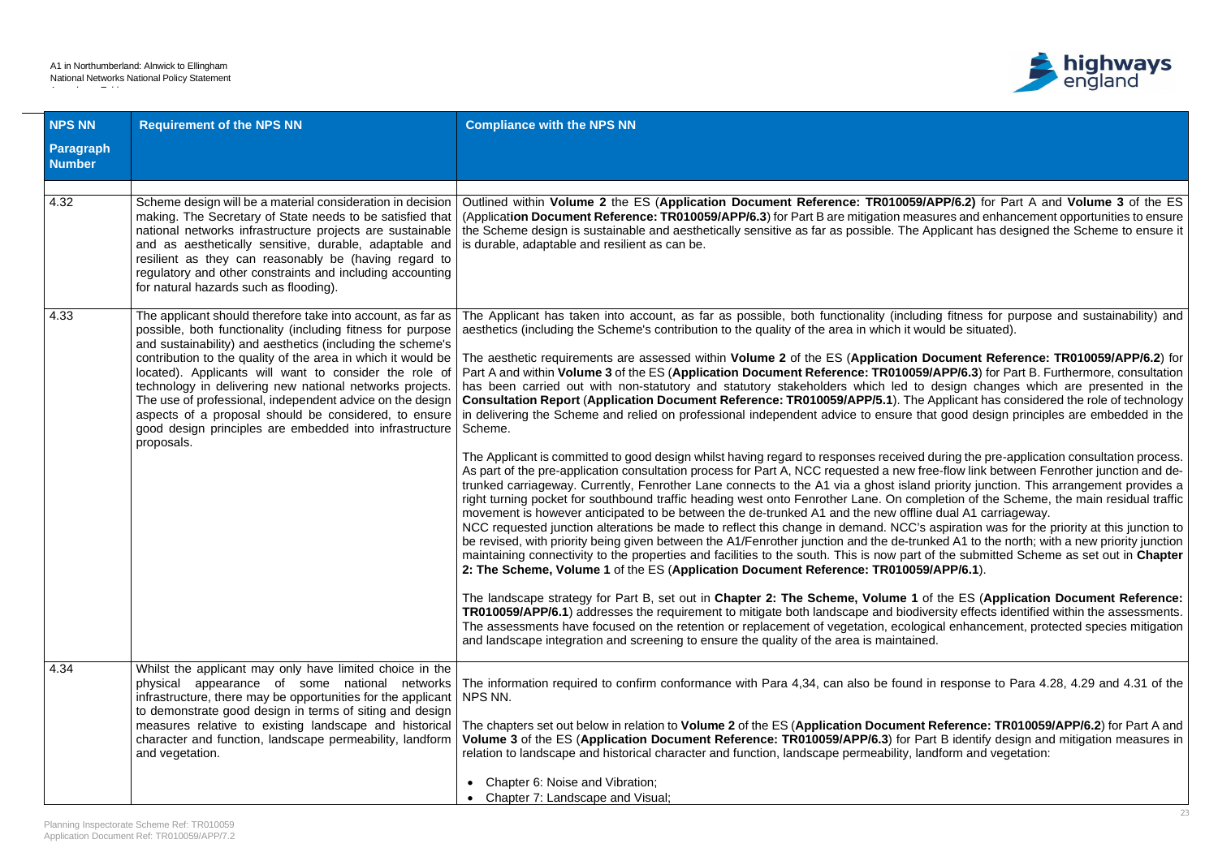| NPS NN Paragraph Number | Requirement of the NPS NN | Compliance with the NPS NN |
|---|---|---|
| 4.32 | Scheme design will be a material consideration in decision making. The Secretary of State needs to be satisfied that national networks infrastructure projects are sustainable and as aesthetically sensitive, durable, adaptable and resilient as they can reasonably be (having regard to regulatory and other constraints and including accounting for natural hazards such as flooding). | Outlined within **Volume 2** the ES (**Application Document Reference: TR010059/APP/6.2)** for Part A and **Volume 3** of the ES (**Application Document Reference: TR010059/APP/6.3**) for Part B are mitigation measures and enhancement opportunities to ensure the Scheme design is sustainable and aesthetically sensitive as far as possible. The Applicant has designed the Scheme to ensure it is durable, adaptable and resilient as can be. |
| 4.33 | The applicant should therefore take into account, as far as possible, both functionality (including fitness for purpose and sustainability) and aesthetics (including the Scheme's contribution to the quality of the area in which it would be located). Applicants will want to consider the role of technology in delivering new national networks projects. The use of professional, independent advice on the design aspects of a proposal should be considered, to ensure good design principles are embedded into infrastructure proposals. | The Applicant has taken into account, as far as possible, both functionality (including fitness for purpose and sustainability) and aesthetics (including the Scheme's contribution to the quality of the area in which it would be situated).<br><br>The aesthetic requirements are assessed within **Volume 2** of the ES (**Application Document Reference: TR010059/APP/6.2**) for Part A and within **Volume 3** of the ES (**Application Document Reference: TR010059/APP/6.3**) for Part B. Furthermore, consultation has been carried out with non-statutory and statutory stakeholders which led to design changes which are presented in the **Consultation Report** (**Application Document Reference: TR010059/APP/5.1**). The Applicant has considered the role of technology in delivering the Scheme and relied on professional independent advice to ensure that good design principles are embedded in the Scheme.<br><br>The Applicant is committed to good design whilst having regard to responses received during the pre-application consultation process. As part of the pre-application consultation process for Part A, NCC requested a new free-flow link between Fenrother junction and de-trunked carriageway. Currently, Fenrother Lane connects to the A1 via a ghost island priority junction. This arrangement provides a right turning pocket for southbound traffic heading west onto Fenrother Lane. On completion of the Scheme, the main residual traffic movement is however anticipated to be between the de-trunked A1 and the new offline dual A1 carriageway.<br>NCC requested junction alterations be made to reflect this change in demand. NCC's aspiration was for the priority at this junction to be revised, with priority being given between the A1/Fenrother junction and the de-trunked A1 to the north; with a new priority junction maintaining connectivity to the properties and facilities to the south. This is now part of the submitted Scheme as set out in **Chapter 2: The Scheme, Volume 1** of the ES (**Application Document Reference: TR010059/APP/6.1**).<br><br>The landscape strategy for Part B, set out in **Chapter 2: The Scheme, Volume 1** of the ES (**Application Document Reference: TR010059/APP/6.1**) addresses the requirement to mitigate both landscape and biodiversity effects identified within the assessments. The assessments have focused on the retention or replacement of vegetation, ecological enhancement, protected species mitigation and landscape integration and screening to ensure the quality of the area is maintained. |
| 4.34 | Whilst the applicant may only have limited choice in the physical appearance of some national networks infrastructure, there may be opportunities for the applicant to demonstrate good design in terms of siting and design measures relative to existing landscape and historical character and function, landscape permeability, landform and vegetation. | The information required to confirm conformance with Para 4,34, can also be found in response to Para 4.28, 4.29 and 4.31 of the NPS NN.<br><br>The chapters set out below in relation to **Volume 2** of the ES (**Application Document Reference: TR010059/APP/6.2**) for Part A and **Volume 3** of the ES (**Application Document Reference: TR010059/APP/6.3**) for Part B identify design and mitigation measures in relation to landscape and historical character and function, landscape permeability, landform and vegetation:<br><br>• Chapter 6: Noise and Vibration;<br>• Chapter 7: Landscape and Visual; |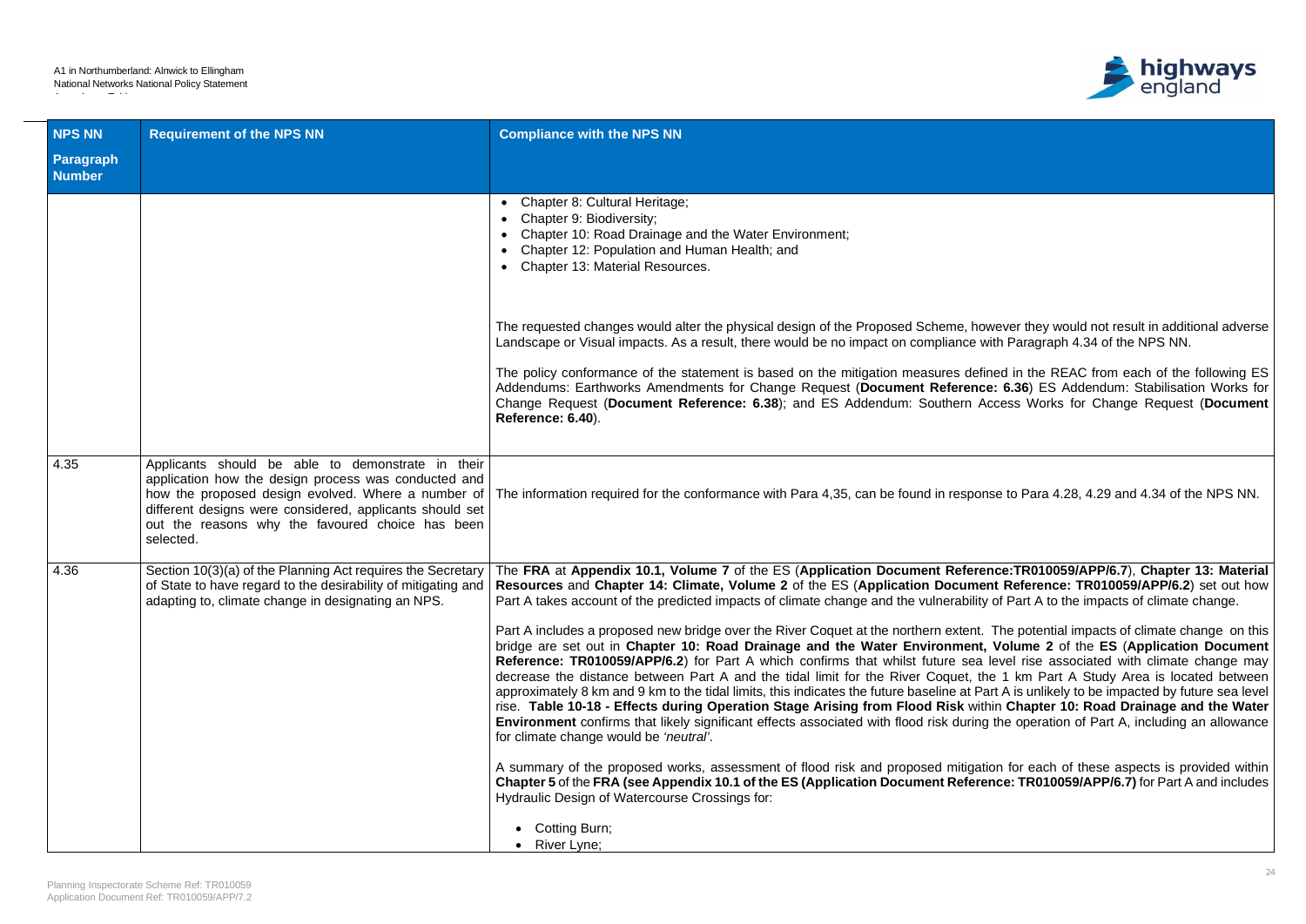| NPS NN Paragraph Number | Requirement of the NPS NN | Compliance with the NPS NN |
|---|---|---|
| | | • Chapter 8: Cultural Heritage;<br>• Chapter 9: Biodiversity;<br>• Chapter 10: Road Drainage and the Water Environment;<br>• Chapter 12: Population and Human Health; and<br>• Chapter 13: Material Resources.<br><br>The requested changes would alter the physical design of the Proposed Scheme, however they would not result in additional adverse Landscape or Visual impacts. As a result, there would be no impact on compliance with Paragraph 4.34 of the NPS NN.<br><br>The policy conformance of the statement is based on the mitigation measures defined in the REAC from each of the following ES Addendums: Earthworks Amendments for Change Request (**Document Reference: 6.36**) ES Addendum: Stabilisation Works for Change Request (**Document Reference: 6.38**); and ES Addendum: Southern Access Works for Change Request (**Document Reference: 6.40**). |
| 4.35 | Applicants should be able to demonstrate in their application how the design process was conducted and how the proposed design evolved. Where a number of different designs were considered, applicants should set out the reasons why the favoured choice has been selected. | The information required for the conformance with Para 4,35, can be found in response to Para 4.28, 4.29 and 4.34 of the NPS NN. |
| 4.36 | Section 10(3)(a) of the Planning Act requires the Secretary of State to have regard to the desirability of mitigating and adapting to, climate change in designating an NPS. | The **FRA** at **Appendix 10.1, Volume 7** of the ES (**Application Document Reference:TR010059/APP/6.7**), **Chapter 13: Material Resources** and **Chapter 14: Climate, Volume 2** of the ES (**Application Document Reference: TR010059/APP/6.2**) set out how Part A takes account of the predicted impacts of climate change and the vulnerability of Part A to the impacts of climate change.<br><br>Part A includes a proposed new bridge over the River Coquet at the northern extent. The potential impacts of climate change on this bridge are set out in **Chapter 10: Road Drainage and the Water Environment, Volume 2** of the **ES** (**Application Document Reference: TR010059/APP/6.2**) for Part A which confirms that whilst future sea level rise associated with climate change may decrease the distance between Part A and the tidal limit for the River Coquet, the 1 km Part A Study Area is located between approximately 8 km and 9 km to the tidal limits, this indicates the future baseline at Part A is unlikely to be impacted by future sea level rise. **Table 10-18 - Effects during Operation Stage Arising from Flood Risk** within **Chapter 10: Road Drainage and the Water Environment** confirms that likely significant effects associated with flood risk during the operation of Part A, including an allowance for climate change would be *'neutral'*.<br><br>A summary of the proposed works, assessment of flood risk and proposed mitigation for each of these aspects is provided within **Chapter 5** of the **FRA (see Appendix 10.1 of the ES (Application Document Reference: TR010059/APP/6.7)** for Part A and includes Hydraulic Design of Watercourse Crossings for:<br><br>• Cotting Burn;<br>• River Lyne; |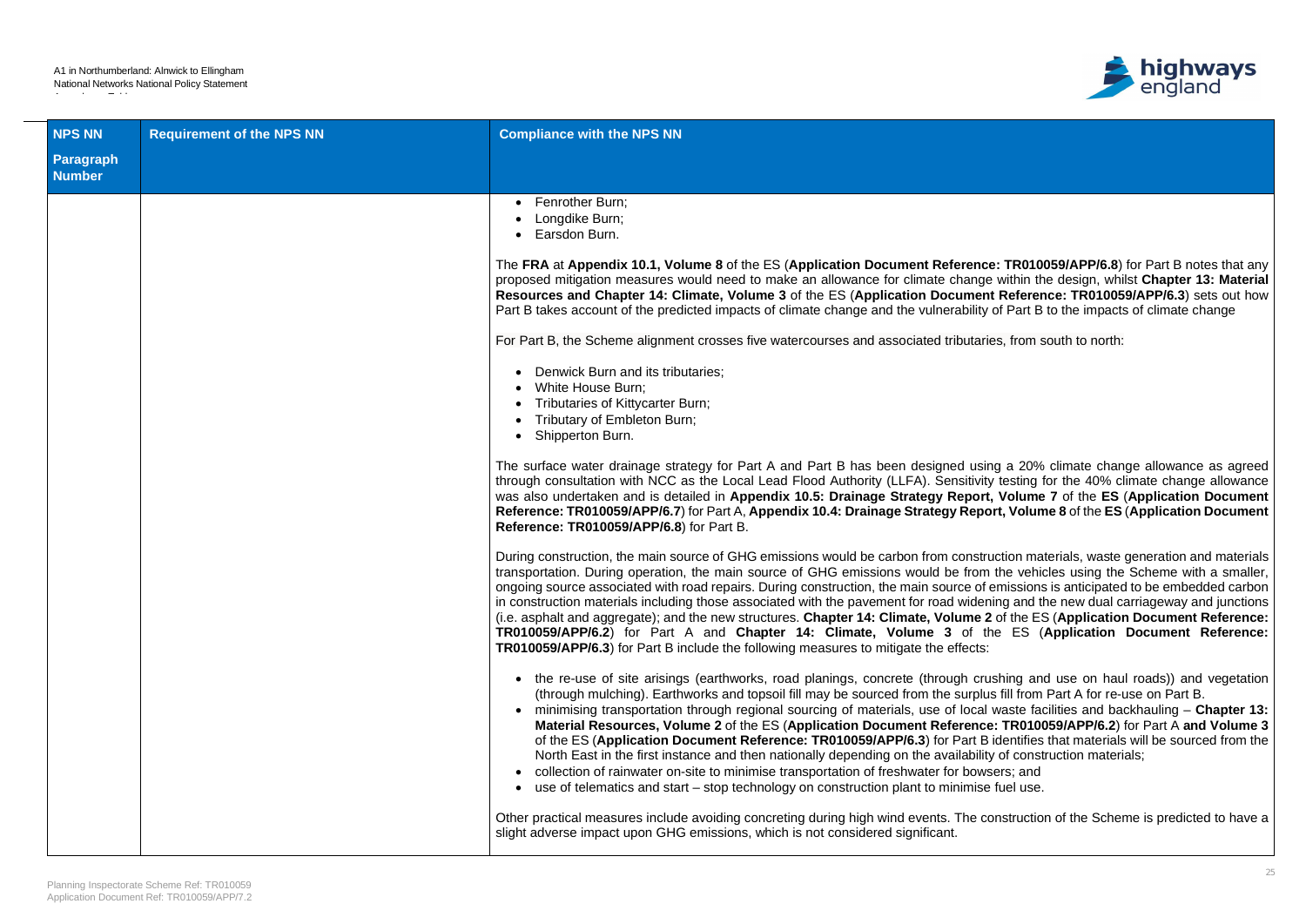| NPS NN Paragraph Number | Requirement of the NPS NN | Compliance with the NPS NN |
|---|---|---|
| | | • Fenrother Burn;<br>• Longdike Burn;<br>• Earsdon Burn.<br><br>The **FRA** at **Appendix 10.1, Volume 8** of the ES (**Application Document Reference: TR010059/APP/6.8**) for Part B notes that any proposed mitigation measures would need to make an allowance for climate change within the design, whilst **Chapter 13: Material Resources and Chapter 14: Climate, Volume 3** of the ES (**Application Document Reference: TR010059/APP/6.3**) sets out how Part B takes account of the predicted impacts of climate change and the vulnerability of Part B to the impacts of climate change<br><br>For Part B, the Scheme alignment crosses five watercourses and associated tributaries, from south to north:<br><br>• Denwick Burn and its tributaries;<br>• White House Burn;<br>• Tributaries of Kittycarter Burn;<br>• Tributary of Embleton Burn;<br>• Shipperton Burn.<br><br>The surface water drainage strategy for Part A and Part B has been designed using a 20% climate change allowance as agreed through consultation with NCC as the Local Lead Flood Authority (LLFA). Sensitivity testing for the 40% climate change allowance was also undertaken and is detailed in **Appendix 10.5: Drainage Strategy Report, Volume 7** of the **ES** (**Application Document Reference: TR010059/APP/6.7**) for Part A, **Appendix 10.4: Drainage Strategy Report, Volume 8** of the **ES** (**Application Document Reference: TR010059/APP/6.8**) for Part B.<br><br>During construction, the main source of GHG emissions would be carbon from construction materials, waste generation and materials transportation. During operation, the main source of GHG emissions would be from the vehicles using the Scheme with a smaller, ongoing source associated with road repairs. During construction, the main source of emissions is anticipated to be embedded carbon in construction materials including those associated with the pavement for road widening and the new dual carriageway and junctions (i.e. asphalt and aggregate); and the new structures. **Chapter 14: Climate, Volume 2** of the ES (**Application Document Reference: TR010059/APP/6.2**) for Part A and **Chapter 14: Climate, Volume 3** of the ES (**Application Document Reference: TR010059/APP/6.3**) for Part B include the following measures to mitigate the effects:<br><br>• the re-use of site arisings (earthworks, road planings, concrete (through crushing and use on haul roads)) and vegetation (through mulching). Earthworks and topsoil fill may be sourced from the surplus fill from Part A for re-use on Part B.<br>• minimising transportation through regional sourcing of materials, use of local waste facilities and backhauling – **Chapter 13: Material Resources, Volume 2** of the ES (**Application Document Reference: TR010059/APP/6.2**) for Part A **and Volume 3** of the ES (**Application Document Reference: TR010059/APP/6.3**) for Part B identifies that materials will be sourced from the North East in the first instance and then nationally depending on the availability of construction materials;<br>• collection of rainwater on-site to minimise transportation of freshwater for bowsers; and<br>• use of telematics and start – stop technology on construction plant to minimise fuel use.<br><br>Other practical measures include avoiding concreting during high wind events. The construction of the Scheme is predicted to have a slight adverse impact upon GHG emissions, which is not considered significant. |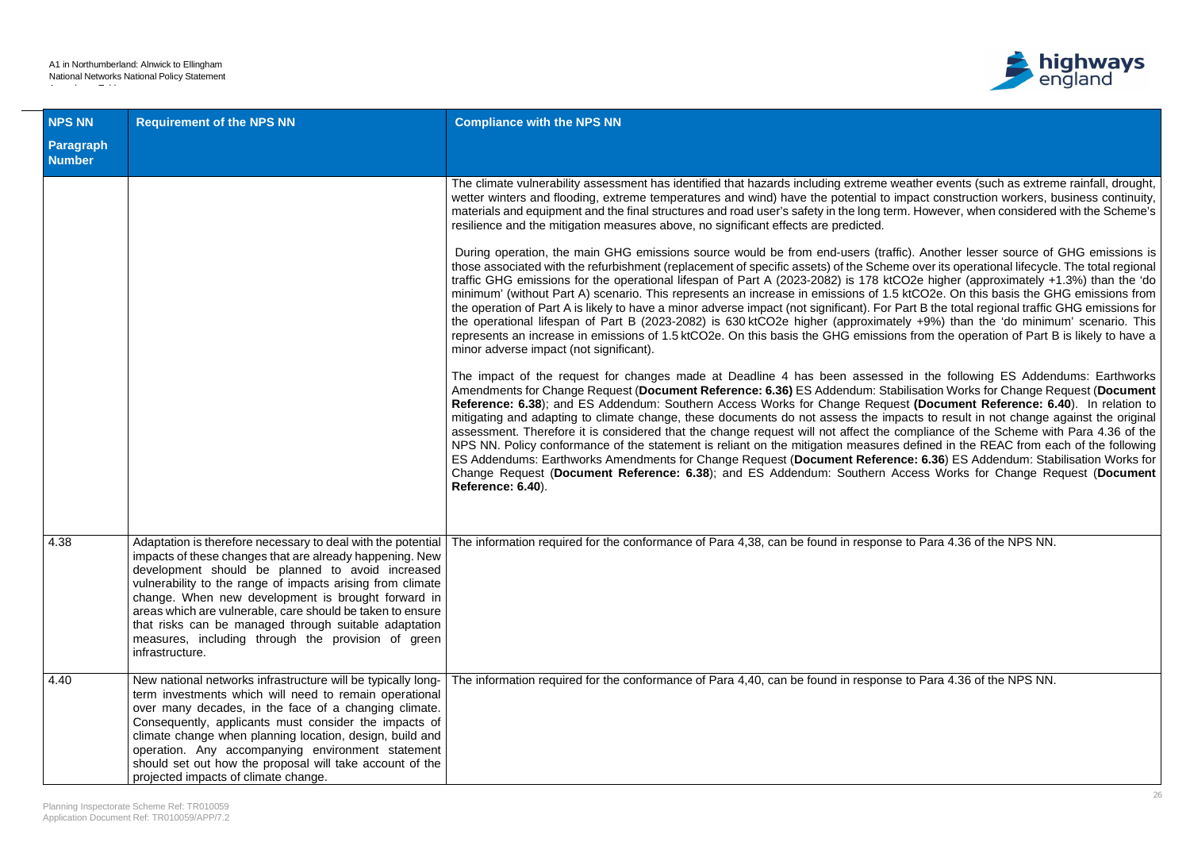| NPS NN Paragraph Number | Requirement of the NPS NN | Compliance with the NPS NN |
|---|---|---|
| | | The climate vulnerability assessment has identified that hazards including extreme weather events (such as extreme rainfall, drought, wetter winters and flooding, extreme temperatures and wind) have the potential to impact construction workers, business continuity, materials and equipment and the final structures and road user's safety in the long term. However, when considered with the Scheme's resilience and the mitigation measures above, no significant effects are predicted.<br><br>During operation, the main GHG emissions source would be from end-users (traffic). Another lesser source of GHG emissions is those associated with the refurbishment (replacement of specific assets) of the Scheme over its operational lifecycle. The total regional traffic GHG emissions for the operational lifespan of Part A (2023-2082) is 178 ktCO2e higher (approximately +1.3%) than the 'do minimum' (without Part A) scenario. This represents an increase in emissions of 1.5 ktCO2e. On this basis the GHG emissions from the operation of Part A is likely to have a minor adverse impact (not significant). For Part B the total regional traffic GHG emissions for the operational lifespan of Part B (2023-2082) is 630 ktCO2e higher (approximately +9%) than the 'do minimum' scenario. This represents an increase in emissions of 1.5 ktCO2e. On this basis the GHG emissions from the operation of Part B is likely to have a minor adverse impact (not significant).<br><br>The impact of the request for changes made at Deadline 4 has been assessed in the following ES Addendums: Earthworks Amendments for Change Request (**Document Reference: 6.36)** ES Addendum: Stabilisation Works for Change Request (**Document Reference: 6.38**); and ES Addendum: Southern Access Works for Change Request **(Document Reference: 6.40**). In relation to mitigating and adapting to climate change, these documents do not assess the impacts to result in not change against the original assessment. Therefore it is considered that the change request will not affect the compliance of the Scheme with Para 4.36 of the NPS NN. Policy conformance of the statement is reliant on the mitigation measures defined in the REAC from each of the following ES Addendums: Earthworks Amendments for Change Request (**Document Reference: 6.36**) ES Addendum: Stabilisation Works for Change Request (**Document Reference: 6.38**); and ES Addendum: Southern Access Works for Change Request (**Document Reference: 6.40**). |
| 4.38 | Adaptation is therefore necessary to deal with the potential impacts of these changes that are already happening. New development should be planned to avoid increased vulnerability to the range of impacts arising from climate change. When new development is brought forward in areas which are vulnerable, care should be taken to ensure that risks can be managed through suitable adaptation measures, including through the provision of green infrastructure. | The information required for the conformance of Para 4,38, can be found in response to Para 4.36 of the NPS NN. |
| 4.40 | New national networks infrastructure will be typically long-term investments which will need to remain operational over many decades, in the face of a changing climate. Consequently, applicants must consider the impacts of climate change when planning location, design, build and operation. Any accompanying environment statement should set out how the proposal will take account of the projected impacts of climate change. | The information required for the conformance of Para 4,40, can be found in response to Para 4.36 of the NPS NN. |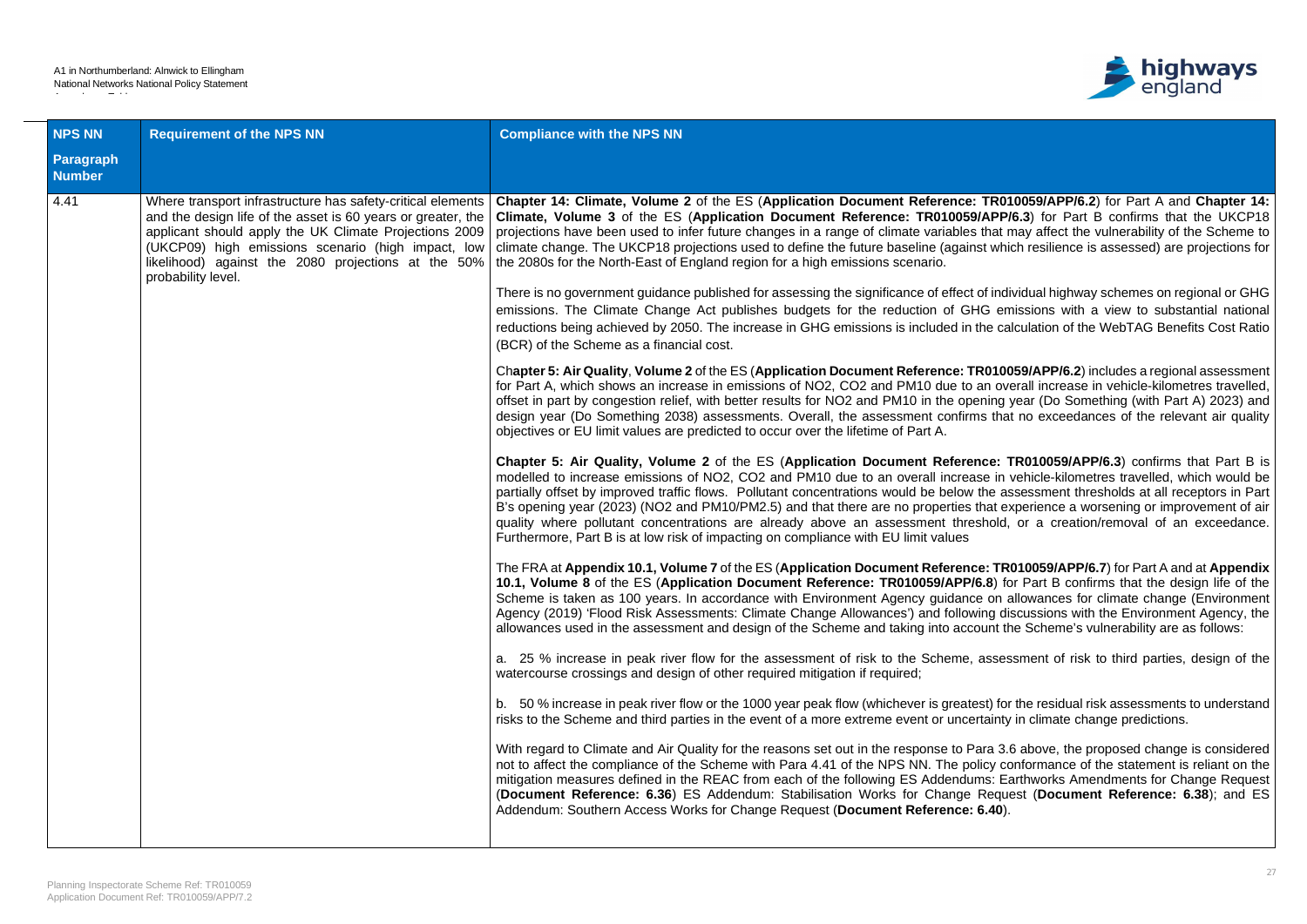| NPS NN Paragraph Number | Requirement of the NPS NN | Compliance with the NPS NN |
|---|---|---|
| 4.41 | Where transport infrastructure has safety-critical elements and the design life of the asset is 60 years or greater, the applicant should apply the UK Climate Projections 2009 (UKCP09) high emissions scenario (high impact, low likelihood) against the 2080 projections at the 50% probability level. | **Chapter 14: Climate, Volume 2** of the ES (**Application Document Reference: TR010059/APP/6.2**) for Part A and **Chapter 14: Climate, Volume 3** of the ES (**Application Document Reference: TR010059/APP/6.3**) for Part B confirms that the UKCP18 projections have been used to infer future changes in a range of climate variables that may affect the vulnerability of the Scheme to climate change. The UKCP18 projections used to define the future baseline (against which resilience is assessed) are projections for the 2080s for the North-East of England region for a high emissions scenario.<br><br>There is no government guidance published for assessing the significance of effect of individual highway schemes on regional or GHG emissions. The Climate Change Act publishes budgets for the reduction of GHG emissions with a view to substantial national reductions being achieved by 2050. The increase in GHG emissions is included in the calculation of the WebTAG Benefits Cost Ratio (BCR) of the Scheme as a financial cost.<br><br>Ch**apter 5: Air Quality**, **Volume 2** of the ES (**Application Document Reference: TR010059/APP/6.2**) includes a regional assessment for Part A, which shows an increase in emissions of NO2, CO2 and PM10 due to an overall increase in vehicle-kilometres travelled, offset in part by congestion relief, with better results for NO2 and PM10 in the opening year (Do Something (with Part A) 2023) and design year (Do Something 2038) assessments. Overall, the assessment confirms that no exceedances of the relevant air quality objectives or EU limit values are predicted to occur over the lifetime of Part A.<br><br>**Chapter 5: Air Quality, Volume 2** of the ES (**Application Document Reference: TR010059/APP/6.3**) confirms that Part B is modelled to increase emissions of NO2, CO2 and PM10 due to an overall increase in vehicle-kilometres travelled, which would be partially offset by improved traffic flows. Pollutant concentrations would be below the assessment thresholds at all receptors in Part B's opening year (2023) (NO2 and PM10/PM2.5) and that there are no properties that experience a worsening or improvement of air quality where pollutant concentrations are already above an assessment threshold, or a creation/removal of an exceedance. Furthermore, Part B is at low risk of impacting on compliance with EU limit values<br><br>The FRA at **Appendix 10.1, Volume 7** of the ES (**Application Document Reference: TR010059/APP/6.7**) for Part A and at **Appendix 10.1, Volume 8** of the ES (**Application Document Reference: TR010059/APP/6.8**) for Part B confirms that the design life of the Scheme is taken as 100 years. In accordance with Environment Agency guidance on allowances for climate change (Environment Agency (2019) 'Flood Risk Assessments: Climate Change Allowances') and following discussions with the Environment Agency, the allowances used in the assessment and design of the Scheme and taking into account the Scheme's vulnerability are as follows:<br><br>a. 25 % increase in peak river flow for the assessment of risk to the Scheme, assessment of risk to third parties, design of the watercourse crossings and design of other required mitigation if required;<br><br>b. 50 % increase in peak river flow or the 1000 year peak flow (whichever is greatest) for the residual risk assessments to understand risks to the Scheme and third parties in the event of a more extreme event or uncertainty in climate change predictions.<br><br>With regard to Climate and Air Quality for the reasons set out in the response to Para 3.6 above, the proposed change is considered not to affect the compliance of the Scheme with Para 4.41 of the NPS NN. The policy conformance of the statement is reliant on the mitigation measures defined in the REAC from each of the following ES Addendums: Earthworks Amendments for Change Request (**Document Reference: 6.36**) ES Addendum: Stabilisation Works for Change Request (**Document Reference: 6.38**); and ES Addendum: Southern Access Works for Change Request (**Document Reference: 6.40**). |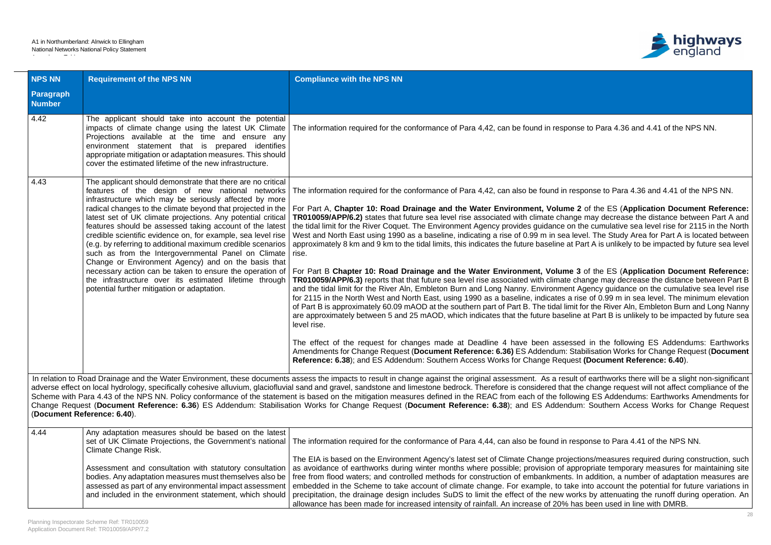| NPS NN Paragraph Number | Requirement of the NPS NN | Compliance with the NPS NN |
|---|---|---|
| 4.42 | The applicant should take into account the potential impacts of climate change using the latest UK Climate Projections available at the time and ensure any environment statement that is prepared identifies appropriate mitigation or adaptation measures. This should cover the estimated lifetime of the new infrastructure. | The information required for the conformance of Para 4,42, can be found in response to Para 4.36 and 4.41 of the NPS NN. |
| 4.43 | The applicant should demonstrate that there are no critical features of the design of new national networks infrastructure which may be seriously affected by more radical changes to the climate beyond that projected in the latest set of UK climate projections. Any potential critical features should be assessed taking account of the latest credible scientific evidence on, for example, sea level rise (e.g. by referring to additional maximum credible scenarios such as from the Intergovernmental Panel on Climate Change or Environment Agency) and on the basis that necessary action can be taken to ensure the operation of the infrastructure over its estimated lifetime through potential further mitigation or adaptation. | The information required for the conformance of Para 4,42, can also be found in response to Para 4.36 and 4.41 of the NPS NN.<br><br>For Part A, **Chapter 10: Road Drainage and the Water Environment, Volume 2** of the ES (**Application Document Reference: TR010059/APP/6.2)** states that future sea level rise associated with climate change may decrease the distance between Part A and the tidal limit for the River Coquet. The Environment Agency provides guidance on the cumulative sea level rise for 2115 in the North West and North East using 1990 as a baseline, indicating a rise of 0.99 m in sea level. The Study Area for Part A is located between approximately 8 km and 9 km to the tidal limits, this indicates the future baseline at Part A is unlikely to be impacted by future sea level rise.<br><br>For Part B **Chapter 10: Road Drainage and the Water Environment, Volume 3** of the ES (**Application Document Reference: TR010059/APP/6.3)** reports that that future sea level rise associated with climate change may decrease the distance between Part B and the tidal limit for the River Aln, Embleton Burn and Long Nanny. Environment Agency guidance on the cumulative sea level rise for 2115 in the North West and North East, using 1990 as a baseline, indicates a rise of 0.99 m in sea level. The minimum elevation of Part B is approximately 60.09 mAOD at the southern part of Part B. The tidal limit for the River Aln, Embleton Burn and Long Nanny are approximately between 5 and 25 mAOD, which indicates that the future baseline at Part B is unlikely to be impacted by future sea level rise.<br><br>The effect of the request for changes made at Deadline 4 have been assessed in the following ES Addendums: Earthworks Amendments for Change Request (**Document Reference: 6.36)** ES Addendum: Stabilisation Works for Change Request (**Document Reference: 6.38**); and ES Addendum: Southern Access Works for Change Request **(Document Reference: 6.40**). |
| In relation to Road Drainage and the Water Environment, these documents assess the impacts to result in change against the original assessment. As a result of earthworks there will be a slight non-significant adverse effect on local hydrology, specifically cohesive alluvium, glaciofluvial sand and gravel, sandstone and limestone bedrock. Therefore is considered that the change request will not affect compliance of the Scheme with Para 4.43 of the NPS NN. Policy conformance of the statement is based on the mitigation measures defined in the REAC from each of the following ES Addendums: Earthworks Amendments for Change Request (**Document Reference: 6.36**) ES Addendum: Stabilisation Works for Change Request (**Document Reference: 6.38**); and ES Addendum: Southern Access Works for Change Request (**Document Reference: 6.40**). | | |
| 4.44 | Any adaptation measures should be based on the latest set of UK Climate Projections, the Government's national Climate Change Risk.<br><br>Assessment and consultation with statutory consultation bodies. Any adaptation measures must themselves also be assessed as part of any environmental impact assessment and included in the environment statement, which should | The information required for the conformance of Para 4,44, can also be found in response to Para 4.41 of the NPS NN.<br><br>The EIA is based on the Environment Agency's latest set of Climate Change projections/measures required during construction, such as avoidance of earthworks during winter months where possible; provision of appropriate temporary measures for maintaining site free from flood waters; and controlled methods for construction of embankments. In addition, a number of adaptation measures are embedded in the Scheme to take account of climate change. For example, to take into account the potential for future variations in precipitation, the drainage design includes SuDS to limit the effect of the new works by attenuating the runoff during operation. An allowance has been made for increased intensity of rainfall. An increase of 20% has been used in line with DMRB. |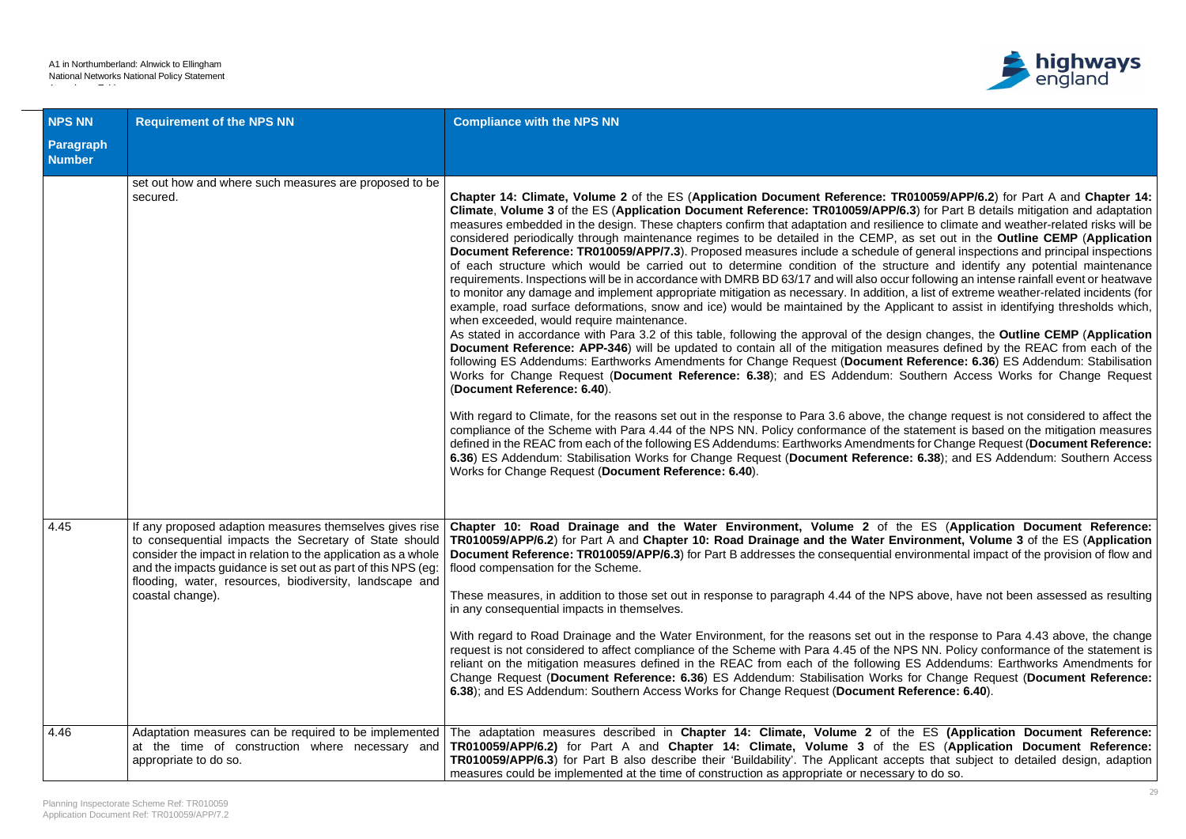| NPS NN Paragraph Number | Requirement of the NPS NN | Compliance with the NPS NN |
|---|---|---|
| | set out how and where such measures are proposed to be secured. | **Chapter 14: Climate, Volume 2** of the ES (**Application Document Reference: TR010059/APP/6.2**) for Part A and **Chapter 14: Climate**, **Volume 3** of the ES (**Application Document Reference: TR010059/APP/6.3**) for Part B details mitigation and adaptation measures embedded in the design. These chapters confirm that adaptation and resilience to climate and weather-related risks will be considered periodically through maintenance regimes to be detailed in the CEMP, as set out in the **Outline CEMP** (**Application Document Reference: TR010059/APP/7.3**). Proposed measures include a schedule of general inspections and principal inspections of each structure which would be carried out to determine condition of the structure and identify any potential maintenance requirements. Inspections will be in accordance with DMRB BD 63/17 and will also occur following an intense rainfall event or heatwave to monitor any damage and implement appropriate mitigation as necessary. In addition, a list of extreme weather-related incidents (for example, road surface deformations, snow and ice) would be maintained by the Applicant to assist in identifying thresholds which, when exceeded, would require maintenance.<br>As stated in accordance with Para 3.2 of this table, following the approval of the design changes, the **Outline CEMP** (**Application Document Reference: APP-346**) will be updated to contain all of the mitigation measures defined by the REAC from each of the following ES Addendums: Earthworks Amendments for Change Request (**Document Reference: 6.36**) ES Addendum: Stabilisation Works for Change Request (**Document Reference: 6.38**); and ES Addendum: Southern Access Works for Change Request (**Document Reference: 6.40**).<br><br>With regard to Climate, for the reasons set out in the response to Para 3.6 above, the change request is not considered to affect the compliance of the Scheme with Para 4.44 of the NPS NN. Policy conformance of the statement is based on the mitigation measures defined in the REAC from each of the following ES Addendums: Earthworks Amendments for Change Request (**Document Reference: 6.36**) ES Addendum: Stabilisation Works for Change Request (**Document Reference: 6.38**); and ES Addendum: Southern Access Works for Change Request (**Document Reference: 6.40**). |
| 4.45 | If any proposed adaption measures themselves gives rise to consequential impacts the Secretary of State should consider the impact in relation to the application as a whole and the impacts guidance is set out as part of this NPS (eg: flooding, water, resources, biodiversity, landscape and coastal change). | **Chapter 10: Road Drainage and the Water Environment, Volume 2** of the ES (**Application Document Reference: TR010059/APP/6.2**) for Part A and **Chapter 10: Road Drainage and the Water Environment, Volume 3** of the ES (**Application Document Reference: TR010059/APP/6.3**) for Part B addresses the consequential environmental impact of the provision of flow and flood compensation for the Scheme.<br><br>These measures, in addition to those set out in response to paragraph 4.44 of the NPS above, have not been assessed as resulting in any consequential impacts in themselves.<br><br>With regard to Road Drainage and the Water Environment, for the reasons set out in the response to Para 4.43 above, the change request is not considered to affect compliance of the Scheme with Para 4.45 of the NPS NN. Policy conformance of the statement is reliant on the mitigation measures defined in the REAC from each of the following ES Addendums: Earthworks Amendments for Change Request (**Document Reference: 6.36**) ES Addendum: Stabilisation Works for Change Request (**Document Reference: 6.38**); and ES Addendum: Southern Access Works for Change Request (**Document Reference: 6.40**). |
| 4.46 | Adaptation measures can be required to be implemented at the time of construction where necessary and appropriate to do so. | The adaptation measures described in **Chapter 14: Climate, Volume 2** of the ES **(Application Document Reference: TR010059/APP/6.2)** for Part A and **Chapter 14: Climate, Volume 3** of the ES (**Application Document Reference: TR010059/APP/6.3**) for Part B also describe their 'Buildability'. The Applicant accepts that subject to detailed design, adaption measures could be implemented at the time of construction as appropriate or necessary to do so. |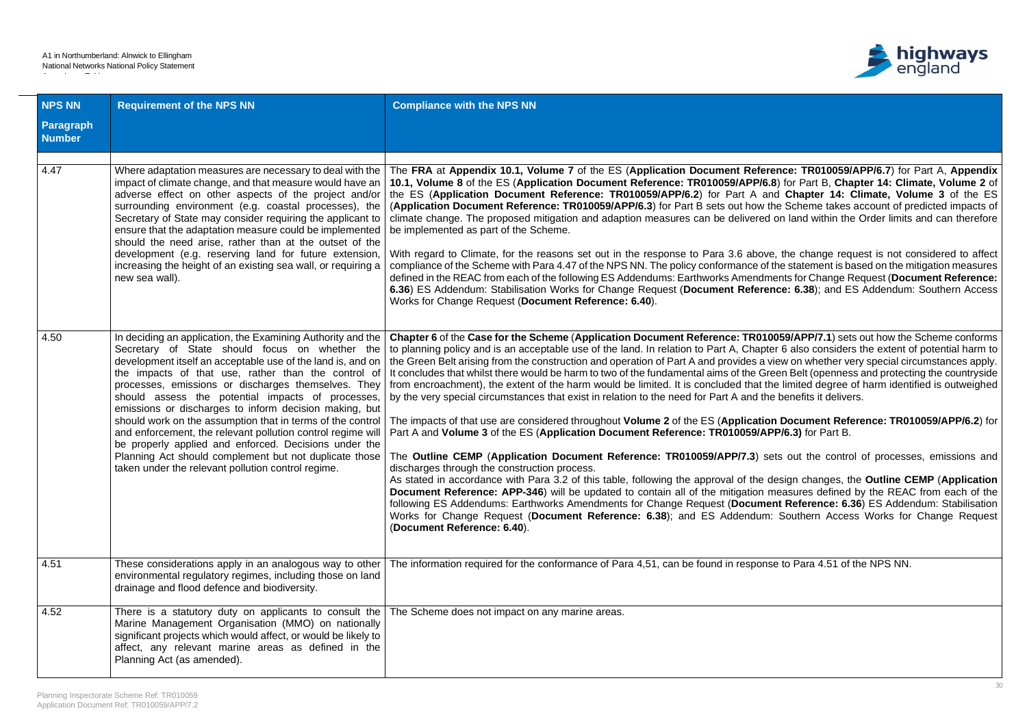| NPS NN Paragraph Number | Requirement of the NPS NN | Compliance with the NPS NN |
|---|---|---|
| 4.47 | Where adaptation measures are necessary to deal with the impact of climate change, and that measure would have an adverse effect on other aspects of the project and/or surrounding environment (e.g. coastal processes), the Secretary of State may consider requiring the applicant to ensure that the adaptation measure could be implemented should the need arise, rather than at the outset of the development (e.g. reserving land for future extension, increasing the height of an existing sea wall, or requiring a new sea wall). | The **FRA** at **Appendix 10.1, Volume 7** of the ES (**Application Document Reference: TR010059/APP/6.7**) for Part A, **Appendix 10.1, Volume 8** of the ES (**Application Document Reference: TR010059/APP/6.8**) for Part B, **Chapter 14: Climate, Volume 2** of the ES (**Application Document Reference: TR010059/APP/6.2**) for Part A and **Chapter 14: Climate, Volume 3** of the ES (**Application Document Reference: TR010059/APP/6.3**) for Part B sets out how the Scheme takes account of predicted impacts of climate change. The proposed mitigation and adaption measures can be delivered on land within the Order limits and can therefore be implemented as part of the Scheme.<br><br>With regard to Climate, for the reasons set out in the response to Para 3.6 above, the change request is not considered to affect compliance of the Scheme with Para 4.47 of the NPS NN. The policy conformance of the statement is based on the mitigation measures defined in the REAC from each of the following ES Addendums: Earthworks Amendments for Change Request (**Document Reference: 6.36**) ES Addendum: Stabilisation Works for Change Request (**Document Reference: 6.38**); and ES Addendum: Southern Access Works for Change Request (**Document Reference: 6.40**). |
| 4.50 | In deciding an application, the Examining Authority and the Secretary of State should focus on whether the development itself an acceptable use of the land is, and on the impacts of that use, rather than the control of processes, emissions or discharges themselves. They should assess the potential impacts of processes, emissions or discharges to inform decision making, but should work on the assumption that in terms of the control and enforcement, the relevant pollution control regime will be properly applied and enforced. Decisions under the Planning Act should complement but not duplicate those taken under the relevant pollution control regime. | **Chapter 6** of the **Case for the Scheme** (**Application Document Reference: TR010059/APP/7.1**) sets out how the Scheme conforms to planning policy and is an acceptable use of the land. In relation to Part A, Chapter 6 also considers the extent of potential harm to the Green Belt arising from the construction and operation of Part A and provides a view on whether very special circumstances apply. It concludes that whilst there would be harm to two of the fundamental aims of the Green Belt (openness and protecting the countryside from encroachment), the extent of the harm would be limited. It is concluded that the limited degree of harm identified is outweighed by the very special circumstances that exist in relation to the need for Part A and the benefits it delivers.<br><br>The impacts of that use are considered throughout **Volume 2** of the ES (**Application Document Reference: TR010059/APP/6.2**) for Part A and **Volume 3** of the ES (**Application Document Reference: TR010059/APP/6.3)** for Part B.<br><br>The **Outline CEMP** (**Application Document Reference: TR010059/APP/7.3**) sets out the control of processes, emissions and discharges through the construction process.<br>As stated in accordance with Para 3.2 of this table, following the approval of the design changes, the **Outline CEMP** (**Application Document Reference: APP-346**) will be updated to contain all of the mitigation measures defined by the REAC from each of the following ES Addendums: Earthworks Amendments for Change Request (**Document Reference: 6.36**) ES Addendum: Stabilisation Works for Change Request (**Document Reference: 6.38**); and ES Addendum: Southern Access Works for Change Request (**Document Reference: 6.40**). |
| 4.51 | These considerations apply in an analogous way to other environmental regulatory regimes, including those on land drainage and flood defence and biodiversity. | The information required for the conformance of Para 4,51, can be found in response to Para 4.51 of the NPS NN. |
| 4.52 | There is a statutory duty on applicants to consult the Marine Management Organisation (MMO) on nationally significant projects which would affect, or would be likely to affect, any relevant marine areas as defined in the Planning Act (as amended). | The Scheme does not impact on any marine areas. |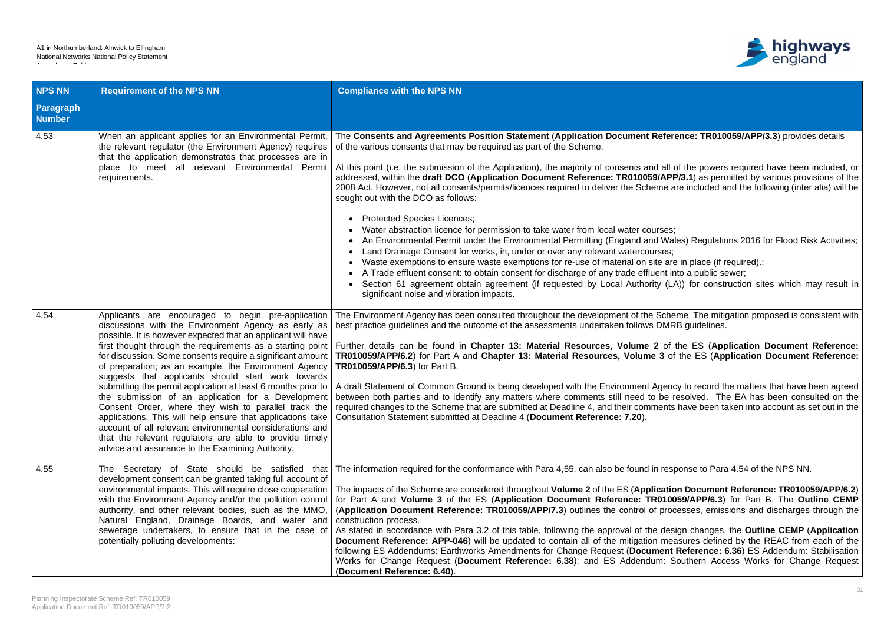| NPS NN Paragraph Number | Requirement of the NPS NN | Compliance with the NPS NN |
|---|---|---|
| 4.53 | When an applicant applies for an Environmental Permit, the relevant regulator (the Environment Agency) requires that the application demonstrates that processes are in place to meet all relevant Environmental Permit requirements. | The **Consents and Agreements Position Statement** (**Application Document Reference: TR010059/APP/3.3**) provides details of the various consents that may be required as part of the Scheme.<br><br>At this point (i.e. the submission of the Application), the majority of consents and all of the powers required have been included, or addressed, within the **draft DCO** (**Application Document Reference: TR010059/APP/3.1**) as permitted by various provisions of the 2008 Act. However, not all consents/permits/licences required to deliver the Scheme are included and the following (inter alia) will be sought out with the DCO as follows:<br><br>• Protected Species Licences;<br>• Water abstraction licence for permission to take water from local water courses;<br>• An Environmental Permit under the Environmental Permitting (England and Wales) Regulations 2016 for Flood Risk Activities;<br>• Land Drainage Consent for works, in, under or over any relevant watercourses;<br>• Waste exemptions to ensure waste exemptions for re-use of material on site are in place (if required).;<br>• A Trade effluent consent: to obtain consent for discharge of any trade effluent into a public sewer;<br>• Section 61 agreement obtain agreement (if requested by Local Authority (LA)) for construction sites which may result in significant noise and vibration impacts. |
| 4.54 | Applicants are encouraged to begin pre-application discussions with the Environment Agency as early as possible. It is however expected that an applicant will have first thought through the requirements as a starting point for discussion. Some consents require a significant amount of preparation; as an example, the Environment Agency suggests that applicants should start work towards submitting the permit application at least 6 months prior to the submission of an application for a Development Consent Order, where they wish to parallel track the applications. This will help ensure that applications take account of all relevant environmental considerations and that the relevant regulators are able to provide timely advice and assurance to the Examining Authority. | The Environment Agency has been consulted throughout the development of the Scheme. The mitigation proposed is consistent with best practice guidelines and the outcome of the assessments undertaken follows DMRB guidelines.<br><br>Further details can be found in **Chapter 13: Material Resources, Volume 2** of the ES (**Application Document Reference: TR010059/APP/6.2**) for Part A and **Chapter 13: Material Resources, Volume 3** of the ES (**Application Document Reference: TR010059/APP/6.3**) for Part B.<br><br>A draft Statement of Common Ground is being developed with the Environment Agency to record the matters that have been agreed between both parties and to identify any matters where comments still need to be resolved. The EA has been consulted on the required changes to the Scheme that are submitted at Deadline 4, and their comments have been taken into account as set out in the Consultation Statement submitted at Deadline 4 (**Document Reference: 7.20**). |
| 4.55 | The Secretary of State should be satisfied that development consent can be granted taking full account of environmental impacts. This will require close cooperation with the Environment Agency and/or the pollution control authority, and other relevant bodies, such as the MMO, Natural England, Drainage Boards, and water and sewerage undertakers, to ensure that in the case of potentially polluting developments: | The information required for the conformance with Para 4,55, can also be found in response to Para 4.54 of the NPS NN.<br><br>The impacts of the Scheme are considered throughout **Volume 2** of the ES (**Application Document Reference: TR010059/APP/6.2**) for Part A and **Volume 3** of the ES (**Application Document Reference: TR010059/APP/6.3**) for Part B. The **Outline CEMP** (**Application Document Reference: TR010059/APP/7.3**) outlines the control of processes, emissions and discharges through the construction process.<br>As stated in accordance with Para 3.2 of this table, following the approval of the design changes, the **Outline CEMP** (**Application Document Reference: APP-046**) will be updated to contain all of the mitigation measures defined by the REAC from each of the following ES Addendums: Earthworks Amendments for Change Request (**Document Reference: 6.36**) ES Addendum: Stabilisation Works for Change Request (**Document Reference: 6.38**); and ES Addendum: Southern Access Works for Change Request (**Document Reference: 6.40**). |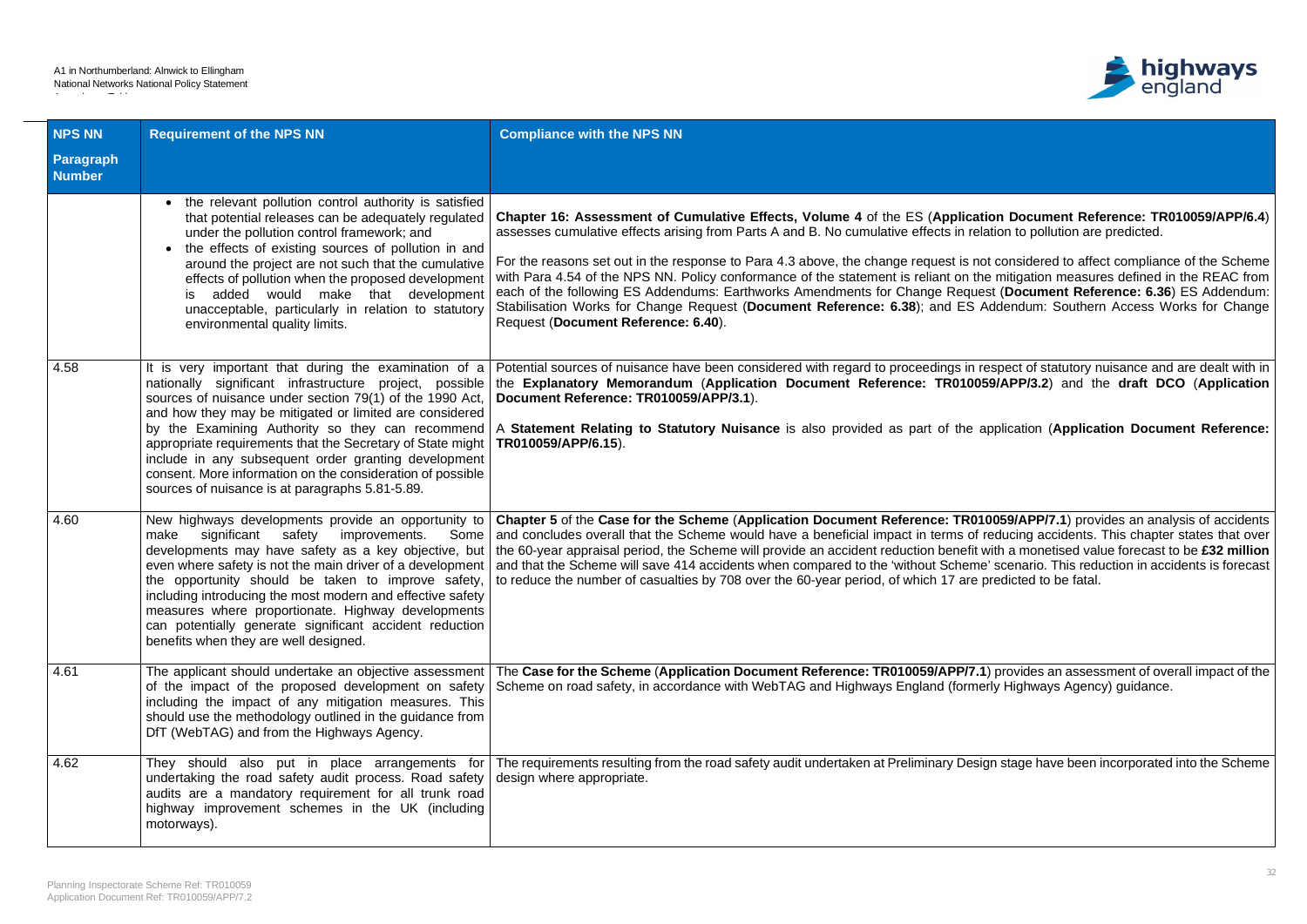| NPS NN Paragraph Number | Requirement of the NPS NN | Compliance with the NPS NN |
|---|---|---|
| | • the relevant pollution control authority is satisfied that potential releases can be adequately regulated under the pollution control framework; and<br>• the effects of existing sources of pollution in and around the project are not such that the cumulative effects of pollution when the proposed development is added would make that development unacceptable, particularly in relation to statutory environmental quality limits. | **Chapter 16: Assessment of Cumulative Effects, Volume 4** of the ES (**Application Document Reference: TR010059/APP/6.4**) assesses cumulative effects arising from Parts A and B. No cumulative effects in relation to pollution are predicted.<br><br>For the reasons set out in the response to Para 4.3 above, the change request is not considered to affect compliance of the Scheme with Para 4.54 of the NPS NN. Policy conformance of the statement is reliant on the mitigation measures defined in the REAC from each of the following ES Addendums: Earthworks Amendments for Change Request (**Document Reference: 6.36**) ES Addendum: Stabilisation Works for Change Request (**Document Reference: 6.38**); and ES Addendum: Southern Access Works for Change Request (**Document Reference: 6.40**). |
| 4.58 | It is very important that during the examination of a nationally significant infrastructure project, possible sources of nuisance under section 79(1) of the 1990 Act, and how they may be mitigated or limited are considered by the Examining Authority so they can recommend appropriate requirements that the Secretary of State might include in any subsequent order granting development consent. More information on the consideration of possible sources of nuisance is at paragraphs 5.81-5.89. | Potential sources of nuisance have been considered with regard to proceedings in respect of statutory nuisance and are dealt with in the **Explanatory Memorandum** (**Application Document Reference: TR010059/APP/3.2**) and the **draft DCO** (**Application Document Reference: TR010059/APP/3.1**).<br><br>A **Statement Relating to Statutory Nuisance** is also provided as part of the application (**Application Document Reference: TR010059/APP/6.15**). |
| 4.60 | New highways developments provide an opportunity to make significant safety improvements. Some developments may have safety as a key objective, but even where safety is not the main driver of a development the opportunity should be taken to improve safety, including introducing the most modern and effective safety measures where proportionate. Highway developments can potentially generate significant accident reduction benefits when they are well designed. | **Chapter 5** of the **Case for the Scheme** (**Application Document Reference: TR010059/APP/7.1**) provides an analysis of accidents and concludes overall that the Scheme would have a beneficial impact in terms of reducing accidents. This chapter states that over the 60-year appraisal period, the Scheme will provide an accident reduction benefit with a monetised value forecast to be **£32 million** and that the Scheme will save 414 accidents when compared to the 'without Scheme' scenario. This reduction in accidents is forecast to reduce the number of casualties by 708 over the 60-year period, of which 17 are predicted to be fatal. |
| 4.61 | The applicant should undertake an objective assessment of the impact of the proposed development on safety including the impact of any mitigation measures. This should use the methodology outlined in the guidance from DfT (WebTAG) and from the Highways Agency. | The **Case for the Scheme** (**Application Document Reference: TR010059/APP/7.1**) provides an assessment of overall impact of the Scheme on road safety, in accordance with WebTAG and Highways England (formerly Highways Agency) guidance. |
| 4.62 | They should also put in place arrangements for undertaking the road safety audit process. Road safety audits are a mandatory requirement for all trunk road highway improvement schemes in the UK (including motorways). | The requirements resulting from the road safety audit undertaken at Preliminary Design stage have been incorporated into the Scheme design where appropriate. |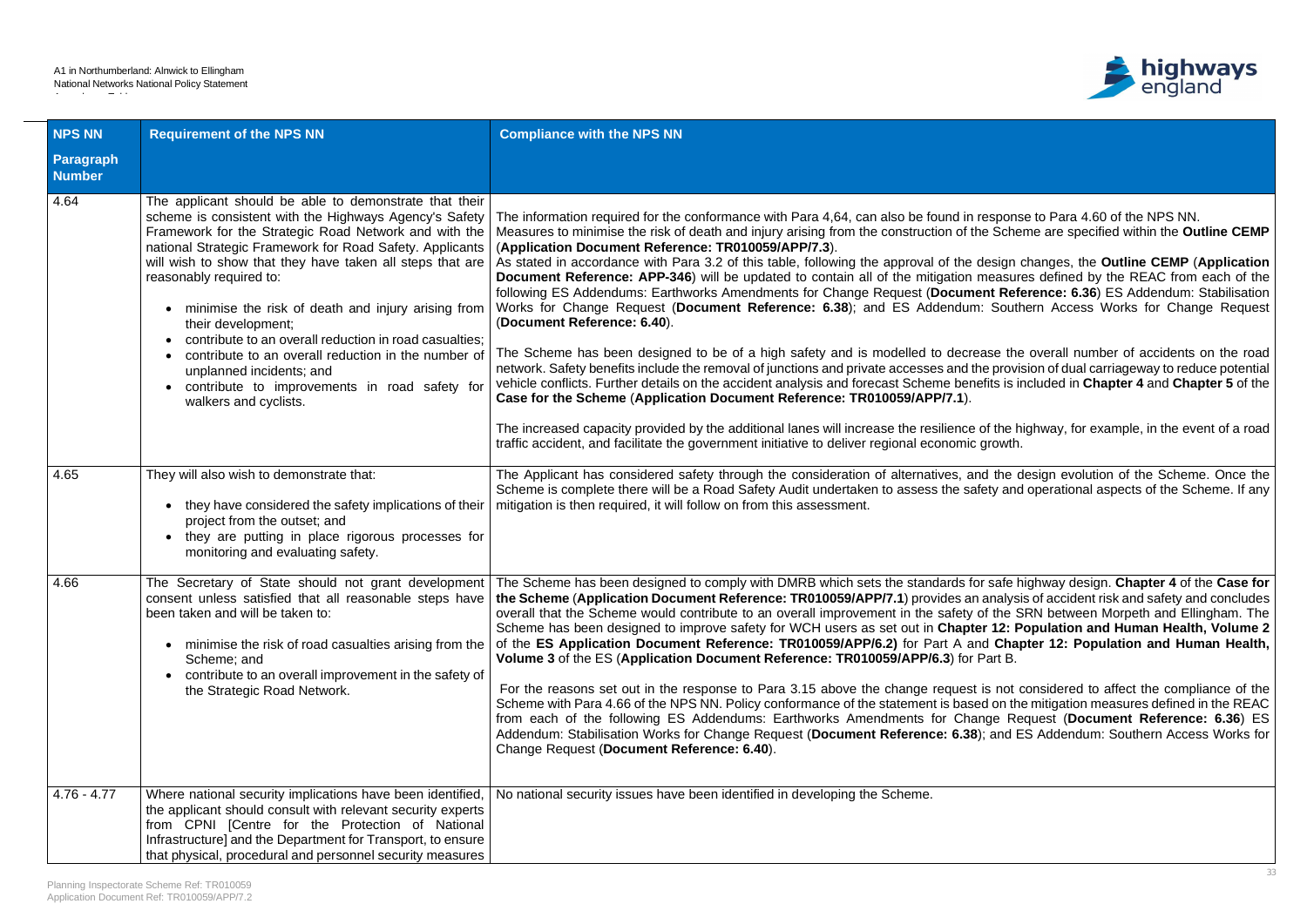| NPS NN Paragraph Number | Requirement of the NPS NN | Compliance with the NPS NN |
|---|---|---|
| 4.64 | The applicant should be able to demonstrate that their scheme is consistent with the Highways Agency's Safety Framework for the Strategic Road Network and with the national Strategic Framework for Road Safety. Applicants will wish to show that they have taken all steps that are reasonably required to:<br>• minimise the risk of death and injury arising from their development;<br>• contribute to an overall reduction in road casualties;<br>• contribute to an overall reduction in the number of unplanned incidents; and<br>• contribute to improvements in road safety for walkers and cyclists. | The information required for the conformance with Para 4,64, can also be found in response to Para 4.60 of the NPS NN. Measures to minimise the risk of death and injury arising from the construction of the Scheme are specified within the **Outline CEMP** (**Application Document Reference: TR010059/APP/7.3**).<br>As stated in accordance with Para 3.2 of this table, following the approval of the design changes, the **Outline CEMP** (**Application Document Reference: APP-346**) will be updated to contain all of the mitigation measures defined by the REAC from each of the following ES Addendums: Earthworks Amendments for Change Request (**Document Reference: 6.36**) ES Addendum: Stabilisation Works for Change Request (**Document Reference: 6.38**); and ES Addendum: Southern Access Works for Change Request (**Document Reference: 6.40**).<br><br>The Scheme has been designed to be of a high safety and is modelled to decrease the overall number of accidents on the road network. Safety benefits include the removal of junctions and private accesses and the provision of dual carriageway to reduce potential vehicle conflicts. Further details on the accident analysis and forecast Scheme benefits is included in **Chapter 4** and **Chapter 5** of the **Case for the Scheme** (**Application Document Reference: TR010059/APP/7.1**).<br><br>The increased capacity provided by the additional lanes will increase the resilience of the highway, for example, in the event of a road traffic accident, and facilitate the government initiative to deliver regional economic growth. |
| 4.65 | They will also wish to demonstrate that:<br>• they have considered the safety implications of their project from the outset; and<br>• they are putting in place rigorous processes for monitoring and evaluating safety. | The Applicant has considered safety through the consideration of alternatives, and the design evolution of the Scheme. Once the Scheme is complete there will be a Road Safety Audit undertaken to assess the safety and operational aspects of the Scheme. If any mitigation is then required, it will follow on from this assessment. |
| 4.66 | The Secretary of State should not grant development consent unless satisfied that all reasonable steps have been taken and will be taken to:<br>• minimise the risk of road casualties arising from the Scheme; and<br>• contribute to an overall improvement in the safety of the Strategic Road Network. | The Scheme has been designed to comply with DMRB which sets the standards for safe highway design. **Chapter 4** of the **Case for the Scheme** (**Application Document Reference: TR010059/APP/7.1**) provides an analysis of accident risk and safety and concludes overall that the Scheme would contribute to an overall improvement in the safety of the SRN between Morpeth and Ellingham. The Scheme has been designed to improve safety for WCH users as set out in **Chapter 12: Population and Human Health, Volume 2** of the **ES Application Document Reference: TR010059/APP/6.2)** for Part A and **Chapter 12: Population and Human Health, Volume 3** of the ES (**Application Document Reference: TR010059/APP/6.3**) for Part B.<br><br>For the reasons set out in the response to Para 3.15 above the change request is not considered to affect the compliance of the Scheme with Para 4.66 of the NPS NN. Policy conformance of the statement is based on the mitigation measures defined in the REAC from each of the following ES Addendums: Earthworks Amendments for Change Request (**Document Reference: 6.36**) ES Addendum: Stabilisation Works for Change Request (**Document Reference: 6.38**); and ES Addendum: Southern Access Works for Change Request (**Document Reference: 6.40**). |
| 4.76 - 4.77 | Where national security implications have been identified, the applicant should consult with relevant security experts from CPNI [Centre for the Protection of National Infrastructure] and the Department for Transport, to ensure that physical, procedural and personnel security measures | No national security issues have been identified in developing the Scheme. |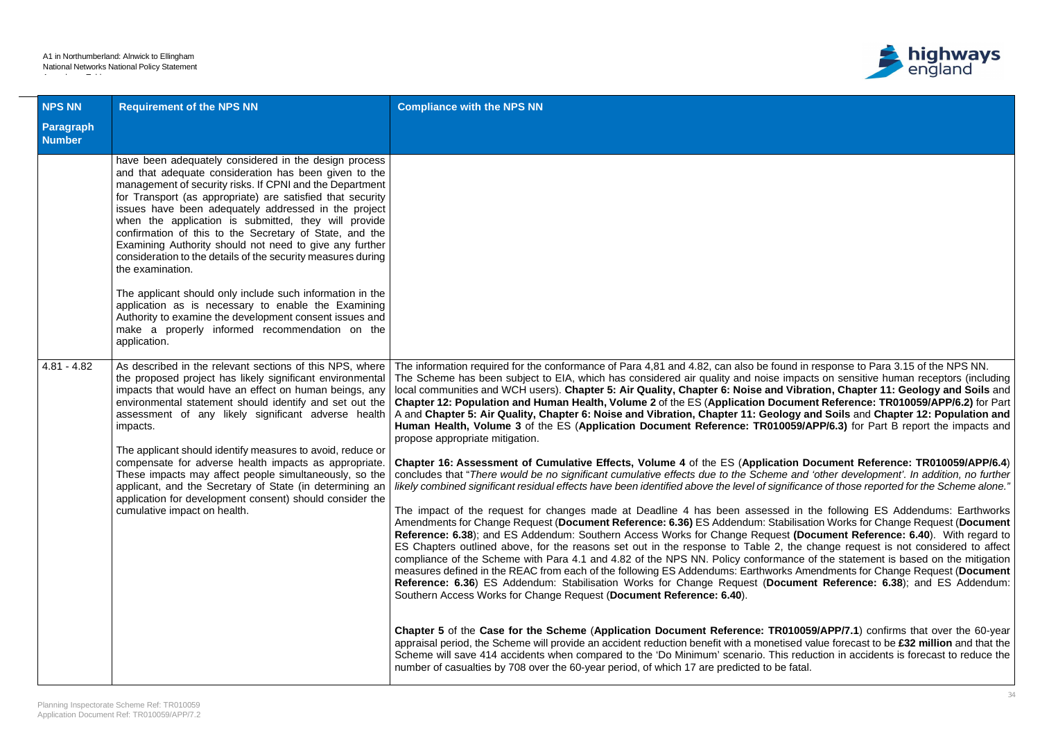| NPS NN Paragraph Number | Requirement of the NPS NN | Compliance with the NPS NN |
|---|---|---|
| | have been adequately considered in the design process and that adequate consideration has been given to the management of security risks. If CPNI and the Department for Transport (as appropriate) are satisfied that security issues have been adequately addressed in the project when the application is submitted, they will provide confirmation of this to the Secretary of State, and the Examining Authority should not need to give any further consideration to the details of the security measures during the examination.<br><br>The applicant should only include such information in the application as is necessary to enable the Examining Authority to examine the development consent issues and make a properly informed recommendation on the application. | |
| 4.81 - 4.82 | As described in the relevant sections of this NPS, where the proposed project has likely significant environmental impacts that would have an effect on human beings, any environmental statement should identify and set out the assessment of any likely significant adverse health impacts.<br><br>The applicant should identify measures to avoid, reduce or compensate for adverse health impacts as appropriate. These impacts may affect people simultaneously, so the applicant, and the Secretary of State (in determining an application for development consent) should consider the cumulative impact on health. | The information required for the conformance of Para 4,81 and 4.82, can also be found in response to Para 3.15 of the NPS NN. The Scheme has been subject to EIA, which has considered air quality and noise impacts on sensitive human receptors (including local communities and WCH users). **Chapter 5: Air Quality, Chapter 6: Noise and Vibration, Chapter 11: Geology and Soils** and **Chapter 12: Population and Human Health, Volume 2** of the ES (**Application Document Reference: TR010059/APP/6.2)** for Part A and **Chapter 5: Air Quality, Chapter 6: Noise and Vibration, Chapter 11: Geology and Soils** and **Chapter 12: Population and Human Health, Volume 3** of the ES (**Application Document Reference: TR010059/APP/6.3)** for Part B report the impacts and propose appropriate mitigation.<br><br>**Chapter 16: Assessment of Cumulative Effects, Volume 4** of the ES (**Application Document Reference: TR010059/APP/6.4**) concludes that "*There would be no significant cumulative effects due to the Scheme and 'other development'. In addition, no further likely combined significant residual effects have been identified above the level of significance of those reported for the Scheme alone.*"<br><br>The impact of the request for changes made at Deadline 4 has been assessed in the following ES Addendums: Earthworks Amendments for Change Request (**Document Reference: 6.36)** ES Addendum: Stabilisation Works for Change Request (**Document Reference: 6.38**); and ES Addendum: Southern Access Works for Change Request **(Document Reference: 6.40**). With regard to ES Chapters outlined above, for the reasons set out in the response to Table 2, the change request is not considered to affect compliance of the Scheme with Para 4.1 and 4.82 of the NPS NN. Policy conformance of the statement is based on the mitigation measures defined in the REAC from each of the following ES Addendums: Earthworks Amendments for Change Request (**Document Reference: 6.36**) ES Addendum: Stabilisation Works for Change Request (**Document Reference: 6.38**); and ES Addendum: Southern Access Works for Change Request (**Document Reference: 6.40**).<br><br>**Chapter 5** of the **Case for the Scheme** (**Application Document Reference: TR010059/APP/7.1**) confirms that over the 60-year appraisal period, the Scheme will provide an accident reduction benefit with a monetised value forecast to be **£32 million** and that the Scheme will save 414 accidents when compared to the 'Do Minimum' scenario. This reduction in accidents is forecast to reduce the number of casualties by 708 over the 60-year period, of which 17 are predicted to be fatal. |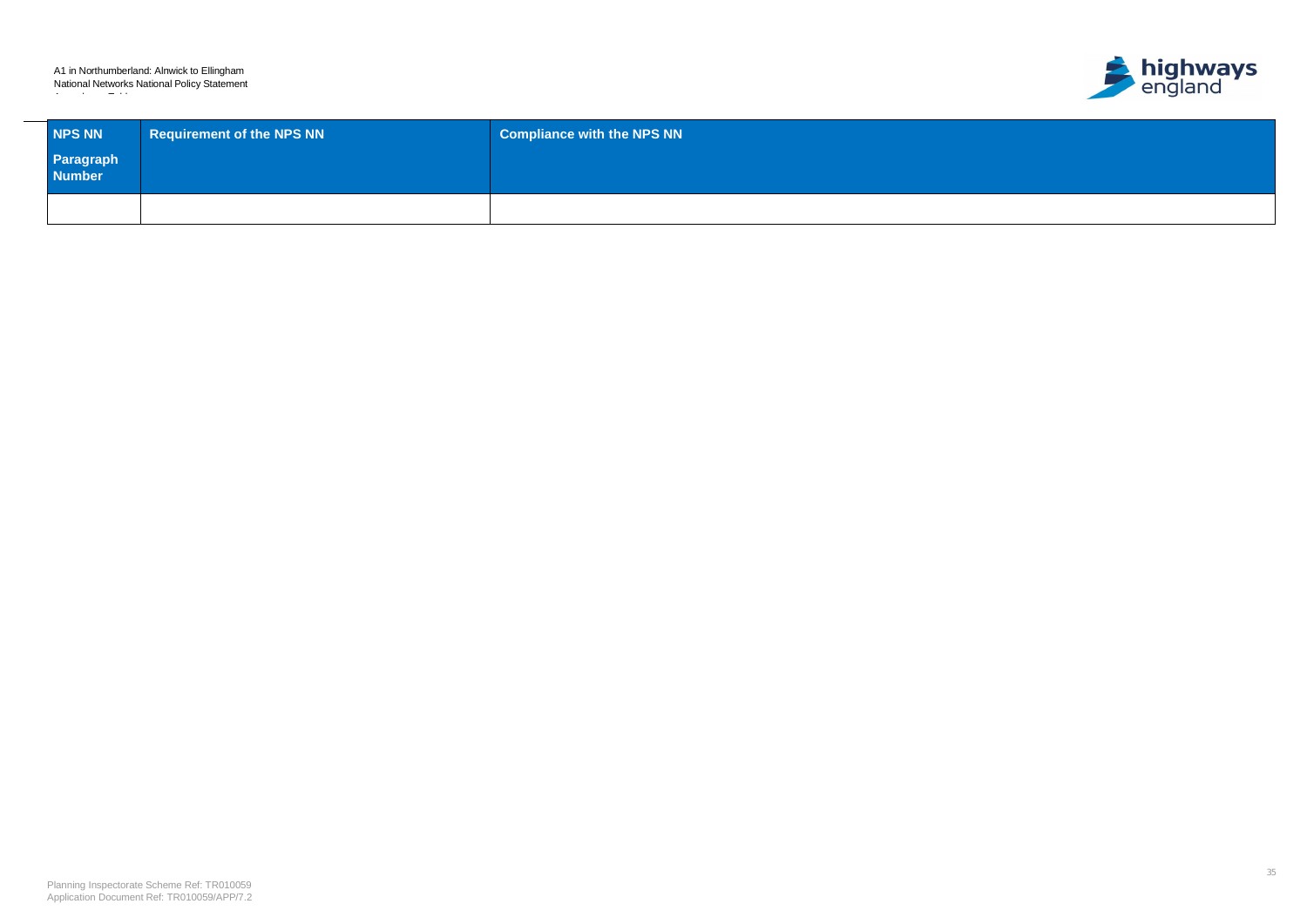| NPS NN Paragraph Number | Requirement of the NPS NN | Compliance with the NPS NN |
|---|---|---|
| | | |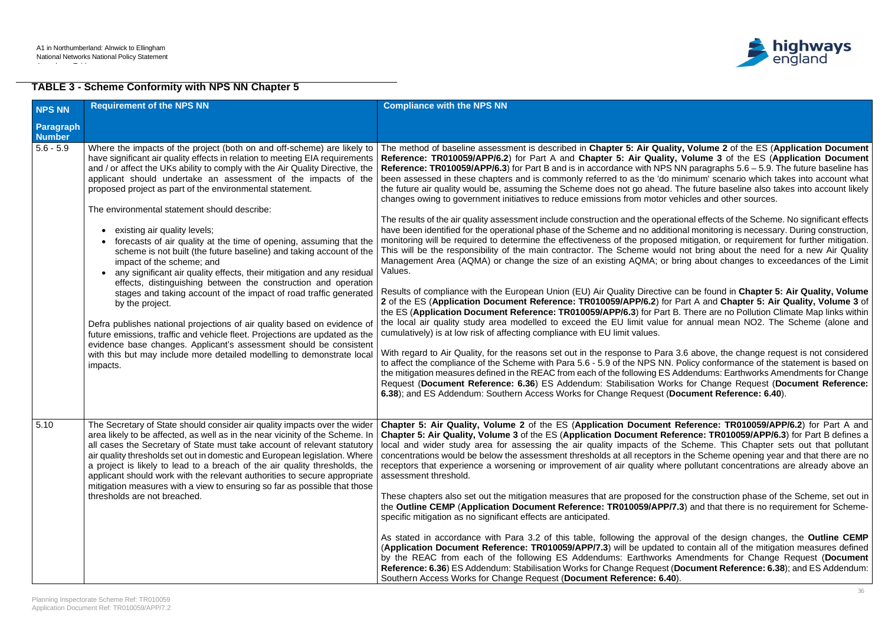## TABLE 3 - Scheme Conformity with NPS NN Chapter 5

| NPS NN Paragraph Number | Requirement of the NPS NN | Compliance with the NPS NN |
|---|---|---|
| 5.6 - 5.9 | Where the impacts of the project (both on and off-scheme) are likely to have significant air quality effects in relation to meeting EIA requirements and / or affect the UKs ability to comply with the Air Quality Directive, the applicant should undertake an assessment of the impacts of the proposed project as part of the environmental statement.<br><br>The environmental statement should describe:<br><br>• existing air quality levels;<br>• forecasts of air quality at the time of opening, assuming that the scheme is not built (the future baseline) and taking account of the impact of the scheme; and<br>• any significant air quality effects, their mitigation and any residual effects, distinguishing between the construction and operation stages and taking account of the impact of road traffic generated by the project.<br><br>Defra publishes national projections of air quality based on evidence of future emissions, traffic and vehicle fleet. Projections are updated as the evidence base changes. Applicant's assessment should be consistent with this but may include more detailed modelling to demonstrate local impacts. | The method of baseline assessment is described in **Chapter 5: Air Quality, Volume 2** of the ES (**Application Document Reference: TR010059/APP/6.2**) for Part A and **Chapter 5: Air Quality, Volume 3** of the ES (**Application Document Reference: TR010059/APP/6.3**) for Part B and is in accordance with NPS NN paragraphs 5.6 – 5.9. The future baseline has been assessed in these chapters and is commonly referred to as the 'do minimum' scenario which takes into account what the future air quality would be, assuming the Scheme does not go ahead. The future baseline also takes into account likely changes owing to government initiatives to reduce emissions from motor vehicles and other sources.<br><br>The results of the air quality assessment include construction and the operational effects of the Scheme. No significant effects have been identified for the operational phase of the Scheme and no additional monitoring is necessary. During construction, monitoring will be required to determine the effectiveness of the proposed mitigation, or requirement for further mitigation. This will be the responsibility of the main contractor. The Scheme would not bring about the need for a new Air Quality Management Area (AQMA) or change the size of an existing AQMA; or bring about changes to exceedances of the Limit Values.<br><br>Results of compliance with the European Union (EU) Air Quality Directive can be found in **Chapter 5: Air Quality, Volume 2** of the ES (**Application Document Reference: TR010059/APP/6.2**) for Part A and **Chapter 5: Air Quality, Volume 3** of the ES (**Application Document Reference: TR010059/APP/6.3**) for Part B. There are no Pollution Climate Map links within the local air quality study area modelled to exceed the EU limit value for annual mean NO2. The Scheme (alone and cumulatively) is at low risk of affecting compliance with EU limit values.<br><br>With regard to Air Quality, for the reasons set out in the response to Para 3.6 above, the change request is not considered to affect the compliance of the Scheme with Para 5.6 - 5.9 of the NPS NN. Policy conformance of the statement is based on the mitigation measures defined in the REAC from each of the following ES Addendums: Earthworks Amendments for Change Request (**Document Reference: 6.36**) ES Addendum: Stabilisation Works for Change Request (**Document Reference: 6.38**); and ES Addendum: Southern Access Works for Change Request (**Document Reference: 6.40**). |
| 5.10 | The Secretary of State should consider air quality impacts over the wider area likely to be affected, as well as in the near vicinity of the Scheme. In all cases the Secretary of State must take account of relevant statutory air quality thresholds set out in domestic and European legislation. Where a project is likely to lead to a breach of the air quality thresholds, the applicant should work with the relevant authorities to secure appropriate mitigation measures with a view to ensuring so far as possible that those thresholds are not breached. | **Chapter 5: Air Quality, Volume 2** of the ES (**Application Document Reference: TR010059/APP/6.2**) for Part A and **Chapter 5: Air Quality, Volume 3** of the ES (**Application Document Reference: TR010059/APP/6.3**) for Part B defines a local and wider study area for assessing the air quality impacts of the Scheme. This Chapter sets out that pollutant concentrations would be below the assessment thresholds at all receptors in the Scheme opening year and that there are no receptors that experience a worsening or improvement of air quality where pollutant concentrations are already above an assessment threshold.<br><br>These chapters also set out the mitigation measures that are proposed for the construction phase of the Scheme, set out in the **Outline CEMP** (**Application Document Reference: TR010059/APP/7.3**) and that there is no requirement for Scheme-specific mitigation as no significant effects are anticipated.<br><br>As stated in accordance with Para 3.2 of this table, following the approval of the design changes, the **Outline CEMP** (**Application Document Reference: TR010059/APP/7.3**) will be updated to contain all of the mitigation measures defined by the REAC from each of the following ES Addendums: Earthworks Amendments for Change Request (**Document Reference: 6.36**) ES Addendum: Stabilisation Works for Change Request (**Document Reference: 6.38**); and ES Addendum: Southern Access Works for Change Request (**Document Reference: 6.40**). |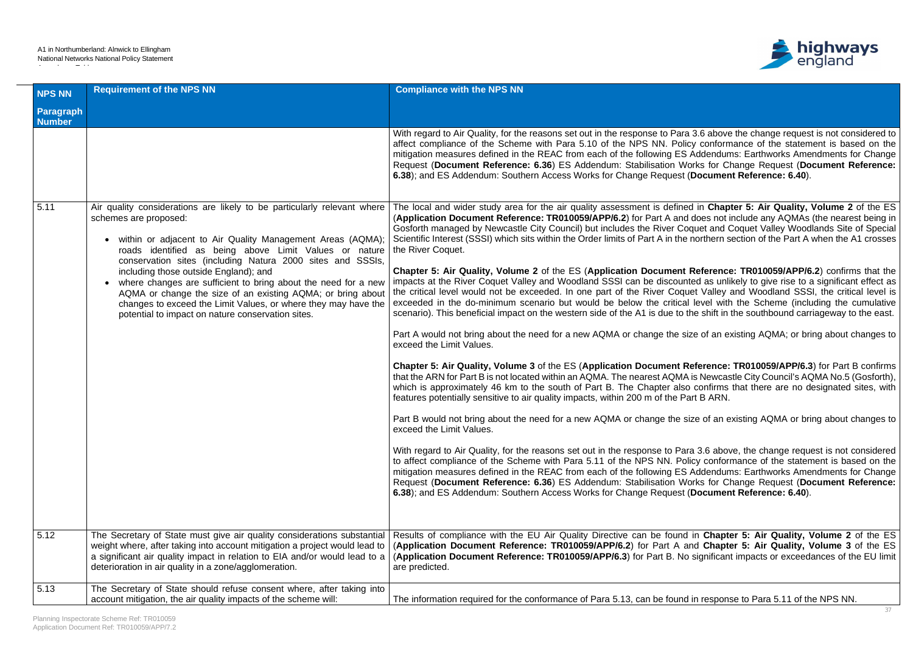| NPS NN Paragraph Number | Requirement of the NPS NN | Compliance with the NPS NN |
|---|---|---|
| | | With regard to Air Quality, for the reasons set out in the response to Para 3.6 above the change request is not considered to affect compliance of the Scheme with Para 5.10 of the NPS NN. Policy conformance of the statement is based on the mitigation measures defined in the REAC from each of the following ES Addendums: Earthworks Amendments for Change Request (**Document Reference: 6.36**) ES Addendum: Stabilisation Works for Change Request (**Document Reference: 6.38**); and ES Addendum: Southern Access Works for Change Request (**Document Reference: 6.40**). |
| 5.11 | Air quality considerations are likely to be particularly relevant where schemes are proposed:<br><br>• within or adjacent to Air Quality Management Areas (AQMA); roads identified as being above Limit Values or nature conservation sites (including Natura 2000 sites and SSSIs, including those outside England); and<br>• where changes are sufficient to bring about the need for a new AQMA or change the size of an existing AQMA; or bring about changes to exceed the Limit Values, or where they may have the potential to impact on nature conservation sites. | The local and wider study area for the air quality assessment is defined in **Chapter 5: Air Quality, Volume 2** of the ES (**Application Document Reference: TR010059/APP/6.2**) for Part A and does not include any AQMAs (the nearest being in Gosforth managed by Newcastle City Council) but includes the River Coquet and Coquet Valley Woodlands Site of Special Scientific Interest (SSSI) which sits within the Order limits of Part A in the northern section of the Part A when the A1 crosses the River Coquet.<br><br>**Chapter 5: Air Quality, Volume 2** of the ES (**Application Document Reference: TR010059/APP/6.2**) confirms that the impacts at the River Coquet Valley and Woodland SSSI can be discounted as unlikely to give rise to a significant effect as the critical level would not be exceeded. In one part of the River Coquet Valley and Woodland SSSI, the critical level is exceeded in the do-minimum scenario but would be below the critical level with the Scheme (including the cumulative scenario). This beneficial impact on the western side of the A1 is due to the shift in the southbound carriageway to the east.<br><br>Part A would not bring about the need for a new AQMA or change the size of an existing AQMA; or bring about changes to exceed the Limit Values.<br><br>**Chapter 5: Air Quality, Volume 3** of the ES (**Application Document Reference: TR010059/APP/6.3**) for Part B confirms that the ARN for Part B is not located within an AQMA. The nearest AQMA is Newcastle City Council's AQMA No.5 (Gosforth), which is approximately 46 km to the south of Part B. The Chapter also confirms that there are no designated sites, with features potentially sensitive to air quality impacts, within 200 m of the Part B ARN.<br><br>Part B would not bring about the need for a new AQMA or change the size of an existing AQMA or bring about changes to exceed the Limit Values.<br><br>With regard to Air Quality, for the reasons set out in the response to Para 3.6 above, the change request is not considered to affect compliance of the Scheme with Para 5.11 of the NPS NN. Policy conformance of the statement is based on the mitigation measures defined in the REAC from each of the following ES Addendums: Earthworks Amendments for Change Request (**Document Reference: 6.36**) ES Addendum: Stabilisation Works for Change Request (**Document Reference: 6.38**); and ES Addendum: Southern Access Works for Change Request (**Document Reference: 6.40**). |
| 5.12 | The Secretary of State must give air quality considerations substantial weight where, after taking into account mitigation a project would lead to a significant air quality impact in relation to EIA and/or would lead to a deterioration in air quality in a zone/agglomeration. | Results of compliance with the EU Air Quality Directive can be found in **Chapter 5: Air Quality, Volume 2** of the ES (**Application Document Reference: TR010059/APP/6.2**) for Part A and **Chapter 5: Air Quality, Volume 3** of the ES (**Application Document Reference: TR010059/APP/6.3**) for Part B. No significant impacts or exceedances of the EU limit are predicted. |
| 5.13 | The Secretary of State should refuse consent where, after taking into account mitigation, the air quality impacts of the scheme will: | The information required for the conformance of Para 5.13, can be found in response to Para 5.11 of the NPS NN. |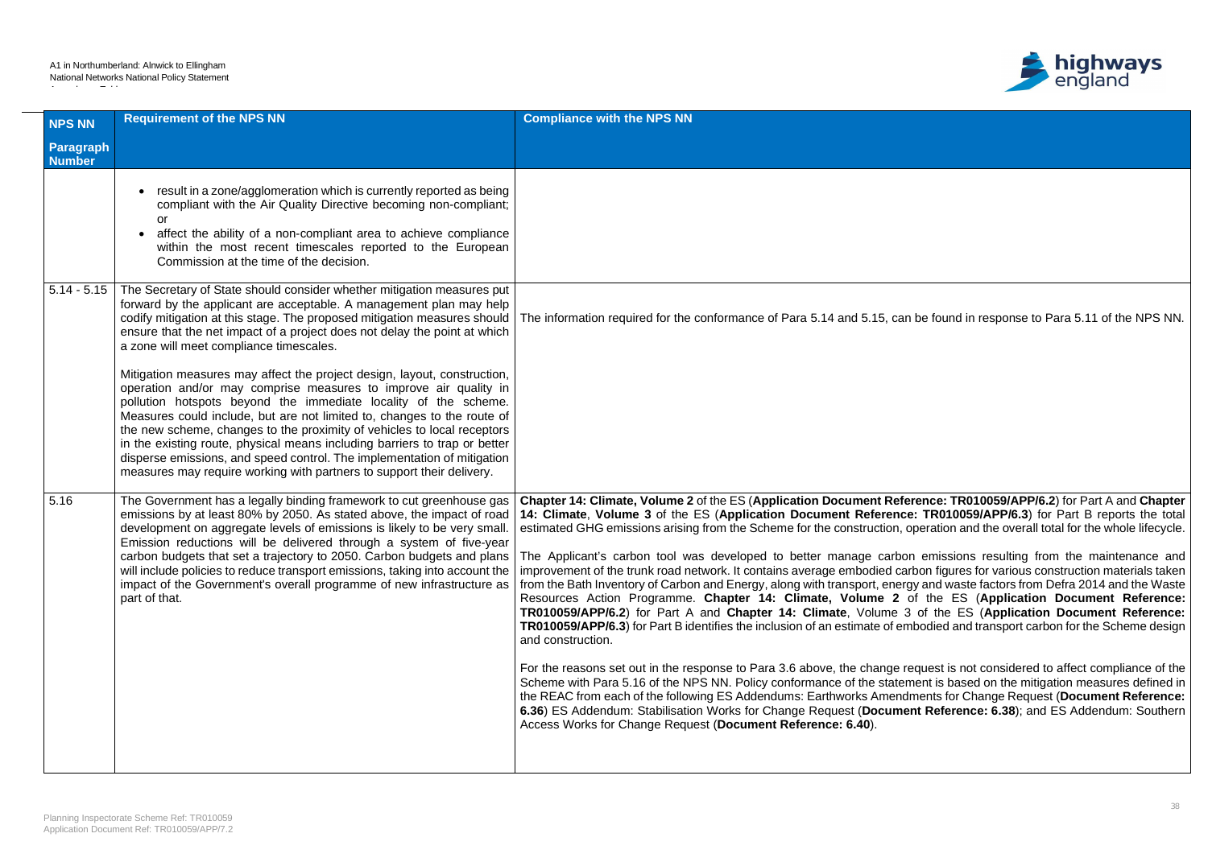| NPS NN Paragraph Number | Requirement of the NPS NN | Compliance with the NPS NN |
|---|---|---|
| | • result in a zone/agglomeration which is currently reported as being compliant with the Air Quality Directive becoming non-compliant; or<br>• affect the ability of a non-compliant area to achieve compliance within the most recent timescales reported to the European Commission at the time of the decision. | |
| 5.14 - 5.15 | The Secretary of State should consider whether mitigation measures put forward by the applicant are acceptable. A management plan may help codify mitigation at this stage. The proposed mitigation measures should ensure that the net impact of a project does not delay the point at which a zone will meet compliance timescales.<br><br>Mitigation measures may affect the project design, layout, construction, operation and/or may comprise measures to improve air quality in pollution hotspots beyond the immediate locality of the scheme. Measures could include, but are not limited to, changes to the route of the new scheme, changes to the proximity of vehicles to local receptors in the existing route, physical means including barriers to trap or better disperse emissions, and speed control. The implementation of mitigation measures may require working with partners to support their delivery. | The information required for the conformance of Para 5.14 and 5.15, can be found in response to Para 5.11 of the NPS NN. |
| 5.16 | The Government has a legally binding framework to cut greenhouse gas emissions by at least 80% by 2050. As stated above, the impact of road development on aggregate levels of emissions is likely to be very small. Emission reductions will be delivered through a system of five-year carbon budgets that set a trajectory to 2050. Carbon budgets and plans will include policies to reduce transport emissions, taking into account the impact of the Government's overall programme of new infrastructure as part of that. | **Chapter 14: Climate, Volume 2** of the ES (**Application Document Reference: TR010059/APP/6.2**) for Part A and **Chapter 14: Climate**, **Volume 3** of the ES (**Application Document Reference: TR010059/APP/6.3**) for Part B reports the total estimated GHG emissions arising from the Scheme for the construction, operation and the overall total for the whole lifecycle.<br><br>The Applicant's carbon tool was developed to better manage carbon emissions resulting from the maintenance and improvement of the trunk road network. It contains average embodied carbon figures for various construction materials taken from the Bath Inventory of Carbon and Energy, along with transport, energy and waste factors from Defra 2014 and the Waste Resources Action Programme. **Chapter 14: Climate, Volume 2** of the ES (**Application Document Reference: TR010059/APP/6.2**) for Part A and **Chapter 14: Climate**, Volume 3 of the ES (**Application Document Reference: TR010059/APP/6.3**) for Part B identifies the inclusion of an estimate of embodied and transport carbon for the Scheme design and construction.<br><br>For the reasons set out in the response to Para 3.6 above, the change request is not considered to affect compliance of the Scheme with Para 5.16 of the NPS NN. Policy conformance of the statement is based on the mitigation measures defined in the REAC from each of the following ES Addendums: Earthworks Amendments for Change Request (**Document Reference: 6.36**) ES Addendum: Stabilisation Works for Change Request (**Document Reference: 6.38**); and ES Addendum: Southern Access Works for Change Request (**Document Reference: 6.40**). |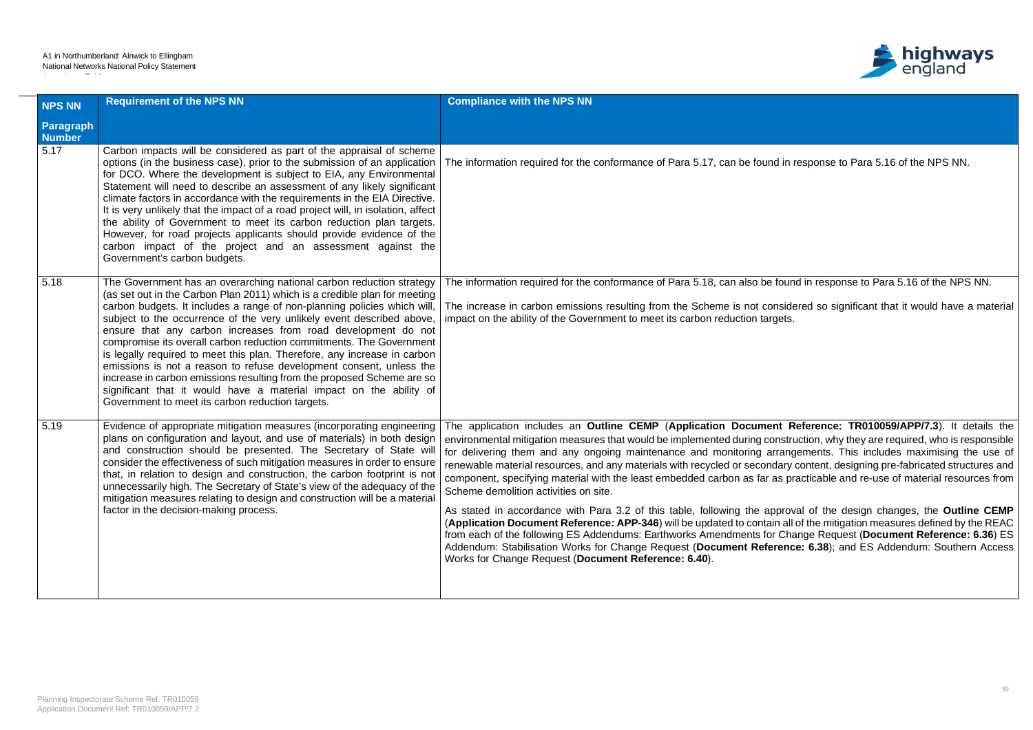| NPS NN Paragraph Number | Requirement of the NPS NN | Compliance with the NPS NN |
|---|---|---|
| 5.17 | Carbon impacts will be considered as part of the appraisal of scheme options (in the business case), prior to the submission of an application for DCO. Where the development is subject to EIA, any Environmental Statement will need to describe an assessment of any likely significant climate factors in accordance with the requirements in the EIA Directive. It is very unlikely that the impact of a road project will, in isolation, affect the ability of Government to meet its carbon reduction plan targets. However, for road projects applicants should provide evidence of the carbon impact of the project and an assessment against the Government's carbon budgets. | The information required for the conformance of Para 5.17, can be found in response to Para 5.16 of the NPS NN. |
| 5.18 | The Government has an overarching national carbon reduction strategy (as set out in the Carbon Plan 2011) which is a credible plan for meeting carbon budgets. It includes a range of non-planning policies which will, subject to the occurrence of the very unlikely event described above, ensure that any carbon increases from road development do not compromise its overall carbon reduction commitments. The Government is legally required to meet this plan. Therefore, any increase in carbon emissions is not a reason to refuse development consent, unless the increase in carbon emissions resulting from the proposed Scheme are so significant that it would have a material impact on the ability of Government to meet its carbon reduction targets. | The information required for the conformance of Para 5.18, can also be found in response to Para 5.16 of the NPS NN.<br><br>The increase in carbon emissions resulting from the Scheme is not considered so significant that it would have a material impact on the ability of the Government to meet its carbon reduction targets. |
| 5.19 | Evidence of appropriate mitigation measures (incorporating engineering plans on configuration and layout, and use of materials) in both design and construction should be presented. The Secretary of State will consider the effectiveness of such mitigation measures in order to ensure that, in relation to design and construction, the carbon footprint is not unnecessarily high. The Secretary of State's view of the adequacy of the mitigation measures relating to design and construction will be a material factor in the decision-making process. | The application includes an **Outline CEMP** (**Application Document Reference: TR010059/APP/7.3**). It details the environmental mitigation measures that would be implemented during construction, why they are required, who is responsible for delivering them and any ongoing maintenance and monitoring arrangements. This includes maximising the use of renewable material resources, and any materials with recycled or secondary content, designing pre-fabricated structures and component, specifying material with the least embedded carbon as far as practicable and re-use of material resources from Scheme demolition activities on site.<br><br>As stated in accordance with Para 3.2 of this table, following the approval of the design changes, the **Outline CEMP** (**Application Document Reference: APP-346**) will be updated to contain all of the mitigation measures defined by the REAC from each of the following ES Addendums: Earthworks Amendments for Change Request (**Document Reference: 6.36**) ES Addendum: Stabilisation Works for Change Request (**Document Reference: 6.38**); and ES Addendum: Southern Access Works for Change Request (**Document Reference: 6.40**). |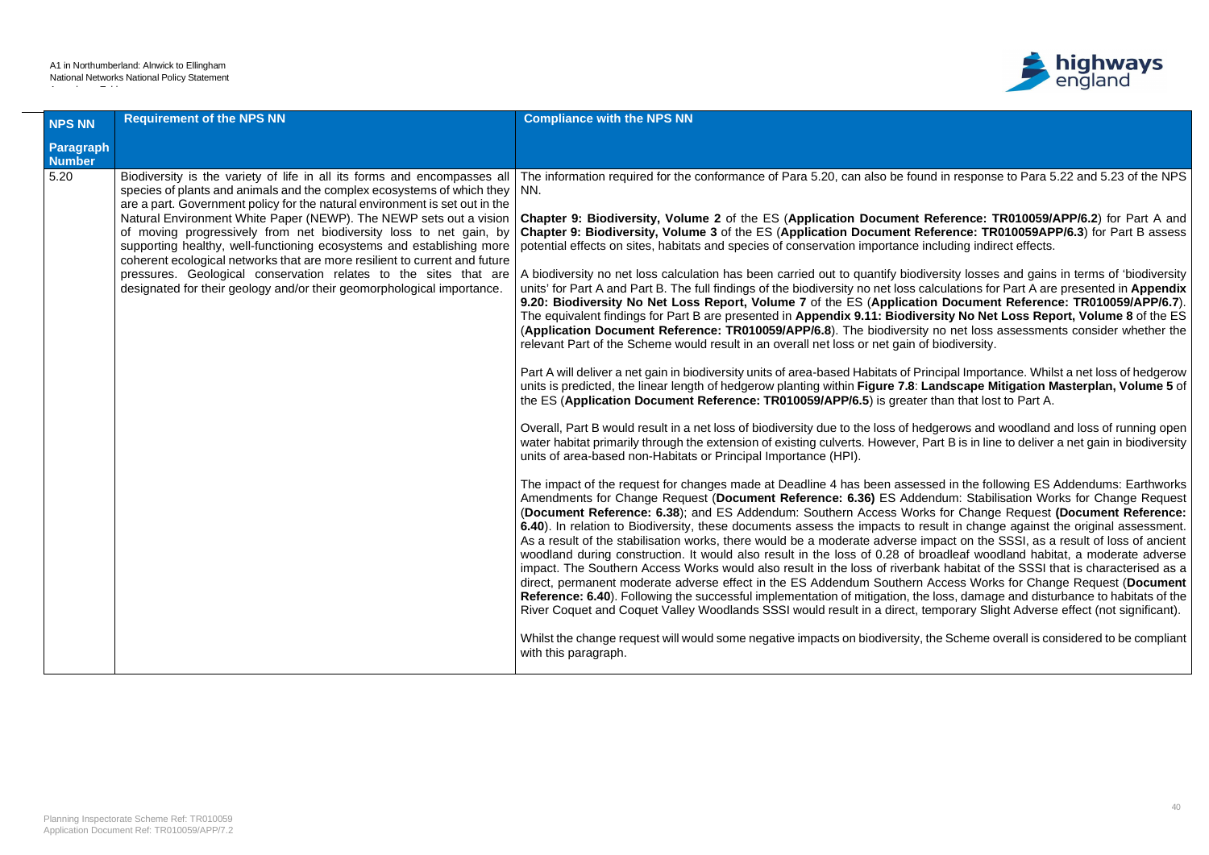| NPS NN Paragraph Number | Requirement of the NPS NN | Compliance with the NPS NN |
|---|---|---|
| 5.20 | Biodiversity is the variety of life in all its forms and encompasses all species of plants and animals and the complex ecosystems of which they are a part. Government policy for the natural environment is set out in the Natural Environment White Paper (NEWP). The NEWP sets out a vision of moving progressively from net biodiversity loss to net gain, by supporting healthy, well-functioning ecosystems and establishing more coherent ecological networks that are more resilient to current and future pressures. Geological conservation relates to the sites that are designated for their geology and/or their geomorphological importance. | The information required for the conformance of Para 5.20, can also be found in response to Para 5.22 and 5.23 of the NPS NN.<br><br>**Chapter 9: Biodiversity, Volume 2** of the ES (**Application Document Reference: TR010059/APP/6.2**) for Part A and **Chapter 9: Biodiversity, Volume 3** of the ES (**Application Document Reference: TR010059APP/6.3**) for Part B assess potential effects on sites, habitats and species of conservation importance including indirect effects.<br><br>A biodiversity no net loss calculation has been carried out to quantify biodiversity losses and gains in terms of 'biodiversity units' for Part A and Part B. The full findings of the biodiversity no net loss calculations for Part A are presented in **Appendix 9.20: Biodiversity No Net Loss Report, Volume 7** of the ES (**Application Document Reference: TR010059/APP/6.7**). The equivalent findings for Part B are presented in **Appendix 9.11: Biodiversity No Net Loss Report, Volume 8** of the ES (**Application Document Reference: TR010059/APP/6.8**). The biodiversity no net loss assessments consider whether the relevant Part of the Scheme would result in an overall net loss or net gain of biodiversity.<br><br>Part A will deliver a net gain in biodiversity units of area-based Habitats of Principal Importance. Whilst a net loss of hedgerow units is predicted, the linear length of hedgerow planting within **Figure 7.8**: **Landscape Mitigation Masterplan, Volume 5** of the ES (**Application Document Reference: TR010059/APP/6.5**) is greater than that lost to Part A.<br><br>Overall, Part B would result in a net loss of biodiversity due to the loss of hedgerows and woodland and loss of running open water habitat primarily through the extension of existing culverts. However, Part B is in line to deliver a net gain in biodiversity units of area-based non-Habitats or Principal Importance (HPI).<br><br>The impact of the request for changes made at Deadline 4 has been assessed in the following ES Addendums: Earthworks Amendments for Change Request (**Document Reference: 6.36)** ES Addendum: Stabilisation Works for Change Request (**Document Reference: 6.38**); and ES Addendum: Southern Access Works for Change Request **(Document Reference: 6.40**). In relation to Biodiversity, these documents assess the impacts to result in change against the original assessment. As a result of the stabilisation works, there would be a moderate adverse impact on the SSSI, as a result of loss of ancient woodland during construction. It would also result in the loss of 0.28 of broadleaf woodland habitat, a moderate adverse impact. The Southern Access Works would also result in the loss of riverbank habitat of the SSSI that is characterised as a direct, permanent moderate adverse effect in the ES Addendum Southern Access Works for Change Request (**Document Reference: 6.40**). Following the successful implementation of mitigation, the loss, damage and disturbance to habitats of the River Coquet and Coquet Valley Woodlands SSSI would result in a direct, temporary Slight Adverse effect (not significant).<br><br>Whilst the change request will would some negative impacts on biodiversity, the Scheme overall is considered to be compliant with this paragraph. |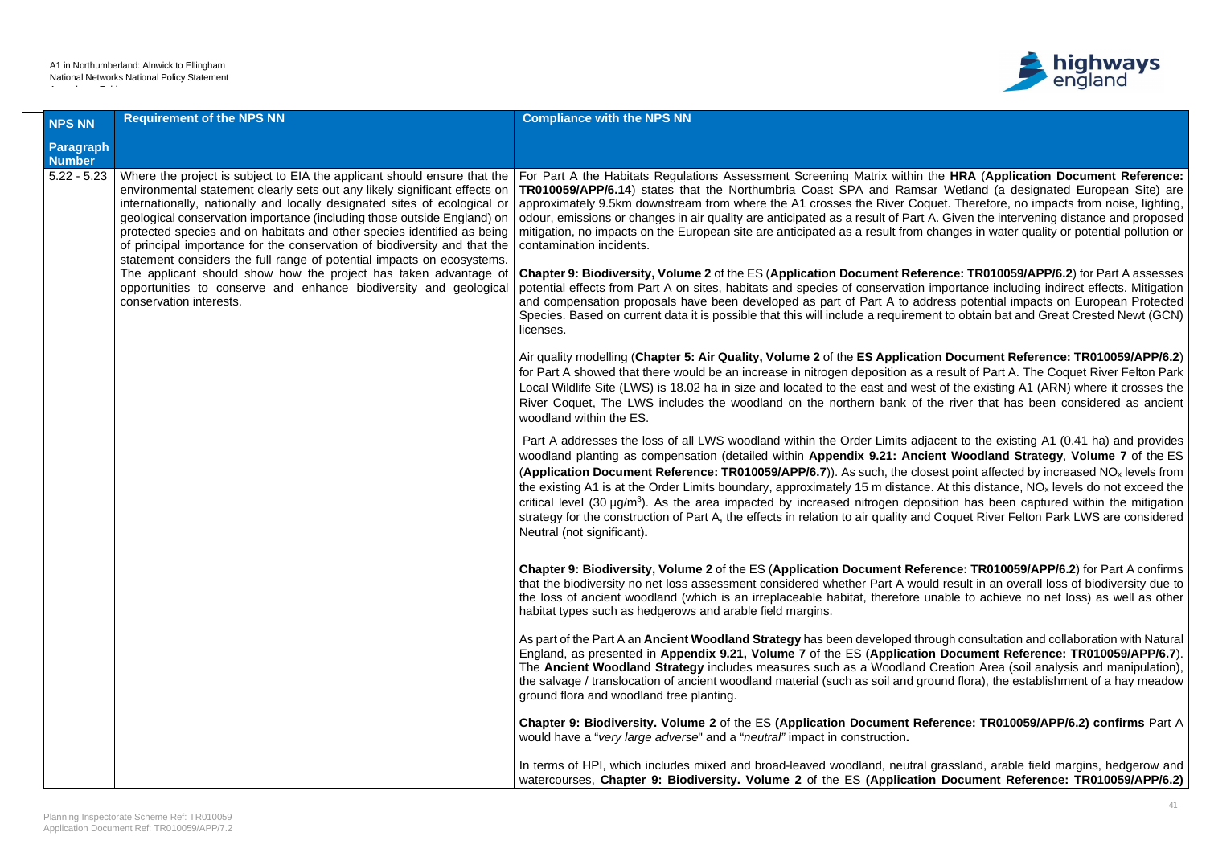| NPS NN Paragraph Number | Requirement of the NPS NN | Compliance with the NPS NN |
|---|---|---|
| 5.22 - 5.23 | Where the project is subject to EIA the applicant should ensure that the environmental statement clearly sets out any likely significant effects on internationally, nationally and locally designated sites of ecological or geological conservation importance (including those outside England) on protected species and on habitats and other species identified as being of principal importance for the conservation of biodiversity and that the statement considers the full range of potential impacts on ecosystems. The applicant should show how the project has taken advantage of opportunities to conserve and enhance biodiversity and geological conservation interests. | For Part A the Habitats Regulations Assessment Screening Matrix within the **HRA** (**Application Document Reference: TR010059/APP/6.14**) states that the Northumbria Coast SPA and Ramsar Wetland (a designated European Site) are approximately 9.5km downstream from where the A1 crosses the River Coquet. Therefore, no impacts from noise, lighting, odour, emissions or changes in air quality are anticipated as a result of Part A. Given the intervening distance and proposed mitigation, no impacts on the European site are anticipated as a result from changes in water quality or potential pollution or contamination incidents.<br><br>**Chapter 9: Biodiversity, Volume 2** of the ES (**Application Document Reference: TR010059/APP/6.2**) for Part A assesses potential effects from Part A on sites, habitats and species of conservation importance including indirect effects. Mitigation and compensation proposals have been developed as part of Part A to address potential impacts on European Protected Species. Based on current data it is possible that this will include a requirement to obtain bat and Great Crested Newt (GCN) licenses.<br><br>Air quality modelling (**Chapter 5: Air Quality, Volume 2** of the **ES Application Document Reference: TR010059/APP/6.2**) for Part A showed that there would be an increase in nitrogen deposition as a result of Part A. The Coquet River Felton Park Local Wildlife Site (LWS) is 18.02 ha in size and located to the east and west of the existing A1 (ARN) where it crosses the River Coquet, The LWS includes the woodland on the northern bank of the river that has been considered as ancient woodland within the ES.<br><br>Part A addresses the loss of all LWS woodland within the Order Limits adjacent to the existing A1 (0.41 ha) and provides woodland planting as compensation (detailed within **Appendix 9.21: Ancient Woodland Strategy**, **Volume 7** of the ES (**Application Document Reference: TR010059/APP/6.7**)). As such, the closest point affected by increased $NO_x$ levels from the existing A1 is at the Order Limits boundary, approximately 15 m distance. At this distance, $NO_x$ levels do not exceed the critical level (30 µg/m$^3$). As the area impacted by increased nitrogen deposition has been captured within the mitigation strategy for the construction of Part A, the effects in relation to air quality and Coquet River Felton Park LWS are considered Neutral (not significant)**.**<br><br>**Chapter 9: Biodiversity, Volume 2** of the ES (**Application Document Reference: TR010059/APP/6.2**) for Part A confirms that the biodiversity no net loss assessment considered whether Part A would result in an overall loss of biodiversity due to the loss of ancient woodland (which is an irreplaceable habitat, therefore unable to achieve no net loss) as well as other habitat types such as hedgerows and arable field margins.<br><br>As part of the Part A an **Ancient Woodland Strategy** has been developed through consultation and collaboration with Natural England, as presented in **Appendix 9.21, Volume 7** of the ES (**Application Document Reference: TR010059/APP/6.7**). The **Ancient Woodland Strategy** includes measures such as a Woodland Creation Area (soil analysis and manipulation), the salvage / translocation of ancient woodland material (such as soil and ground flora), the establishment of a hay meadow ground flora and woodland tree planting.<br><br>**Chapter 9: Biodiversity. Volume 2** of the ES **(Application Document Reference: TR010059/APP/6.2) confirms** Part A would have a "*very large adverse*" and a "*neutral"* impact in construction**.**<br><br>In terms of HPI, which includes mixed and broad-leaved woodland, neutral grassland, arable field margins, hedgerow and watercourses, **Chapter 9: Biodiversity. Volume 2** of the ES **(Application Document Reference: TR010059/APP/6.2)** |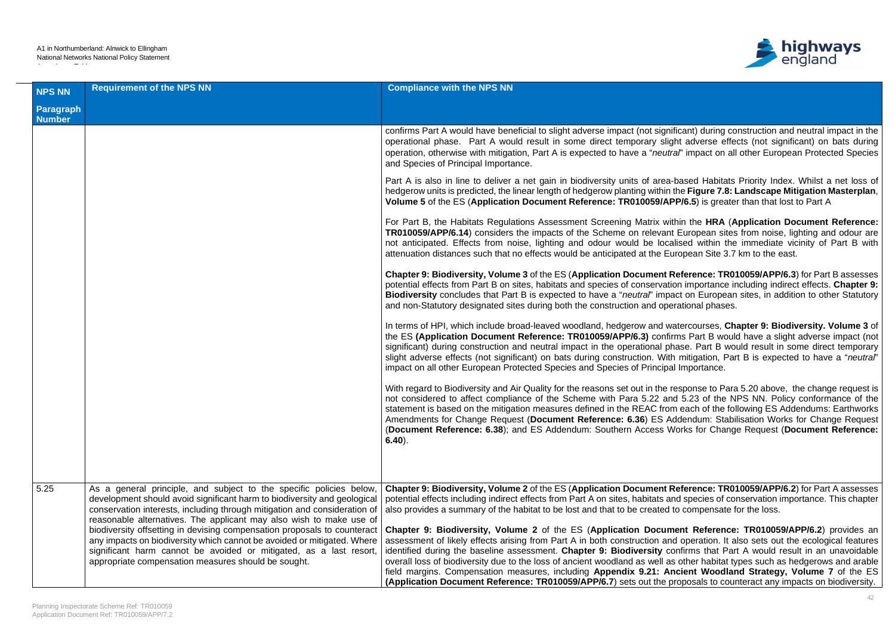| NPS NN Paragraph Number | Requirement of the NPS NN | Compliance with the NPS NN |
|---|---|---|
| | | confirms Part A would have beneficial to slight adverse impact (not significant) during construction and neutral impact in the operational phase. Part A would result in some direct temporary slight adverse effects (not significant) on bats during operation, otherwise with mitigation, Part A is expected to have a "*neutral*" impact on all other European Protected Species and Species of Principal Importance.<br><br>Part A is also in line to deliver a net gain in biodiversity units of area-based Habitats Priority Index. Whilst a net loss of hedgerow units is predicted, the linear length of hedgerow planting within the **Figure 7.8: Landscape Mitigation Masterplan**, **Volume 5** of the ES (**Application Document Reference: TR010059/APP/6.5**) is greater than that lost to Part A<br><br>For Part B, the Habitats Regulations Assessment Screening Matrix within the **HRA** (**Application Document Reference: TR010059/APP/6.14**) considers the impacts of the Scheme on relevant European sites from noise, lighting and odour are not anticipated. Effects from noise, lighting and odour would be localised within the immediate vicinity of Part B with attenuation distances such that no effects would be anticipated at the European Site 3.7 km to the east.<br><br>**Chapter 9: Biodiversity, Volume 3** of the ES (**Application Document Reference: TR010059/APP/6.3**) for Part B assesses potential effects from Part B on sites, habitats and species of conservation importance including indirect effects. **Chapter 9: Biodiversity** concludes that Part B is expected to have a "*neutral*" impact on European sites, in addition to other Statutory and non-Statutory designated sites during both the construction and operational phases.<br><br>In terms of HPI, which include broad-leaved woodland, hedgerow and watercourses, **Chapter 9: Biodiversity. Volume 3** of the ES **(Application Document Reference: TR010059/APP/6.3)** confirms Part B would have a slight adverse impact (not significant) during construction and neutral impact in the operational phase. Part B would result in some direct temporary slight adverse effects (not significant) on bats during construction. With mitigation, Part B is expected to have a "*neutral*" impact on all other European Protected Species and Species of Principal Importance.<br><br>With regard to Biodiversity and Air Quality for the reasons set out in the response to Para 5.20 above, the change request is not considered to affect compliance of the Scheme with Para 5.22 and 5.23 of the NPS NN. Policy conformance of the statement is based on the mitigation measures defined in the REAC from each of the following ES Addendums: Earthworks Amendments for Change Request (**Document Reference: 6.36**) ES Addendum: Stabilisation Works for Change Request (**Document Reference: 6.38**); and ES Addendum: Southern Access Works for Change Request (**Document Reference: 6.40**). |
| 5.25 | As a general principle, and subject to the specific policies below, development should avoid significant harm to biodiversity and geological conservation interests, including through mitigation and consideration of reasonable alternatives. The applicant may also wish to make use of biodiversity offsetting in devising compensation proposals to counteract any impacts on biodiversity which cannot be avoided or mitigated. Where significant harm cannot be avoided or mitigated, as a last resort, appropriate compensation measures should be sought. | **Chapter 9: Biodiversity, Volume 2** of the ES (**Application Document Reference: TR010059/APP/6.2**) for Part A assesses potential effects including indirect effects from Part A on sites, habitats and species of conservation importance. This chapter also provides a summary of the habitat to be lost and that to be created to compensate for the loss.<br><br>**Chapter 9: Biodiversity, Volume 2** of the ES (**Application Document Reference: TR010059/APP/6.2**) provides an assessment of likely effects arising from Part A in both construction and operation. It also sets out the ecological features identified during the baseline assessment. **Chapter 9: Biodiversity** confirms that Part A would result in an unavoidable overall loss of biodiversity due to the loss of ancient woodland as well as other habitat types such as hedgerows and arable field margins. Compensation measures, including **Appendix 9.21: Ancient Woodland Strategy, Volume 7** of the ES **(Application Document Reference: TR010059/APP/6.7**) sets out the proposals to counteract any impacts on biodiversity. |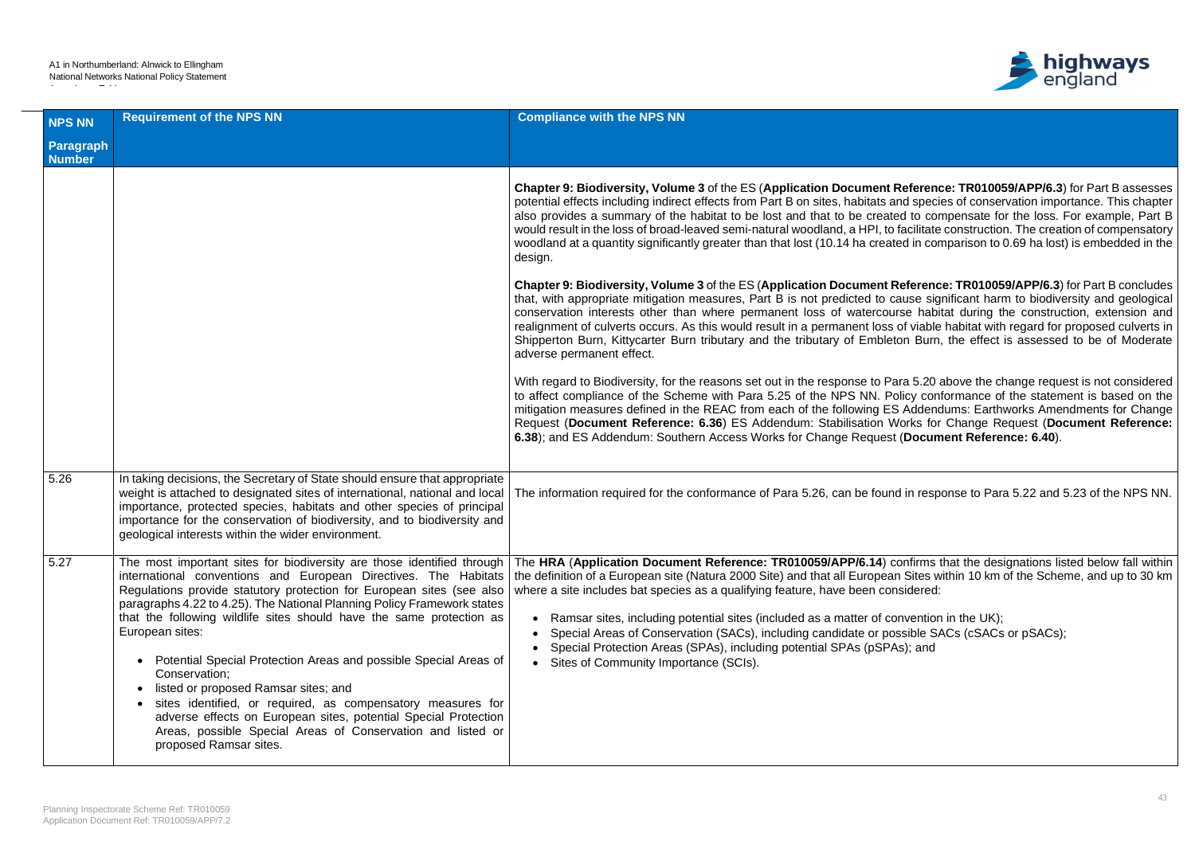| NPS NN Paragraph Number | Requirement of the NPS NN | Compliance with the NPS NN |
|---|---|---|
| | | **Chapter 9: Biodiversity, Volume 3** of the ES (**Application Document Reference: TR010059/APP/6.3**) for Part B assesses potential effects including indirect effects from Part B on sites, habitats and species of conservation importance. This chapter also provides a summary of the habitat to be lost and that to be created to compensate for the loss. For example, Part B would result in the loss of broad-leaved semi-natural woodland, a HPI, to facilitate construction. The creation of compensatory woodland at a quantity significantly greater than that lost (10.14 ha created in comparison to 0.69 ha lost) is embedded in the design.<br><br>**Chapter 9: Biodiversity, Volume 3** of the ES (**Application Document Reference: TR010059/APP/6.3**) for Part B concludes that, with appropriate mitigation measures, Part B is not predicted to cause significant harm to biodiversity and geological conservation interests other than where permanent loss of watercourse habitat during the construction, extension and realignment of culverts occurs. As this would result in a permanent loss of viable habitat with regard for proposed culverts in Shipperton Burn, Kittycarter Burn tributary and the tributary of Embleton Burn, the effect is assessed to be of Moderate adverse permanent effect.<br><br>With regard to Biodiversity, for the reasons set out in the response to Para 5.20 above the change request is not considered to affect compliance of the Scheme with Para 5.25 of the NPS NN. Policy conformance of the statement is based on the mitigation measures defined in the REAC from each of the following ES Addendums: Earthworks Amendments for Change Request (**Document Reference: 6.36**) ES Addendum: Stabilisation Works for Change Request (**Document Reference: 6.38**); and ES Addendum: Southern Access Works for Change Request (**Document Reference: 6.40**). |
| 5.26 | In taking decisions, the Secretary of State should ensure that appropriate weight is attached to designated sites of international, national and local importance, protected species, habitats and other species of principal importance for the conservation of biodiversity, and to biodiversity and geological interests within the wider environment. | The information required for the conformance of Para 5.26, can be found in response to Para 5.22 and 5.23 of the NPS NN. |
| 5.27 | The most important sites for biodiversity are those identified through international conventions and European Directives. The Habitats Regulations provide statutory protection for European sites (see also paragraphs 4.22 to 4.25). The National Planning Policy Framework states that the following wildlife sites should have the same protection as European sites:<br><br>• Potential Special Protection Areas and possible Special Areas of Conservation;<br>• listed or proposed Ramsar sites; and<br>• sites identified, or required, as compensatory measures for adverse effects on European sites, potential Special Protection Areas, possible Special Areas of Conservation and listed or proposed Ramsar sites. | The **HRA** (**Application Document Reference: TR010059/APP/6.14**) confirms that the designations listed below fall within the definition of a European site (Natura 2000 Site) and that all European Sites within 10 km of the Scheme, and up to 30 km where a site includes bat species as a qualifying feature, have been considered:<br><br>• Ramsar sites, including potential sites (included as a matter of convention in the UK);<br>• Special Areas of Conservation (SACs), including candidate or possible SACs (cSACs or pSACs);<br>• Special Protection Areas (SPAs), including potential SPAs (pSPAs); and<br>• Sites of Community Importance (SCIs). |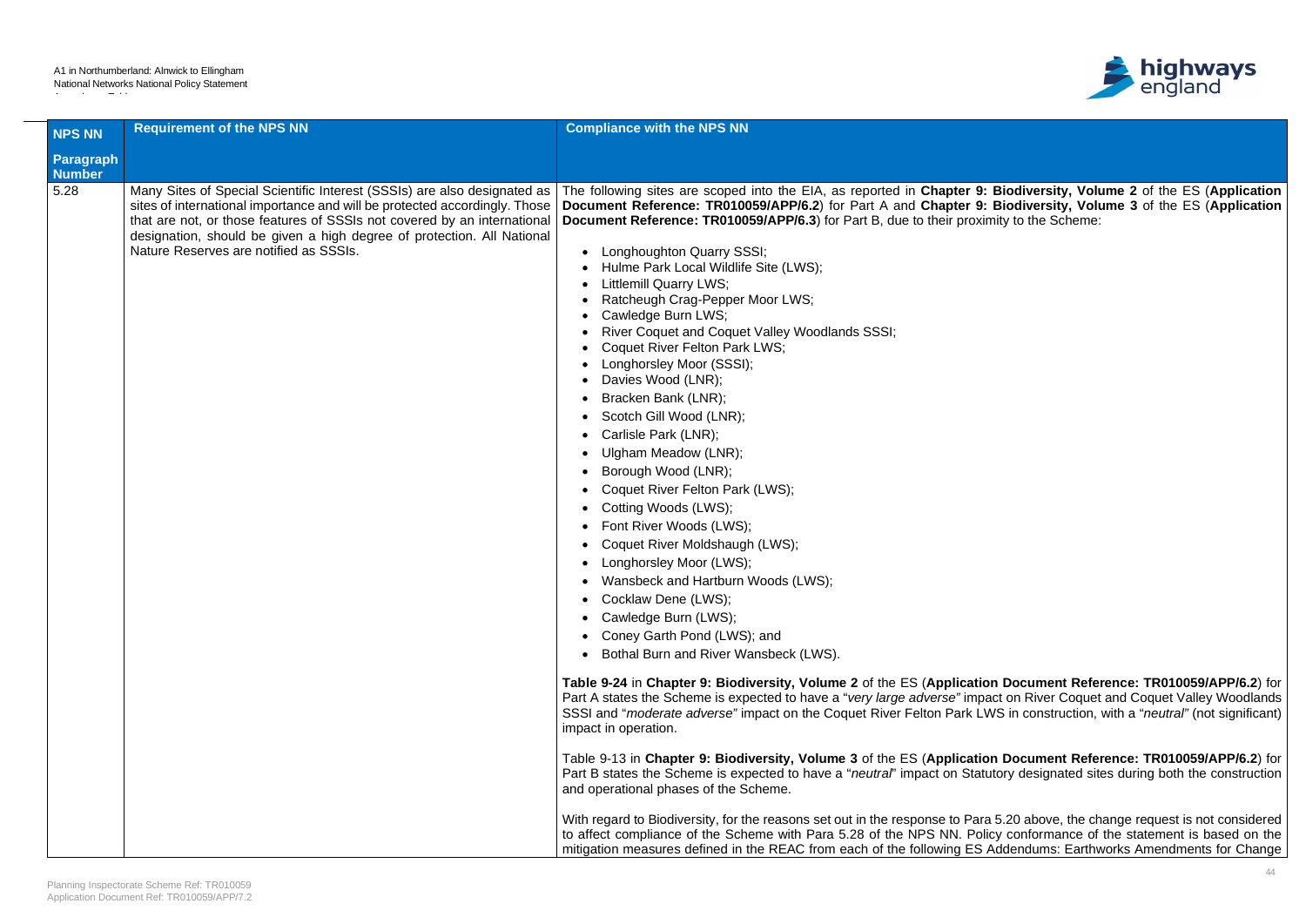| NPS NN Paragraph Number | Requirement of the NPS NN | Compliance with the NPS NN |
|---|---|---|
| 5.28 | Many Sites of Special Scientific Interest (SSSIs) are also designated as sites of international importance and will be protected accordingly. Those that are not, or those features of SSSIs not covered by an international designation, should be given a high degree of protection. All National Nature Reserves are notified as SSSIs. | The following sites are scoped into the EIA, as reported in **Chapter 9: Biodiversity, Volume 2** of the ES (**Application Document Reference: TR010059/APP/6.2**) for Part A and **Chapter 9: Biodiversity, Volume 3** of the ES (**Application Document Reference: TR010059/APP/6.3**) for Part B, due to their proximity to the Scheme:<br><br>• Longhoughton Quarry SSSI;<br>• Hulme Park Local Wildlife Site (LWS);<br>• Littlemill Quarry LWS;<br>• Ratcheugh Crag-Pepper Moor LWS;<br>• Cawledge Burn LWS;<br>• River Coquet and Coquet Valley Woodlands SSSI;<br>• Coquet River Felton Park LWS;<br>• Longhorsley Moor (SSSI);<br>• Davies Wood (LNR);<br>• Bracken Bank (LNR);<br>• Scotch Gill Wood (LNR);<br>• Carlisle Park (LNR);<br>• Ulgham Meadow (LNR);<br>• Borough Wood (LNR);<br>• Coquet River Felton Park (LWS);<br>• Cotting Woods (LWS);<br>• Font River Woods (LWS);<br>• Coquet River Moldshaugh (LWS);<br>• Longhorsley Moor (LWS);<br>• Wansbeck and Hartburn Woods (LWS);<br>• Cocklaw Dene (LWS);<br>• Cawledge Burn (LWS);<br>• Coney Garth Pond (LWS); and<br>• Bothal Burn and River Wansbeck (LWS).<br><br>**Table 9-24** in **Chapter 9: Biodiversity, Volume 2** of the ES (**Application Document Reference: TR010059/APP/6.2**) for Part A states the Scheme is expected to have a "*very large adverse*" impact on River Coquet and Coquet Valley Woodlands SSSI and "*moderate adverse*" impact on the Coquet River Felton Park LWS in construction, with a "*neutral*" (not significant) impact in operation.<br><br>Table 9-13 in **Chapter 9: Biodiversity, Volume 3** of the ES (**Application Document Reference: TR010059/APP/6.2**) for Part B states the Scheme is expected to have a "*neutral*" impact on Statutory designated sites during both the construction and operational phases of the Scheme.<br><br>With regard to Biodiversity, for the reasons set out in the response to Para 5.20 above, the change request is not considered to affect compliance of the Scheme with Para 5.28 of the NPS NN. Policy conformance of the statement is based on the mitigation measures defined in the REAC from each of the following ES Addendums: Earthworks Amendments for Change |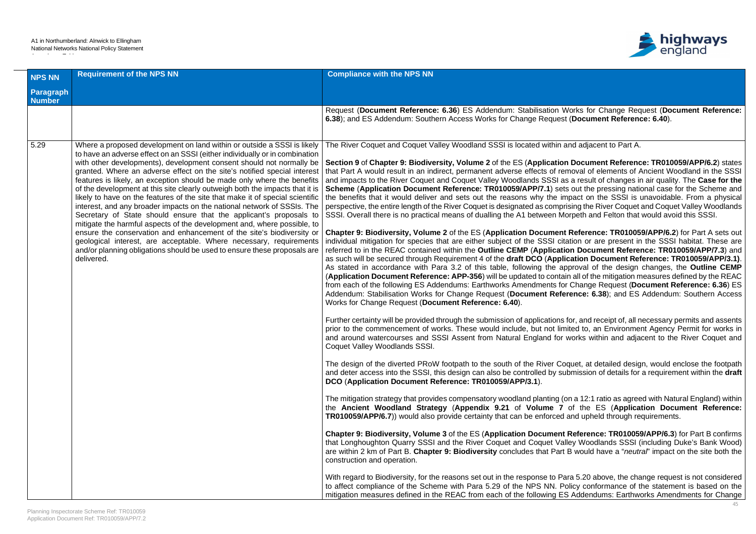| NPS NN Paragraph Number | Requirement of the NPS NN | Compliance with the NPS NN |
|---|---|---|
| | | Request (**Document Reference: 6.36**) ES Addendum: Stabilisation Works for Change Request (**Document Reference: 6.38**); and ES Addendum: Southern Access Works for Change Request (**Document Reference: 6.40**). |
| 5.29 | Where a proposed development on land within or outside a SSSI is likely to have an adverse effect on an SSSI (either individually or in combination with other developments), development consent should not normally be granted. Where an adverse effect on the site's notified special interest features is likely, an exception should be made only where the benefits of the development at this site clearly outweigh both the impacts that it is likely to have on the features of the site that make it of special scientific interest, and any broader impacts on the national network of SSSIs. The Secretary of State should ensure that the applicant's proposals to mitigate the harmful aspects of the development and, where possible, to ensure the conservation and enhancement of the site's biodiversity or geological interest, are acceptable. Where necessary, requirements and/or planning obligations should be used to ensure these proposals are delivered. | The River Coquet and Coquet Valley Woodland SSSI is located within and adjacent to Part A.<br><br>**Section 9** of **Chapter 9: Biodiversity, Volume 2** of the ES (**Application Document Reference: TR010059/APP/6.2**) states that Part A would result in an indirect, permanent adverse effects of removal of elements of Ancient Woodland in the SSSI and impacts to the River Coquet and Coquet Valley Woodlands SSSI as a result of changes in air quality. The **Case for the Scheme** (**Application Document Reference: TR010059/APP/7.1**) sets out the pressing national case for the Scheme and the benefits that it would deliver and sets out the reasons why the impact on the SSSI is unavoidable. From a physical perspective, the entire length of the River Coquet is designated as comprising the River Coquet and Coquet Valley Woodlands SSSI. Overall there is no practical means of dualling the A1 between Morpeth and Felton that would avoid this SSSI.<br><br>**Chapter 9: Biodiversity, Volume 2** of the ES (**Application Document Reference: TR010059/APP/6.2**) for Part A sets out individual mitigation for species that are either subject of the SSSI citation or are present in the SSSI habitat. These are referred to in the REAC contained within the **Outline CEMP** (**Application Document Reference: TR010059/APP/7.3**) and as such will be secured through Requirement 4 of the **draft DCO** (**Application Document Reference: TR010059/APP/3.1**). As stated in accordance with Para 3.2 of this table, following the approval of the design changes, the **Outline CEMP** (**Application Document Reference: APP-356**) will be updated to contain all of the mitigation measures defined by the REAC from each of the following ES Addendums: Earthworks Amendments for Change Request (**Document Reference: 6.36**) ES Addendum: Stabilisation Works for Change Request (**Document Reference: 6.38**); and ES Addendum: Southern Access Works for Change Request (**Document Reference: 6.40**).<br><br>Further certainty will be provided through the submission of applications for, and receipt of, all necessary permits and assents prior to the commencement of works. These would include, but not limited to, an Environment Agency Permit for works in and around watercourses and SSSI Assent from Natural England for works within and adjacent to the River Coquet and Coquet Valley Woodlands SSSI.<br><br>The design of the diverted PRoW footpath to the south of the River Coquet, at detailed design, would enclose the footpath and deter access into the SSSI, this design can also be controlled by submission of details for a requirement within the **draft DCO** (**Application Document Reference: TR010059/APP/3.1**).<br><br>The mitigation strategy that provides compensatory woodland planting (on a 12:1 ratio as agreed with Natural England) within the **Ancient Woodland Strategy** (**Appendix 9.21** of **Volume 7** of the ES (**Application Document Reference: TR010059/APP/6.7**)) would also provide certainty that can be enforced and upheld through requirements.<br><br>**Chapter 9: Biodiversity, Volume 3** of the ES (**Application Document Reference: TR010059/APP/6.3**) for Part B confirms that Longhoughton Quarry SSSI and the River Coquet and Coquet Valley Woodlands SSSI (including Duke's Bank Wood) are within 2 km of Part B. **Chapter 9: Biodiversity** concludes that Part B would have a "*neutral*" impact on the site both the construction and operation.<br><br>With regard to Biodiversity, for the reasons set out in the response to Para 5.20 above, the change request is not considered to affect compliance of the Scheme with Para 5.29 of the NPS NN. Policy conformance of the statement is based on the mitigation measures defined in the REAC from each of the following ES Addendums: Earthworks Amendments for Change |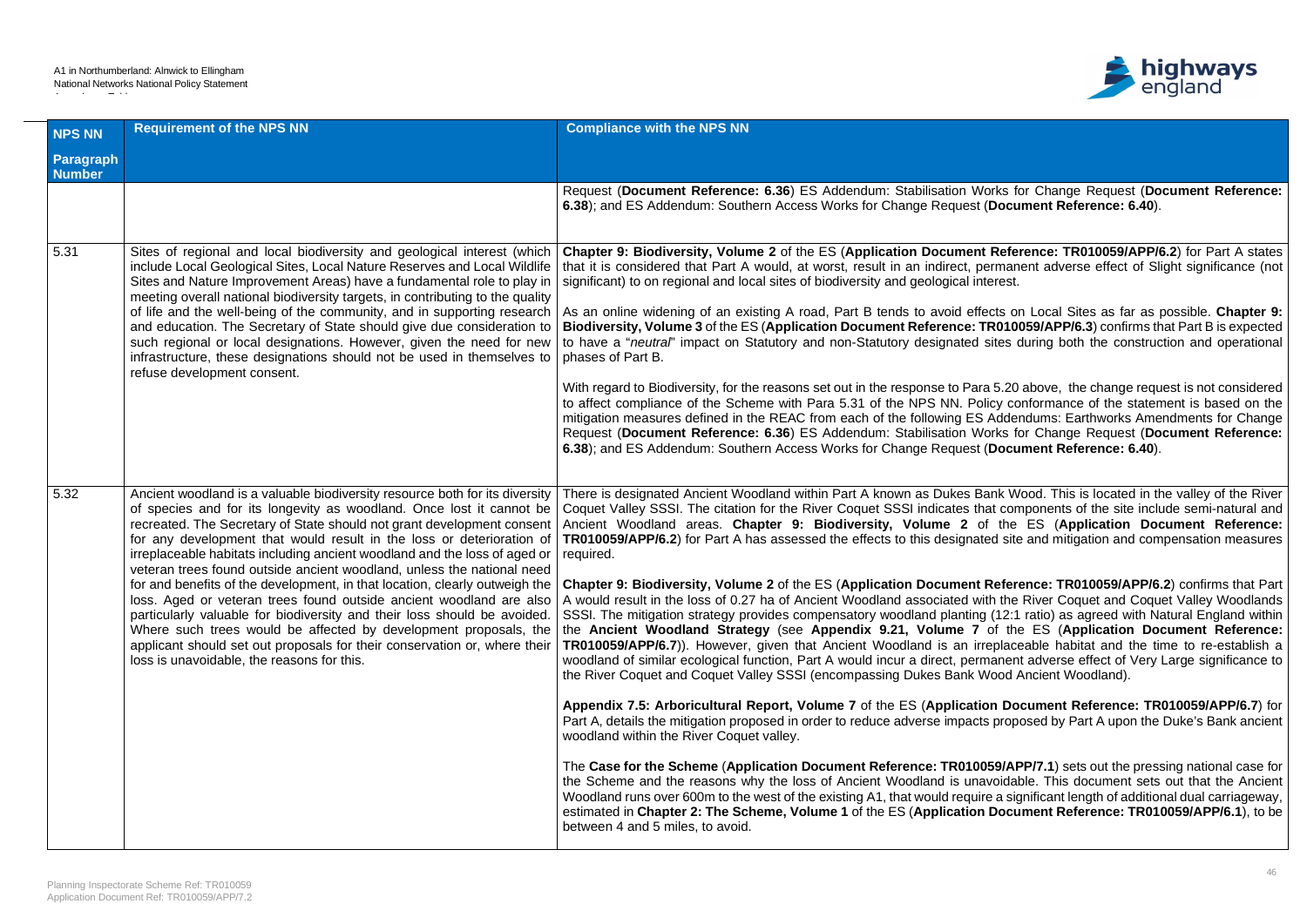| NPS NN Paragraph Number | Requirement of the NPS NN | Compliance with the NPS NN |
|---|---|---|
| | | Request (**Document Reference: 6.36**) ES Addendum: Stabilisation Works for Change Request (**Document Reference: 6.38**); and ES Addendum: Southern Access Works for Change Request (**Document Reference: 6.40**). |
| 5.31 | Sites of regional and local biodiversity and geological interest (which include Local Geological Sites, Local Nature Reserves and Local Wildlife Sites and Nature Improvement Areas) have a fundamental role to play in meeting overall national biodiversity targets, in contributing to the quality of life and the well-being of the community, and in supporting research and education. The Secretary of State should give due consideration to such regional or local designations. However, given the need for new infrastructure, these designations should not be used in themselves to refuse development consent. | **Chapter 9: Biodiversity, Volume 2** of the ES (**Application Document Reference: TR010059/APP/6.2**) for Part A states that it is considered that Part A would, at worst, result in an indirect, permanent adverse effect of Slight significance (not significant) to on regional and local sites of biodiversity and geological interest.<br><br>As an online widening of an existing A road, Part B tends to avoid effects on Local Sites as far as possible. **Chapter 9: Biodiversity, Volume 3** of the ES (**Application Document Reference: TR010059/APP/6.3**) confirms that Part B is expected to have a "*neutral*" impact on Statutory and non-Statutory designated sites during both the construction and operational phases of Part B.<br><br>With regard to Biodiversity, for the reasons set out in the response to Para 5.20 above, the change request is not considered to affect compliance of the Scheme with Para 5.31 of the NPS NN. Policy conformance of the statement is based on the mitigation measures defined in the REAC from each of the following ES Addendums: Earthworks Amendments for Change Request (**Document Reference: 6.36**) ES Addendum: Stabilisation Works for Change Request (**Document Reference: 6.38**); and ES Addendum: Southern Access Works for Change Request (**Document Reference: 6.40**). |
| 5.32 | Ancient woodland is a valuable biodiversity resource both for its diversity of species and for its longevity as woodland. Once lost it cannot be recreated. The Secretary of State should not grant development consent for any development that would result in the loss or deterioration of irreplaceable habitats including ancient woodland and the loss of aged or veteran trees found outside ancient woodland, unless the national need for and benefits of the development, in that location, clearly outweigh the loss. Aged or veteran trees found outside ancient woodland are also particularly valuable for biodiversity and their loss should be avoided. Where such trees would be affected by development proposals, the applicant should set out proposals for their conservation or, where their loss is unavoidable, the reasons for this. | There is designated Ancient Woodland within Part A known as Dukes Bank Wood. This is located in the valley of the River Coquet Valley SSSI. The citation for the River Coquet SSSI indicates that components of the site include semi-natural and Ancient Woodland areas. **Chapter 9: Biodiversity, Volume 2** of the ES (**Application Document Reference: TR010059/APP/6.2**) for Part A has assessed the effects to this designated site and mitigation and compensation measures required.<br><br>**Chapter 9: Biodiversity, Volume 2** of the ES (**Application Document Reference: TR010059/APP/6.2**) confirms that Part A would result in the loss of 0.27 ha of Ancient Woodland associated with the River Coquet and Coquet Valley Woodlands SSSI. The mitigation strategy provides compensatory woodland planting (12:1 ratio) as agreed with Natural England within the **Ancient Woodland Strategy** (see **Appendix 9.21, Volume 7** of the ES (**Application Document Reference: TR010059/APP/6.7**)). However, given that Ancient Woodland is an irreplaceable habitat and the time to re-establish a woodland of similar ecological function, Part A would incur a direct, permanent adverse effect of Very Large significance to the River Coquet and Coquet Valley SSSI (encompassing Dukes Bank Wood Ancient Woodland).<br><br>**Appendix 7.5: Arboricultural Report, Volume 7** of the ES (**Application Document Reference: TR010059/APP/6.7**) for Part A, details the mitigation proposed in order to reduce adverse impacts proposed by Part A upon the Duke's Bank ancient woodland within the River Coquet valley.<br><br>The **Case for the Scheme** (**Application Document Reference: TR010059/APP/7.1**) sets out the pressing national case for the Scheme and the reasons why the loss of Ancient Woodland is unavoidable. This document sets out that the Ancient Woodland runs over 600m to the west of the existing A1, that would require a significant length of additional dual carriageway, estimated in **Chapter 2: The Scheme, Volume 1** of the ES (**Application Document Reference: TR010059/APP/6.1**), to be between 4 and 5 miles, to avoid. |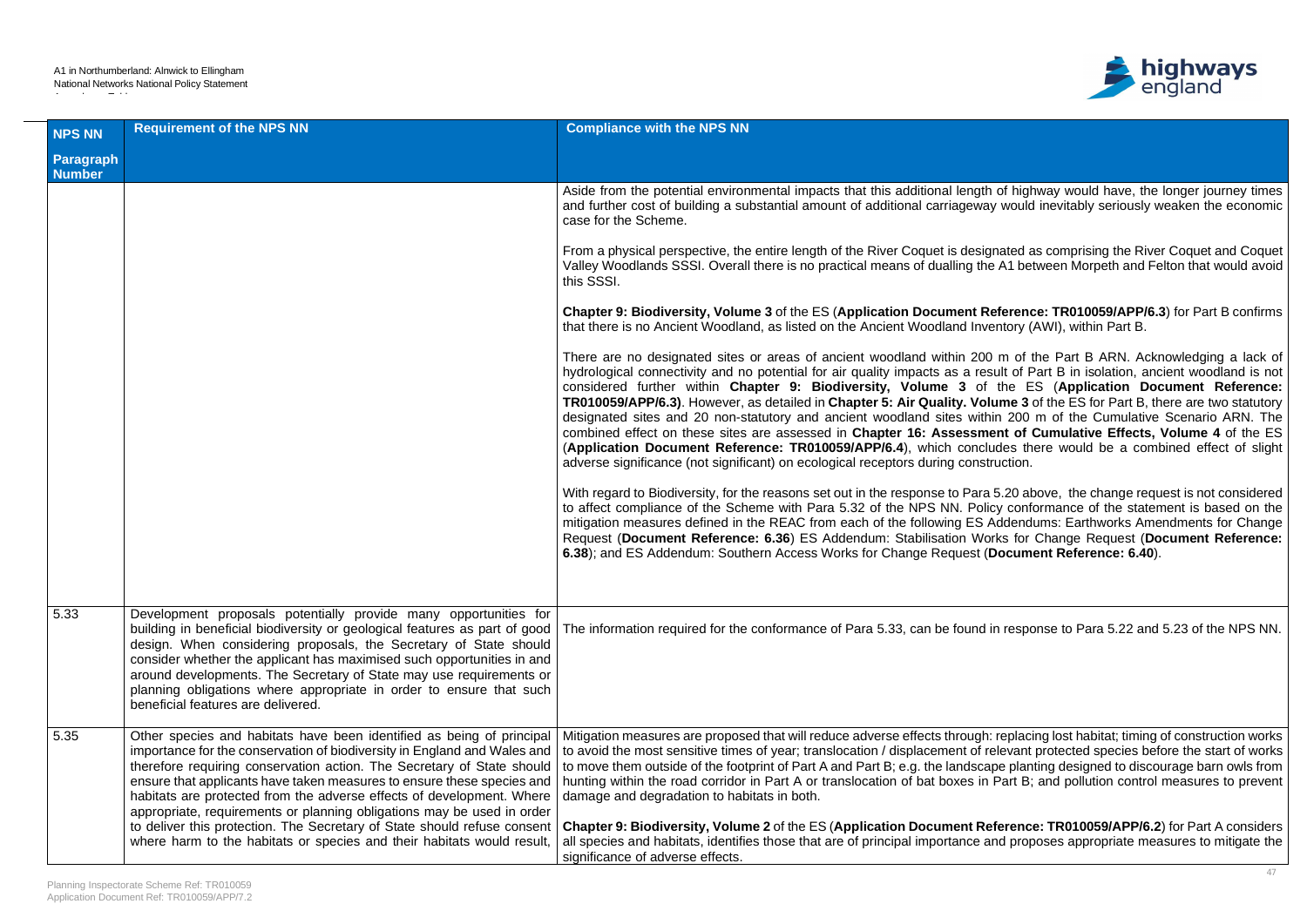| NPS NN Paragraph Number | Requirement of the NPS NN | Compliance with the NPS NN |
|---|---|---|
| | | Aside from the potential environmental impacts that this additional length of highway would have, the longer journey times and further cost of building a substantial amount of additional carriageway would inevitably seriously weaken the economic case for the Scheme.<br><br>From a physical perspective, the entire length of the River Coquet is designated as comprising the River Coquet and Coquet Valley Woodlands SSSI. Overall there is no practical means of dualling the A1 between Morpeth and Felton that would avoid this SSSI.<br><br>**Chapter 9: Biodiversity, Volume 3** of the ES (**Application Document Reference: TR010059/APP/6.3**) for Part B confirms that there is no Ancient Woodland, as listed on the Ancient Woodland Inventory (AWI), within Part B.<br><br>There are no designated sites or areas of ancient woodland within 200 m of the Part B ARN. Acknowledging a lack of hydrological connectivity and no potential for air quality impacts as a result of Part B in isolation, ancient woodland is not considered further within **Chapter 9: Biodiversity, Volume 3** of the ES (**Application Document Reference: TR010059/APP/6.3)**. However, as detailed in **Chapter 5: Air Quality. Volume 3** of the ES for Part B, there are two statutory designated sites and 20 non-statutory and ancient woodland sites within 200 m of the Cumulative Scenario ARN. The combined effect on these sites are assessed in **Chapter 16: Assessment of Cumulative Effects, Volume 4** of the ES (**Application Document Reference: TR010059/APP/6.4**), which concludes there would be a combined effect of slight adverse significance (not significant) on ecological receptors during construction.<br><br>With regard to Biodiversity, for the reasons set out in the response to Para 5.20 above, the change request is not considered to affect compliance of the Scheme with Para 5.32 of the NPS NN. Policy conformance of the statement is based on the mitigation measures defined in the REAC from each of the following ES Addendums: Earthworks Amendments for Change Request (**Document Reference: 6.36**) ES Addendum: Stabilisation Works for Change Request (**Document Reference: 6.38**); and ES Addendum: Southern Access Works for Change Request (**Document Reference: 6.40**). |
| 5.33 | Development proposals potentially provide many opportunities for building in beneficial biodiversity or geological features as part of good design. When considering proposals, the Secretary of State should consider whether the applicant has maximised such opportunities in and around developments. The Secretary of State may use requirements or planning obligations where appropriate in order to ensure that such beneficial features are delivered. | The information required for the conformance of Para 5.33, can be found in response to Para 5.22 and 5.23 of the NPS NN. |
| 5.35 | Other species and habitats have been identified as being of principal importance for the conservation of biodiversity in England and Wales and therefore requiring conservation action. The Secretary of State should ensure that applicants have taken measures to ensure these species and habitats are protected from the adverse effects of development. Where appropriate, requirements or planning obligations may be used in order to deliver this protection. The Secretary of State should refuse consent where harm to the habitats or species and their habitats would result, | Mitigation measures are proposed that will reduce adverse effects through: replacing lost habitat; timing of construction works to avoid the most sensitive times of year; translocation / displacement of relevant protected species before the start of works to move them outside of the footprint of Part A and Part B; e.g. the landscape planting designed to discourage barn owls from hunting within the road corridor in Part A or translocation of bat boxes in Part B; and pollution control measures to prevent damage and degradation to habitats in both.<br><br>**Chapter 9: Biodiversity, Volume 2** of the ES (**Application Document Reference: TR010059/APP/6.2**) for Part A considers all species and habitats, identifies those that are of principal importance and proposes appropriate measures to mitigate the significance of adverse effects. |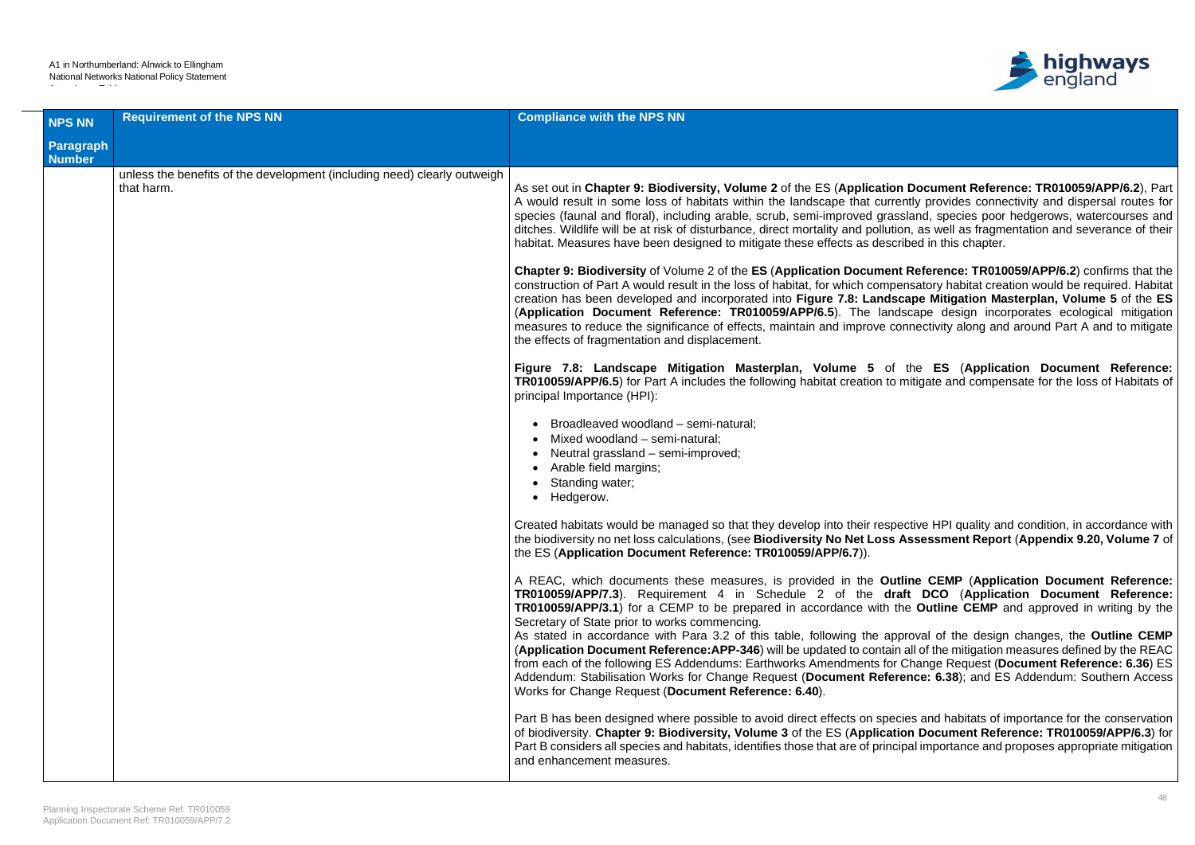| NPS NN Paragraph Number | Requirement of the NPS NN | Compliance with the NPS NN |
|---|---|---|
| | unless the benefits of the development (including need) clearly outweigh that harm. | As set out in **Chapter 9: Biodiversity, Volume 2** of the ES (**Application Document Reference: TR010059/APP/6.2**), Part A would result in some loss of habitats within the landscape that currently provides connectivity and dispersal routes for species (faunal and floral), including arable, scrub, semi-improved grassland, species poor hedgerows, watercourses and ditches. Wildlife will be at risk of disturbance, direct mortality and pollution, as well as fragmentation and severance of their habitat. Measures have been designed to mitigate these effects as described in this chapter.<br><br>**Chapter 9: Biodiversity** of Volume 2 of the **ES** (**Application Document Reference: TR010059/APP/6.2**) confirms that the construction of Part A would result in the loss of habitat, for which compensatory habitat creation would be required. Habitat creation has been developed and incorporated into **Figure 7.8: Landscape Mitigation Masterplan, Volume 5** of the **ES** (**Application Document Reference: TR010059/APP/6.5**). The landscape design incorporates ecological mitigation measures to reduce the significance of effects, maintain and improve connectivity along and around Part A and to mitigate the effects of fragmentation and displacement.<br><br>**Figure 7.8: Landscape Mitigation Masterplan, Volume 5** of the **ES** (**Application Document Reference: TR010059/APP/6.5**) for Part A includes the following habitat creation to mitigate and compensate for the loss of Habitats of principal Importance (HPI):<br><br>• Broadleaved woodland – semi-natural;<br>• Mixed woodland – semi-natural;<br>• Neutral grassland – semi-improved;<br>• Arable field margins;<br>• Standing water;<br>• Hedgerow.<br><br>Created habitats would be managed so that they develop into their respective HPI quality and condition, in accordance with the biodiversity no net loss calculations, (see **Biodiversity No Net Loss Assessment Report** (**Appendix 9.20, Volume 7** of the ES (**Application Document Reference: TR010059/APP/6.7**)).<br><br>A REAC, which documents these measures, is provided in the **Outline CEMP** (**Application Document Reference: TR010059/APP/7.3**). Requirement 4 in Schedule 2 of the **draft DCO** (**Application Document Reference: TR010059/APP/3.1**) for a CEMP to be prepared in accordance with the **Outline CEMP** and approved in writing by the Secretary of State prior to works commencing.<br>As stated in accordance with Para 3.2 of this table, following the approval of the design changes, the **Outline CEMP** (**Application Document Reference:APP-346**) will be updated to contain all of the mitigation measures defined by the REAC from each of the following ES Addendums: Earthworks Amendments for Change Request (**Document Reference: 6.36**) ES Addendum: Stabilisation Works for Change Request (**Document Reference: 6.38**); and ES Addendum: Southern Access Works for Change Request (**Document Reference: 6.40**).<br><br>Part B has been designed where possible to avoid direct effects on species and habitats of importance for the conservation of biodiversity. **Chapter 9: Biodiversity, Volume 3** of the ES (**Application Document Reference: TR010059/APP/6.3**) for Part B considers all species and habitats, identifies those that are of principal importance and proposes appropriate mitigation and enhancement measures. |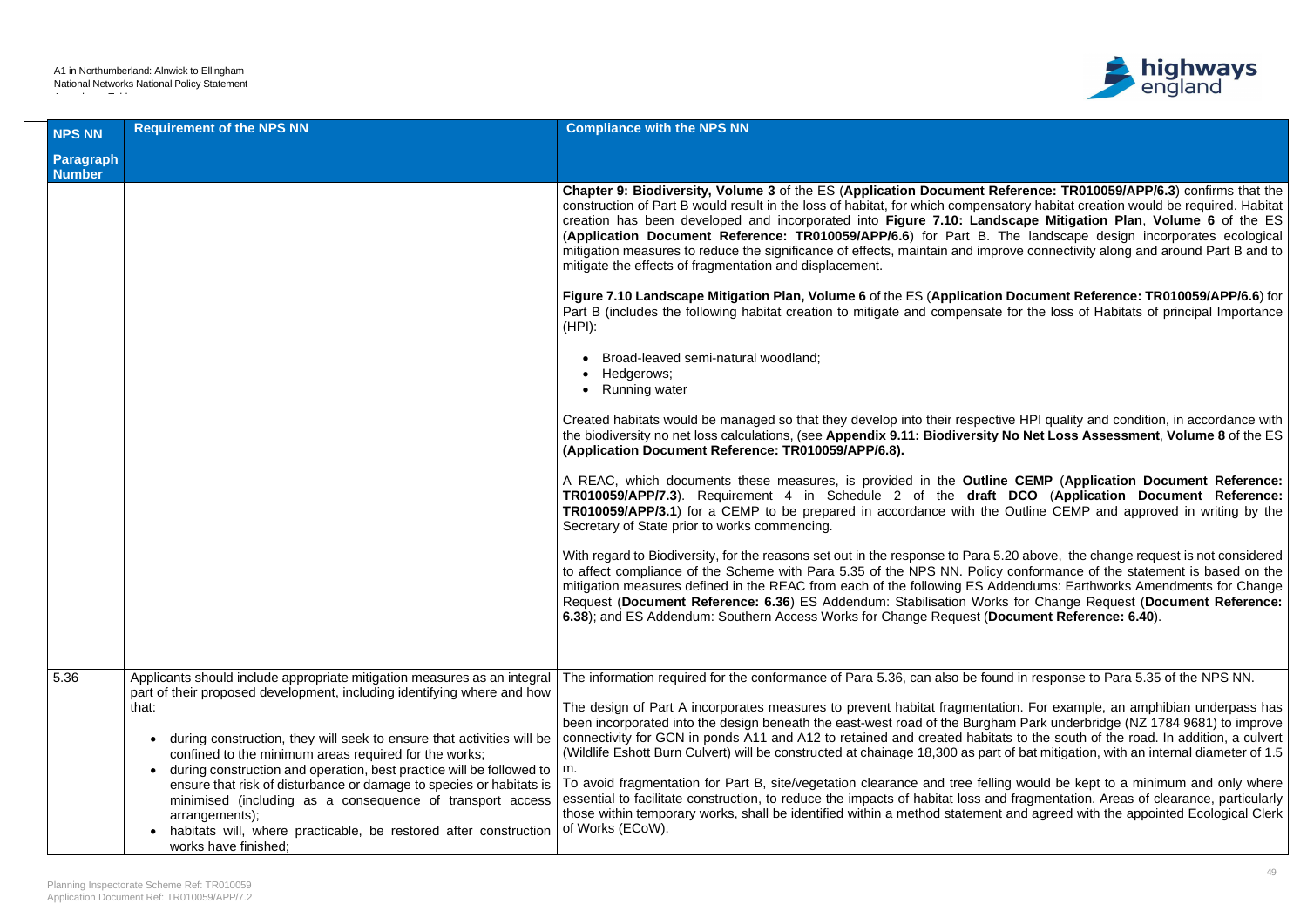| NPS NN Paragraph Number | Requirement of the NPS NN | Compliance with the NPS NN |
|---|---|---|
| | | **Chapter 9: Biodiversity, Volume 3** of the ES (**Application Document Reference: TR010059/APP/6.3**) confirms that the construction of Part B would result in the loss of habitat, for which compensatory habitat creation would be required. Habitat creation has been developed and incorporated into **Figure 7.10: Landscape Mitigation Plan**, **Volume 6** of the ES (**Application Document Reference: TR010059/APP/6.6**) for Part B. The landscape design incorporates ecological mitigation measures to reduce the significance of effects, maintain and improve connectivity along and around Part B and to mitigate the effects of fragmentation and displacement.<br><br>**Figure 7.10 Landscape Mitigation Plan, Volume 6** of the ES (**Application Document Reference: TR010059/APP/6.6**) for Part B (includes the following habitat creation to mitigate and compensate for the loss of Habitats of principal Importance (HPI):<br><br>• Broad-leaved semi-natural woodland;<br>• Hedgerows;<br>• Running water<br><br>Created habitats would be managed so that they develop into their respective HPI quality and condition, in accordance with the biodiversity no net loss calculations, (see **Appendix 9.11: Biodiversity No Net Loss Assessment**, **Volume 8** of the ES **(Application Document Reference: TR010059/APP/6.8).**<br><br>A REAC, which documents these measures, is provided in the **Outline CEMP** (**Application Document Reference: TR010059/APP/7.3**). Requirement 4 in Schedule 2 of the **draft DCO** (**Application Document Reference: TR010059/APP/3.1**) for a CEMP to be prepared in accordance with the Outline CEMP and approved in writing by the Secretary of State prior to works commencing.<br><br>With regard to Biodiversity, for the reasons set out in the response to Para 5.20 above, the change request is not considered to affect compliance of the Scheme with Para 5.35 of the NPS NN. Policy conformance of the statement is based on the mitigation measures defined in the REAC from each of the following ES Addendums: Earthworks Amendments for Change Request (**Document Reference: 6.36**) ES Addendum: Stabilisation Works for Change Request (**Document Reference: 6.38**); and ES Addendum: Southern Access Works for Change Request (**Document Reference: 6.40**). |
| 5.36 | Applicants should include appropriate mitigation measures as an integral part of their proposed development, including identifying where and how that:<br><br>• during construction, they will seek to ensure that activities will be confined to the minimum areas required for the works;<br>• during construction and operation, best practice will be followed to ensure that risk of disturbance or damage to species or habitats is minimised (including as a consequence of transport access arrangements);<br>• habitats will, where practicable, be restored after construction works have finished; | The information required for the conformance of Para 5.36, can also be found in response to Para 5.35 of the NPS NN.<br><br>The design of Part A incorporates measures to prevent habitat fragmentation. For example, an amphibian underpass has been incorporated into the design beneath the east-west road of the Burgham Park underbridge (NZ 1784 9681) to improve connectivity for GCN in ponds A11 and A12 to retained and created habitats to the south of the road. In addition, a culvert (Wildlife Eshott Burn Culvert) will be constructed at chainage 18,300 as part of bat mitigation, with an internal diameter of 1.5 m.<br>To avoid fragmentation for Part B, site/vegetation clearance and tree felling would be kept to a minimum and only where essential to facilitate construction, to reduce the impacts of habitat loss and fragmentation. Areas of clearance, particularly those within temporary works, shall be identified within a method statement and agreed with the appointed Ecological Clerk of Works (ECoW). |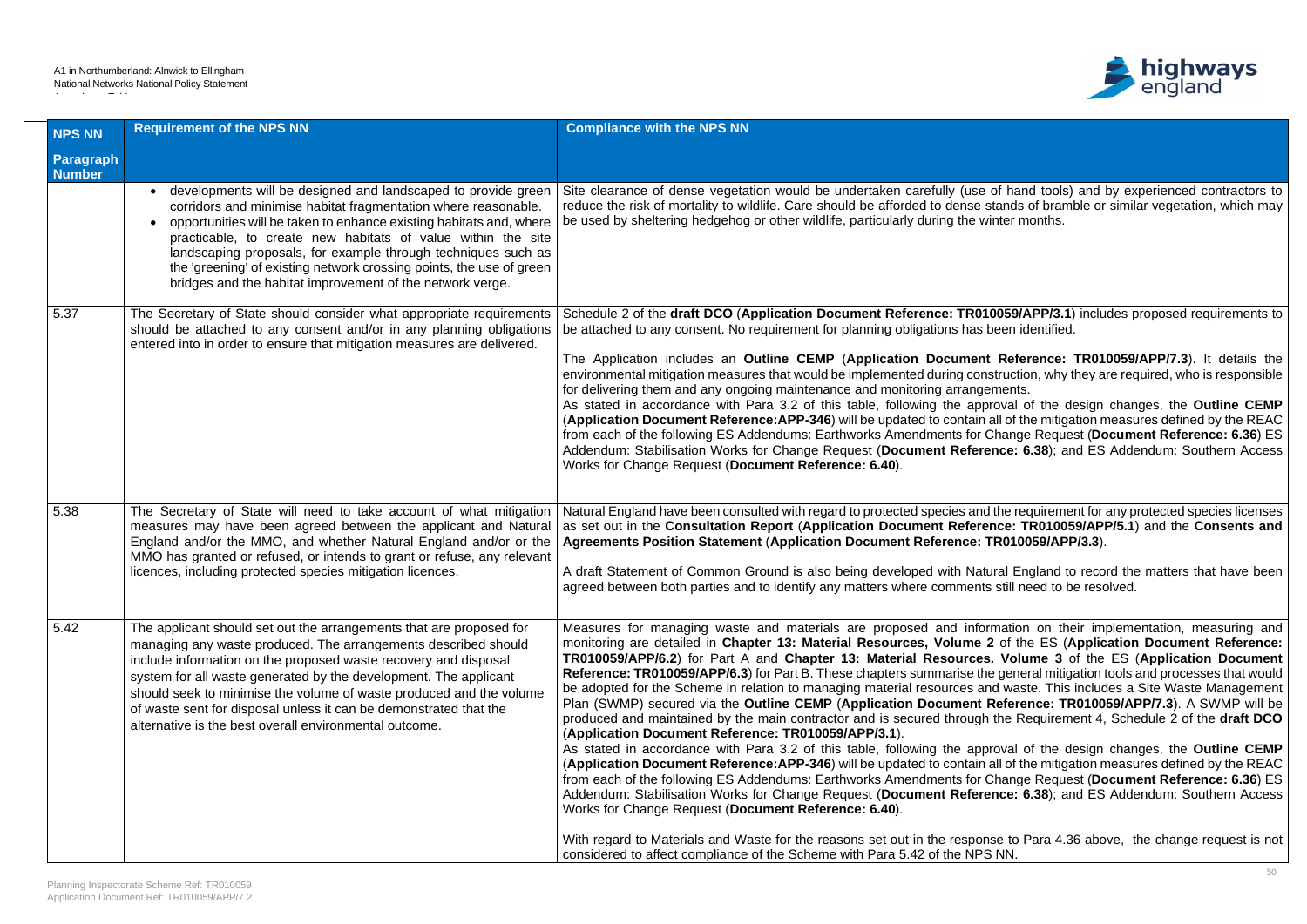| NPS NN Paragraph Number | Requirement of the NPS NN | Compliance with the NPS NN |
|---|---|---|
| | • developments will be designed and landscaped to provide green corridors and minimise habitat fragmentation where reasonable.<br>• opportunities will be taken to enhance existing habitats and, where practicable, to create new habitats of value within the site landscaping proposals, for example through techniques such as the 'greening' of existing network crossing points, the use of green bridges and the habitat improvement of the network verge. | Site clearance of dense vegetation would be undertaken carefully (use of hand tools) and by experienced contractors to reduce the risk of mortality to wildlife. Care should be afforded to dense stands of bramble or similar vegetation, which may be used by sheltering hedgehog or other wildlife, particularly during the winter months. |
| 5.37 | The Secretary of State should consider what appropriate requirements should be attached to any consent and/or in any planning obligations entered into in order to ensure that mitigation measures are delivered. | Schedule 2 of the **draft DCO** (**Application Document Reference: TR010059/APP/3.1**) includes proposed requirements to be attached to any consent. No requirement for planning obligations has been identified.<br><br>The Application includes an **Outline CEMP** (**Application Document Reference: TR010059/APP/7.3**). It details the environmental mitigation measures that would be implemented during construction, why they are required, who is responsible for delivering them and any ongoing maintenance and monitoring arrangements.<br>As stated in accordance with Para 3.2 of this table, following the approval of the design changes, the **Outline CEMP** (**Application Document Reference:APP-346**) will be updated to contain all of the mitigation measures defined by the REAC from each of the following ES Addendums: Earthworks Amendments for Change Request (**Document Reference: 6.36**) ES Addendum: Stabilisation Works for Change Request (**Document Reference: 6.38**); and ES Addendum: Southern Access Works for Change Request (**Document Reference: 6.40**). |
| 5.38 | The Secretary of State will need to take account of what mitigation measures may have been agreed between the applicant and Natural England and/or the MMO, and whether Natural England and/or the MMO has granted or refused, or intends to grant or refuse, any relevant licences, including protected species mitigation licences. | Natural England have been consulted with regard to protected species and the requirement for any protected species licenses as set out in the **Consultation Report** (**Application Document Reference: TR010059/APP/5.1**) and the **Consents and Agreements Position Statement** (**Application Document Reference: TR010059/APP/3.3**).<br><br>A draft Statement of Common Ground is also being developed with Natural England to record the matters that have been agreed between both parties and to identify any matters where comments still need to be resolved. |
| 5.42 | The applicant should set out the arrangements that are proposed for managing any waste produced. The arrangements described should include information on the proposed waste recovery and disposal system for all waste generated by the development. The applicant should seek to minimise the volume of waste produced and the volume of waste sent for disposal unless it can be demonstrated that the alternative is the best overall environmental outcome. | Measures for managing waste and materials are proposed and information on their implementation, measuring and monitoring are detailed in **Chapter 13: Material Resources, Volume 2** of the ES (**Application Document Reference: TR010059/APP/6.2**) for Part A and **Chapter 13: Material Resources. Volume 3** of the ES (**Application Document Reference: TR010059/APP/6.3**) for Part B. These chapters summarise the general mitigation tools and processes that would be adopted for the Scheme in relation to managing material resources and waste. This includes a Site Waste Management Plan (SWMP) secured via the **Outline CEMP** (**Application Document Reference: TR010059/APP/7.3**). A SWMP will be produced and maintained by the main contractor and is secured through the Requirement 4, Schedule 2 of the **draft DCO** (**Application Document Reference: TR010059/APP/3.1**).<br>As stated in accordance with Para 3.2 of this table, following the approval of the design changes, the **Outline CEMP** (**Application Document Reference:APP-346**) will be updated to contain all of the mitigation measures defined by the REAC from each of the following ES Addendums: Earthworks Amendments for Change Request (**Document Reference: 6.36**) ES Addendum: Stabilisation Works for Change Request (**Document Reference: 6.38**); and ES Addendum: Southern Access Works for Change Request (**Document Reference: 6.40**).<br><br>With regard to Materials and Waste for the reasons set out in the response to Para 4.36 above, the change request is not considered to affect compliance of the Scheme with Para 5.42 of the NPS NN. |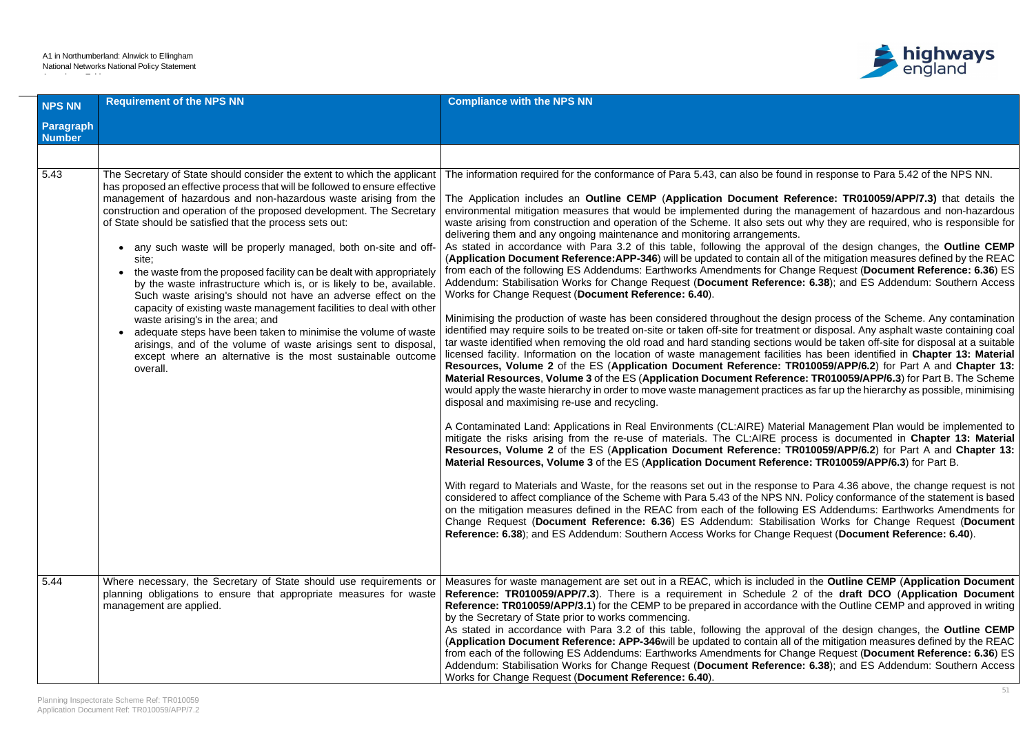| NPS NN Paragraph Number | Requirement of the NPS NN | Compliance with the NPS NN |
|---|---|---|
| | | |
| 5.43 | The Secretary of State should consider the extent to which the applicant has proposed an effective process that will be followed to ensure effective management of hazardous and non-hazardous waste arising from the construction and operation of the proposed development. The Secretary of State should be satisfied that the process sets out:<br><br>• any such waste will be properly managed, both on-site and off-site;<br>• the waste from the proposed facility can be dealt with appropriately by the waste infrastructure which is, or is likely to be, available. Such waste arising's should not have an adverse effect on the capacity of existing waste management facilities to deal with other waste arising's in the area; and<br>• adequate steps have been taken to minimise the volume of waste arisings, and of the volume of waste arisings sent to disposal, except where an alternative is the most sustainable outcome overall. | The information required for the conformance of Para 5.43, can also be found in response to Para 5.42 of the NPS NN.<br><br>The Application includes an **Outline CEMP** (**Application Document Reference: TR010059/APP/7.3)** that details the environmental mitigation measures that would be implemented during the management of hazardous and non-hazardous waste arising from construction and operation of the Scheme. It also sets out why they are required, who is responsible for delivering them and any ongoing maintenance and monitoring arrangements.<br>As stated in accordance with Para 3.2 of this table, following the approval of the design changes, the **Outline CEMP** (**Application Document Reference:APP-346**) will be updated to contain all of the mitigation measures defined by the REAC from each of the following ES Addendums: Earthworks Amendments for Change Request (**Document Reference: 6.36**) ES Addendum: Stabilisation Works for Change Request (**Document Reference: 6.38**); and ES Addendum: Southern Access Works for Change Request (**Document Reference: 6.40**).<br><br>Minimising the production of waste has been considered throughout the design process of the Scheme. Any contamination identified may require soils to be treated on-site or taken off-site for treatment or disposal. Any asphalt waste containing coal tar waste identified when removing the old road and hard standing sections would be taken off-site for disposal at a suitable licensed facility. Information on the location of waste management facilities has been identified in **Chapter 13: Material Resources, Volume 2** of the ES (**Application Document Reference: TR010059/APP/6.2**) for Part A and **Chapter 13: Material Resources**, **Volume 3** of the ES (**Application Document Reference: TR010059/APP/6.3**) for Part B. The Scheme would apply the waste hierarchy in order to move waste management practices as far up the hierarchy as possible, minimising disposal and maximising re-use and recycling.<br><br>A Contaminated Land: Applications in Real Environments (CL:AIRE) Material Management Plan would be implemented to mitigate the risks arising from the re-use of materials. The CL:AIRE process is documented in **Chapter 13: Material Resources, Volume 2** of the ES (**Application Document Reference: TR010059/APP/6.2**) for Part A and **Chapter 13: Material Resources, Volume 3** of the ES (**Application Document Reference: TR010059/APP/6.3**) for Part B.<br><br>With regard to Materials and Waste, for the reasons set out in the response to Para 4.36 above, the change request is not considered to affect compliance of the Scheme with Para 5.43 of the NPS NN. Policy conformance of the statement is based on the mitigation measures defined in the REAC from each of the following ES Addendums: Earthworks Amendments for Change Request (**Document Reference: 6.36**) ES Addendum: Stabilisation Works for Change Request (**Document Reference: 6.38**); and ES Addendum: Southern Access Works for Change Request (**Document Reference: 6.40**). |
| 5.44 | Where necessary, the Secretary of State should use requirements or planning obligations to ensure that appropriate measures for waste management are applied. | Measures for waste management are set out in a REAC, which is included in the **Outline CEMP** (**Application Document Reference: TR010059/APP/7.3**). There is a requirement in Schedule 2 of the **draft DCO** (**Application Document Reference: TR010059/APP/3.1**) for the CEMP to be prepared in accordance with the Outline CEMP and approved in writing by the Secretary of State prior to works commencing.<br>As stated in accordance with Para 3.2 of this table, following the approval of the design changes, the **Outline CEMP** (**Application Document Reference: APP-346**will be updated to contain all of the mitigation measures defined by the REAC from each of the following ES Addendums: Earthworks Amendments for Change Request (**Document Reference: 6.36**) ES Addendum: Stabilisation Works for Change Request (**Document Reference: 6.38**); and ES Addendum: Southern Access Works for Change Request (**Document Reference: 6.40**). |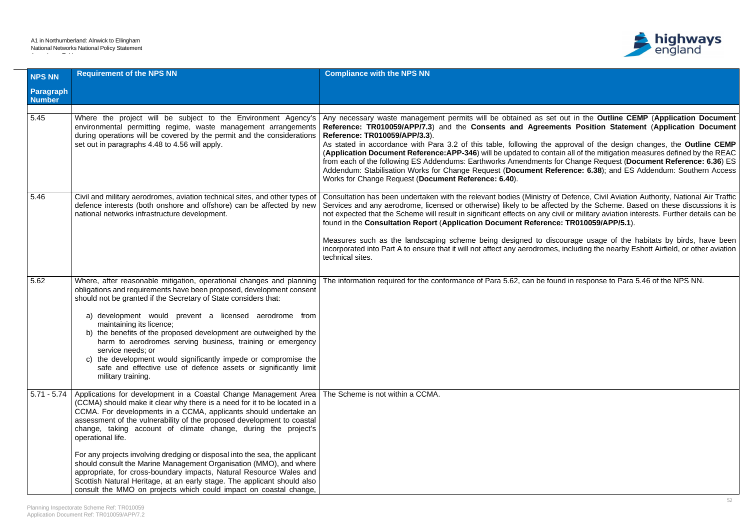| NPS NN Paragraph Number | Requirement of the NPS NN | Compliance with the NPS NN |
|---|---|---|
| 5.45 | Where the project will be subject to the Environment Agency's environmental permitting regime, waste management arrangements during operations will be covered by the permit and the considerations set out in paragraphs 4.48 to 4.56 will apply. | Any necessary waste management permits will be obtained as set out in the **Outline CEMP** (**Application Document Reference: TR010059/APP/7.3**) and the **Consents and Agreements Position Statement** (**Application Document Reference: TR010059/APP/3.3**).<br>As stated in accordance with Para 3.2 of this table, following the approval of the design changes, the **Outline CEMP** (**Application Document Reference:APP-346**) will be updated to contain all of the mitigation measures defined by the REAC from each of the following ES Addendums: Earthworks Amendments for Change Request (**Document Reference: 6.36**) ES Addendum: Stabilisation Works for Change Request (**Document Reference: 6.38**); and ES Addendum: Southern Access Works for Change Request (**Document Reference: 6.40**). |
| 5.46 | Civil and military aerodromes, aviation technical sites, and other types of defence interests (both onshore and offshore) can be affected by new national networks infrastructure development. | Consultation has been undertaken with the relevant bodies (Ministry of Defence, Civil Aviation Authority, National Air Traffic Services and any aerodrome, licensed or otherwise) likely to be affected by the Scheme. Based on these discussions it is not expected that the Scheme will result in significant effects on any civil or military aviation interests. Further details can be found in the **Consultation Report** (**Application Document Reference: TR010059/APP/5.1**).<br><br>Measures such as the landscaping scheme being designed to discourage usage of the habitats by birds, have been incorporated into Part A to ensure that it will not affect any aerodromes, including the nearby Eshott Airfield, or other aviation technical sites. |
| 5.62 | Where, after reasonable mitigation, operational changes and planning obligations and requirements have been proposed, development consent should not be granted if the Secretary of State considers that:<br><br>a) development would prevent a licensed aerodrome from maintaining its licence;<br>b) the benefits of the proposed development are outweighed by the harm to aerodromes serving business, training or emergency service needs; or<br>c) the development would significantly impede or compromise the safe and effective use of defence assets or significantly limit military training. | The information required for the conformance of Para 5.62, can be found in response to Para 5.46 of the NPS NN. |
| 5.71 - 5.74 | Applications for development in a Coastal Change Management Area (CCMA) should make it clear why there is a need for it to be located in a CCMA. For developments in a CCMA, applicants should undertake an assessment of the vulnerability of the proposed development to coastal change, taking account of climate change, during the project's operational life.<br><br>For any projects involving dredging or disposal into the sea, the applicant should consult the Marine Management Organisation (MMO), and where appropriate, for cross-boundary impacts, Natural Resource Wales and Scottish Natural Heritage, at an early stage. The applicant should also consult the MMO on projects which could impact on coastal change, | The Scheme is not within a CCMA. |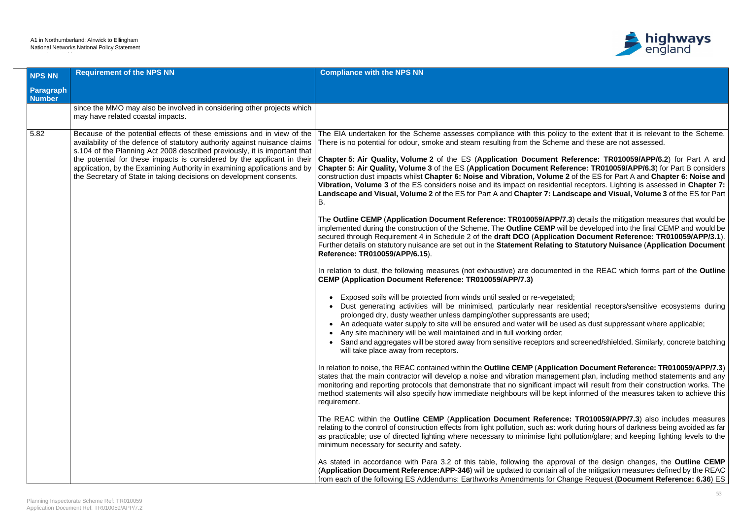| NPS NN Paragraph Number | Requirement of the NPS NN | Compliance with the NPS NN |
|---|---|---|
| | since the MMO may also be involved in considering other projects which may have related coastal impacts. | |
| 5.82 | Because of the potential effects of these emissions and in view of the availability of the defence of statutory authority against nuisance claims s.104 of the Planning Act 2008 described previously, it is important that the potential for these impacts is considered by the applicant in their application, by the Examining Authority in examining applications and by the Secretary of State in taking decisions on development consents. | The EIA undertaken for the Scheme assesses compliance with this policy to the extent that it is relevant to the Scheme. There is no potential for odour, smoke and steam resulting from the Scheme and these are not assessed.<br><br>**Chapter 5: Air Quality, Volume 2** of the ES (**Application Document Reference: TR010059/APP/6.2**) for Part A and **Chapter 5: Air Quality, Volume 3** of the ES (**Application Document Reference: TR010059/APP/6.3**) for Part B considers construction dust impacts whilst **Chapter 6: Noise and Vibration, Volume 2** of the ES for Part A and **Chapter 6: Noise and Vibration, Volume 3** of the ES considers noise and its impact on residential receptors. Lighting is assessed in **Chapter 7: Landscape and Visual, Volume 2** of the ES for Part A and **Chapter 7: Landscape and Visual, Volume 3** of the ES for Part B.<br><br>The **Outline CEMP** (**Application Document Reference: TR010059/APP/7.3**) details the mitigation measures that would be implemented during the construction of the Scheme. The **Outline CEMP** will be developed into the final CEMP and would be secured through Requirement 4 in Schedule 2 of the **draft DCO** (**Application Document Reference: TR010059/APP/3.1**). Further details on statutory nuisance are set out in the **Statement Relating to Statutory Nuisance** (**Application Document Reference: TR010059/APP/6.15**).<br><br>In relation to dust, the following measures (not exhaustive) are documented in the REAC which forms part of the **Outline CEMP (Application Document Reference: TR010059/APP/7.3)**<br><br>• Exposed soils will be protected from winds until sealed or re-vegetated;<br>• Dust generating activities will be minimised, particularly near residential receptors/sensitive ecosystems during prolonged dry, dusty weather unless damping/other suppressants are used;<br>• An adequate water supply to site will be ensured and water will be used as dust suppressant where applicable;<br>• Any site machinery will be well maintained and in full working order;<br>• Sand and aggregates will be stored away from sensitive receptors and screened/shielded. Similarly, concrete batching will take place away from receptors.<br><br>In relation to noise, the REAC contained within the **Outline CEMP** (**Application Document Reference: TR010059/APP/7.3**) states that the main contractor will develop a noise and vibration management plan, including method statements and any monitoring and reporting protocols that demonstrate that no significant impact will result from their construction works. The method statements will also specify how immediate neighbours will be kept informed of the measures taken to achieve this requirement.<br><br>The REAC within the **Outline CEMP** (**Application Document Reference: TR010059/APP/7.3**) also includes measures relating to the control of construction effects from light pollution, such as: work during hours of darkness being avoided as far as practicable; use of directed lighting where necessary to minimise light pollution/glare; and keeping lighting levels to the minimum necessary for security and safety.<br><br>As stated in accordance with Para 3.2 of this table, following the approval of the design changes, the **Outline CEMP** (**Application Document Reference:APP-346**) will be updated to contain all of the mitigation measures defined by the REAC from each of the following ES Addendums: Earthworks Amendments for Change Request (**Document Reference: 6.36**) ES |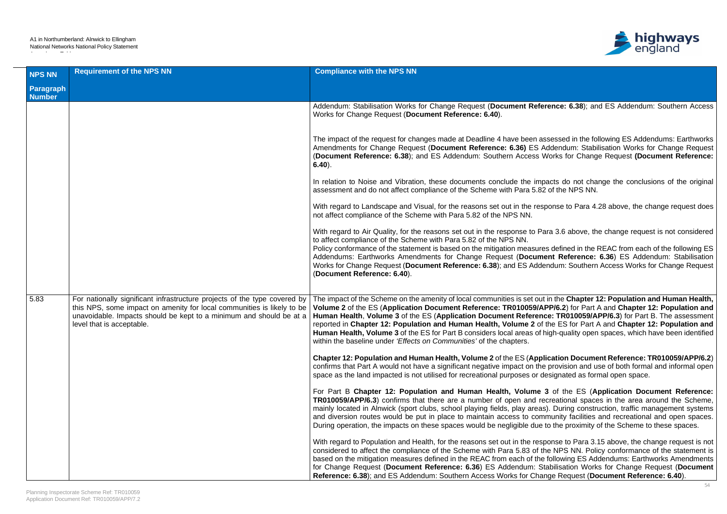| NPS NN Paragraph Number | Requirement of the NPS NN | Compliance with the NPS NN |
|---|---|---|
| | | Addendum: Stabilisation Works for Change Request (**Document Reference: 6.38**); and ES Addendum: Southern Access Works for Change Request (**Document Reference: 6.40**).<br><br>The impact of the request for changes made at Deadline 4 have been assessed in the following ES Addendums: Earthworks Amendments for Change Request (**Document Reference: 6.36)** ES Addendum: Stabilisation Works for Change Request (**Document Reference: 6.38**); and ES Addendum: Southern Access Works for Change Request **(Document Reference: 6.40**).<br><br>In relation to Noise and Vibration, these documents conclude the impacts do not change the conclusions of the original assessment and do not affect compliance of the Scheme with Para 5.82 of the NPS NN.<br><br>With regard to Landscape and Visual, for the reasons set out in the response to Para 4.28 above, the change request does not affect compliance of the Scheme with Para 5.82 of the NPS NN.<br><br>With regard to Air Quality, for the reasons set out in the response to Para 3.6 above, the change request is not considered to affect compliance of the Scheme with Para 5.82 of the NPS NN.<br>Policy conformance of the statement is based on the mitigation measures defined in the REAC from each of the following ES Addendums: Earthworks Amendments for Change Request (**Document Reference: 6.36**) ES Addendum: Stabilisation Works for Change Request (**Document Reference: 6.38**); and ES Addendum: Southern Access Works for Change Request (**Document Reference: 6.40**). |
| 5.83 | For nationally significant infrastructure projects of the type covered by this NPS, some impact on amenity for local communities is likely to be unavoidable. Impacts should be kept to a minimum and should be at a level that is acceptable. | The impact of the Scheme on the amenity of local communities is set out in the **Chapter 12: Population and Human Health, Volume 2** of the ES (**Application Document Reference: TR010059/APP/6.2**) for Part A and **Chapter 12: Population and Human Health**, **Volume 3** of the ES (**Application Document Reference: TR010059/APP/6.3**) for Part B. The assessment reported in **Chapter 12: Population and Human Health, Volume 2** of the ES for Part A and **Chapter 12: Population and Human Health, Volume 3** of the ES for Part B considers local areas of high-quality open spaces, which have been identified within the baseline under *'Effects on Communities'* of the chapters.<br><br>**Chapter 12: Population and Human Health, Volume 2** of the ES (**Application Document Reference: TR010059/APP/6.2**) confirms that Part A would not have a significant negative impact on the provision and use of both formal and informal open space as the land impacted is not utilised for recreational purposes or designated as formal open space.<br><br>For Part B **Chapter 12: Population and Human Health, Volume 3** of the ES (**Application Document Reference: TR010059/APP/6.3**) confirms that there are a number of open and recreational spaces in the area around the Scheme, mainly located in Alnwick (sport clubs, school playing fields, play areas). During construction, traffic management systems and diversion routes would be put in place to maintain access to community facilities and recreational and open spaces. During operation, the impacts on these spaces would be negligible due to the proximity of the Scheme to these spaces.<br><br>With regard to Population and Health, for the reasons set out in the response to Para 3.15 above, the change request is not considered to affect the compliance of the Scheme with Para 5.83 of the NPS NN. Policy conformance of the statement is based on the mitigation measures defined in the REAC from each of the following ES Addendums: Earthworks Amendments for Change Request (**Document Reference: 6.36**) ES Addendum: Stabilisation Works for Change Request (**Document Reference: 6.38**); and ES Addendum: Southern Access Works for Change Request (**Document Reference: 6.40**). |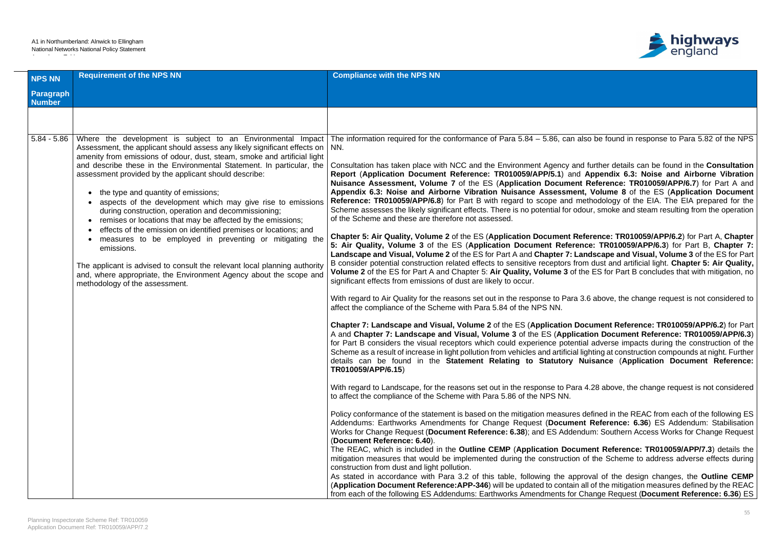| NPS NN Paragraph Number | Requirement of the NPS NN | Compliance with the NPS NN |
|---|---|---|
| | | |
| 5.84 - 5.86 | Where the development is subject to an Environmental Impact Assessment, the applicant should assess any likely significant effects on amenity from emissions of odour, dust, steam, smoke and artificial light and describe these in the Environmental Statement. In particular, the assessment provided by the applicant should describe:<br><br>• the type and quantity of emissions;<br>• aspects of the development which may give rise to emissions during construction, operation and decommissioning;<br>• remises or locations that may be affected by the emissions;<br>• effects of the emission on identified premises or locations; and<br>• measures to be employed in preventing or mitigating the emissions.<br><br>The applicant is advised to consult the relevant local planning authority and, where appropriate, the Environment Agency about the scope and methodology of the assessment. | The information required for the conformance of Para 5.84 – 5.86, can also be found in response to Para 5.82 of the NPS NN.<br><br>Consultation has taken place with NCC and the Environment Agency and further details can be found in the **Consultation Report** (**Application Document Reference: TR010059/APP/5.1**) and **Appendix 6.3: Noise and Airborne Vibration Nuisance Assessment, Volume 7** of the ES (**Application Document Reference: TR010059/APP/6.7**) for Part A and **Appendix 6.3: Noise and Airborne Vibration Nuisance Assessment, Volume 8** of the ES (**Application Document Reference: TR010059/APP/6.8**) for Part B with regard to scope and methodology of the EIA. The EIA prepared for the Scheme assesses the likely significant effects. There is no potential for odour, smoke and steam resulting from the operation of the Scheme and these are therefore not assessed.<br><br>**Chapter 5: Air Quality, Volume 2** of the ES (**Application Document Reference: TR010059/APP/6.2**) for Part A, **Chapter 5: Air Quality, Volume 3** of the ES (**Application Document Reference: TR010059/APP/6.3**) for Part B, **Chapter 7: Landscape and Visual, Volume 2** of the ES for Part A and **Chapter 7: Landscape and Visual, Volume 3** of the ES for Part B consider potential construction related effects to sensitive receptors from dust and artificial light. **Chapter 5: Air Quality, Volume 2** of the ES for Part A and Chapter 5: **Air Quality, Volume 3** of the ES for Part B concludes that with mitigation, no significant effects from emissions of dust are likely to occur.<br><br>With regard to Air Quality for the reasons set out in the response to Para 3.6 above, the change request is not considered to affect the compliance of the Scheme with Para 5.84 of the NPS NN.<br><br>**Chapter 7: Landscape and Visual, Volume 2** of the ES (**Application Document Reference: TR010059/APP/6.2**) for Part A and **Chapter 7: Landscape and Visual, Volume 3** of the ES (**Application Document Reference: TR010059/APP/6.3**) for Part B considers the visual receptors which could experience potential adverse impacts during the construction of the Scheme as a result of increase in light pollution from vehicles and artificial lighting at construction compounds at night. Further details can be found in the **Statement Relating to Statutory Nuisance** (**Application Document Reference: TR010059/APP/6.15**)<br><br>With regard to Landscape, for the reasons set out in the response to Para 4.28 above, the change request is not considered to affect the compliance of the Scheme with Para 5.86 of the NPS NN.<br><br>Policy conformance of the statement is based on the mitigation measures defined in the REAC from each of the following ES Addendums: Earthworks Amendments for Change Request (**Document Reference: 6.36**) ES Addendum: Stabilisation Works for Change Request (**Document Reference: 6.38**); and ES Addendum: Southern Access Works for Change Request (**Document Reference: 6.40**).<br>The REAC, which is included in the **Outline CEMP** (**Application Document Reference: TR010059/APP/7.3**) details the mitigation measures that would be implemented during the construction of the Scheme to address adverse effects during construction from dust and light pollution.<br>As stated in accordance with Para 3.2 of this table, following the approval of the design changes, the **Outline CEMP** (**Application Document Reference:APP-346**) will be updated to contain all of the mitigation measures defined by the REAC from each of the following ES Addendums: Earthworks Amendments for Change Request (**Document Reference: 6.36**) ES |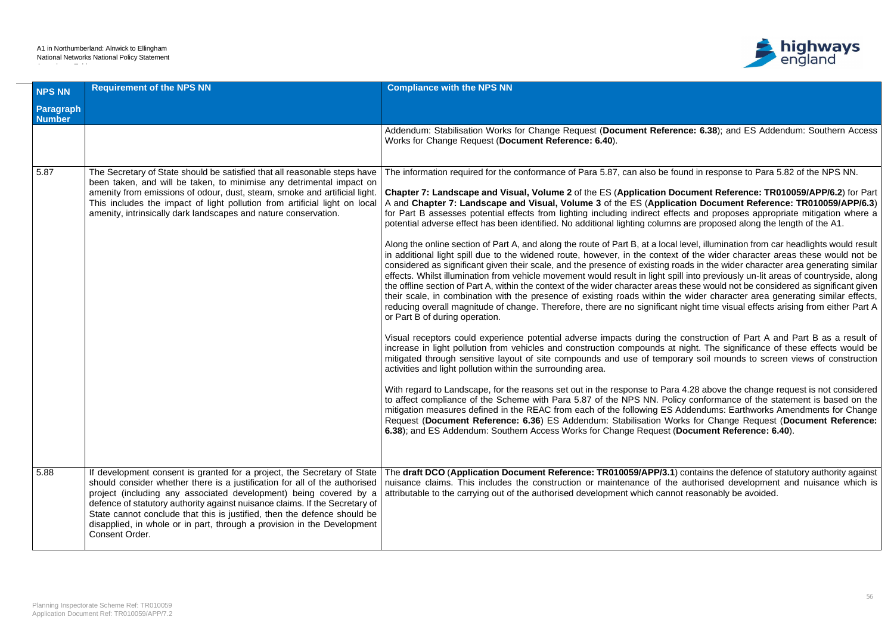| NPS NN Paragraph Number | Requirement of the NPS NN | Compliance with the NPS NN |
|---|---|---|
| | | Addendum: Stabilisation Works for Change Request (**Document Reference: 6.38**); and ES Addendum: Southern Access Works for Change Request (**Document Reference: 6.40**). |
| 5.87 | The Secretary of State should be satisfied that all reasonable steps have been taken, and will be taken, to minimise any detrimental impact on amenity from emissions of odour, dust, steam, smoke and artificial light. This includes the impact of light pollution from artificial light on local amenity, intrinsically dark landscapes and nature conservation. | The information required for the conformance of Para 5.87, can also be found in response to Para 5.82 of the NPS NN.<br><br>**Chapter 7: Landscape and Visual, Volume 2** of the ES (**Application Document Reference: TR010059/APP/6.2**) for Part A and **Chapter 7: Landscape and Visual, Volume 3** of the ES (**Application Document Reference: TR010059/APP/6.3**) for Part B assesses potential effects from lighting including indirect effects and proposes appropriate mitigation where a potential adverse effect has been identified. No additional lighting columns are proposed along the length of the A1.<br><br>Along the online section of Part A, and along the route of Part B, at a local level, illumination from car headlights would result in additional light spill due to the widened route, however, in the context of the wider character areas these would not be considered as significant given their scale, and the presence of existing roads in the wider character area generating similar effects. Whilst illumination from vehicle movement would result in light spill into previously un-lit areas of countryside, along the offline section of Part A, within the context of the wider character areas these would not be considered as significant given their scale, in combination with the presence of existing roads within the wider character area generating similar effects, reducing overall magnitude of change. Therefore, there are no significant night time visual effects arising from either Part A or Part B of during operation.<br><br>Visual receptors could experience potential adverse impacts during the construction of Part A and Part B as a result of increase in light pollution from vehicles and construction compounds at night. The significance of these effects would be mitigated through sensitive layout of site compounds and use of temporary soil mounds to screen views of construction activities and light pollution within the surrounding area.<br><br>With regard to Landscape, for the reasons set out in the response to Para 4.28 above the change request is not considered to affect compliance of the Scheme with Para 5.87 of the NPS NN. Policy conformance of the statement is based on the mitigation measures defined in the REAC from each of the following ES Addendums: Earthworks Amendments for Change Request (**Document Reference: 6.36**) ES Addendum: Stabilisation Works for Change Request (**Document Reference: 6.38**); and ES Addendum: Southern Access Works for Change Request (**Document Reference: 6.40**). |
| 5.88 | If development consent is granted for a project, the Secretary of State should consider whether there is a justification for all of the authorised project (including any associated development) being covered by a defence of statutory authority against nuisance claims. If the Secretary of State cannot conclude that this is justified, then the defence should be disapplied, in whole or in part, through a provision in the Development Consent Order. | The **draft DCO** (**Application Document Reference: TR010059/APP/3.1**) contains the defence of statutory authority against nuisance claims. This includes the construction or maintenance of the authorised development and nuisance which is attributable to the carrying out of the authorised development which cannot reasonably be avoided. |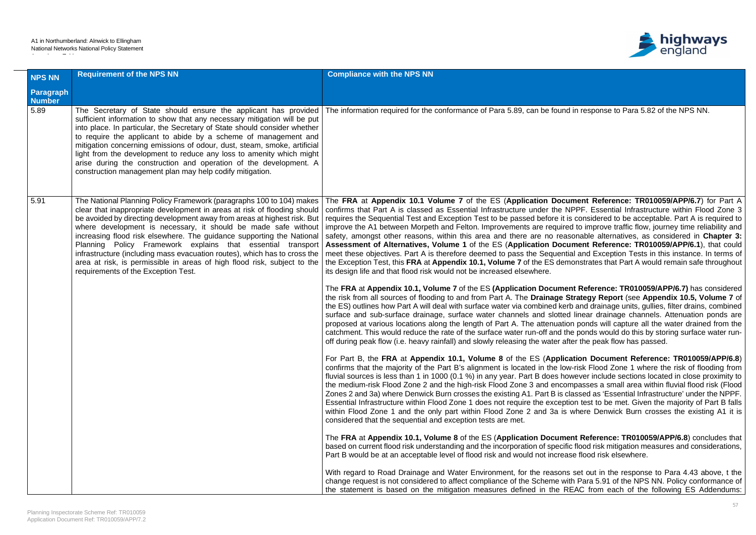| NPS NN Paragraph Number | Requirement of the NPS NN | Compliance with the NPS NN |
|---|---|---|
| 5.89 | The Secretary of State should ensure the applicant has provided sufficient information to show that any necessary mitigation will be put into place. In particular, the Secretary of State should consider whether to require the applicant to abide by a scheme of management and mitigation concerning emissions of odour, dust, steam, smoke, artificial light from the development to reduce any loss to amenity which might arise during the construction and operation of the development. A construction management plan may help codify mitigation. | The information required for the conformance of Para 5.89, can be found in response to Para 5.82 of the NPS NN. |
| 5.91 | The National Planning Policy Framework (paragraphs 100 to 104) makes clear that inappropriate development in areas at risk of flooding should be avoided by directing development away from areas at highest risk. But where development is necessary, it should be made safe without increasing flood risk elsewhere. The guidance supporting the National Planning Policy Framework explains that essential transport infrastructure (including mass evacuation routes), which has to cross the area at risk, is permissible in areas of high flood risk, subject to the requirements of the Exception Test. | The **FRA** at **Appendix 10.1 Volume 7** of the ES (**Application Document Reference: TR010059/APP/6.7**) for Part A confirms that Part A is classed as Essential Infrastructure under the NPPF. Essential Infrastructure within Flood Zone 3 requires the Sequential Test and Exception Test to be passed before it is considered to be acceptable. Part A is required to improve the A1 between Morpeth and Felton. Improvements are required to improve traffic flow, journey time reliability and safety, amongst other reasons, within this area and there are no reasonable alternatives, as considered in **Chapter 3: Assessment of Alternatives, Volume 1** of the ES (**Application Document Reference: TR010059/APP/6.1**), that could meet these objectives. Part A is therefore deemed to pass the Sequential and Exception Tests in this instance. In terms of the Exception Test, this **FRA** at **Appendix 10.1, Volume 7** of the ES demonstrates that Part A would remain safe throughout its design life and that flood risk would not be increased elsewhere.<br><br>The **FRA** at **Appendix 10.1, Volume 7** of the ES **(Application Document Reference: TR010059/APP/6.7)** has considered the risk from all sources of flooding to and from Part A. The **Drainage Strategy Report** (see **Appendix 10.5, Volume 7** of the ES) outlines how Part A will deal with surface water via combined kerb and drainage units, gullies, filter drains, combined surface and sub-surface drainage, surface water channels and slotted linear drainage channels. Attenuation ponds are proposed at various locations along the length of Part A. The attenuation ponds will capture all the water drained from the catchment. This would reduce the rate of the surface water run-off and the ponds would do this by storing surface water run-off during peak flow (i.e. heavy rainfall) and slowly releasing the water after the peak flow has passed.<br><br>For Part B, the **FRA** at **Appendix 10.1, Volume 8** of the ES (**Application Document Reference: TR010059/APP/6.8**) confirms that the majority of the Part B's alignment is located in the low-risk Flood Zone 1 where the risk of flooding from fluvial sources is less than 1 in 1000 (0.1 %) in any year. Part B does however include sections located in close proximity to the medium-risk Flood Zone 2 and the high-risk Flood Zone 3 and encompasses a small area within fluvial flood risk (Flood Zones 2 and 3a) where Denwick Burn crosses the existing A1. Part B is classed as 'Essential Infrastructure' under the NPPF. Essential Infrastructure within Flood Zone 1 does not require the exception test to be met. Given the majority of Part B falls within Flood Zone 1 and the only part within Flood Zone 2 and 3a is where Denwick Burn crosses the existing A1 it is considered that the sequential and exception tests are met.<br><br>The **FRA** at **Appendix 10.1, Volume 8** of the ES (**Application Document Reference: TR010059/APP/6.8**) concludes that based on current flood risk understanding and the incorporation of specific flood risk mitigation measures and considerations, Part B would be at an acceptable level of flood risk and would not increase flood risk elsewhere.<br><br>With regard to Road Drainage and Water Environment, for the reasons set out in the response to Para 4.43 above, t the change request is not considered to affect compliance of the Scheme with Para 5.91 of the NPS NN. Policy conformance of the statement is based on the mitigation measures defined in the REAC from each of the following ES Addendums: |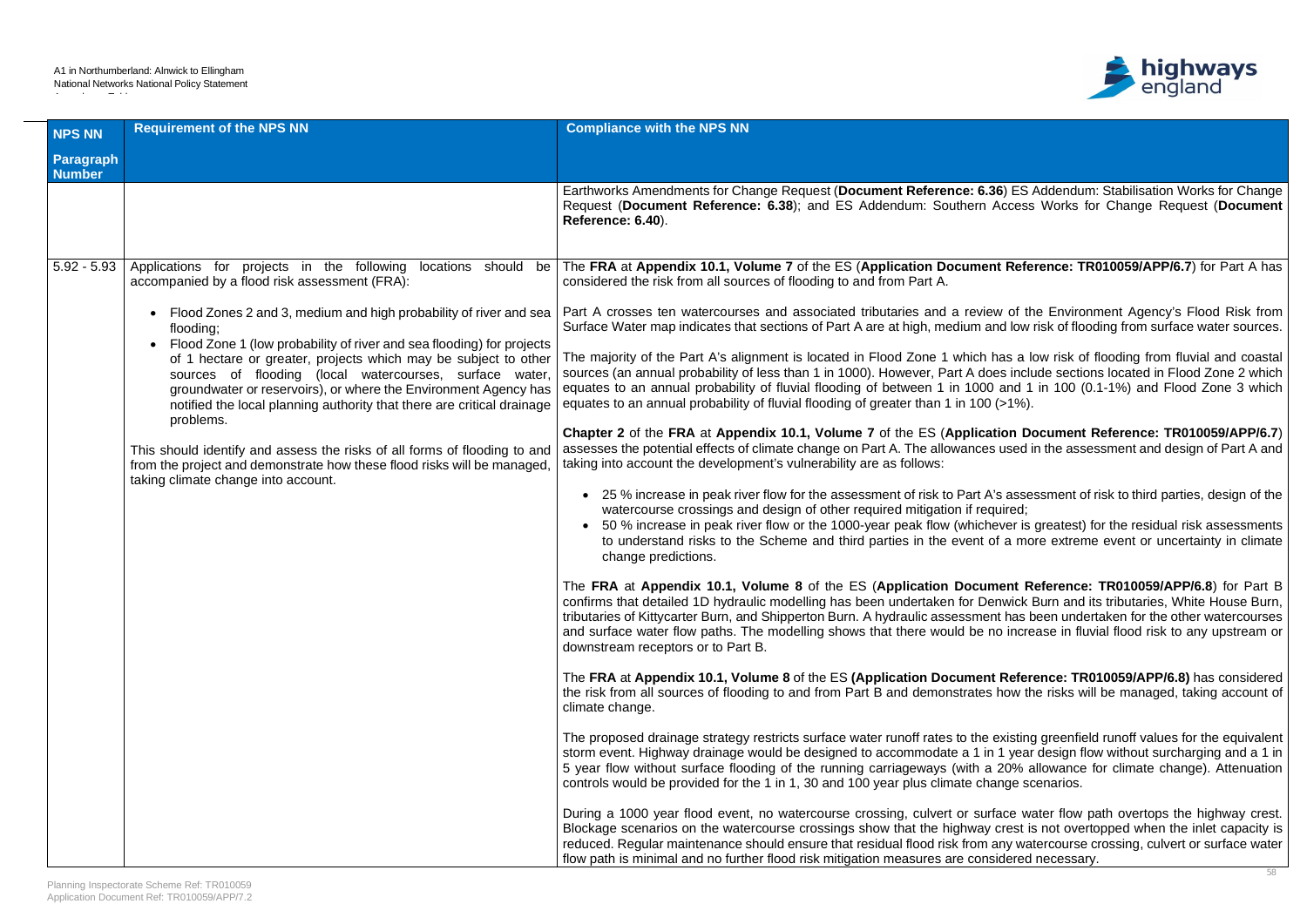| NPS NN Paragraph Number | Requirement of the NPS NN | Compliance with the NPS NN |
|---|---|---|
| | | Earthworks Amendments for Change Request (**Document Reference: 6.36**) ES Addendum: Stabilisation Works for Change Request (**Document Reference: 6.38**); and ES Addendum: Southern Access Works for Change Request (**Document Reference: 6.40**). |
| 5.92 - 5.93 | Applications for projects in the following locations should be accompanied by a flood risk assessment (FRA):<br><br>• Flood Zones 2 and 3, medium and high probability of river and sea flooding;<br>• Flood Zone 1 (low probability of river and sea flooding) for projects of 1 hectare or greater, projects which may be subject to other sources of flooding (local watercourses, surface water, groundwater or reservoirs), or where the Environment Agency has notified the local planning authority that there are critical drainage problems.<br><br>This should identify and assess the risks of all forms of flooding to and from the project and demonstrate how these flood risks will be managed, taking climate change into account. | The **FRA** at **Appendix 10.1, Volume 7** of the ES (**Application Document Reference: TR010059/APP/6.7**) for Part A has considered the risk from all sources of flooding to and from Part A.<br><br>Part A crosses ten watercourses and associated tributaries and a review of the Environment Agency's Flood Risk from Surface Water map indicates that sections of Part A are at high, medium and low risk of flooding from surface water sources.<br><br>The majority of the Part A's alignment is located in Flood Zone 1 which has a low risk of flooding from fluvial and coastal sources (an annual probability of less than 1 in 1000). However, Part A does include sections located in Flood Zone 2 which equates to an annual probability of fluvial flooding of between 1 in 1000 and 1 in 100 (0.1-1%) and Flood Zone 3 which equates to an annual probability of fluvial flooding of greater than 1 in 100 (>1%).<br><br>**Chapter 2** of the **FRA** at **Appendix 10.1, Volume 7** of the ES (**Application Document Reference: TR010059/APP/6.7**) assesses the potential effects of climate change on Part A. The allowances used in the assessment and design of Part A and taking into account the development's vulnerability are as follows:<br><br>• 25 % increase in peak river flow for the assessment of risk to Part A's assessment of risk to third parties, design of the watercourse crossings and design of other required mitigation if required;<br>• 50 % increase in peak river flow or the 1000-year peak flow (whichever is greatest) for the residual risk assessments to understand risks to the Scheme and third parties in the event of a more extreme event or uncertainty in climate change predictions.<br><br>The **FRA** at **Appendix 10.1, Volume 8** of the ES (**Application Document Reference: TR010059/APP/6.8**) for Part B confirms that detailed 1D hydraulic modelling has been undertaken for Denwick Burn and its tributaries, White House Burn, tributaries of Kittycarter Burn, and Shipperton Burn. A hydraulic assessment has been undertaken for the other watercourses and surface water flow paths. The modelling shows that there would be no increase in fluvial flood risk to any upstream or downstream receptors or to Part B.<br><br>The **FRA** at **Appendix 10.1, Volume 8** of the ES **(Application Document Reference: TR010059/APP/6.8)** has considered the risk from all sources of flooding to and from Part B and demonstrates how the risks will be managed, taking account of climate change.<br><br>The proposed drainage strategy restricts surface water runoff rates to the existing greenfield runoff values for the equivalent storm event. Highway drainage would be designed to accommodate a 1 in 1 year design flow without surcharging and a 1 in 5 year flow without surface flooding of the running carriageways (with a 20% allowance for climate change). Attenuation controls would be provided for the 1 in 1, 30 and 100 year plus climate change scenarios.<br><br>During a 1000 year flood event, no watercourse crossing, culvert or surface water flow path overtops the highway crest. Blockage scenarios on the watercourse crossings show that the highway crest is not overtopped when the inlet capacity is reduced. Regular maintenance should ensure that residual flood risk from any watercourse crossing, culvert or surface water flow path is minimal and no further flood risk mitigation measures are considered necessary. |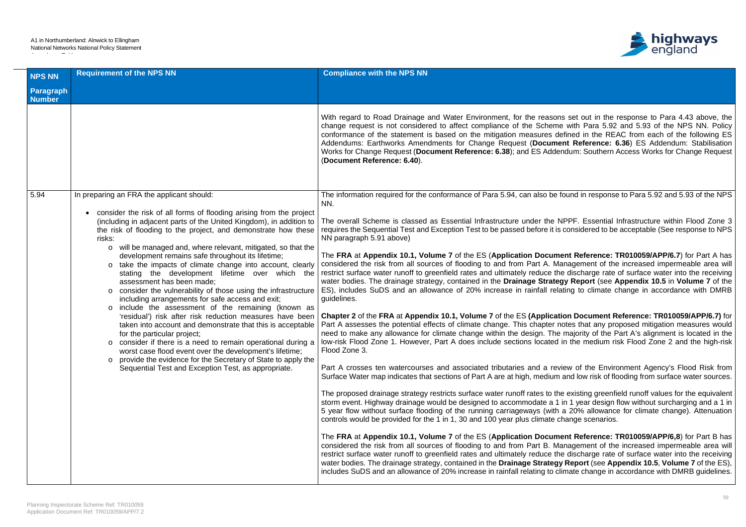| NPS NN Paragraph Number | Requirement of the NPS NN | Compliance with the NPS NN |
|---|---|---|
| | | With regard to Road Drainage and Water Environment, for the reasons set out in the response to Para 4.43 above, the change request is not considered to affect compliance of the Scheme with Para 5.92 and 5.93 of the NPS NN. Policy conformance of the statement is based on the mitigation measures defined in the REAC from each of the following ES Addendums: Earthworks Amendments for Change Request (**Document Reference: 6.36**) ES Addendum: Stabilisation Works for Change Request (**Document Reference: 6.38**); and ES Addendum: Southern Access Works for Change Request (**Document Reference: 6.40**). |
| 5.94 | In preparing an FRA the applicant should:<br><br>• consider the risk of all forms of flooding arising from the project (including in adjacent parts of the United Kingdom), in addition to the risk of flooding to the project, and demonstrate how these risks:<br>&nbsp;&nbsp;o will be managed and, where relevant, mitigated, so that the development remains safe throughout its lifetime;<br>&nbsp;&nbsp;o take the impacts of climate change into account, clearly stating the development lifetime over which the assessment has been made;<br>&nbsp;&nbsp;o consider the vulnerability of those using the infrastructure including arrangements for safe access and exit;<br>&nbsp;&nbsp;o include the assessment of the remaining (known as 'residual') risk after risk reduction measures have been taken into account and demonstrate that this is acceptable for the particular project;<br>&nbsp;&nbsp;o consider if there is a need to remain operational during a worst case flood event over the development's lifetime;<br>&nbsp;&nbsp;o provide the evidence for the Secretary of State to apply the Sequential Test and Exception Test, as appropriate. | The information required for the conformance of Para 5.94, can also be found in response to Para 5.92 and 5.93 of the NPS NN.<br><br>The overall Scheme is classed as Essential Infrastructure under the NPPF. Essential Infrastructure within Flood Zone 3 requires the Sequential Test and Exception Test to be passed before it is considered to be acceptable (See response to NPS NN paragraph 5.91 above)<br><br>The **FRA** at **Appendix 10.1, Volume 7** of the ES (**Application Document Reference: TR010059/APP/6.7**) for Part A has considered the risk from all sources of flooding to and from Part A. Management of the increased impermeable area will restrict surface water runoff to greenfield rates and ultimately reduce the discharge rate of surface water into the receiving water bodies. The drainage strategy, contained in the **Drainage Strategy Report** (see **Appendix 10.5** in **Volume 7** of the ES), includes SuDS and an allowance of 20% increase in rainfall relating to climate change in accordance with DMRB guidelines.<br><br>**Chapter 2** of the **FRA** at **Appendix 10.1, Volume 7** of the ES **(Application Document Reference: TR010059/APP/6.7)** for Part A assesses the potential effects of climate change. This chapter notes that any proposed mitigation measures would need to make any allowance for climate change within the design. The majority of the Part A's alignment is located in the low-risk Flood Zone 1. However, Part A does include sections located in the medium risk Flood Zone 2 and the high-risk Flood Zone 3.<br><br>Part A crosses ten watercourses and associated tributaries and a review of the Environment Agency's Flood Risk from Surface Water map indicates that sections of Part A are at high, medium and low risk of flooding from surface water sources.<br><br>The proposed drainage strategy restricts surface water runoff rates to the existing greenfield runoff values for the equivalent storm event. Highway drainage would be designed to accommodate a 1 in 1 year design flow without surcharging and a 1 in 5 year flow without surface flooding of the running carriageways (with a 20% allowance for climate change). Attenuation controls would be provided for the 1 in 1, 30 and 100 year plus climate change scenarios.<br><br>The **FRA** at **Appendix 10.1, Volume 7** of the ES (**Application Document Reference: TR010059/APP/6,8**) for Part B has considered the risk from all sources of flooding to and from Part B. Management of the increased impermeable area will restrict surface water runoff to greenfield rates and ultimately reduce the discharge rate of surface water into the receiving water bodies. The drainage strategy, contained in the **Drainage Strategy Report** (see **Appendix 10.5**, **Volume 7** of the ES), includes SuDS and an allowance of 20% increase in rainfall relating to climate change in accordance with DMRB guidelines. |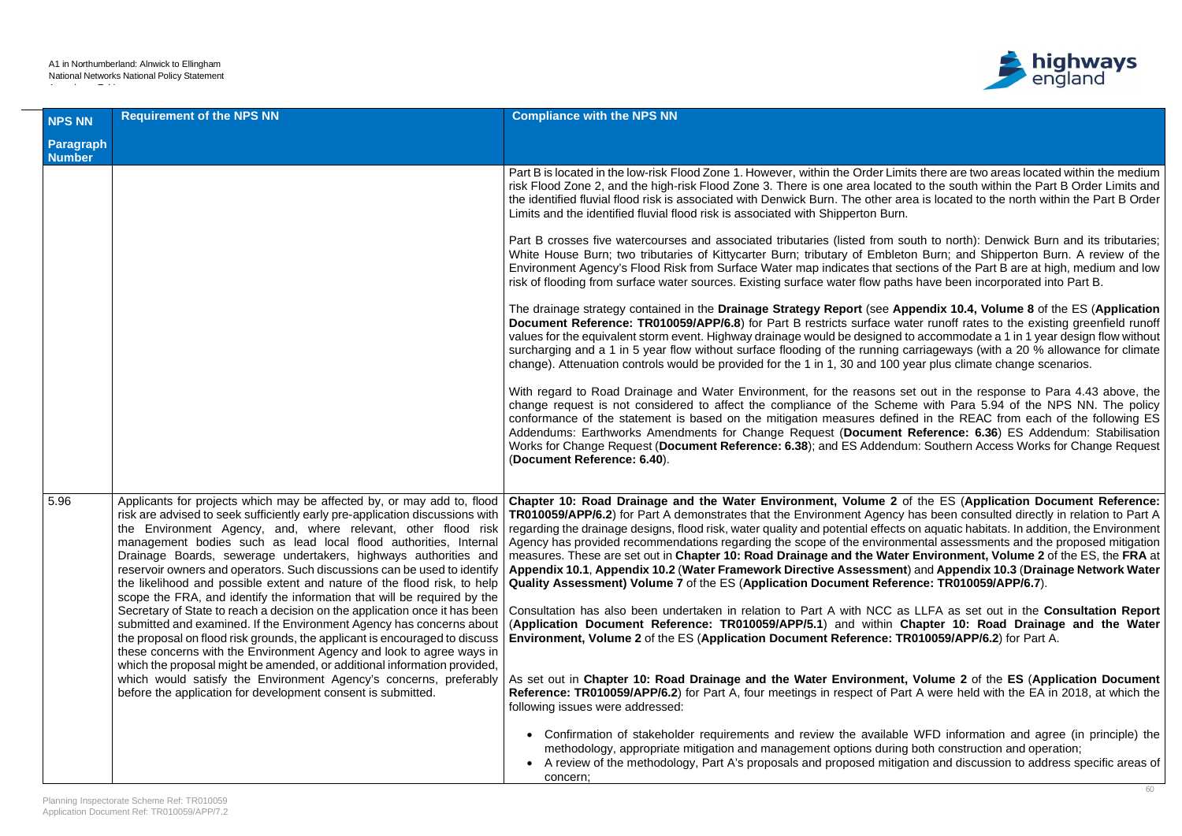| NPS NN Paragraph Number | Requirement of the NPS NN | Compliance with the NPS NN |
|---|---|---|
| | | Part B is located in the low-risk Flood Zone 1. However, within the Order Limits there are two areas located within the medium risk Flood Zone 2, and the high-risk Flood Zone 3. There is one area located to the south within the Part B Order Limits and the identified fluvial flood risk is associated with Denwick Burn. The other area is located to the north within the Part B Order Limits and the identified fluvial flood risk is associated with Shipperton Burn.<br><br>Part B crosses five watercourses and associated tributaries (listed from south to north): Denwick Burn and its tributaries; White House Burn; two tributaries of Kittycarter Burn; tributary of Embleton Burn; and Shipperton Burn. A review of the Environment Agency's Flood Risk from Surface Water map indicates that sections of the Part B are at high, medium and low risk of flooding from surface water sources. Existing surface water flow paths have been incorporated into Part B.<br><br>The drainage strategy contained in the **Drainage Strategy Report** (see **Appendix 10.4, Volume 8** of the ES (**Application Document Reference: TR010059/APP/6.8**) for Part B restricts surface water runoff rates to the existing greenfield runoff values for the equivalent storm event. Highway drainage would be designed to accommodate a 1 in 1 year design flow without surcharging and a 1 in 5 year flow without surface flooding of the running carriageways (with a 20 % allowance for climate change). Attenuation controls would be provided for the 1 in 1, 30 and 100 year plus climate change scenarios.<br><br>With regard to Road Drainage and Water Environment, for the reasons set out in the response to Para 4.43 above, the change request is not considered to affect the compliance of the Scheme with Para 5.94 of the NPS NN. The policy conformance of the statement is based on the mitigation measures defined in the REAC from each of the following ES Addendums: Earthworks Amendments for Change Request (**Document Reference: 6.36**) ES Addendum: Stabilisation Works for Change Request (**Document Reference: 6.38**); and ES Addendum: Southern Access Works for Change Request (**Document Reference: 6.40**). |
| 5.96 | Applicants for projects which may be affected by, or may add to, flood risk are advised to seek sufficiently early pre-application discussions with the Environment Agency, and, where relevant, other flood risk management bodies such as lead local flood authorities, Internal Drainage Boards, sewerage undertakers, highways authorities and reservoir owners and operators. Such discussions can be used to identify the likelihood and possible extent and nature of the flood risk, to help scope the FRA, and identify the information that will be required by the Secretary of State to reach a decision on the application once it has been submitted and examined. If the Environment Agency has concerns about the proposal on flood risk grounds, the applicant is encouraged to discuss these concerns with the Environment Agency and look to agree ways in which the proposal might be amended, or additional information provided, which would satisfy the Environment Agency's concerns, preferably before the application for development consent is submitted. | **Chapter 10: Road Drainage and the Water Environment, Volume 2** of the ES (**Application Document Reference: TR010059/APP/6.2**) for Part A demonstrates that the Environment Agency has been consulted directly in relation to Part A regarding the drainage designs, flood risk, water quality and potential effects on aquatic habitats. In addition, the Environment Agency has provided recommendations regarding the scope of the environmental assessments and the proposed mitigation measures. These are set out in **Chapter 10: Road Drainage and the Water Environment, Volume 2** of the ES, the **FRA** at **Appendix 10.1**, **Appendix 10.2** (**Water Framework Directive Assessment**) and **Appendix 10.3** (**Drainage Network Water Quality Assessment) Volume 7** of the ES (**Application Document Reference: TR010059/APP/6.7**).<br><br>Consultation has also been undertaken in relation to Part A with NCC as LLFA as set out in the **Consultation Report** (**Application Document Reference: TR010059/APP/5.1**) and within **Chapter 10: Road Drainage and the Water Environment, Volume 2** of the ES (**Application Document Reference: TR010059/APP/6.2**) for Part A.<br><br>As set out in **Chapter 10: Road Drainage and the Water Environment, Volume 2** of the **ES** (**Application Document Reference: TR010059/APP/6.2**) for Part A, four meetings in respect of Part A were held with the EA in 2018, at which the following issues were addressed:<br><br>• Confirmation of stakeholder requirements and review the available WFD information and agree (in principle) the methodology, appropriate mitigation and management options during both construction and operation;<br>• A review of the methodology, Part A's proposals and proposed mitigation and discussion to address specific areas of concern; |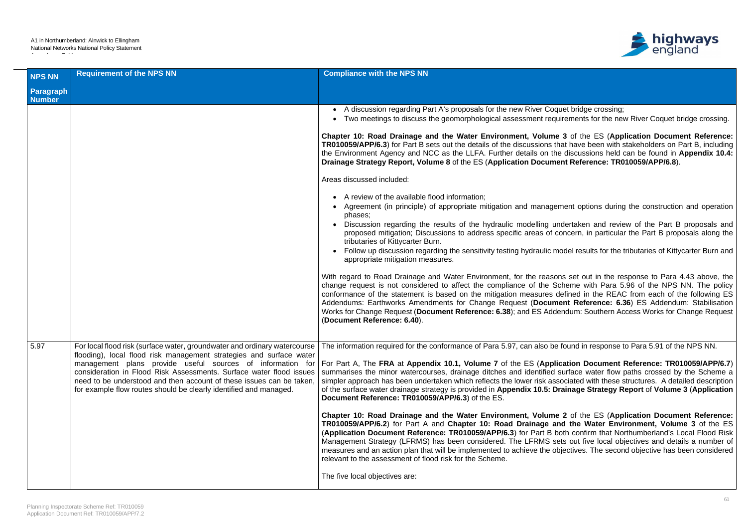| NPS NN Paragraph Number | Requirement of the NPS NN | Compliance with the NPS NN |
|---|---|---|
| | | • A discussion regarding Part A's proposals for the new River Coquet bridge crossing;<br>• Two meetings to discuss the geomorphological assessment requirements for the new River Coquet bridge crossing.<br><br>**Chapter 10: Road Drainage and the Water Environment, Volume 3** of the ES (**Application Document Reference: TR010059/APP/6.3**) for Part B sets out the details of the discussions that have been with stakeholders on Part B, including the Environment Agency and NCC as the LLFA. Further details on the discussions held can be found in **Appendix 10.4: Drainage Strategy Report, Volume 8** of the ES (**Application Document Reference: TR010059/APP/6.8**).<br><br>Areas discussed included:<br><br>• A review of the available flood information;<br>• Agreement (in principle) of appropriate mitigation and management options during the construction and operation phases;<br>• Discussion regarding the results of the hydraulic modelling undertaken and review of the Part B proposals and proposed mitigation; Discussions to address specific areas of concern, in particular the Part B proposals along the tributaries of Kittycarter Burn.<br>• Follow up discussion regarding the sensitivity testing hydraulic model results for the tributaries of Kittycarter Burn and appropriate mitigation measures.<br><br>With regard to Road Drainage and Water Environment, for the reasons set out in the response to Para 4.43 above, the change request is not considered to affect the compliance of the Scheme with Para 5.96 of the NPS NN. The policy conformance of the statement is based on the mitigation measures defined in the REAC from each of the following ES Addendums: Earthworks Amendments for Change Request (**Document Reference: 6.36**) ES Addendum: Stabilisation Works for Change Request (**Document Reference: 6.38**); and ES Addendum: Southern Access Works for Change Request (**Document Reference: 6.40**). |
| 5.97 | For local flood risk (surface water, groundwater and ordinary watercourse flooding), local flood risk management strategies and surface water management plans provide useful sources of information for consideration in Flood Risk Assessments. Surface water flood issues need to be understood and then account of these issues can be taken, for example flow routes should be clearly identified and managed. | The information required for the conformance of Para 5.97, can also be found in response to Para 5.91 of the NPS NN.<br><br>For Part A, The **FRA** at **Appendix 10.1, Volume 7** of the ES (**Application Document Reference: TR010059/APP/6.7**) summarises the minor watercourses, drainage ditches and identified surface water flow paths crossed by the Scheme a simpler approach has been undertaken which reflects the lower risk associated with these structures. A detailed description of the surface water drainage strategy is provided in **Appendix 10.5: Drainage Strategy Report** of **Volume 3** (**Application Document Reference: TR010059/APP/6.3**) of the ES.<br><br>**Chapter 10: Road Drainage and the Water Environment, Volume 2** of the ES (**Application Document Reference: TR010059/APP/6.2**) for Part A and **Chapter 10: Road Drainage and the Water Environment, Volume 3** of the ES (**Application Document Reference: TR010059/APP/6.3**) for Part B both confirm that Northumberland's Local Flood Risk Management Strategy (LFRMS) has been considered. The LFRMS sets out five local objectives and details a number of measures and an action plan that will be implemented to achieve the objectives. The second objective has been considered relevant to the assessment of flood risk for the Scheme.<br><br>The five local objectives are: |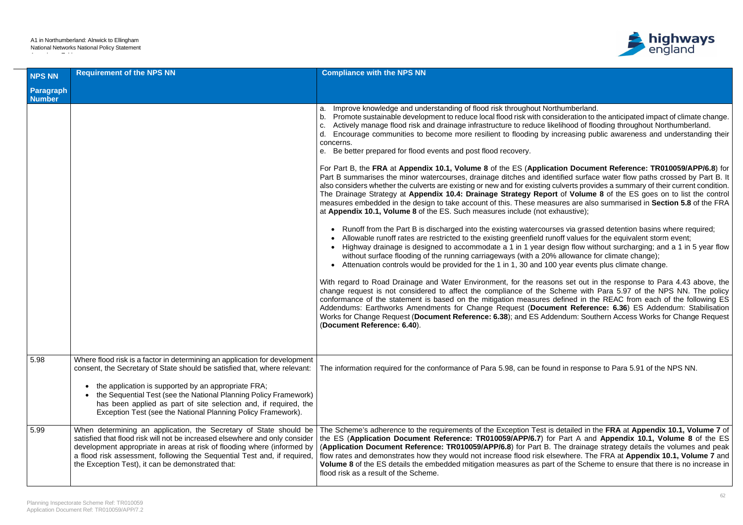| NPS NN Paragraph Number | Requirement of the NPS NN | Compliance with the NPS NN |
|---|---|---|
| | | a. Improve knowledge and understanding of flood risk throughout Northumberland.<br>b. Promote sustainable development to reduce local flood risk with consideration to the anticipated impact of climate change.<br>c. Actively manage flood risk and drainage infrastructure to reduce likelihood of flooding throughout Northumberland.<br>d. Encourage communities to become more resilient to flooding by increasing public awareness and understanding their concerns.<br>e. Be better prepared for flood events and post flood recovery.<br><br>For Part B, the **FRA** at **Appendix 10.1, Volume 8** of the ES (**Application Document Reference: TR010059/APP/6.8**) for Part B summarises the minor watercourses, drainage ditches and identified surface water flow paths crossed by Part B. It also considers whether the culverts are existing or new and for existing culverts provides a summary of their current condition. The Drainage Strategy at **Appendix 10.4: Drainage Strategy Report** of **Volume 8** of the ES goes on to list the control measures embedded in the design to take account of this. These measures are also summarised in **Section 5.8** of the FRA at **Appendix 10.1, Volume 8** of the ES. Such measures include (not exhaustive);<br><br>• Runoff from the Part B is discharged into the existing watercourses via grassed detention basins where required;<br>• Allowable runoff rates are restricted to the existing greenfield runoff values for the equivalent storm event;<br>• Highway drainage is designed to accommodate a 1 in 1 year design flow without surcharging; and a 1 in 5 year flow without surface flooding of the running carriageways (with a 20% allowance for climate change);<br>• Attenuation controls would be provided for the 1 in 1, 30 and 100 year events plus climate change.<br><br>With regard to Road Drainage and Water Environment, for the reasons set out in the response to Para 4.43 above, the change request is not considered to affect the compliance of the Scheme with Para 5.97 of the NPS NN. The policy conformance of the statement is based on the mitigation measures defined in the REAC from each of the following ES Addendums: Earthworks Amendments for Change Request (**Document Reference: 6.36**) ES Addendum: Stabilisation Works for Change Request (**Document Reference: 6.38**); and ES Addendum: Southern Access Works for Change Request (**Document Reference: 6.40**). |
| 5.98 | Where flood risk is a factor in determining an application for development consent, the Secretary of State should be satisfied that, where relevant:<br><br>• the application is supported by an appropriate FRA;<br>• the Sequential Test (see the National Planning Policy Framework) has been applied as part of site selection and, if required, the Exception Test (see the National Planning Policy Framework). | The information required for the conformance of Para 5.98, can be found in response to Para 5.91 of the NPS NN. |
| 5.99 | When determining an application, the Secretary of State should be satisfied that flood risk will not be increased elsewhere and only consider development appropriate in areas at risk of flooding where (informed by a flood risk assessment, following the Sequential Test and, if required, the Exception Test), it can be demonstrated that: | The Scheme's adherence to the requirements of the Exception Test is detailed in the **FRA** at **Appendix 10.1, Volume 7** of the ES (**Application Document Reference: TR010059/APP/6.7**) for Part A and **Appendix 10.1, Volume 8** of the ES (**Application Document Reference: TR010059/APP/6.8**) for Part B. The drainage strategy details the volumes and peak flow rates and demonstrates how they would not increase flood risk elsewhere. The FRA at **Appendix 10.1, Volume 7** and **Volume 8** of the ES details the embedded mitigation measures as part of the Scheme to ensure that there is no increase in flood risk as a result of the Scheme. |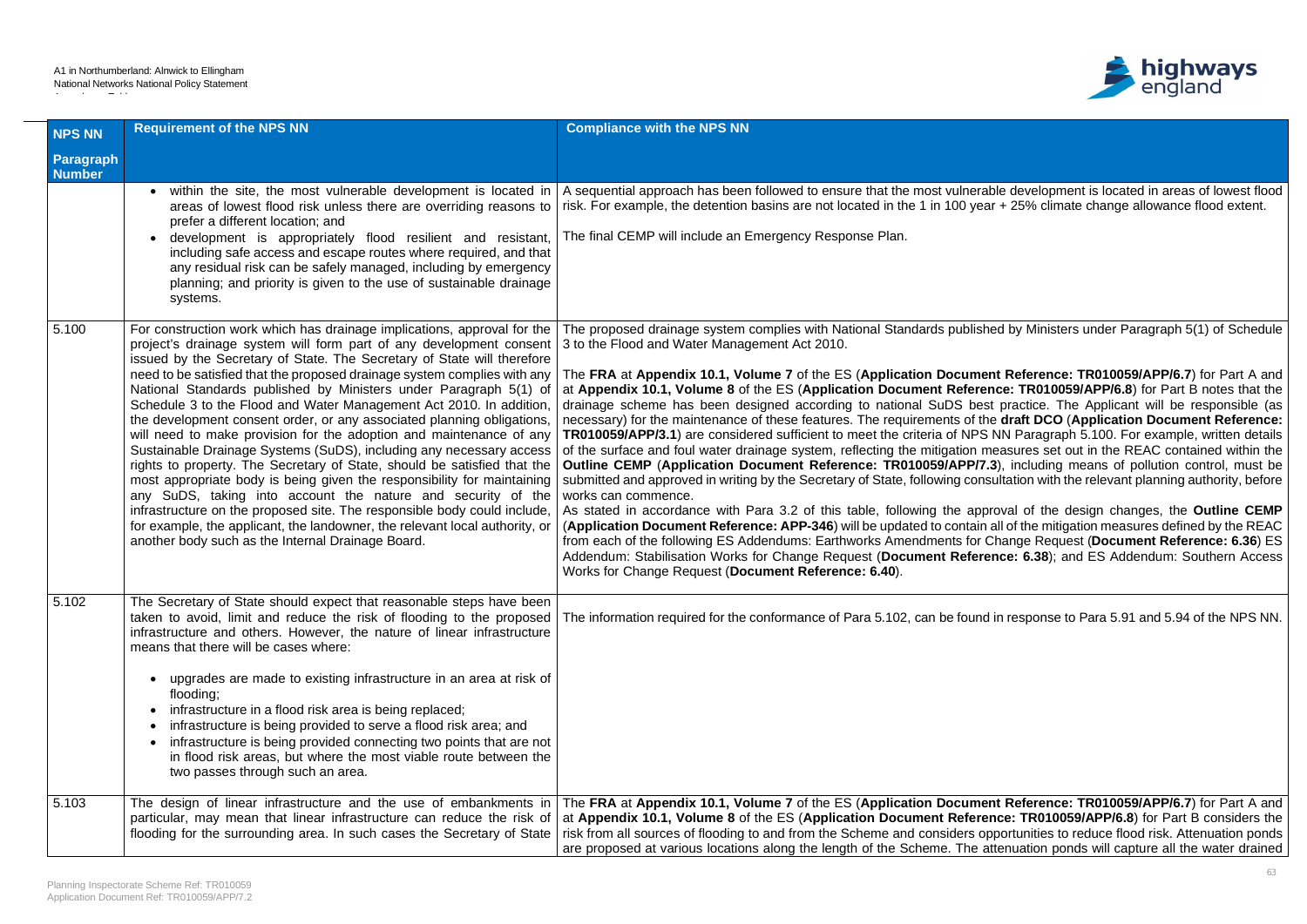| NPS NN Paragraph Number | Requirement of the NPS NN | Compliance with the NPS NN |
|---|---|---|
| | • within the site, the most vulnerable development is located in areas of lowest flood risk unless there are overriding reasons to prefer a different location; and<br>• development is appropriately flood resilient and resistant, including safe access and escape routes where required, and that any residual risk can be safely managed, including by emergency planning; and priority is given to the use of sustainable drainage systems. | A sequential approach has been followed to ensure that the most vulnerable development is located in areas of lowest flood risk. For example, the detention basins are not located in the 1 in 100 year + 25% climate change allowance flood extent.<br><br>The final CEMP will include an Emergency Response Plan. |
| 5.100 | For construction work which has drainage implications, approval for the project's drainage system will form part of any development consent issued by the Secretary of State. The Secretary of State will therefore need to be satisfied that the proposed drainage system complies with any National Standards published by Ministers under Paragraph 5(1) of Schedule 3 to the Flood and Water Management Act 2010. In addition, the development consent order, or any associated planning obligations, will need to make provision for the adoption and maintenance of any Sustainable Drainage Systems (SuDS), including any necessary access rights to property. The Secretary of State, should be satisfied that the most appropriate body is being given the responsibility for maintaining any SuDS, taking into account the nature and security of the infrastructure on the proposed site. The responsible body could include, for example, the applicant, the landowner, the relevant local authority, or another body such as the Internal Drainage Board. | The proposed drainage system complies with National Standards published by Ministers under Paragraph 5(1) of Schedule 3 to the Flood and Water Management Act 2010.<br><br>The **FRA** at **Appendix 10.1, Volume 7** of the ES (**Application Document Reference: TR010059/APP/6.7**) for Part A and at **Appendix 10.1, Volume 8** of the ES (**Application Document Reference: TR010059/APP/6.8**) for Part B notes that the drainage scheme has been designed according to national SuDS best practice. The Applicant will be responsible (as necessary) for the maintenance of these features. The requirements of the **draft DCO** (**Application Document Reference: TR010059/APP/3.1**) are considered sufficient to meet the criteria of NPS NN Paragraph 5.100. For example, written details of the surface and foul water drainage system, reflecting the mitigation measures set out in the REAC contained within the **Outline CEMP** (**Application Document Reference: TR010059/APP/7.3**), including means of pollution control, must be submitted and approved in writing by the Secretary of State, following consultation with the relevant planning authority, before works can commence.<br>As stated in accordance with Para 3.2 of this table, following the approval of the design changes, the **Outline CEMP** (**Application Document Reference: APP-346**) will be updated to contain all of the mitigation measures defined by the REAC from each of the following ES Addendums: Earthworks Amendments for Change Request (**Document Reference: 6.36**) ES Addendum: Stabilisation Works for Change Request (**Document Reference: 6.38**); and ES Addendum: Southern Access Works for Change Request (**Document Reference: 6.40**). |
| 5.102 | The Secretary of State should expect that reasonable steps have been taken to avoid, limit and reduce the risk of flooding to the proposed infrastructure and others. However, the nature of linear infrastructure means that there will be cases where:<br><br>• upgrades are made to existing infrastructure in an area at risk of flooding;<br>• infrastructure in a flood risk area is being replaced;<br>• infrastructure is being provided to serve a flood risk area; and<br>• infrastructure is being provided connecting two points that are not in flood risk areas, but where the most viable route between the two passes through such an area. | The information required for the conformance of Para 5.102, can be found in response to Para 5.91 and 5.94 of the NPS NN. |
| 5.103 | The design of linear infrastructure and the use of embankments in particular, may mean that linear infrastructure can reduce the risk of flooding for the surrounding area. In such cases the Secretary of State | The **FRA** at **Appendix 10.1, Volume 7** of the ES (**Application Document Reference: TR010059/APP/6.7**) for Part A and at **Appendix 10.1, Volume 8** of the ES (**Application Document Reference: TR010059/APP/6.8**) for Part B considers the risk from all sources of flooding to and from the Scheme and considers opportunities to reduce flood risk. Attenuation ponds are proposed at various locations along the length of the Scheme. The attenuation ponds will capture all the water drained |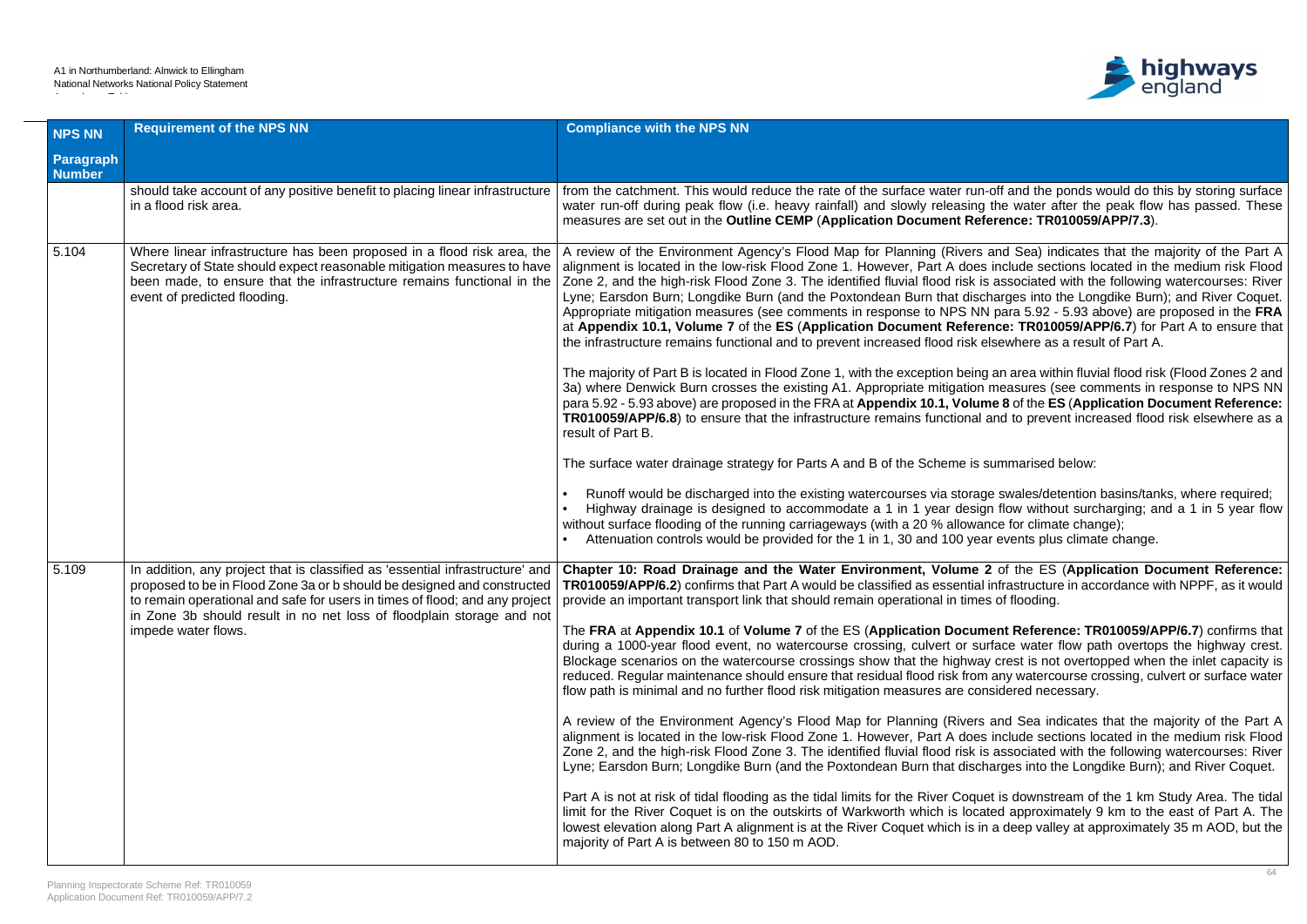| NPS NN Paragraph Number | Requirement of the NPS NN | Compliance with the NPS NN |
|---|---|---|
| | should take account of any positive benefit to placing linear infrastructure in a flood risk area. | from the catchment. This would reduce the rate of the surface water run-off and the ponds would do this by storing surface water run-off during peak flow (i.e. heavy rainfall) and slowly releasing the water after the peak flow has passed. These measures are set out in the **Outline CEMP** (**Application Document Reference: TR010059/APP/7.3**). |
| 5.104 | Where linear infrastructure has been proposed in a flood risk area, the Secretary of State should expect reasonable mitigation measures to have been made, to ensure that the infrastructure remains functional in the event of predicted flooding. | A review of the Environment Agency's Flood Map for Planning (Rivers and Sea) indicates that the majority of the Part A alignment is located in the low-risk Flood Zone 1. However, Part A does include sections located in the medium risk Flood Zone 2, and the high-risk Flood Zone 3. The identified fluvial flood risk is associated with the following watercourses: River Lyne; Earsdon Burn; Longdike Burn (and the Poxtondean Burn that discharges into the Longdike Burn); and River Coquet. Appropriate mitigation measures (see comments in response to NPS NN para 5.92 - 5.93 above) are proposed in the **FRA** at **Appendix 10.1, Volume 7** of the **ES** (**Application Document Reference: TR010059/APP/6.7**) for Part A to ensure that the infrastructure remains functional and to prevent increased flood risk elsewhere as a result of Part A.<br><br>The majority of Part B is located in Flood Zone 1, with the exception being an area within fluvial flood risk (Flood Zones 2 and 3a) where Denwick Burn crosses the existing A1. Appropriate mitigation measures (see comments in response to NPS NN para 5.92 - 5.93 above) are proposed in the FRA at **Appendix 10.1, Volume 8** of the **ES** (**Application Document Reference: TR010059/APP/6.8**) to ensure that the infrastructure remains functional and to prevent increased flood risk elsewhere as a result of Part B.<br><br>The surface water drainage strategy for Parts A and B of the Scheme is summarised below:<br><br>• Runoff would be discharged into the existing watercourses via storage swales/detention basins/tanks, where required;<br>• Highway drainage is designed to accommodate a 1 in 1 year design flow without surcharging; and a 1 in 5 year flow without surface flooding of the running carriageways (with a 20 % allowance for climate change);<br>• Attenuation controls would be provided for the 1 in 1, 30 and 100 year events plus climate change. |
| 5.109 | In addition, any project that is classified as 'essential infrastructure' and proposed to be in Flood Zone 3a or b should be designed and constructed to remain operational and safe for users in times of flood; and any project in Zone 3b should result in no net loss of floodplain storage and not impede water flows. | **Chapter 10: Road Drainage and the Water Environment, Volume 2** of the ES (**Application Document Reference: TR010059/APP/6.2**) confirms that Part A would be classified as essential infrastructure in accordance with NPPF, as it would provide an important transport link that should remain operational in times of flooding.<br><br>The **FRA** at **Appendix 10.1** of **Volume 7** of the ES (**Application Document Reference: TR010059/APP/6.7**) confirms that during a 1000-year flood event, no watercourse crossing, culvert or surface water flow path overtops the highway crest. Blockage scenarios on the watercourse crossings show that the highway crest is not overtopped when the inlet capacity is reduced. Regular maintenance should ensure that residual flood risk from any watercourse crossing, culvert or surface water flow path is minimal and no further flood risk mitigation measures are considered necessary.<br><br>A review of the Environment Agency's Flood Map for Planning (Rivers and Sea indicates that the majority of the Part A alignment is located in the low-risk Flood Zone 1. However, Part A does include sections located in the medium risk Flood Zone 2, and the high-risk Flood Zone 3. The identified fluvial flood risk is associated with the following watercourses: River Lyne; Earsdon Burn; Longdike Burn (and the Poxtondean Burn that discharges into the Longdike Burn); and River Coquet.<br><br>Part A is not at risk of tidal flooding as the tidal limits for the River Coquet is downstream of the 1 km Study Area. The tidal limit for the River Coquet is on the outskirts of Warkworth which is located approximately 9 km to the east of Part A. The lowest elevation along Part A alignment is at the River Coquet which is in a deep valley at approximately 35 m AOD, but the majority of Part A is between 80 to 150 m AOD. |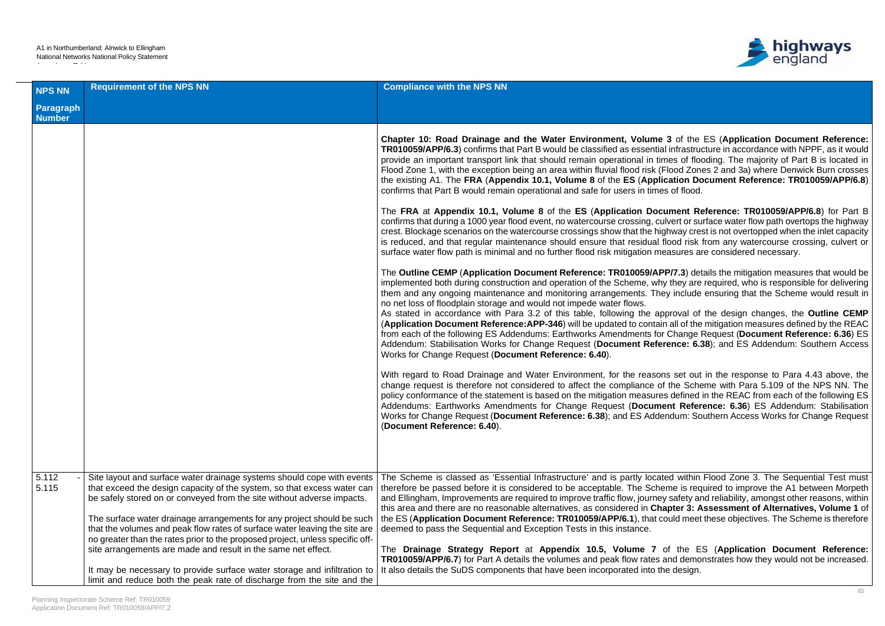| NPS NN Paragraph Number | Requirement of the NPS NN | Compliance with the NPS NN |
|---|---|---|
| | | **Chapter 10: Road Drainage and the Water Environment, Volume 3** of the ES (**Application Document Reference: TR010059/APP/6.3**) confirms that Part B would be classified as essential infrastructure in accordance with NPPF, as it would provide an important transport link that should remain operational in times of flooding. The majority of Part B is located in Flood Zone 1, with the exception being an area within fluvial flood risk (Flood Zones 2 and 3a) where Denwick Burn crosses the existing A1. The **FRA** (**Appendix 10.1, Volume 8** of the **ES** (**Application Document Reference: TR010059/APP/6.8**) confirms that Part B would remain operational and safe for users in times of flood.<br><br>The **FRA** at **Appendix 10.1, Volume 8** of the **ES** (**Application Document Reference: TR010059/APP/6.8**) for Part B confirms that during a 1000 year flood event, no watercourse crossing, culvert or surface water flow path overtops the highway crest. Blockage scenarios on the watercourse crossings show that the highway crest is not overtopped when the inlet capacity is reduced, and that regular maintenance should ensure that residual flood risk from any watercourse crossing, culvert or surface water flow path is minimal and no further flood risk mitigation measures are considered necessary.<br><br>The **Outline CEMP** (**Application Document Reference: TR010059/APP/7.3**) details the mitigation measures that would be implemented both during construction and operation of the Scheme, why they are required, who is responsible for delivering them and any ongoing maintenance and monitoring arrangements. They include ensuring that the Scheme would result in no net loss of floodplain storage and would not impede water flows.<br>As stated in accordance with Para 3.2 of this table, following the approval of the design changes, the **Outline CEMP** (**Application Document Reference:APP-346**) will be updated to contain all of the mitigation measures defined by the REAC from each of the following ES Addendums: Earthworks Amendments for Change Request (**Document Reference: 6.36**) ES Addendum: Stabilisation Works for Change Request (**Document Reference: 6.38**); and ES Addendum: Southern Access Works for Change Request (**Document Reference: 6.40**).<br><br>With regard to Road Drainage and Water Environment, for the reasons set out in the response to Para 4.43 above, the change request is therefore not considered to affect the compliance of the Scheme with Para 5.109 of the NPS NN. The policy conformance of the statement is based on the mitigation measures defined in the REAC from each of the following ES Addendums: Earthworks Amendments for Change Request (**Document Reference: 6.36**) ES Addendum: Stabilisation Works for Change Request (**Document Reference: 6.38**); and ES Addendum: Southern Access Works for Change Request (**Document Reference: 6.40**). |
| 5.112 - 5.115 | Site layout and surface water drainage systems should cope with events that exceed the design capacity of the system, so that excess water can be safely stored on or conveyed from the site without adverse impacts.<br><br>The surface water drainage arrangements for any project should be such that the volumes and peak flow rates of surface water leaving the site are no greater than the rates prior to the proposed project, unless specific off-site arrangements are made and result in the same net effect.<br><br>It may be necessary to provide surface water storage and infiltration to limit and reduce both the peak rate of discharge from the site and the | The Scheme is classed as 'Essential Infrastructure' and is partly located within Flood Zone 3. The Sequential Test must therefore be passed before it is considered to be acceptable. The Scheme is required to improve the A1 between Morpeth and Ellingham, Improvements are required to improve traffic flow, journey safety and reliability, amongst other reasons, within this area and there are no reasonable alternatives, as considered in **Chapter 3: Assessment of Alternatives, Volume 1** of the ES (**Application Document Reference: TR010059/APP/6.1**), that could meet these objectives. The Scheme is therefore deemed to pass the Sequential and Exception Tests in this instance.<br><br>The **Drainage Strategy Report** at **Appendix 10.5, Volume 7** of the ES (**Application Document Reference: TR010059/APP/6.7**) for Part A details the volumes and peak flow rates and demonstrates how they would not be increased. It also details the SuDS components that have been incorporated into the design. |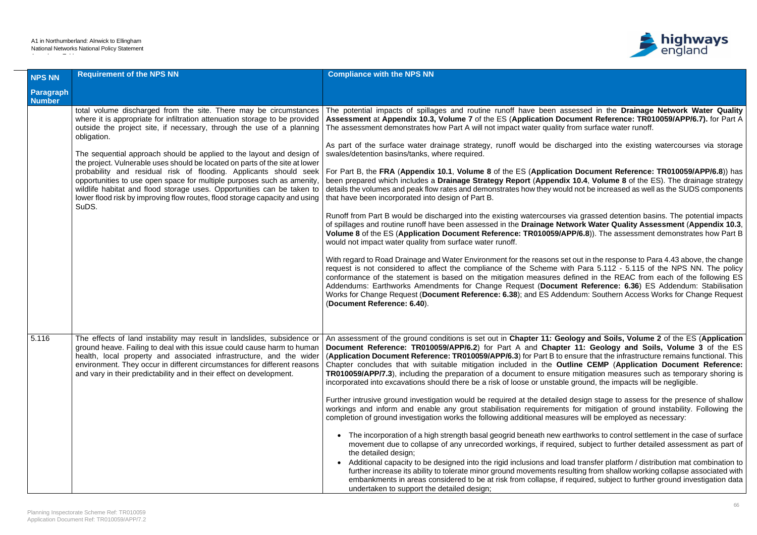| NPS NN Paragraph Number | Requirement of the NPS NN | Compliance with the NPS NN |
|---|---|---|
| | total volume discharged from the site. There may be circumstances where it is appropriate for infiltration attenuation storage to be provided outside the project site, if necessary, through the use of a planning obligation.<br><br>The sequential approach should be applied to the layout and design of the project. Vulnerable uses should be located on parts of the site at lower probability and residual risk of flooding. Applicants should seek opportunities to use open space for multiple purposes such as amenity, wildlife habitat and flood storage uses. Opportunities can be taken to lower flood risk by improving flow routes, flood storage capacity and using SuDS. | The potential impacts of spillages and routine runoff have been assessed in the **Drainage Network Water Quality Assessment** at **Appendix 10.3, Volume 7** of the ES (**Application Document Reference: TR010059/APP/6.7).** for Part A The assessment demonstrates how Part A will not impact water quality from surface water runoff.<br><br>As part of the surface water drainage strategy, runoff would be discharged into the existing watercourses via storage swales/detention basins/tanks, where required.<br><br>For Part B, the **FRA** (**Appendix 10.1**, **Volume 8** of the ES (**Application Document Reference: TR010059/APP/6.8**)) has been prepared which includes a **Drainage Strategy Report** (**Appendix 10.4**, **Volume 8** of the ES). The drainage strategy details the volumes and peak flow rates and demonstrates how they would not be increased as well as the SUDS components that have been incorporated into design of Part B.<br><br>Runoff from Part B would be discharged into the existing watercourses via grassed detention basins. The potential impacts of spillages and routine runoff have been assessed in the **Drainage Network Water Quality Assessment** (**Appendix 10.3**, **Volume 8** of the ES (**Application Document Reference: TR010059/APP/6.8**)). The assessment demonstrates how Part B would not impact water quality from surface water runoff.<br><br>With regard to Road Drainage and Water Environment for the reasons set out in the response to Para 4.43 above, the change request is not considered to affect the compliance of the Scheme with Para 5.112 - 5.115 of the NPS NN. The policy conformance of the statement is based on the mitigation measures defined in the REAC from each of the following ES Addendums: Earthworks Amendments for Change Request (**Document Reference: 6.36**) ES Addendum: Stabilisation Works for Change Request (**Document Reference: 6.38**); and ES Addendum: Southern Access Works for Change Request (**Document Reference: 6.40**). |
| 5.116 | The effects of land instability may result in landslides, subsidence or ground heave. Failing to deal with this issue could cause harm to human health, local property and associated infrastructure, and the wider environment. They occur in different circumstances for different reasons and vary in their predictability and in their effect on development. | An assessment of the ground conditions is set out in **Chapter 11: Geology and Soils, Volume 2** of the ES (**Application Document Reference: TR010059/APP/6.2**) for Part A and **Chapter 11: Geology and Soils, Volume 3** of the ES (**Application Document Reference: TR010059/APP/6.3**) for Part B to ensure that the infrastructure remains functional. This Chapter concludes that with suitable mitigation included in the **Outline CEMP** (**Application Document Reference: TR010059/APP/7.3**), including the preparation of a document to ensure mitigation measures such as temporary shoring is incorporated into excavations should there be a risk of loose or unstable ground, the impacts will be negligible.<br><br>Further intrusive ground investigation would be required at the detailed design stage to assess for the presence of shallow workings and inform and enable any grout stabilisation requirements for mitigation of ground instability. Following the completion of ground investigation works the following additional measures will be employed as necessary:<br><br>• The incorporation of a high strength basal geogrid beneath new earthworks to control settlement in the case of surface movement due to collapse of any unrecorded workings, if required, subject to further detailed assessment as part of the detailed design;<br>• Additional capacity to be designed into the rigid inclusions and load transfer platform / distribution mat combination to further increase its ability to tolerate minor ground movements resulting from shallow working collapse associated with embankments in areas considered to be at risk from collapse, if required, subject to further ground investigation data undertaken to support the detailed design; |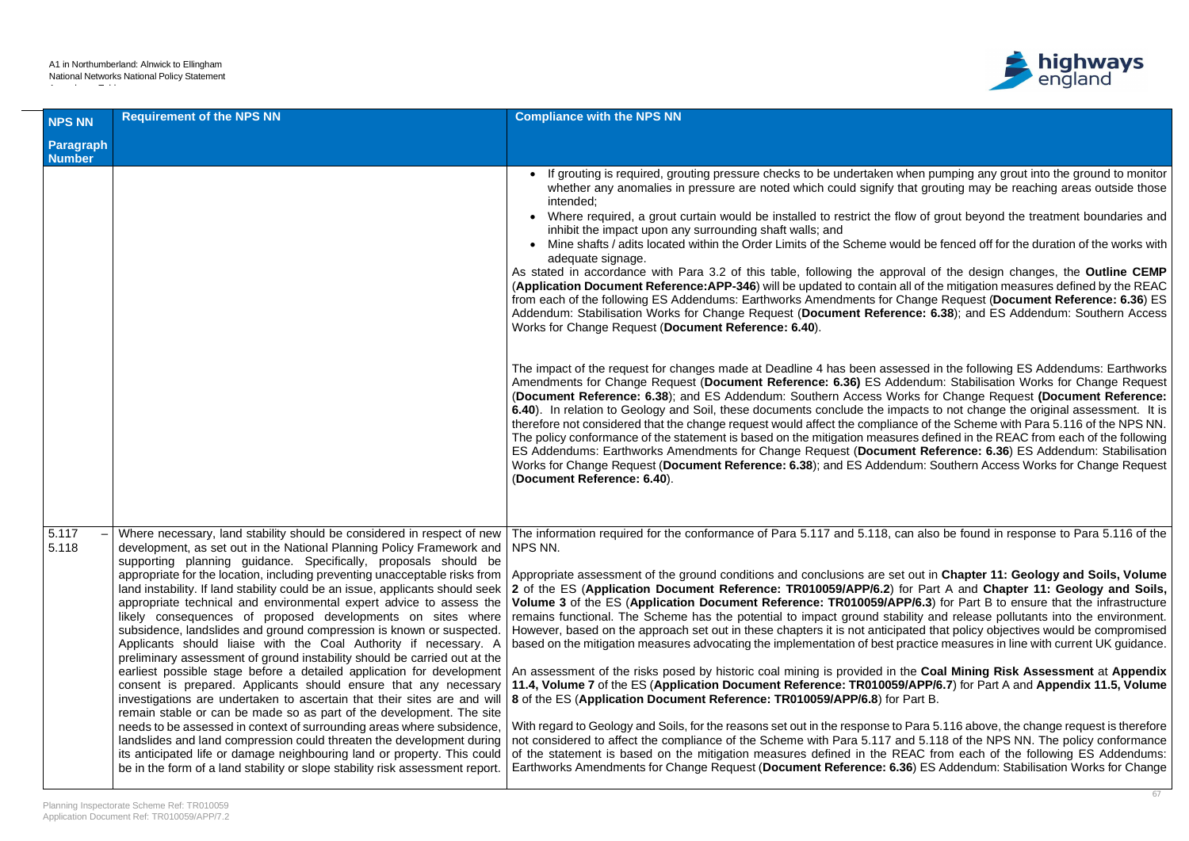| NPS NN Paragraph Number | Requirement of the NPS NN | Compliance with the NPS NN |
|---|---|---|
| | | • If grouting is required, grouting pressure checks to be undertaken when pumping any grout into the ground to monitor whether any anomalies in pressure are noted which could signify that grouting may be reaching areas outside those intended;<br>• Where required, a grout curtain would be installed to restrict the flow of grout beyond the treatment boundaries and inhibit the impact upon any surrounding shaft walls; and<br>• Mine shafts / adits located within the Order Limits of the Scheme would be fenced off for the duration of the works with adequate signage.<br>As stated in accordance with Para 3.2 of this table, following the approval of the design changes, the **Outline CEMP** (**Application Document Reference:APP-346**) will be updated to contain all of the mitigation measures defined by the REAC from each of the following ES Addendums: Earthworks Amendments for Change Request (**Document Reference: 6.36**) ES Addendum: Stabilisation Works for Change Request (**Document Reference: 6.38**); and ES Addendum: Southern Access Works for Change Request (**Document Reference: 6.40**).<br><br>The impact of the request for changes made at Deadline 4 has been assessed in the following ES Addendums: Earthworks Amendments for Change Request (**Document Reference: 6.36)** ES Addendum: Stabilisation Works for Change Request (**Document Reference: 6.38**); and ES Addendum: Southern Access Works for Change Request **(Document Reference: 6.40**). In relation to Geology and Soil, these documents conclude the impacts to not change the original assessment. It is therefore not considered that the change request would affect the compliance of the Scheme with Para 5.116 of the NPS NN. The policy conformance of the statement is based on the mitigation measures defined in the REAC from each of the following ES Addendums: Earthworks Amendments for Change Request (**Document Reference: 6.36**) ES Addendum: Stabilisation Works for Change Request (**Document Reference: 6.38**); and ES Addendum: Southern Access Works for Change Request (**Document Reference: 6.40**). |
| 5.117 – 5.118 | Where necessary, land stability should be considered in respect of new development, as set out in the National Planning Policy Framework and supporting planning guidance. Specifically, proposals should be appropriate for the location, including preventing unacceptable risks from land instability. If land stability could be an issue, applicants should seek appropriate technical and environmental expert advice to assess the likely consequences of proposed developments on sites where subsidence, landslides and ground compression is known or suspected. Applicants should liaise with the Coal Authority if necessary. A preliminary assessment of ground instability should be carried out at the earliest possible stage before a detailed application for development consent is prepared. Applicants should ensure that any necessary investigations are undertaken to ascertain that their sites are and will remain stable or can be made so as part of the development. The site needs to be assessed in context of surrounding areas where subsidence, landslides and land compression could threaten the development during its anticipated life or damage neighbouring land or property. This could be in the form of a land stability or slope stability risk assessment report. | The information required for the conformance of Para 5.117 and 5.118, can also be found in response to Para 5.116 of the NPS NN.<br><br>Appropriate assessment of the ground conditions and conclusions are set out in **Chapter 11: Geology and Soils, Volume 2** of the ES (**Application Document Reference: TR010059/APP/6.2**) for Part A and **Chapter 11: Geology and Soils, Volume 3** of the ES (**Application Document Reference: TR010059/APP/6.3**) for Part B to ensure that the infrastructure remains functional. The Scheme has the potential to impact ground stability and release pollutants into the environment. However, based on the approach set out in these chapters it is not anticipated that policy objectives would be compromised based on the mitigation measures advocating the implementation of best practice measures in line with current UK guidance.<br><br>An assessment of the risks posed by historic coal mining is provided in the **Coal Mining Risk Assessment** at **Appendix 11.4, Volume 7** of the ES (**Application Document Reference: TR010059/APP/6.7**) for Part A and **Appendix 11.5, Volume 8** of the ES (**Application Document Reference: TR010059/APP/6.8**) for Part B.<br><br>With regard to Geology and Soils, for the reasons set out in the response to Para 5.116 above, the change request is therefore not considered to affect the compliance of the Scheme with Para 5.117 and 5.118 of the NPS NN. The policy conformance of the statement is based on the mitigation measures defined in the REAC from each of the following ES Addendums: Earthworks Amendments for Change Request (**Document Reference: 6.36**) ES Addendum: Stabilisation Works for Change |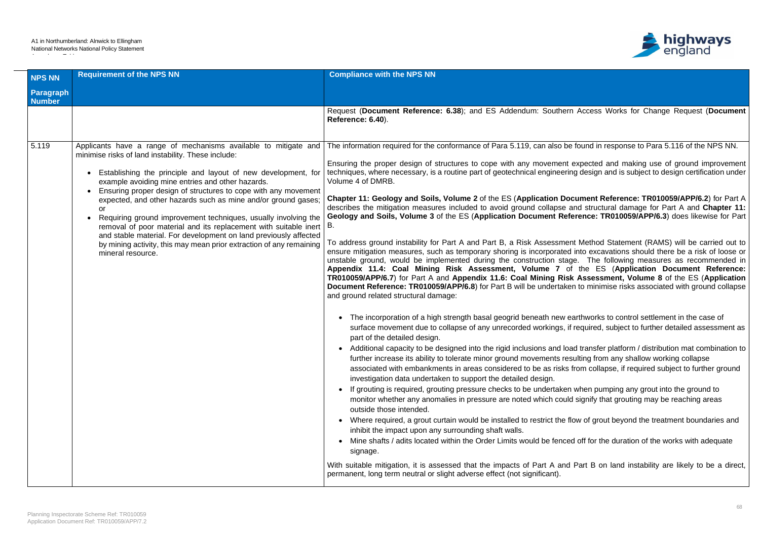| NPS NN Paragraph Number | Requirement of the NPS NN | Compliance with the NPS NN |
|---|---|---|
| | | Request (**Document Reference: 6.38**); and ES Addendum: Southern Access Works for Change Request (**Document Reference: 6.40**). |
| 5.119 | Applicants have a range of mechanisms available to mitigate and minimise risks of land instability. These include:<br><br>• Establishing the principle and layout of new development, for example avoiding mine entries and other hazards.<br>• Ensuring proper design of structures to cope with any movement expected, and other hazards such as mine and/or ground gases; or<br>• Requiring ground improvement techniques, usually involving the removal of poor material and its replacement with suitable inert and stable material. For development on land previously affected by mining activity, this may mean prior extraction of any remaining mineral resource. | The information required for the conformance of Para 5.119, can also be found in response to Para 5.116 of the NPS NN.<br><br>Ensuring the proper design of structures to cope with any movement expected and making use of ground improvement techniques, where necessary, is a routine part of geotechnical engineering design and is subject to design certification under Volume 4 of DMRB.<br><br>**Chapter 11: Geology and Soils, Volume 2** of the ES (**Application Document Reference: TR010059/APP/6.2**) for Part A describes the mitigation measures included to avoid ground collapse and structural damage for Part A and **Chapter 11: Geology and Soils, Volume 3** of the ES (**Application Document Reference: TR010059/APP/6.3**) does likewise for Part B.<br><br>To address ground instability for Part A and Part B, a Risk Assessment Method Statement (RAMS) will be carried out to ensure mitigation measures, such as temporary shoring is incorporated into excavations should there be a risk of loose or unstable ground, would be implemented during the construction stage. The following measures as recommended in **Appendix 11.4: Coal Mining Risk Assessment, Volume 7** of the ES (**Application Document Reference: TR010059/APP/6.7**) for Part A and **Appendix 11.6: Coal Mining Risk Assessment, Volume 8** of the ES (**Application Document Reference: TR010059/APP/6.8**) for Part B will be undertaken to minimise risks associated with ground collapse and ground related structural damage:<br><br>• The incorporation of a high strength basal geogrid beneath new earthworks to control settlement in the case of surface movement due to collapse of any unrecorded workings, if required, subject to further detailed assessment as part of the detailed design.<br>• Additional capacity to be designed into the rigid inclusions and load transfer platform / distribution mat combination to further increase its ability to tolerate minor ground movements resulting from any shallow working collapse associated with embankments in areas considered to be as risks from collapse, if required subject to further ground investigation data undertaken to support the detailed design.<br>• If grouting is required, grouting pressure checks to be undertaken when pumping any grout into the ground to monitor whether any anomalies in pressure are noted which could signify that grouting may be reaching areas outside those intended.<br>• Where required, a grout curtain would be installed to restrict the flow of grout beyond the treatment boundaries and inhibit the impact upon any surrounding shaft walls.<br>• Mine shafts / adits located within the Order Limits would be fenced off for the duration of the works with adequate signage.<br><br>With suitable mitigation, it is assessed that the impacts of Part A and Part B on land instability are likely to be a direct, permanent, long term neutral or slight adverse effect (not significant). |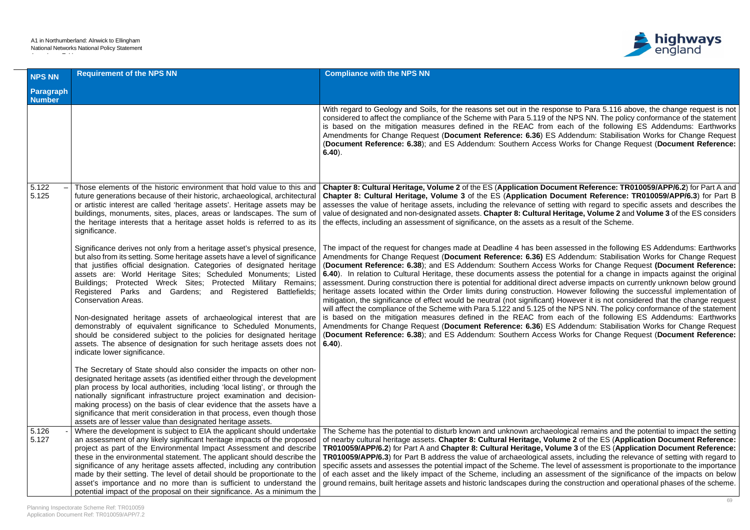| NPS NN Paragraph Number | Requirement of the NPS NN | Compliance with the NPS NN |
|---|---|---|
| | | With regard to Geology and Soils, for the reasons set out in the response to Para 5.116 above, the change request is not considered to affect the compliance of the Scheme with Para 5.119 of the NPS NN. The policy conformance of the statement is based on the mitigation measures defined in the REAC from each of the following ES Addendums: Earthworks Amendments for Change Request (**Document Reference: 6.36**) ES Addendum: Stabilisation Works for Change Request (**Document Reference: 6.38**); and ES Addendum: Southern Access Works for Change Request (**Document Reference: 6.40**). |
| 5.122 – 5.125 | Those elements of the historic environment that hold value to this and future generations because of their historic, archaeological, architectural or artistic interest are called 'heritage assets'. Heritage assets may be buildings, monuments, sites, places, areas or landscapes. The sum of the heritage interests that a heritage asset holds is referred to as its significance.<br><br>Significance derives not only from a heritage asset's physical presence, but also from its setting. Some heritage assets have a level of significance that justifies official designation. Categories of designated heritage assets are: World Heritage Sites; Scheduled Monuments; Listed Buildings; Protected Wreck Sites; Protected Military Remains; Registered Parks and Gardens; and Registered Battlefields; Conservation Areas.<br><br>Non-designated heritage assets of archaeological interest that are demonstrably of equivalent significance to Scheduled Monuments, should be considered subject to the policies for designated heritage assets. The absence of designation for such heritage assets does not indicate lower significance.<br><br>The Secretary of State should also consider the impacts on other non-designated heritage assets (as identified either through the development plan process by local authorities, including 'local listing', or through the nationally significant infrastructure project examination and decision-making process) on the basis of clear evidence that the assets have a significance that merit consideration in that process, even though those assets are of lesser value than designated heritage assets. | **Chapter 8: Cultural Heritage, Volume 2** of the ES (**Application Document Reference: TR010059/APP/6.2**) for Part A and **Chapter 8: Cultural Heritage, Volume 3** of the ES (**Application Document Reference: TR010059/APP/6.3**) for Part B assesses the value of heritage assets, including the relevance of setting with regard to specific assets and describes the value of designated and non-designated assets. **Chapter 8: Cultural Heritage, Volume 2** and **Volume 3** of the ES considers the effects, including an assessment of significance, on the assets as a result of the Scheme.<br><br>The impact of the request for changes made at Deadline 4 has been assessed in the following ES Addendums: Earthworks Amendments for Change Request (**Document Reference: 6.36)** ES Addendum: Stabilisation Works for Change Request (**Document Reference: 6.38**); and ES Addendum: Southern Access Works for Change Request **(Document Reference: 6.40**). In relation to Cultural Heritage, these documents assess the potential for a change in impacts against the original assessment. During construction there is potential for additional direct adverse impacts on currently unknown below ground heritage assets located within the Order limits during construction. However following the successful implementation of mitigation, the significance of effect would be neutral (not significant) However it is not considered that the change request will affect the compliance of the Scheme with Para 5.122 and 5.125 of the NPS NN. The policy conformance of the statement is based on the mitigation measures defined in the REAC from each of the following ES Addendums: Earthworks Amendments for Change Request (**Document Reference: 6.36**) ES Addendum: Stabilisation Works for Change Request (**Document Reference: 6.38**); and ES Addendum: Southern Access Works for Change Request (**Document Reference: 6.40**). |
| 5.126 - 5.127 | Where the development is subject to EIA the applicant should undertake an assessment of any likely significant heritage impacts of the proposed project as part of the Environmental Impact Assessment and describe these in the environmental statement. The applicant should describe the significance of any heritage assets affected, including any contribution made by their setting. The level of detail should be proportionate to the asset's importance and no more than is sufficient to understand the potential impact of the proposal on their significance. As a minimum the | The Scheme has the potential to disturb known and unknown archaeological remains and the potential to impact the setting of nearby cultural heritage assets. **Chapter 8: Cultural Heritage, Volume 2** of the ES (**Application Document Reference: TR010059/APP/6.2**) for Part A and **Chapter 8: Cultural Heritage, Volume 3** of the ES (**Application Document Reference: TR010059/APP/6.3**) for Part B address the value of archaeological assets, including the relevance of setting with regard to specific assets and assesses the potential impact of the Scheme. The level of assessment is proportionate to the importance of each asset and the likely impact of the Scheme, including an assessment of the significance of the impacts on below ground remains, built heritage assets and historic landscapes during the construction and operational phases of the scheme. |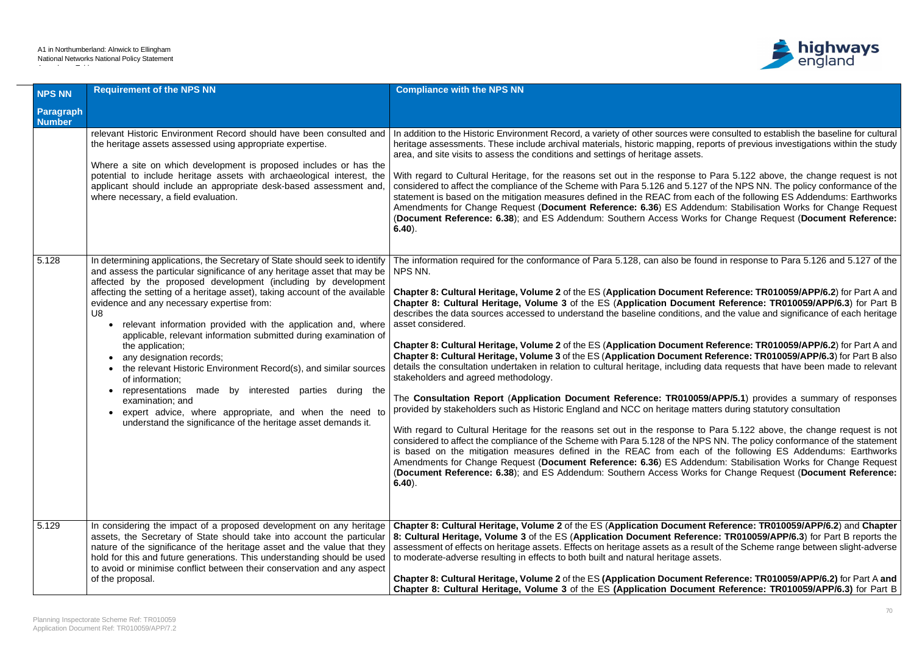| NPS NN Paragraph Number | Requirement of the NPS NN | Compliance with the NPS NN |
|---|---|---|
| | relevant Historic Environment Record should have been consulted and the heritage assets assessed using appropriate expertise.<br><br>Where a site on which development is proposed includes or has the potential to include heritage assets with archaeological interest, the applicant should include an appropriate desk-based assessment and, where necessary, a field evaluation. | In addition to the Historic Environment Record, a variety of other sources were consulted to establish the baseline for cultural heritage assessments. These include archival materials, historic mapping, reports of previous investigations within the study area, and site visits to assess the conditions and settings of heritage assets.<br><br>With regard to Cultural Heritage, for the reasons set out in the response to Para 5.122 above, the change request is not considered to affect the compliance of the Scheme with Para 5.126 and 5.127 of the NPS NN. The policy conformance of the statement is based on the mitigation measures defined in the REAC from each of the following ES Addendums: Earthworks Amendments for Change Request (**Document Reference: 6.36**) ES Addendum: Stabilisation Works for Change Request (**Document Reference: 6.38**); and ES Addendum: Southern Access Works for Change Request (**Document Reference: 6.40**). |
| 5.128 | In determining applications, the Secretary of State should seek to identify and assess the particular significance of any heritage asset that may be affected by the proposed development (including by development affecting the setting of a heritage asset), taking account of the available evidence and any necessary expertise from:<br>U8<br>• relevant information provided with the application and, where applicable, relevant information submitted during examination of the application;<br>• any designation records;<br>• the relevant Historic Environment Record(s), and similar sources of information;<br>• representations made by interested parties during the examination; and<br>• expert advice, where appropriate, and when the need to understand the significance of the heritage asset demands it. | The information required for the conformance of Para 5.128, can also be found in response to Para 5.126 and 5.127 of the NPS NN.<br><br>**Chapter 8: Cultural Heritage, Volume 2** of the ES (**Application Document Reference: TR010059/APP/6.2**) for Part A and **Chapter 8: Cultural Heritage, Volume 3** of the ES (**Application Document Reference: TR010059/APP/6.3**) for Part B describes the data sources accessed to understand the baseline conditions, and the value and significance of each heritage asset considered.<br><br>**Chapter 8: Cultural Heritage, Volume 2** of the ES (**Application Document Reference: TR010059/APP/6.2**) for Part A and **Chapter 8: Cultural Heritage, Volume 3** of the ES (**Application Document Reference: TR010059/APP/6.3**) for Part B also details the consultation undertaken in relation to cultural heritage, including data requests that have been made to relevant stakeholders and agreed methodology.<br><br>The **Consultation Report** (**Application Document Reference: TR010059/APP/5.1**) provides a summary of responses provided by stakeholders such as Historic England and NCC on heritage matters during statutory consultation<br><br>With regard to Cultural Heritage for the reasons set out in the response to Para 5.122 above, the change request is not considered to affect the compliance of the Scheme with Para 5.128 of the NPS NN. The policy conformance of the statement is based on the mitigation measures defined in the REAC from each of the following ES Addendums: Earthworks Amendments for Change Request (**Document Reference: 6.36**) ES Addendum: Stabilisation Works for Change Request (**Document Reference: 6.38**); and ES Addendum: Southern Access Works for Change Request (**Document Reference: 6.40**). |
| 5.129 | In considering the impact of a proposed development on any heritage assets, the Secretary of State should take into account the particular nature of the significance of the heritage asset and the value that they hold for this and future generations. This understanding should be used to avoid or minimise conflict between their conservation and any aspect of the proposal. | **Chapter 8: Cultural Heritage, Volume 2** of the ES (**Application Document Reference: TR010059/APP/6.2**) and **Chapter 8: Cultural Heritage, Volume 3** of the ES (**Application Document Reference: TR010059/APP/6.3**) for Part B reports the assessment of effects on heritage assets. Effects on heritage assets as a result of the Scheme range between slight-adverse to moderate-adverse resulting in effects to both built and natural heritage assets.<br><br>**Chapter 8: Cultural Heritage, Volume 2** of the ES **(Application Document Reference: TR010059/APP/6.2)** for Part A **and Chapter 8: Cultural Heritage, Volume 3** of the ES **(Application Document Reference: TR010059/APP/6.3)** for Part B |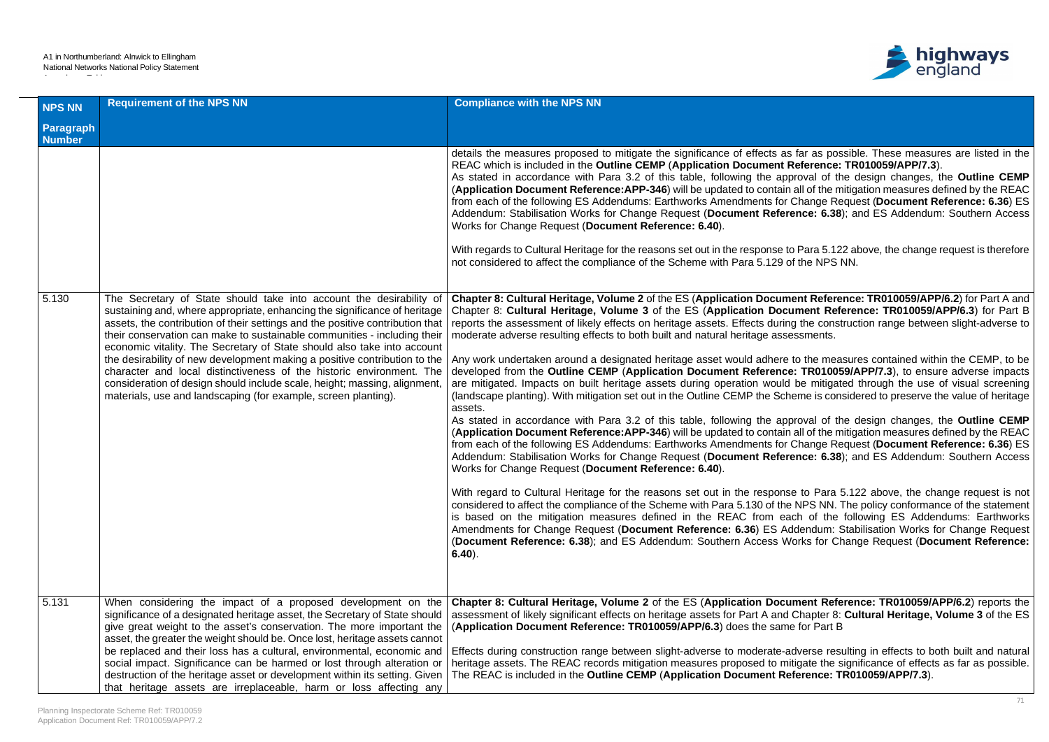| NPS NN Paragraph Number | Requirement of the NPS NN | Compliance with the NPS NN |
|---|---|---|
| | | details the measures proposed to mitigate the significance of effects as far as possible. These measures are listed in the REAC which is included in the **Outline CEMP** (**Application Document Reference: TR010059/APP/7.3**).<br>As stated in accordance with Para 3.2 of this table, following the approval of the design changes, the **Outline CEMP** (**Application Document Reference:APP-346**) will be updated to contain all of the mitigation measures defined by the REAC from each of the following ES Addendums: Earthworks Amendments for Change Request (**Document Reference: 6.36**) ES Addendum: Stabilisation Works for Change Request (**Document Reference: 6.38**); and ES Addendum: Southern Access Works for Change Request (**Document Reference: 6.40**).<br><br>With regards to Cultural Heritage for the reasons set out in the response to Para 5.122 above, the change request is therefore not considered to affect the compliance of the Scheme with Para 5.129 of the NPS NN. |
| 5.130 | The Secretary of State should take into account the desirability of sustaining and, where appropriate, enhancing the significance of heritage assets, the contribution of their settings and the positive contribution that their conservation can make to sustainable communities - including their economic vitality. The Secretary of State should also take into account the desirability of new development making a positive contribution to the character and local distinctiveness of the historic environment. The consideration of design should include scale, height; massing, alignment, materials, use and landscaping (for example, screen planting). | **Chapter 8: Cultural Heritage, Volume 2** of the ES (**Application Document Reference: TR010059/APP/6.2**) for Part A and Chapter 8: **Cultural Heritage, Volume 3** of the ES (**Application Document Reference: TR010059/APP/6.3**) for Part B reports the assessment of likely effects on heritage assets. Effects during the construction range between slight-adverse to moderate adverse resulting effects to both built and natural heritage assessments.<br><br>Any work undertaken around a designated heritage asset would adhere to the measures contained within the CEMP, to be developed from the **Outline CEMP** (**Application Document Reference: TR010059/APP/7.3**), to ensure adverse impacts are mitigated. Impacts on built heritage assets during operation would be mitigated through the use of visual screening (landscape planting). With mitigation set out in the Outline CEMP the Scheme is considered to preserve the value of heritage assets.<br>As stated in accordance with Para 3.2 of this table, following the approval of the design changes, the **Outline CEMP** (**Application Document Reference:APP-346**) will be updated to contain all of the mitigation measures defined by the REAC from each of the following ES Addendums: Earthworks Amendments for Change Request (**Document Reference: 6.36**) ES Addendum: Stabilisation Works for Change Request (**Document Reference: 6.38**); and ES Addendum: Southern Access Works for Change Request (**Document Reference: 6.40**).<br><br>With regard to Cultural Heritage for the reasons set out in the response to Para 5.122 above, the change request is not considered to affect the compliance of the Scheme with Para 5.130 of the NPS NN. The policy conformance of the statement is based on the mitigation measures defined in the REAC from each of the following ES Addendums: Earthworks Amendments for Change Request (**Document Reference: 6.36**) ES Addendum: Stabilisation Works for Change Request (**Document Reference: 6.38**); and ES Addendum: Southern Access Works for Change Request (**Document Reference: 6.40**). |
| 5.131 | When considering the impact of a proposed development on the significance of a designated heritage asset, the Secretary of State should give great weight to the asset's conservation. The more important the asset, the greater the weight should be. Once lost, heritage assets cannot be replaced and their loss has a cultural, environmental, economic and social impact. Significance can be harmed or lost through alteration or destruction of the heritage asset or development within its setting. Given that heritage assets are irreplaceable, harm or loss affecting any | **Chapter 8: Cultural Heritage, Volume 2** of the ES (**Application Document Reference: TR010059/APP/6.2**) reports the assessment of likely significant effects on heritage assets for Part A and Chapter 8: **Cultural Heritage, Volume 3** of the ES (**Application Document Reference: TR010059/APP/6.3**) does the same for Part B<br><br>Effects during construction range between slight-adverse to moderate-adverse resulting in effects to both built and natural heritage assets. The REAC records mitigation measures proposed to mitigate the significance of effects as far as possible. The REAC is included in the **Outline CEMP** (**Application Document Reference: TR010059/APP/7.3**). |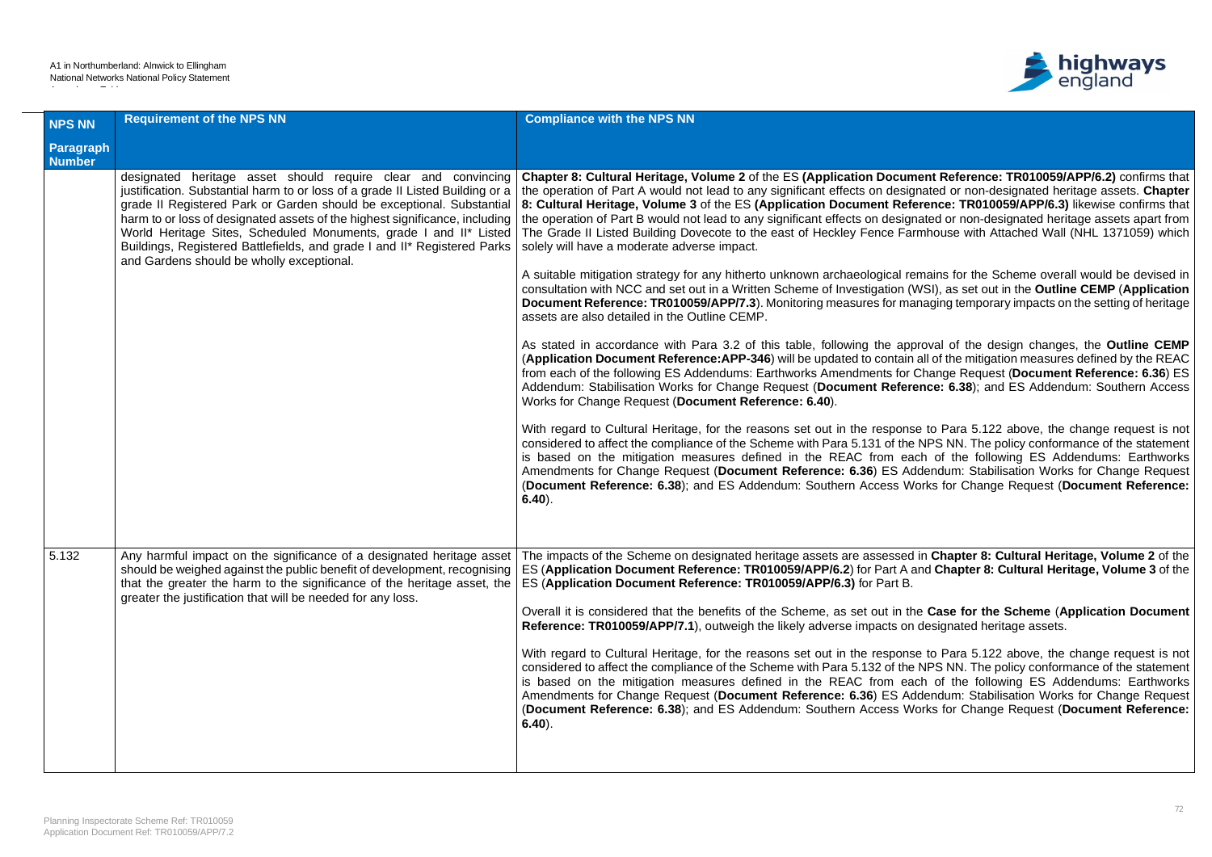| NPS NN Paragraph Number | Requirement of the NPS NN | Compliance with the NPS NN |
|---|---|---|
| | designated heritage asset should require clear and convincing justification. Substantial harm to or loss of a grade II Listed Building or a grade II Registered Park or Garden should be exceptional. Substantial harm to or loss of designated assets of the highest significance, including World Heritage Sites, Scheduled Monuments, grade I and II* Listed Buildings, Registered Battlefields, and grade I and II* Registered Parks and Gardens should be wholly exceptional. | **Chapter 8: Cultural Heritage, Volume 2** of the ES **(Application Document Reference: TR010059/APP/6.2)** confirms that the operation of Part A would not lead to any significant effects on designated or non-designated heritage assets. **Chapter 8: Cultural Heritage, Volume 3** of the ES **(Application Document Reference: TR010059/APP/6.3)** likewise confirms that the operation of Part B would not lead to any significant effects on designated or non-designated heritage assets apart from The Grade II Listed Building Dovecote to the east of Heckley Fence Farmhouse with Attached Wall (NHL 1371059) which solely will have a moderate adverse impact.<br><br>A suitable mitigation strategy for any hitherto unknown archaeological remains for the Scheme overall would be devised in consultation with NCC and set out in a Written Scheme of Investigation (WSI), as set out in the **Outline CEMP** (**Application Document Reference: TR010059/APP/7.3**). Monitoring measures for managing temporary impacts on the setting of heritage assets are also detailed in the Outline CEMP.<br><br>As stated in accordance with Para 3.2 of this table, following the approval of the design changes, the **Outline CEMP** (**Application Document Reference:APP-346**) will be updated to contain all of the mitigation measures defined by the REAC from each of the following ES Addendums: Earthworks Amendments for Change Request (**Document Reference: 6.36**) ES Addendum: Stabilisation Works for Change Request (**Document Reference: 6.38**); and ES Addendum: Southern Access Works for Change Request (**Document Reference: 6.40**).<br><br>With regard to Cultural Heritage, for the reasons set out in the response to Para 5.122 above, the change request is not considered to affect the compliance of the Scheme with Para 5.131 of the NPS NN. The policy conformance of the statement is based on the mitigation measures defined in the REAC from each of the following ES Addendums: Earthworks Amendments for Change Request (**Document Reference: 6.36**) ES Addendum: Stabilisation Works for Change Request (**Document Reference: 6.38**); and ES Addendum: Southern Access Works for Change Request (**Document Reference: 6.40**). |
| 5.132 | Any harmful impact on the significance of a designated heritage asset should be weighed against the public benefit of development, recognising that the greater the harm to the significance of the heritage asset, the greater the justification that will be needed for any loss. | The impacts of the Scheme on designated heritage assets are assessed in **Chapter 8: Cultural Heritage, Volume 2** of the ES (**Application Document Reference: TR010059/APP/6.2**) for Part A and **Chapter 8: Cultural Heritage, Volume 3** of the ES (**Application Document Reference: TR010059/APP/6.3)** for Part B.<br><br>Overall it is considered that the benefits of the Scheme, as set out in the **Case for the Scheme** (**Application Document Reference: TR010059/APP/7.1**), outweigh the likely adverse impacts on designated heritage assets.<br><br>With regard to Cultural Heritage, for the reasons set out in the response to Para 5.122 above, the change request is not considered to affect the compliance of the Scheme with Para 5.132 of the NPS NN. The policy conformance of the statement is based on the mitigation measures defined in the REAC from each of the following ES Addendums: Earthworks Amendments for Change Request (**Document Reference: 6.36**) ES Addendum: Stabilisation Works for Change Request (**Document Reference: 6.38**); and ES Addendum: Southern Access Works for Change Request (**Document Reference: 6.40**). |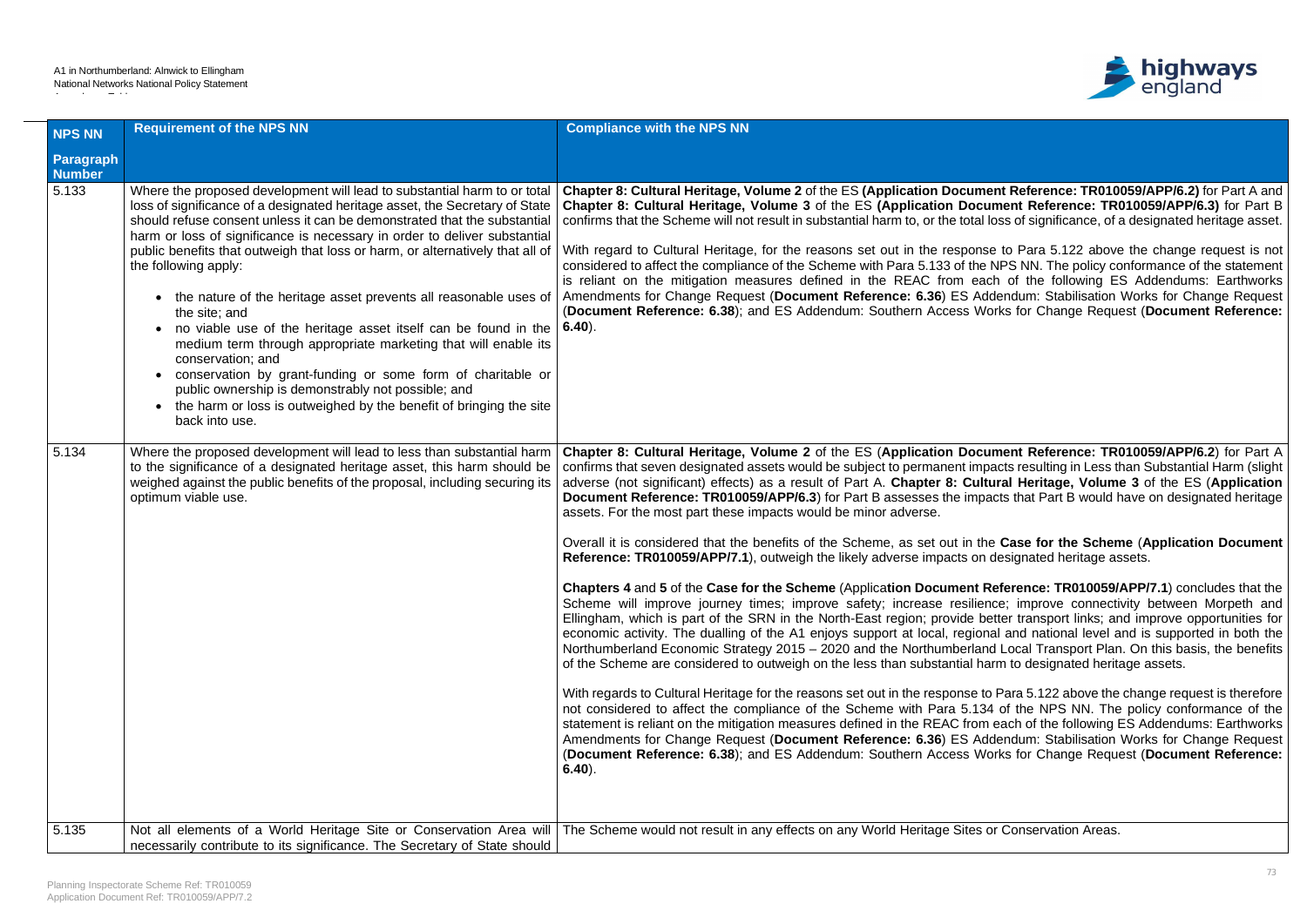| NPS NN Paragraph Number | Requirement of the NPS NN | Compliance with the NPS NN |
|---|---|---|
| 5.133 | Where the proposed development will lead to substantial harm to or total loss of significance of a designated heritage asset, the Secretary of State should refuse consent unless it can be demonstrated that the substantial harm or loss of significance is necessary in order to deliver substantial public benefits that outweigh that loss or harm, or alternatively that all of the following apply:<br><br>• the nature of the heritage asset prevents all reasonable uses of the site; and<br>• no viable use of the heritage asset itself can be found in the medium term through appropriate marketing that will enable its conservation; and<br>• conservation by grant-funding or some form of charitable or public ownership is demonstrably not possible; and<br>• the harm or loss is outweighed by the benefit of bringing the site back into use. | **Chapter 8: Cultural Heritage, Volume 2** of the ES **(Application Document Reference: TR010059/APP/6.2)** for Part A and **Chapter 8: Cultural Heritage, Volume 3** of the ES **(Application Document Reference: TR010059/APP/6.3)** for Part B confirms that the Scheme will not result in substantial harm to, or the total loss of significance, of a designated heritage asset.<br><br>With regard to Cultural Heritage, for the reasons set out in the response to Para 5.122 above the change request is not considered to affect the compliance of the Scheme with Para 5.133 of the NPS NN. The policy conformance of the statement is reliant on the mitigation measures defined in the REAC from each of the following ES Addendums: Earthworks Amendments for Change Request (**Document Reference: 6.36**) ES Addendum: Stabilisation Works for Change Request (**Document Reference: 6.38**); and ES Addendum: Southern Access Works for Change Request (**Document Reference: 6.40**). |
| 5.134 | Where the proposed development will lead to less than substantial harm to the significance of a designated heritage asset, this harm should be weighed against the public benefits of the proposal, including securing its optimum viable use. | **Chapter 8: Cultural Heritage, Volume 2** of the ES (**Application Document Reference: TR010059/APP/6.2**) for Part A confirms that seven designated assets would be subject to permanent impacts resulting in Less than Substantial Harm (slight adverse (not significant) effects) as a result of Part A. **Chapter 8: Cultural Heritage, Volume 3** of the ES (**Application Document Reference: TR010059/APP/6.3**) for Part B assesses the impacts that Part B would have on designated heritage assets. For the most part these impacts would be minor adverse.<br><br>Overall it is considered that the benefits of the Scheme, as set out in the **Case for the Scheme** (**Application Document Reference: TR010059/APP/7.1**), outweigh the likely adverse impacts on designated heritage assets.<br><br>**Chapters 4** and **5** of the **Case for the Scheme** (**Application Document Reference: TR010059/APP/7.1**) concludes that the Scheme will improve journey times; improve safety; increase resilience; improve connectivity between Morpeth and Ellingham, which is part of the SRN in the North-East region; provide better transport links; and improve opportunities for economic activity. The dualling of the A1 enjoys support at local, regional and national level and is supported in both the Northumberland Economic Strategy 2015 – 2020 and the Northumberland Local Transport Plan. On this basis, the benefits of the Scheme are considered to outweigh on the less than substantial harm to designated heritage assets.<br><br>With regards to Cultural Heritage for the reasons set out in the response to Para 5.122 above the change request is therefore not considered to affect the compliance of the Scheme with Para 5.134 of the NPS NN. The policy conformance of the statement is reliant on the mitigation measures defined in the REAC from each of the following ES Addendums: Earthworks Amendments for Change Request (**Document Reference: 6.36**) ES Addendum: Stabilisation Works for Change Request (**Document Reference: 6.38**); and ES Addendum: Southern Access Works for Change Request (**Document Reference: 6.40**). |
| 5.135 | Not all elements of a World Heritage Site or Conservation Area will necessarily contribute to its significance. The Secretary of State should | The Scheme would not result in any effects on any World Heritage Sites or Conservation Areas. |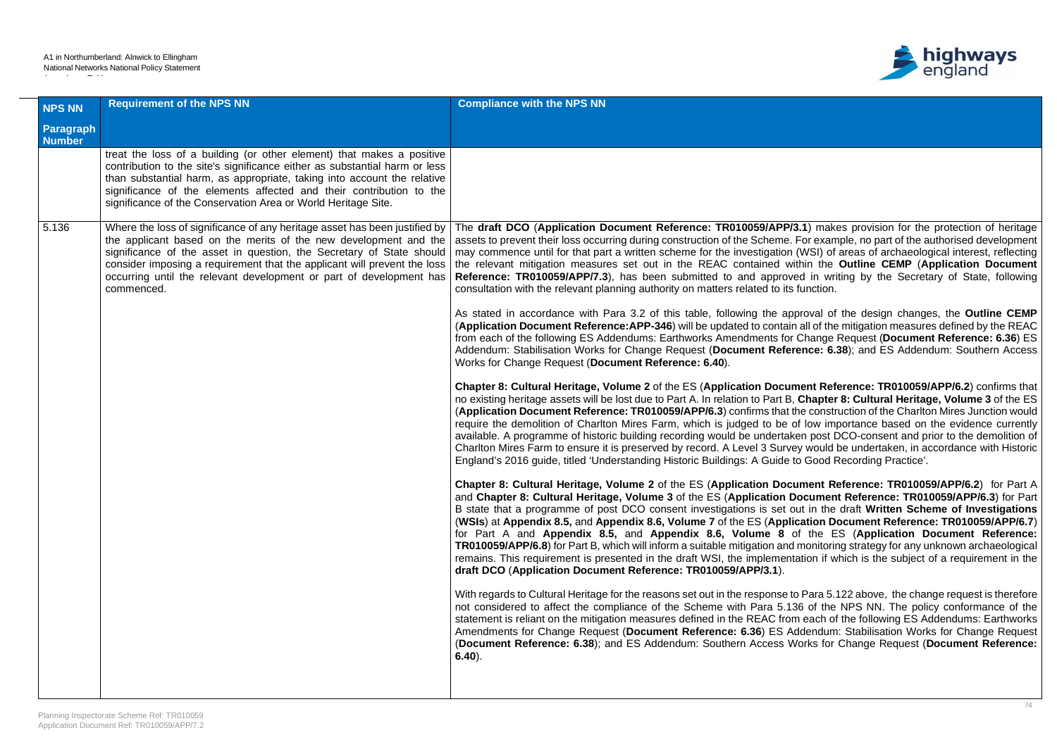| NPS NN Paragraph Number | Requirement of the NPS NN | Compliance with the NPS NN |
|---|---|---|
| | treat the loss of a building (or other element) that makes a positive contribution to the site's significance either as substantial harm or less than substantial harm, as appropriate, taking into account the relative significance of the elements affected and their contribution to the significance of the Conservation Area or World Heritage Site. | |
| 5.136 | Where the loss of significance of any heritage asset has been justified by the applicant based on the merits of the new development and the significance of the asset in question, the Secretary of State should consider imposing a requirement that the applicant will prevent the loss occurring until the relevant development or part of development has commenced. | The **draft DCO** (**Application Document Reference: TR010059/APP/3.1**) makes provision for the protection of heritage assets to prevent their loss occurring during construction of the Scheme. For example, no part of the authorised development may commence until for that part a written scheme for the investigation (WSI) of areas of archaeological interest, reflecting the relevant mitigation measures set out in the REAC contained within the **Outline CEMP** (**Application Document Reference: TR010059/APP/7.3**), has been submitted to and approved in writing by the Secretary of State, following consultation with the relevant planning authority on matters related to its function.<br><br>As stated in accordance with Para 3.2 of this table, following the approval of the design changes, the **Outline CEMP** (**Application Document Reference:APP-346**) will be updated to contain all of the mitigation measures defined by the REAC from each of the following ES Addendums: Earthworks Amendments for Change Request (**Document Reference: 6.36**) ES Addendum: Stabilisation Works for Change Request (**Document Reference: 6.38**); and ES Addendum: Southern Access Works for Change Request (**Document Reference: 6.40**).<br><br>**Chapter 8: Cultural Heritage, Volume 2** of the ES (**Application Document Reference: TR010059/APP/6.2**) confirms that no existing heritage assets will be lost due to Part A. In relation to Part B, **Chapter 8: Cultural Heritage, Volume 3** of the ES (**Application Document Reference: TR010059/APP/6.3**) confirms that the construction of the Charlton Mires Junction would require the demolition of Charlton Mires Farm, which is judged to be of low importance based on the evidence currently available. A programme of historic building recording would be undertaken post DCO-consent and prior to the demolition of Charlton Mires Farm to ensure it is preserved by record. A Level 3 Survey would be undertaken, in accordance with Historic England's 2016 guide, titled 'Understanding Historic Buildings: A Guide to Good Recording Practice'.<br><br>**Chapter 8: Cultural Heritage, Volume 2** of the ES (**Application Document Reference: TR010059/APP/6.2**) for Part A and **Chapter 8: Cultural Heritage, Volume 3** of the ES (**Application Document Reference: TR010059/APP/6.3**) for Part B state that a programme of post DCO consent investigations is set out in the draft **Written Scheme of Investigations** (**WSIs**) at **Appendix 8.5,** and **Appendix 8.6, Volume 7** of the ES (**Application Document Reference: TR010059/APP/6.7**) for Part A and **Appendix 8.5,** and **Appendix 8.6, Volume 8** of the ES (**Application Document Reference: TR010059/APP/6.8**) for Part B, which will inform a suitable mitigation and monitoring strategy for any unknown archaeological remains. This requirement is presented in the draft WSI, the implementation if which is the subject of a requirement in the **draft DCO** (**Application Document Reference: TR010059/APP/3.1**).<br><br>With regards to Cultural Heritage for the reasons set out in the response to Para 5.122 above, the change request is therefore not considered to affect the compliance of the Scheme with Para 5.136 of the NPS NN. The policy conformance of the statement is reliant on the mitigation measures defined in the REAC from each of the following ES Addendums: Earthworks Amendments for Change Request (**Document Reference: 6.36**) ES Addendum: Stabilisation Works for Change Request (**Document Reference: 6.38**); and ES Addendum: Southern Access Works for Change Request (**Document Reference: 6.40**). |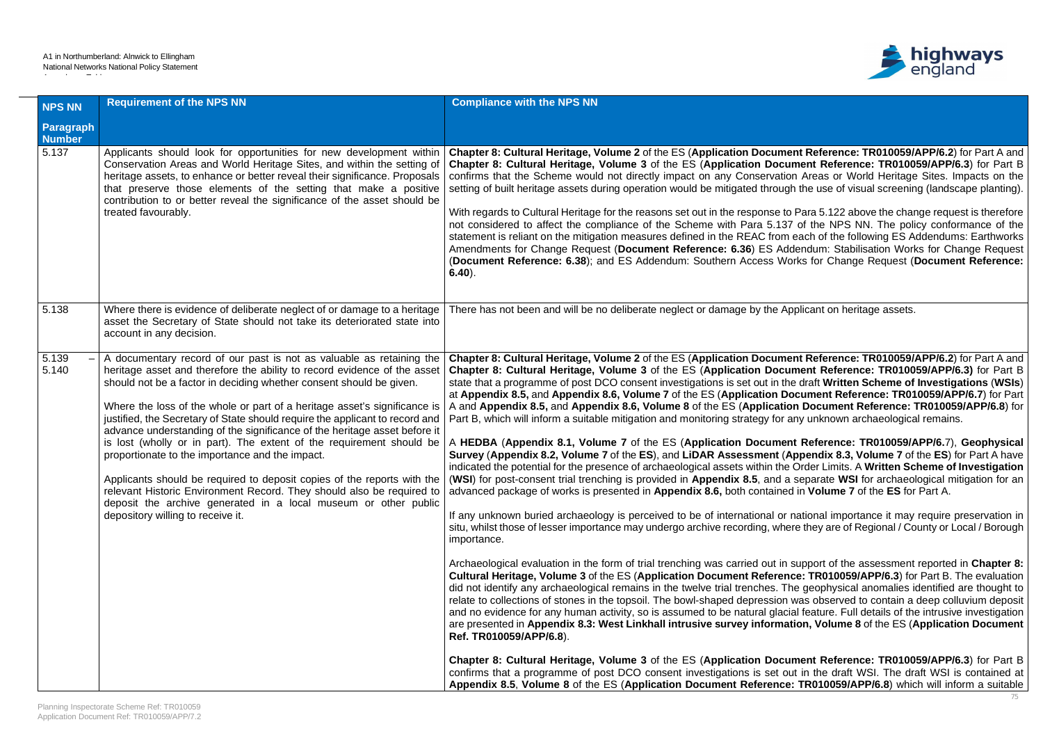| NPS NN Paragraph Number | Requirement of the NPS NN | Compliance with the NPS NN |
|---|---|---|
| 5.137 | Applicants should look for opportunities for new development within Conservation Areas and World Heritage Sites, and within the setting of heritage assets, to enhance or better reveal their significance. Proposals that preserve those elements of the setting that make a positive contribution to or better reveal the significance of the asset should be treated favourably. | **Chapter 8: Cultural Heritage, Volume 2** of the ES (**Application Document Reference: TR010059/APP/6.2**) for Part A and **Chapter 8: Cultural Heritage, Volume 3** of the ES (**Application Document Reference: TR010059/APP/6.3**) for Part B confirms that the Scheme would not directly impact on any Conservation Areas or World Heritage Sites. Impacts on the setting of built heritage assets during operation would be mitigated through the use of visual screening (landscape planting).<br><br>With regards to Cultural Heritage for the reasons set out in the response to Para 5.122 above the change request is therefore not considered to affect the compliance of the Scheme with Para 5.137 of the NPS NN. The policy conformance of the statement is reliant on the mitigation measures defined in the REAC from each of the following ES Addendums: Earthworks Amendments for Change Request (**Document Reference: 6.36**) ES Addendum: Stabilisation Works for Change Request (**Document Reference: 6.38**); and ES Addendum: Southern Access Works for Change Request (**Document Reference: 6.40**). |
| 5.138 | Where there is evidence of deliberate neglect of or damage to a heritage asset the Secretary of State should not take its deteriorated state into account in any decision. | There has not been and will be no deliberate neglect or damage by the Applicant on heritage assets. |
| 5.139 – 5.140 | A documentary record of our past is not as valuable as retaining the heritage asset and therefore the ability to record evidence of the asset should not be a factor in deciding whether consent should be given.<br><br>Where the loss of the whole or part of a heritage asset's significance is justified, the Secretary of State should require the applicant to record and advance understanding of the significance of the heritage asset before it is lost (wholly or in part). The extent of the requirement should be proportionate to the importance and the impact.<br><br>Applicants should be required to deposit copies of the reports with the relevant Historic Environment Record. They should also be required to deposit the archive generated in a local museum or other public depository willing to receive it. | **Chapter 8: Cultural Heritage, Volume 2** of the ES (**Application Document Reference: TR010059/APP/6.2**) for Part A and **Chapter 8: Cultural Heritage, Volume 3** of the ES (**Application Document Reference: TR010059/APP/6.3**) for Part B state that a programme of post DCO consent investigations is set out in the draft **Written Scheme of Investigations** (**WSIs**) at **Appendix 8.5,** and **Appendix 8.6, Volume 7** of the ES (**Application Document Reference: TR010059/APP/6.7**) for Part A and **Appendix 8.5,** and **Appendix 8.6, Volume 8** of the ES (**Application Document Reference: TR010059/APP/6.8**) for Part B, which will inform a suitable mitigation and monitoring strategy for any unknown archaeological remains.<br><br>A **HEDBA** (**Appendix 8.1, Volume 7** of the ES (**Application Document Reference: TR010059/APP/6.**7), **Geophysical Survey** (**Appendix 8.2, Volume 7** of the **ES**), and **LiDAR Assessment** (**Appendix 8.3, Volume 7** of the **ES**) for Part A have indicated the potential for the presence of archaeological assets within the Order Limits. A **Written Scheme of Investigation** (**WSI**) for post-consent trial trenching is provided in **Appendix 8.5**, and a separate **WSI** for archaeological mitigation for an advanced package of works is presented in **Appendix 8.6,** both contained in **Volume 7** of the **ES** for Part A.<br><br>If any unknown buried archaeology is perceived to be of international or national importance it may require preservation in situ, whilst those of lesser importance may undergo archive recording, where they are of Regional / County or Local / Borough importance.<br><br>Archaeological evaluation in the form of trial trenching was carried out in support of the assessment reported in **Chapter 8: Cultural Heritage, Volume 3** of the ES (**Application Document Reference: TR010059/APP/6.3**) for Part B. The evaluation did not identify any archaeological remains in the twelve trial trenches. The geophysical anomalies identified are thought to relate to collections of stones in the topsoil. The bowl-shaped depression was observed to contain a deep colluvium deposit and no evidence for any human activity, so is assumed to be natural glacial feature. Full details of the intrusive investigation are presented in **Appendix 8.3: West Linkhall intrusive survey information, Volume 8** of the ES (**Application Document Ref. TR010059/APP/6.8**).<br><br>**Chapter 8: Cultural Heritage, Volume 3** of the ES (**Application Document Reference: TR010059/APP/6.3**) for Part B confirms that a programme of post DCO consent investigations is set out in the draft WSI. The draft WSI is contained at **Appendix 8.5**, **Volume 8** of the ES (**Application Document Reference: TR010059/APP/6.8**) which will inform a suitable |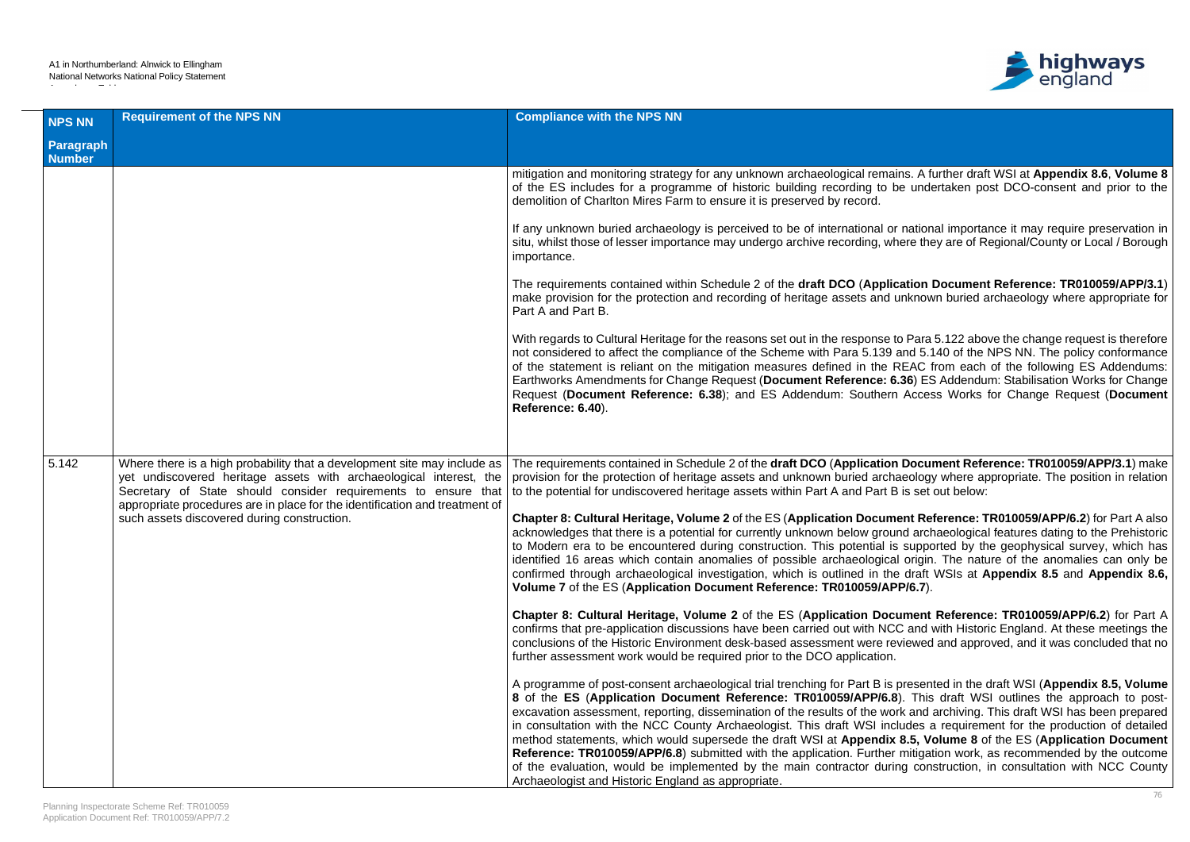| NPS NN Paragraph Number | Requirement of the NPS NN | Compliance with the NPS NN |
|---|---|---|
| | | mitigation and monitoring strategy for any unknown archaeological remains. A further draft WSI at **Appendix 8.6**, **Volume 8** of the ES includes for a programme of historic building recording to be undertaken post DCO-consent and prior to the demolition of Charlton Mires Farm to ensure it is preserved by record.<br><br>If any unknown buried archaeology is perceived to be of international or national importance it may require preservation in situ, whilst those of lesser importance may undergo archive recording, where they are of Regional/County or Local / Borough importance.<br><br>The requirements contained within Schedule 2 of the **draft DCO** (**Application Document Reference: TR010059/APP/3.1**) make provision for the protection and recording of heritage assets and unknown buried archaeology where appropriate for Part A and Part B.<br><br>With regards to Cultural Heritage for the reasons set out in the response to Para 5.122 above the change request is therefore not considered to affect the compliance of the Scheme with Para 5.139 and 5.140 of the NPS NN. The policy conformance of the statement is reliant on the mitigation measures defined in the REAC from each of the following ES Addendums: Earthworks Amendments for Change Request (**Document Reference: 6.36**) ES Addendum: Stabilisation Works for Change Request (**Document Reference: 6.38**); and ES Addendum: Southern Access Works for Change Request (**Document Reference: 6.40**). |
| 5.142 | Where there is a high probability that a development site may include as yet undiscovered heritage assets with archaeological interest, the Secretary of State should consider requirements to ensure that appropriate procedures are in place for the identification and treatment of such assets discovered during construction. | The requirements contained in Schedule 2 of the **draft DCO** (**Application Document Reference: TR010059/APP/3.1**) make provision for the protection of heritage assets and unknown buried archaeology where appropriate. The position in relation to the potential for undiscovered heritage assets within Part A and Part B is set out below:<br><br>**Chapter 8: Cultural Heritage, Volume 2** of the ES (**Application Document Reference: TR010059/APP/6.2**) for Part A also acknowledges that there is a potential for currently unknown below ground archaeological features dating to the Prehistoric to Modern era to be encountered during construction. This potential is supported by the geophysical survey, which has identified 16 areas which contain anomalies of possible archaeological origin. The nature of the anomalies can only be confirmed through archaeological investigation, which is outlined in the draft WSIs at **Appendix 8.5** and **Appendix 8.6, Volume 7** of the ES (**Application Document Reference: TR010059/APP/6.7**).<br><br>**Chapter 8: Cultural Heritage, Volume 2** of the ES (**Application Document Reference: TR010059/APP/6.2**) for Part A confirms that pre-application discussions have been carried out with NCC and with Historic England. At these meetings the conclusions of the Historic Environment desk-based assessment were reviewed and approved, and it was concluded that no further assessment work would be required prior to the DCO application.<br><br>A programme of post-consent archaeological trial trenching for Part B is presented in the draft WSI (**Appendix 8.5, Volume 8** of the **ES** (**Application Document Reference: TR010059/APP/6.8**). This draft WSI outlines the approach to post-excavation assessment, reporting, dissemination of the results of the work and archiving. This draft WSI has been prepared in consultation with the NCC County Archaeologist. This draft WSI includes a requirement for the production of detailed method statements, which would supersede the draft WSI at **Appendix 8.5, Volume 8** of the ES (**Application Document Reference: TR010059/APP/6.8**) submitted with the application. Further mitigation work, as recommended by the outcome of the evaluation, would be implemented by the main contractor during construction, in consultation with NCC County Archaeologist and Historic England as appropriate. |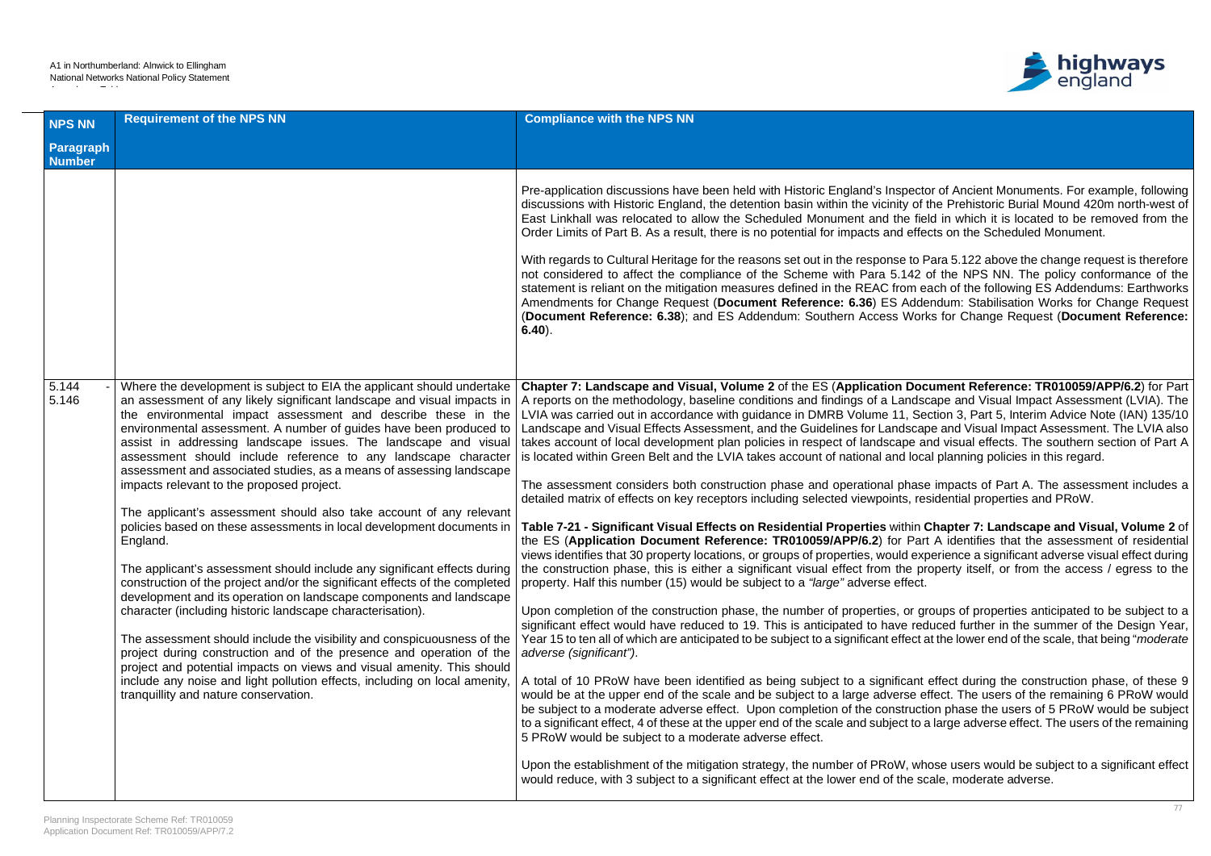| NPS NN Paragraph Number | Requirement of the NPS NN | Compliance with the NPS NN |
|---|---|---|
| | | Pre-application discussions have been held with Historic England's Inspector of Ancient Monuments. For example, following discussions with Historic England, the detention basin within the vicinity of the Prehistoric Burial Mound 420m north-west of East Linkhall was relocated to allow the Scheduled Monument and the field in which it is located to be removed from the Order Limits of Part B. As a result, there is no potential for impacts and effects on the Scheduled Monument.<br><br>With regards to Cultural Heritage for the reasons set out in the response to Para 5.122 above the change request is therefore not considered to affect the compliance of the Scheme with Para 5.142 of the NPS NN. The policy conformance of the statement is reliant on the mitigation measures defined in the REAC from each of the following ES Addendums: Earthworks Amendments for Change Request (**Document Reference: 6.36**) ES Addendum: Stabilisation Works for Change Request (**Document Reference: 6.38**); and ES Addendum: Southern Access Works for Change Request (**Document Reference: 6.40**). |
| 5.144 - 5.146 | Where the development is subject to EIA the applicant should undertake an assessment of any likely significant landscape and visual impacts in the environmental impact assessment and describe these in the environmental assessment. A number of guides have been produced to assist in addressing landscape issues. The landscape and visual assessment should include reference to any landscape character assessment and associated studies, as a means of assessing landscape impacts relevant to the proposed project.<br><br>The applicant's assessment should also take account of any relevant policies based on these assessments in local development documents in England.<br><br>The applicant's assessment should include any significant effects during construction of the project and/or the significant effects of the completed development and its operation on landscape components and landscape character (including historic landscape characterisation).<br><br>The assessment should include the visibility and conspicuousness of the project during construction and of the presence and operation of the project and potential impacts on views and visual amenity. This should include any noise and light pollution effects, including on local amenity, tranquillity and nature conservation. | **Chapter 7: Landscape and Visual, Volume 2** of the ES (**Application Document Reference: TR010059/APP/6.2**) for Part A reports on the methodology, baseline conditions and findings of a Landscape and Visual Impact Assessment (LVIA). The LVIA was carried out in accordance with guidance in DMRB Volume 11, Section 3, Part 5, Interim Advice Note (IAN) 135/10 Landscape and Visual Effects Assessment, and the Guidelines for Landscape and Visual Impact Assessment. The LVIA also takes account of local development plan policies in respect of landscape and visual effects. The southern section of Part A is located within Green Belt and the LVIA takes account of national and local planning policies in this regard.<br><br>The assessment considers both construction phase and operational phase impacts of Part A. The assessment includes a detailed matrix of effects on key receptors including selected viewpoints, residential properties and PRoW.<br><br>**Table 7-21 - Significant Visual Effects on Residential Properties** within **Chapter 7: Landscape and Visual, Volume 2** of the ES (**Application Document Reference: TR010059/APP/6.2**) for Part A identifies that the assessment of residential views identifies that 30 property locations, or groups of properties, would experience a significant adverse visual effect during the construction phase, this is either a significant visual effect from the property itself, or from the access / egress to the property. Half this number (15) would be subject to a *"large"* adverse effect.<br><br>Upon completion of the construction phase, the number of properties, or groups of properties anticipated to be subject to a significant effect would have reduced to 19. This is anticipated to have reduced further in the summer of the Design Year, Year 15 to ten all of which are anticipated to be subject to a significant effect at the lower end of the scale, that being "*moderate adverse (significant")*.<br><br>A total of 10 PRoW have been identified as being subject to a significant effect during the construction phase, of these 9 would be at the upper end of the scale and be subject to a large adverse effect. The users of the remaining 6 PRoW would be subject to a moderate adverse effect. Upon completion of the construction phase the users of 5 PRoW would be subject to a significant effect, 4 of these at the upper end of the scale and subject to a large adverse effect. The users of the remaining 5 PRoW would be subject to a moderate adverse effect.<br><br>Upon the establishment of the mitigation strategy, the number of PRoW, whose users would be subject to a significant effect would reduce, with 3 subject to a significant effect at the lower end of the scale, moderate adverse. |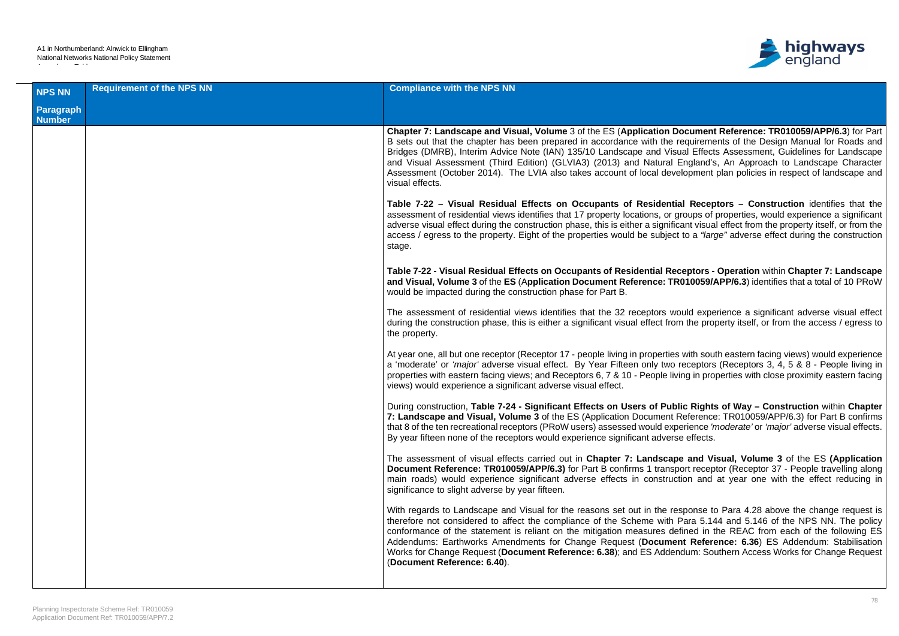| NPS NN Paragraph Number | Requirement of the NPS NN | Compliance with the NPS NN |
|---|---|---|
| | | **Chapter 7: Landscape and Visual, Volume** 3 of the ES (**Application Document Reference: TR010059/APP/6.3**) for Part B sets out that the chapter has been prepared in accordance with the requirements of the Design Manual for Roads and Bridges (DMRB), Interim Advice Note (IAN) 135/10 Landscape and Visual Effects Assessment, Guidelines for Landscape and Visual Assessment (Third Edition) (GLVIA3) (2013) and Natural England's, An Approach to Landscape Character Assessment (October 2014). The LVIA also takes account of local development plan policies in respect of landscape and visual effects.<br><br>**Table 7-22 – Visual Residual Effects on Occupants of Residential Receptors – Construction** identifies that **t**he assessment of residential views identifies that 17 property locations, or groups of properties, would experience a significant adverse visual effect during the construction phase, this is either a significant visual effect from the property itself, or from the access / egress to the property. Eight of the properties would be subject to a *"large"* adverse effect during the construction stage.<br><br>**Table 7-22 - Visual Residual Effects on Occupants of Residential Receptors - Operation** within **Chapter 7: Landscape and Visual, Volume 3** of the **ES** (**Application Document Reference: TR010059/APP/6.3**) identifies that a total of 10 PRoW would be impacted during the construction phase for Part B.<br><br>The assessment of residential views identifies that the 32 receptors would experience a significant adverse visual effect during the construction phase, this is either a significant visual effect from the property itself, or from the access / egress to the property.<br><br>At year one, all but one receptor (Receptor 17 - people living in properties with south eastern facing views) would experience a 'moderate' or *'major'* adverse visual effect. By Year Fifteen only two receptors (Receptors 3, 4, 5 & 8 - People living in properties with eastern facing views; and Receptors 6, 7 & 10 - People living in properties with close proximity eastern facing views) would experience a significant adverse visual effect.<br><br>During construction, **Table 7-24 - Significant Effects on Users of Public Rights of Way – Construction** within **Chapter 7: Landscape and Visual, Volume 3** of the ES (Application Document Reference: TR010059/APP/6.3) for Part B confirms that 8 of the ten recreational receptors (PRoW users) assessed would experience *'moderate'* or *'major'* adverse visual effects. By year fifteen none of the receptors would experience significant adverse effects.<br><br>The assessment of visual effects carried out in **Chapter 7: Landscape and Visual, Volume 3** of the ES **(Application Document Reference: TR010059/APP/6.3)** for Part B confirms 1 transport receptor (Receptor 37 - People travelling along main roads) would experience significant adverse effects in construction and at year one with the effect reducing in significance to slight adverse by year fifteen.<br><br>With regards to Landscape and Visual for the reasons set out in the response to Para 4.28 above the change request is therefore not considered to affect the compliance of the Scheme with Para 5.144 and 5.146 of the NPS NN. The policy conformance of the statement is reliant on the mitigation measures defined in the REAC from each of the following ES Addendums: Earthworks Amendments for Change Request (**Document Reference: 6.36**) ES Addendum: Stabilisation Works for Change Request (**Document Reference: 6.38**); and ES Addendum: Southern Access Works for Change Request (**Document Reference: 6.40**). |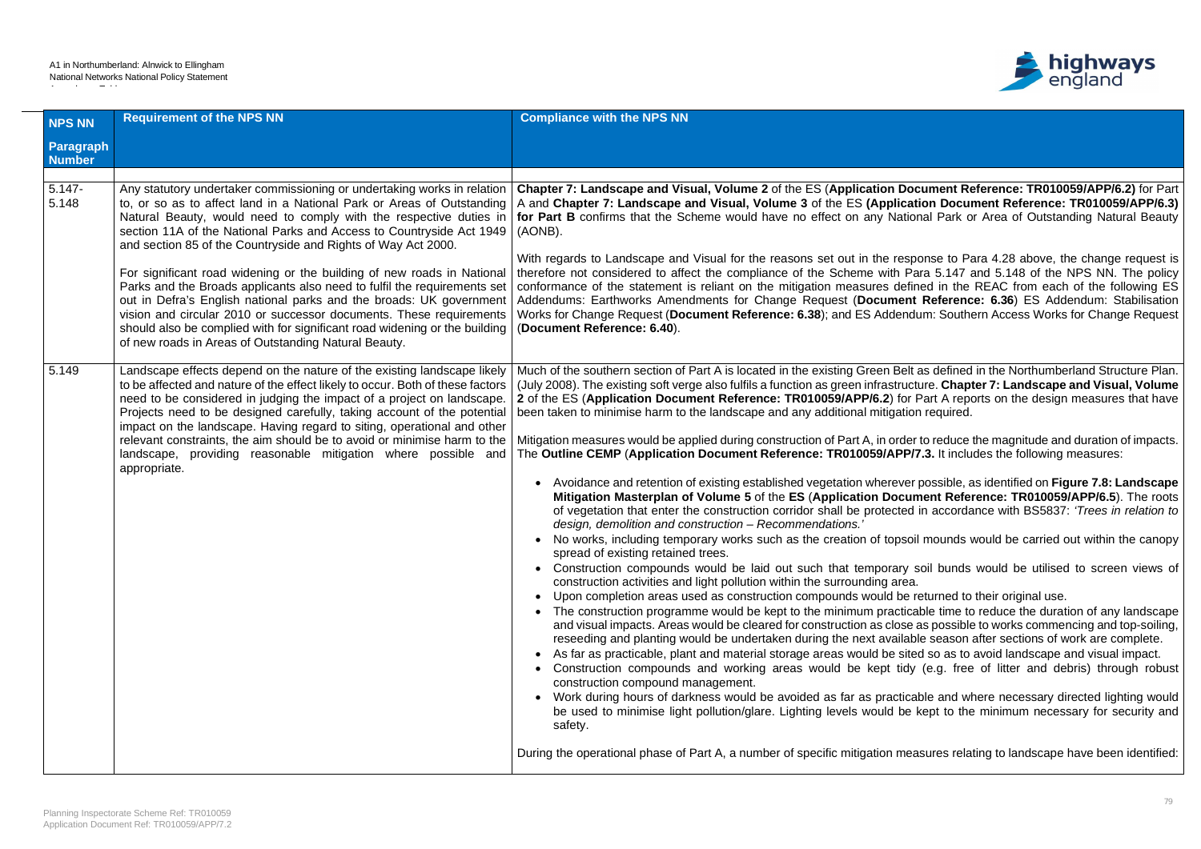| NPS NN Paragraph Number | Requirement of the NPS NN | Compliance with the NPS NN |
|---|---|---|
| 5.147-5.148 | Any statutory undertaker commissioning or undertaking works in relation to, or so as to affect land in a National Park or Areas of Outstanding Natural Beauty, would need to comply with the respective duties in section 11A of the National Parks and Access to Countryside Act 1949 and section 85 of the Countryside and Rights of Way Act 2000.<br><br>For significant road widening or the building of new roads in National Parks and the Broads applicants also need to fulfil the requirements set out in Defra's English national parks and the broads: UK government vision and circular 2010 or successor documents. These requirements should also be complied with for significant road widening or the building of new roads in Areas of Outstanding Natural Beauty. | **Chapter 7: Landscape and Visual, Volume 2** of the ES (**Application Document Reference: TR010059/APP/6.2)** for Part A and **Chapter 7: Landscape and Visual, Volume 3** of the ES **(Application Document Reference: TR010059/APP/6.3) for Part B** confirms that the Scheme would have no effect on any National Park or Area of Outstanding Natural Beauty (AONB).<br><br>With regards to Landscape and Visual for the reasons set out in the response to Para 4.28 above, the change request is therefore not considered to affect the compliance of the Scheme with Para 5.147 and 5.148 of the NPS NN. The policy conformance of the statement is reliant on the mitigation measures defined in the REAC from each of the following ES Addendums: Earthworks Amendments for Change Request (**Document Reference: 6.36**) ES Addendum: Stabilisation Works for Change Request (**Document Reference: 6.38**); and ES Addendum: Southern Access Works for Change Request (**Document Reference: 6.40**). |
| 5.149 | Landscape effects depend on the nature of the existing landscape likely to be affected and nature of the effect likely to occur. Both of these factors need to be considered in judging the impact of a project on landscape. Projects need to be designed carefully, taking account of the potential impact on the landscape. Having regard to siting, operational and other relevant constraints, the aim should be to avoid or minimise harm to the landscape, providing reasonable mitigation where possible and appropriate. | Much of the southern section of Part A is located in the existing Green Belt as defined in the Northumberland Structure Plan. (July 2008). The existing soft verge also fulfils a function as green infrastructure. **Chapter 7: Landscape and Visual, Volume 2** of the ES (**Application Document Reference: TR010059/APP/6.2**) for Part A reports on the design measures that have been taken to minimise harm to the landscape and any additional mitigation required.<br><br>Mitigation measures would be applied during construction of Part A, in order to reduce the magnitude and duration of impacts. The **Outline CEMP** (**Application Document Reference: TR010059/APP/7.3.** It includes the following measures:<br><br>• Avoidance and retention of existing established vegetation wherever possible, as identified on **Figure 7.8: Landscape Mitigation Masterplan of Volume 5** of the **ES** (**Application Document Reference: TR010059/APP/6.5**). The roots of vegetation that enter the construction corridor shall be protected in accordance with BS5837: *'Trees in relation to design, demolition and construction – Recommendations.'*<br>• No works, including temporary works such as the creation of topsoil mounds would be carried out within the canopy spread of existing retained trees.<br>• Construction compounds would be laid out such that temporary soil bunds would be utilised to screen views of construction activities and light pollution within the surrounding area.<br>• Upon completion areas used as construction compounds would be returned to their original use.<br>• The construction programme would be kept to the minimum practicable time to reduce the duration of any landscape and visual impacts. Areas would be cleared for construction as close as possible to works commencing and top-soiling, reseeding and planting would be undertaken during the next available season after sections of work are complete.<br>• As far as practicable, plant and material storage areas would be sited so as to avoid landscape and visual impact.<br>• Construction compounds and working areas would be kept tidy (e.g. free of litter and debris) through robust construction compound management.<br>• Work during hours of darkness would be avoided as far as practicable and where necessary directed lighting would be used to minimise light pollution/glare. Lighting levels would be kept to the minimum necessary for security and safety.<br><br>During the operational phase of Part A, a number of specific mitigation measures relating to landscape have been identified: |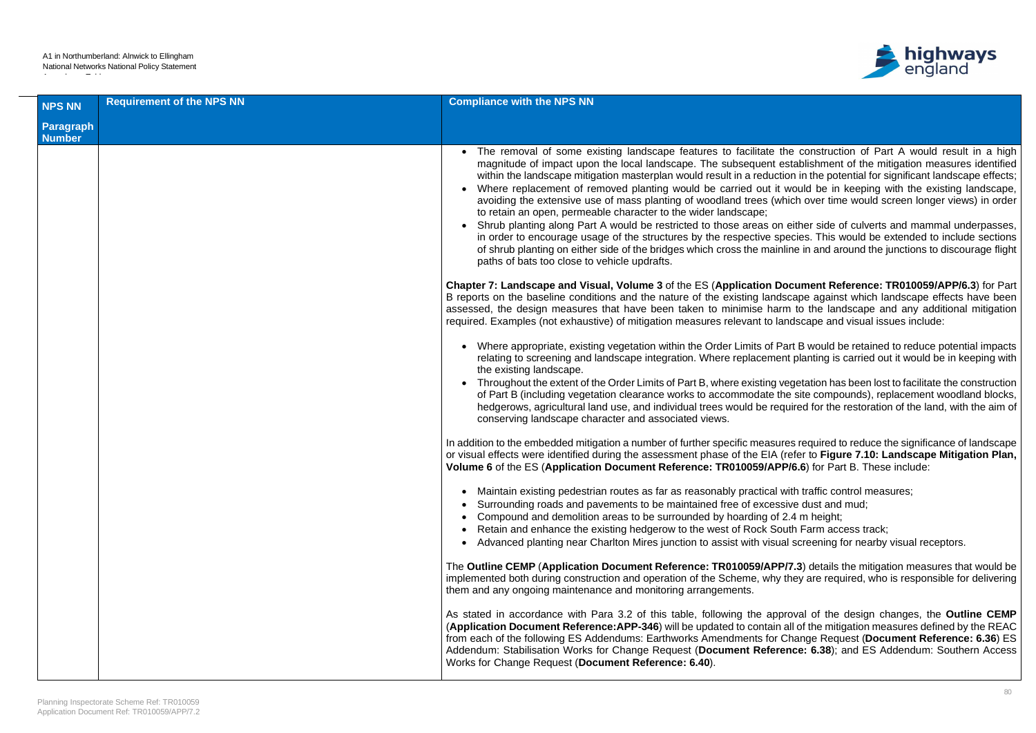| NPS NN Paragraph Number | Requirement of the NPS NN | Compliance with the NPS NN |
|---|---|---|
| | | • The removal of some existing landscape features to facilitate the construction of Part A would result in a high magnitude of impact upon the local landscape. The subsequent establishment of the mitigation measures identified within the landscape mitigation masterplan would result in a reduction in the potential for significant landscape effects;<br>• Where replacement of removed planting would be carried out it would be in keeping with the existing landscape, avoiding the extensive use of mass planting of woodland trees (which over time would screen longer views) in order to retain an open, permeable character to the wider landscape;<br>• Shrub planting along Part A would be restricted to those areas on either side of culverts and mammal underpasses, in order to encourage usage of the structures by the respective species. This would be extended to include sections of shrub planting on either side of the bridges which cross the mainline in and around the junctions to discourage flight paths of bats too close to vehicle updrafts.<br><br>**Chapter 7: Landscape and Visual, Volume 3** of the ES (**Application Document Reference: TR010059/APP/6.3**) for Part B reports on the baseline conditions and the nature of the existing landscape against which landscape effects have been assessed, the design measures that have been taken to minimise harm to the landscape and any additional mitigation required. Examples (not exhaustive) of mitigation measures relevant to landscape and visual issues include:<br><br>• Where appropriate, existing vegetation within the Order Limits of Part B would be retained to reduce potential impacts relating to screening and landscape integration. Where replacement planting is carried out it would be in keeping with the existing landscape.<br>• Throughout the extent of the Order Limits of Part B, where existing vegetation has been lost to facilitate the construction of Part B (including vegetation clearance works to accommodate the site compounds), replacement woodland blocks, hedgerows, agricultural land use, and individual trees would be required for the restoration of the land, with the aim of conserving landscape character and associated views.<br><br>In addition to the embedded mitigation a number of further specific measures required to reduce the significance of landscape or visual effects were identified during the assessment phase of the EIA (refer to **Figure 7.10: Landscape Mitigation Plan, Volume 6** of the ES (**Application Document Reference: TR010059/APP/6.6**) for Part B. These include:<br><br>• Maintain existing pedestrian routes as far as reasonably practical with traffic control measures;<br>• Surrounding roads and pavements to be maintained free of excessive dust and mud;<br>• Compound and demolition areas to be surrounded by hoarding of 2.4 m height;<br>• Retain and enhance the existing hedgerow to the west of Rock South Farm access track;<br>• Advanced planting near Charlton Mires junction to assist with visual screening for nearby visual receptors.<br><br>The **Outline CEMP** (**Application Document Reference: TR010059/APP/7.3**) details the mitigation measures that would be implemented both during construction and operation of the Scheme, why they are required, who is responsible for delivering them and any ongoing maintenance and monitoring arrangements.<br><br>As stated in accordance with Para 3.2 of this table, following the approval of the design changes, the **Outline CEMP** (**Application Document Reference:APP-346**) will be updated to contain all of the mitigation measures defined by the REAC from each of the following ES Addendums: Earthworks Amendments for Change Request (**Document Reference: 6.36**) ES Addendum: Stabilisation Works for Change Request (**Document Reference: 6.38**); and ES Addendum: Southern Access Works for Change Request (**Document Reference: 6.40**). |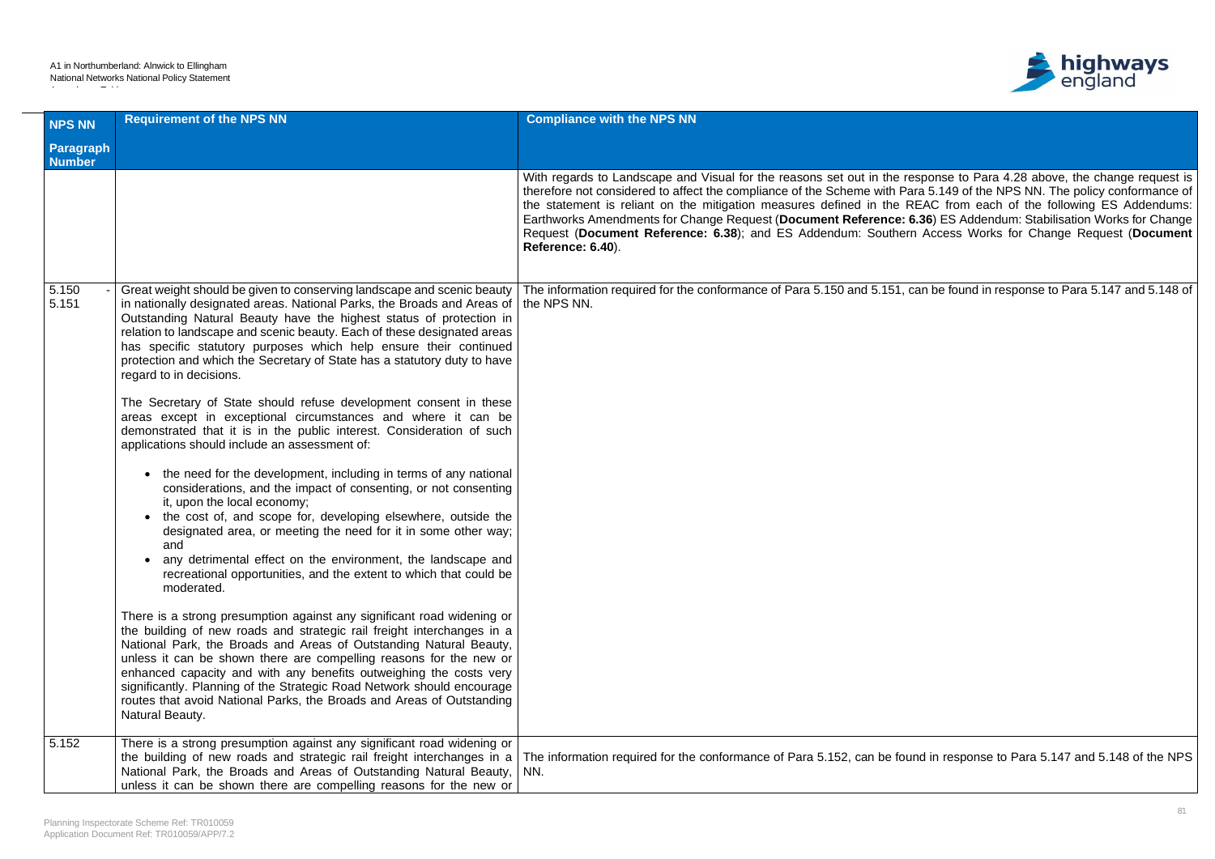| NPS NN Paragraph Number | Requirement of the NPS NN | Compliance with the NPS NN |
|---|---|---|
| | | With regards to Landscape and Visual for the reasons set out in the response to Para 4.28 above, the change request is therefore not considered to affect the compliance of the Scheme with Para 5.149 of the NPS NN. The policy conformance of the statement is reliant on the mitigation measures defined in the REAC from each of the following ES Addendums: Earthworks Amendments for Change Request (**Document Reference: 6.36**) ES Addendum: Stabilisation Works for Change Request (**Document Reference: 6.38**); and ES Addendum: Southern Access Works for Change Request (**Document Reference: 6.40**). |
| 5.150 - 5.151 | Great weight should be given to conserving landscape and scenic beauty in nationally designated areas. National Parks, the Broads and Areas of Outstanding Natural Beauty have the highest status of protection in relation to landscape and scenic beauty. Each of these designated areas has specific statutory purposes which help ensure their continued protection and which the Secretary of State has a statutory duty to have regard to in decisions.<br><br>The Secretary of State should refuse development consent in these areas except in exceptional circumstances and where it can be demonstrated that it is in the public interest. Consideration of such applications should include an assessment of:<br><br>• the need for the development, including in terms of any national considerations, and the impact of consenting, or not consenting it, upon the local economy;<br>• the cost of, and scope for, developing elsewhere, outside the designated area, or meeting the need for it in some other way; and<br>• any detrimental effect on the environment, the landscape and recreational opportunities, and the extent to which that could be moderated.<br><br>There is a strong presumption against any significant road widening or the building of new roads and strategic rail freight interchanges in a National Park, the Broads and Areas of Outstanding Natural Beauty, unless it can be shown there are compelling reasons for the new or enhanced capacity and with any benefits outweighing the costs very significantly. Planning of the Strategic Road Network should encourage routes that avoid National Parks, the Broads and Areas of Outstanding Natural Beauty. | The information required for the conformance of Para 5.150 and 5.151, can be found in response to Para 5.147 and 5.148 of the NPS NN. |
| 5.152 | There is a strong presumption against any significant road widening or the building of new roads and strategic rail freight interchanges in a National Park, the Broads and Areas of Outstanding Natural Beauty, unless it can be shown there are compelling reasons for the new or | The information required for the conformance of Para 5.152, can be found in response to Para 5.147 and 5.148 of the NPS NN. |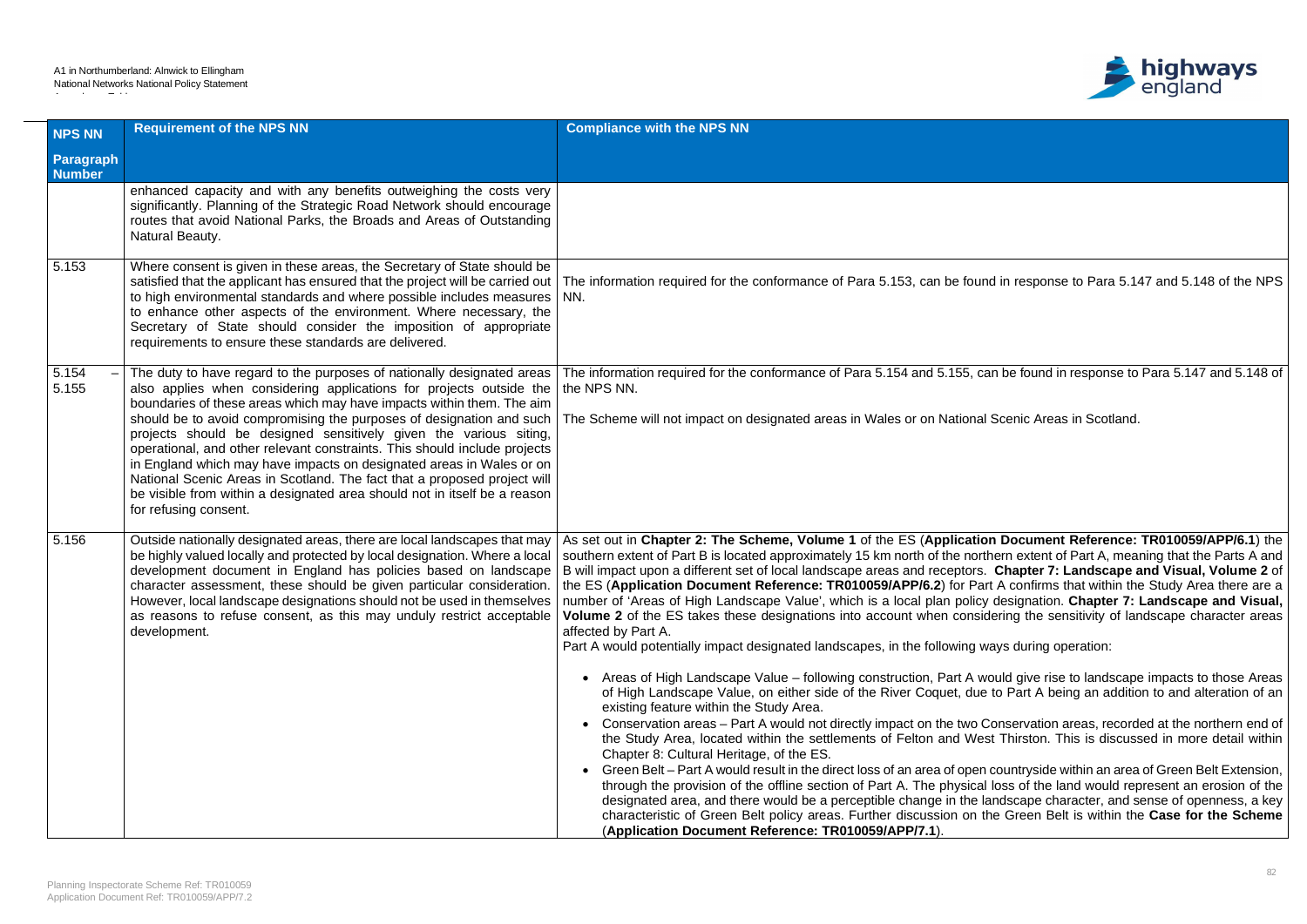| NPS NN Paragraph Number | Requirement of the NPS NN | Compliance with the NPS NN |
|---|---|---|
| | enhanced capacity and with any benefits outweighing the costs very significantly. Planning of the Strategic Road Network should encourage routes that avoid National Parks, the Broads and Areas of Outstanding Natural Beauty. | |
| 5.153 | Where consent is given in these areas, the Secretary of State should be satisfied that the applicant has ensured that the project will be carried out to high environmental standards and where possible includes measures to enhance other aspects of the environment. Where necessary, the Secretary of State should consider the imposition of appropriate requirements to ensure these standards are delivered. | The information required for the conformance of Para 5.153, can be found in response to Para 5.147 and 5.148 of the NPS NN. |
| 5.154 – 5.155 | The duty to have regard to the purposes of nationally designated areas also applies when considering applications for projects outside the boundaries of these areas which may have impacts within them. The aim should be to avoid compromising the purposes of designation and such projects should be designed sensitively given the various siting, operational, and other relevant constraints. This should include projects in England which may have impacts on designated areas in Wales or on National Scenic Areas in Scotland. The fact that a proposed project will be visible from within a designated area should not in itself be a reason for refusing consent. | The information required for the conformance of Para 5.154 and 5.155, can be found in response to Para 5.147 and 5.148 of the NPS NN.<br><br>The Scheme will not impact on designated areas in Wales or on National Scenic Areas in Scotland. |
| 5.156 | Outside nationally designated areas, there are local landscapes that may be highly valued locally and protected by local designation. Where a local development document in England has policies based on landscape character assessment, these should be given particular consideration. However, local landscape designations should not be used in themselves as reasons to refuse consent, as this may unduly restrict acceptable development. | As set out in **Chapter 2: The Scheme, Volume 1** of the ES (**Application Document Reference: TR010059/APP/6.1**) the southern extent of Part B is located approximately 15 km north of the northern extent of Part A, meaning that the Parts A and B will impact upon a different set of local landscape areas and receptors. **Chapter 7: Landscape and Visual, Volume 2** of the ES (**Application Document Reference: TR010059/APP/6.2**) for Part A confirms that within the Study Area there are a number of 'Areas of High Landscape Value', which is a local plan policy designation. **Chapter 7: Landscape and Visual, Volume 2** of the ES takes these designations into account when considering the sensitivity of landscape character areas affected by Part A.<br>Part A would potentially impact designated landscapes, in the following ways during operation:<br><br>• Areas of High Landscape Value – following construction, Part A would give rise to landscape impacts to those Areas of High Landscape Value, on either side of the River Coquet, due to Part A being an addition to and alteration of an existing feature within the Study Area.<br>• Conservation areas – Part A would not directly impact on the two Conservation areas, recorded at the northern end of the Study Area, located within the settlements of Felton and West Thirston. This is discussed in more detail within Chapter 8: Cultural Heritage, of the ES.<br>• Green Belt – Part A would result in the direct loss of an area of open countryside within an area of Green Belt Extension, through the provision of the offline section of Part A. The physical loss of the land would represent an erosion of the designated area, and there would be a perceptible change in the landscape character, and sense of openness, a key characteristic of Green Belt policy areas. Further discussion on the Green Belt is within the **Case for the Scheme** (**Application Document Reference: TR010059/APP/7.1**). |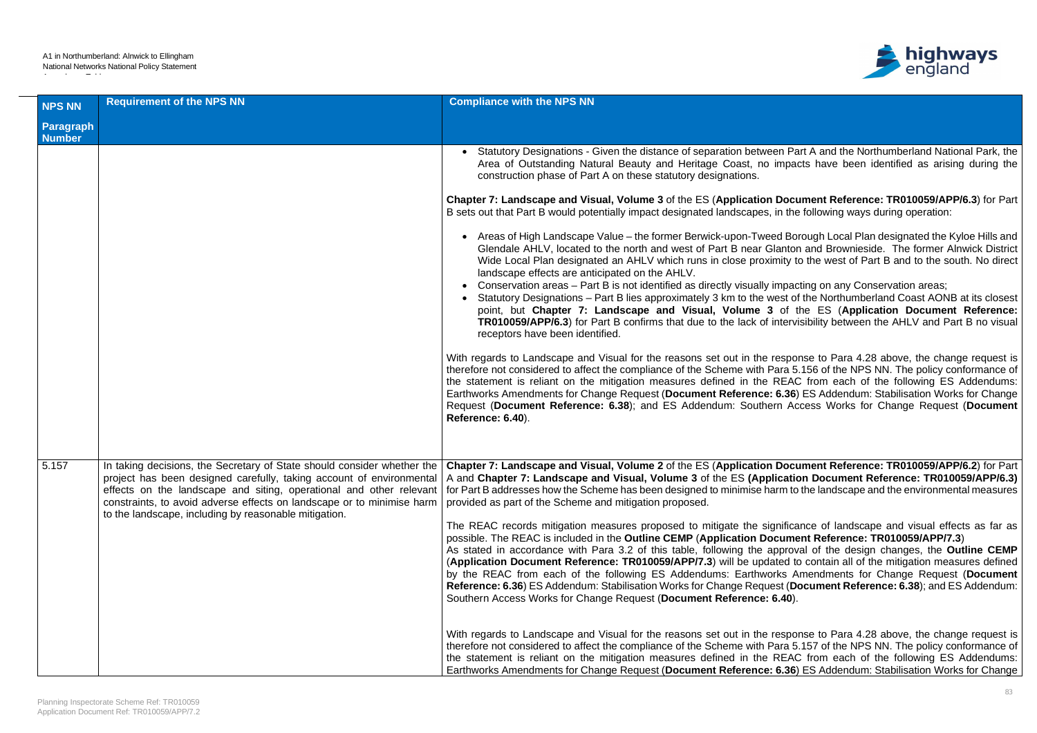| NPS NN Paragraph Number | Requirement of the NPS NN | Compliance with the NPS NN |
|---|---|---|
| | | • Statutory Designations - Given the distance of separation between Part A and the Northumberland National Park, the Area of Outstanding Natural Beauty and Heritage Coast, no impacts have been identified as arising during the construction phase of Part A on these statutory designations.<br><br>**Chapter 7: Landscape and Visual, Volume 3** of the ES (**Application Document Reference: TR010059/APP/6.3**) for Part B sets out that Part B would potentially impact designated landscapes, in the following ways during operation:<br><br>• Areas of High Landscape Value – the former Berwick-upon-Tweed Borough Local Plan designated the Kyloe Hills and Glendale AHLV, located to the north and west of Part B near Glanton and Brownieside. The former Alnwick District Wide Local Plan designated an AHLV which runs in close proximity to the west of Part B and to the south. No direct landscape effects are anticipated on the AHLV.<br>• Conservation areas – Part B is not identified as directly visually impacting on any Conservation areas;<br>• Statutory Designations – Part B lies approximately 3 km to the west of the Northumberland Coast AONB at its closest point, but **Chapter 7: Landscape and Visual, Volume 3** of the ES (**Application Document Reference: TR010059/APP/6.3**) for Part B confirms that due to the lack of intervisibility between the AHLV and Part B no visual receptors have been identified.<br><br>With regards to Landscape and Visual for the reasons set out in the response to Para 4.28 above, the change request is therefore not considered to affect the compliance of the Scheme with Para 5.156 of the NPS NN. The policy conformance of the statement is reliant on the mitigation measures defined in the REAC from each of the following ES Addendums: Earthworks Amendments for Change Request (**Document Reference: 6.36**) ES Addendum: Stabilisation Works for Change Request (**Document Reference: 6.38**); and ES Addendum: Southern Access Works for Change Request (**Document Reference: 6.40**). |
| 5.157 | In taking decisions, the Secretary of State should consider whether the project has been designed carefully, taking account of environmental effects on the landscape and siting, operational and other relevant constraints, to avoid adverse effects on landscape or to minimise harm to the landscape, including by reasonable mitigation. | **Chapter 7: Landscape and Visual, Volume 2** of the ES (**Application Document Reference: TR010059/APP/6.2**) for Part A and **Chapter 7: Landscape and Visual, Volume 3** of the ES **(Application Document Reference: TR010059/APP/6.3)** for Part B addresses how the Scheme has been designed to minimise harm to the landscape and the environmental measures provided as part of the Scheme and mitigation proposed.<br><br>The REAC records mitigation measures proposed to mitigate the significance of landscape and visual effects as far as possible. The REAC is included in the **Outline CEMP** (**Application Document Reference: TR010059/APP/7.3**)<br>As stated in accordance with Para 3.2 of this table, following the approval of the design changes, the **Outline CEMP** (**Application Document Reference: TR010059/APP/7.3**) will be updated to contain all of the mitigation measures defined by the REAC from each of the following ES Addendums: Earthworks Amendments for Change Request (**Document Reference: 6.36**) ES Addendum: Stabilisation Works for Change Request (**Document Reference: 6.38**); and ES Addendum: Southern Access Works for Change Request (**Document Reference: 6.40**).<br><br>With regards to Landscape and Visual for the reasons set out in the response to Para 4.28 above, the change request is therefore not considered to affect the compliance of the Scheme with Para 5.157 of the NPS NN. The policy conformance of the statement is reliant on the mitigation measures defined in the REAC from each of the following ES Addendums: Earthworks Amendments for Change Request (**Document Reference: 6.36**) ES Addendum: Stabilisation Works for Change |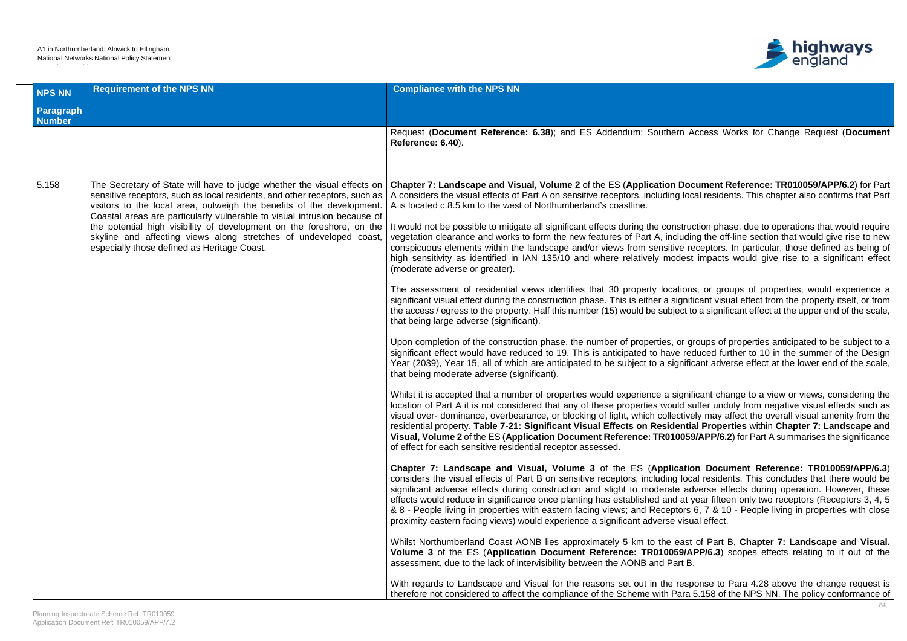| NPS NN Paragraph Number | Requirement of the NPS NN | Compliance with the NPS NN |
|---|---|---|
| | | Request (**Document Reference: 6.38**); and ES Addendum: Southern Access Works for Change Request (**Document Reference: 6.40**). |
| 5.158 | The Secretary of State will have to judge whether the visual effects on sensitive receptors, such as local residents, and other receptors, such as visitors to the local area, outweigh the benefits of the development. Coastal areas are particularly vulnerable to visual intrusion because of the potential high visibility of development on the foreshore, on the skyline and affecting views along stretches of undeveloped coast, especially those defined as Heritage Coast. | **Chapter 7: Landscape and Visual, Volume 2** of the ES (**Application Document Reference: TR010059/APP/6.2**) for Part A considers the visual effects of Part A on sensitive receptors, including local residents. This chapter also confirms that Part A is located c.8.5 km to the west of Northumberland's coastline.<br><br>It would not be possible to mitigate all significant effects during the construction phase, due to operations that would require vegetation clearance and works to form the new features of Part A, including the off-line section that would give rise to new conspicuous elements within the landscape and/or views from sensitive receptors. In particular, those defined as being of high sensitivity as identified in IAN 135/10 and where relatively modest impacts would give rise to a significant effect (moderate adverse or greater).<br><br>The assessment of residential views identifies that 30 property locations, or groups of properties, would experience a significant visual effect during the construction phase. This is either a significant visual effect from the property itself, or from the access / egress to the property. Half this number (15) would be subject to a significant effect at the upper end of the scale, that being large adverse (significant).<br><br>Upon completion of the construction phase, the number of properties, or groups of properties anticipated to be subject to a significant effect would have reduced to 19. This is anticipated to have reduced further to 10 in the summer of the Design Year (2039), Year 15, all of which are anticipated to be subject to a significant adverse effect at the lower end of the scale, that being moderate adverse (significant).<br><br>Whilst it is accepted that a number of properties would experience a significant change to a view or views, considering the location of Part A it is not considered that any of these properties would suffer unduly from negative visual effects such as visual over- dominance, overbearance, or blocking of light, which collectively may affect the overall visual amenity from the residential property. **Table 7-21: Significant Visual Effects on Residential Properties** within **Chapter 7: Landscape and Visual, Volume 2** of the ES (**Application Document Reference: TR010059/APP/6.2**) for Part A summarises the significance of effect for each sensitive residential receptor assessed.<br><br>**Chapter 7: Landscape and Visual, Volume 3** of the ES (**Application Document Reference: TR010059/APP/6.3**) considers the visual effects of Part B on sensitive receptors, including local residents. This concludes that there would be significant adverse effects during construction and slight to moderate adverse effects during operation. However, these effects would reduce in significance once planting has established and at year fifteen only two receptors (Receptors 3, 4, 5 & 8 - People living in properties with eastern facing views; and Receptors 6, 7 & 10 - People living in properties with close proximity eastern facing views) would experience a significant adverse visual effect.<br><br>Whilst Northumberland Coast AONB lies approximately 5 km to the east of Part B, **Chapter 7: Landscape and Visual. Volume 3** of the ES (**Application Document Reference: TR010059/APP/6.3**) scopes effects relating to it out of the assessment, due to the lack of intervisibility between the AONB and Part B.<br><br>With regards to Landscape and Visual for the reasons set out in the response to Para 4.28 above the change request is therefore not considered to affect the compliance of the Scheme with Para 5.158 of the NPS NN. The policy conformance of |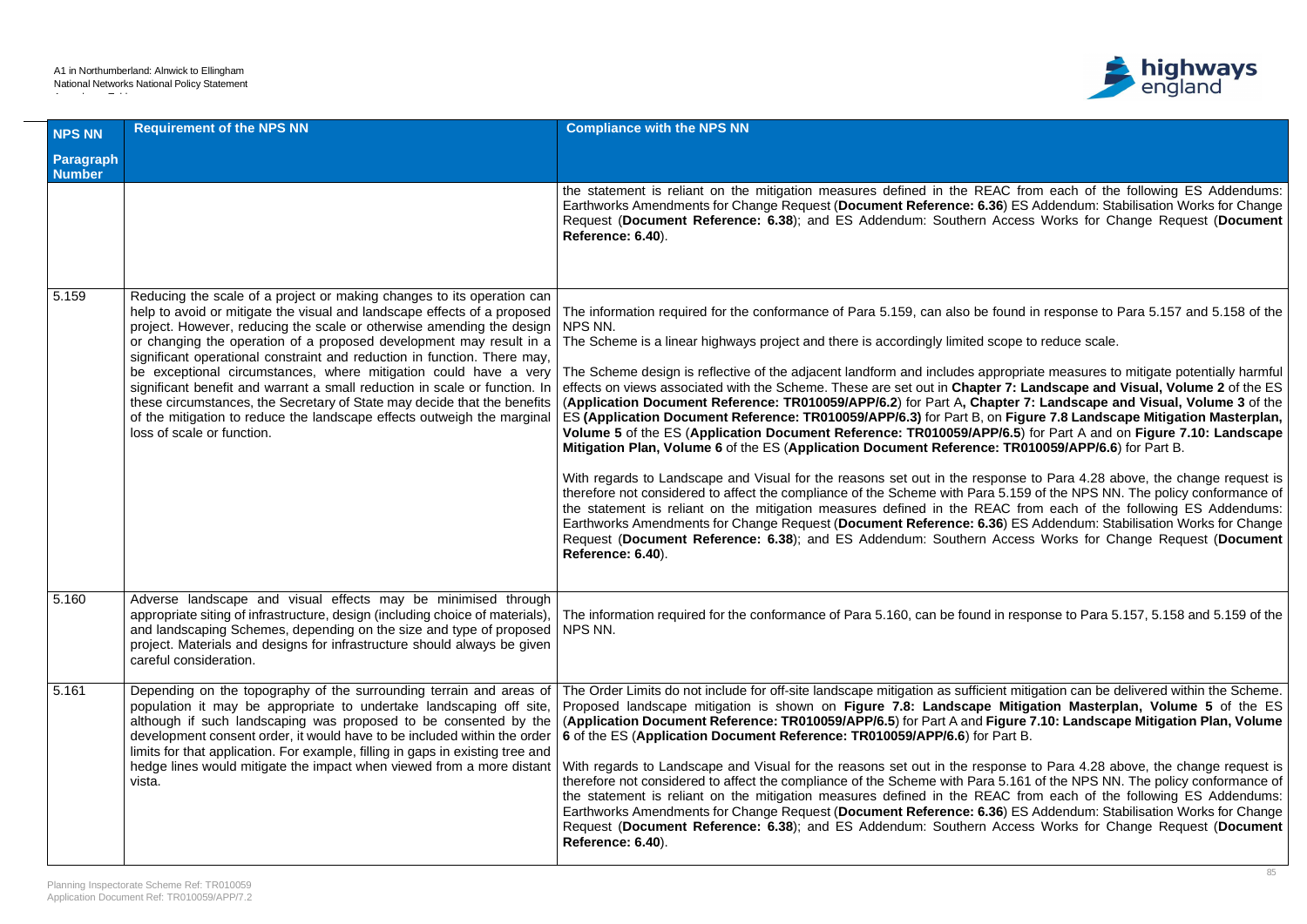| NPS NN Paragraph Number | Requirement of the NPS NN | Compliance with the NPS NN |
|---|---|---|
| | | the statement is reliant on the mitigation measures defined in the REAC from each of the following ES Addendums: Earthworks Amendments for Change Request (**Document Reference: 6.36**) ES Addendum: Stabilisation Works for Change Request (**Document Reference: 6.38**); and ES Addendum: Southern Access Works for Change Request (**Document Reference: 6.40**). |
| 5.159 | Reducing the scale of a project or making changes to its operation can help to avoid or mitigate the visual and landscape effects of a proposed project. However, reducing the scale or otherwise amending the design or changing the operation of a proposed development may result in a significant operational constraint and reduction in function. There may, be exceptional circumstances, where mitigation could have a very significant benefit and warrant a small reduction in scale or function. In these circumstances, the Secretary of State may decide that the benefits of the mitigation to reduce the landscape effects outweigh the marginal loss of scale or function. | The information required for the conformance of Para 5.159, can also be found in response to Para 5.157 and 5.158 of the NPS NN.<br>The Scheme is a linear highways project and there is accordingly limited scope to reduce scale.<br><br>The Scheme design is reflective of the adjacent landform and includes appropriate measures to mitigate potentially harmful effects on views associated with the Scheme. These are set out in **Chapter 7: Landscape and Visual, Volume 2** of the ES (**Application Document Reference: TR010059/APP/6.2**) for Part A**, Chapter 7: Landscape and Visual, Volume 3** of the ES **(Application Document Reference: TR010059/APP/6.3)** for Part B, on **Figure 7.8 Landscape Mitigation Masterplan, Volume 5** of the ES (**Application Document Reference: TR010059/APP/6.5**) for Part A and on **Figure 7.10: Landscape Mitigation Plan, Volume 6** of the ES (**Application Document Reference: TR010059/APP/6.6**) for Part B.<br><br>With regards to Landscape and Visual for the reasons set out in the response to Para 4.28 above, the change request is therefore not considered to affect the compliance of the Scheme with Para 5.159 of the NPS NN. The policy conformance of the statement is reliant on the mitigation measures defined in the REAC from each of the following ES Addendums: Earthworks Amendments for Change Request (**Document Reference: 6.36**) ES Addendum: Stabilisation Works for Change Request (**Document Reference: 6.38**); and ES Addendum: Southern Access Works for Change Request (**Document Reference: 6.40**). |
| 5.160 | Adverse landscape and visual effects may be minimised through appropriate siting of infrastructure, design (including choice of materials), and landscaping Schemes, depending on the size and type of proposed project. Materials and designs for infrastructure should always be given careful consideration. | The information required for the conformance of Para 5.160, can be found in response to Para 5.157, 5.158 and 5.159 of the NPS NN. |
| 5.161 | Depending on the topography of the surrounding terrain and areas of population it may be appropriate to undertake landscaping off site, although if such landscaping was proposed to be consented by the development consent order, it would have to be included within the order limits for that application. For example, filling in gaps in existing tree and hedge lines would mitigate the impact when viewed from a more distant vista. | The Order Limits do not include for off-site landscape mitigation as sufficient mitigation can be delivered within the Scheme. Proposed landscape mitigation is shown on **Figure 7.8: Landscape Mitigation Masterplan, Volume 5** of the ES (**Application Document Reference: TR010059/APP/6.5**) for Part A and **Figure 7.10: Landscape Mitigation Plan, Volume 6** of the ES (**Application Document Reference: TR010059/APP/6.6**) for Part B.<br><br>With regards to Landscape and Visual for the reasons set out in the response to Para 4.28 above, the change request is therefore not considered to affect the compliance of the Scheme with Para 5.161 of the NPS NN. The policy conformance of the statement is reliant on the mitigation measures defined in the REAC from each of the following ES Addendums: Earthworks Amendments for Change Request (**Document Reference: 6.36**) ES Addendum: Stabilisation Works for Change Request (**Document Reference: 6.38**); and ES Addendum: Southern Access Works for Change Request (**Document Reference: 6.40**). |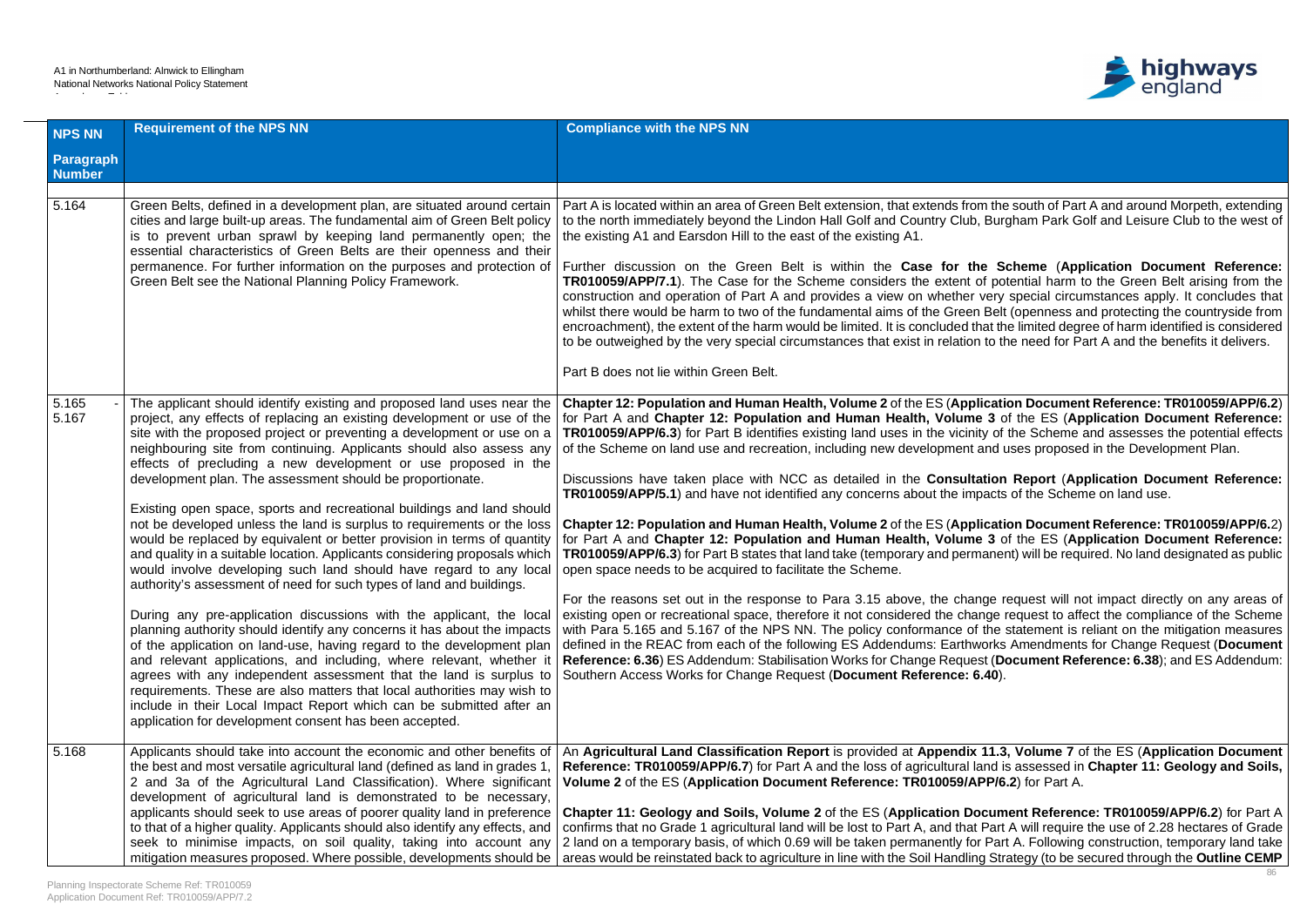| NPS NN Paragraph Number | Requirement of the NPS NN | Compliance with the NPS NN |
|---|---|---|
| 5.164 | Green Belts, defined in a development plan, are situated around certain cities and large built-up areas. The fundamental aim of Green Belt policy is to prevent urban sprawl by keeping land permanently open; the essential characteristics of Green Belts are their openness and their permanence. For further information on the purposes and protection of Green Belt see the National Planning Policy Framework. | Part A is located within an area of Green Belt extension, that extends from the south of Part A and around Morpeth, extending to the north immediately beyond the Lindon Hall Golf and Country Club, Burgham Park Golf and Leisure Club to the west of the existing A1 and Earsdon Hill to the east of the existing A1.<br><br>Further discussion on the Green Belt is within the **Case for the Scheme** (**Application Document Reference: TR010059/APP/7.1**). The Case for the Scheme considers the extent of potential harm to the Green Belt arising from the construction and operation of Part A and provides a view on whether very special circumstances apply. It concludes that whilst there would be harm to two of the fundamental aims of the Green Belt (openness and protecting the countryside from encroachment), the extent of the harm would be limited. It is concluded that the limited degree of harm identified is considered to be outweighed by the very special circumstances that exist in relation to the need for Part A and the benefits it delivers.<br><br>Part B does not lie within Green Belt. |
| 5.165 - 5.167 | The applicant should identify existing and proposed land uses near the project, any effects of replacing an existing development or use of the site with the proposed project or preventing a development or use on a neighbouring site from continuing. Applicants should also assess any effects of precluding a new development or use proposed in the development plan. The assessment should be proportionate.<br><br>Existing open space, sports and recreational buildings and land should not be developed unless the land is surplus to requirements or the loss would be replaced by equivalent or better provision in terms of quantity and quality in a suitable location. Applicants considering proposals which would involve developing such land should have regard to any local authority's assessment of need for such types of land and buildings.<br><br>During any pre-application discussions with the applicant, the local planning authority should identify any concerns it has about the impacts of the application on land-use, having regard to the development plan and relevant applications, and including, where relevant, whether it agrees with any independent assessment that the land is surplus to requirements. These are also matters that local authorities may wish to include in their Local Impact Report which can be submitted after an application for development consent has been accepted. | **Chapter 12: Population and Human Health, Volume 2** of the ES (**Application Document Reference: TR010059/APP/6.2**) for Part A and **Chapter 12: Population and Human Health, Volume 3** of the ES (**Application Document Reference: TR010059/APP/6.3**) for Part B identifies existing land uses in the vicinity of the Scheme and assesses the potential effects of the Scheme on land use and recreation, including new development and uses proposed in the Development Plan.<br><br>Discussions have taken place with NCC as detailed in the **Consultation Report** (**Application Document Reference: TR010059/APP/5.1**) and have not identified any concerns about the impacts of the Scheme on land use.<br><br>**Chapter 12: Population and Human Health, Volume 2** of the ES (**Application Document Reference: TR010059/APP/6.2**) for Part A and **Chapter 12: Population and Human Health, Volume 3** of the ES (**Application Document Reference: TR010059/APP/6.3**) for Part B states that land take (temporary and permanent) will be required. No land designated as public open space needs to be acquired to facilitate the Scheme.<br><br>For the reasons set out in the response to Para 3.15 above, the change request will not impact directly on any areas of existing open or recreational space, therefore it not considered the change request to affect the compliance of the Scheme with Para 5.165 and 5.167 of the NPS NN. The policy conformance of the statement is reliant on the mitigation measures defined in the REAC from each of the following ES Addendums: Earthworks Amendments for Change Request (**Document Reference: 6.36**) ES Addendum: Stabilisation Works for Change Request (**Document Reference: 6.38**); and ES Addendum: Southern Access Works for Change Request (**Document Reference: 6.40**). |
| 5.168 | Applicants should take into account the economic and other benefits of the best and most versatile agricultural land (defined as land in grades 1, 2 and 3a of the Agricultural Land Classification). Where significant development of agricultural land is demonstrated to be necessary, applicants should seek to use areas of poorer quality land in preference to that of a higher quality. Applicants should also identify any effects, and seek to minimise impacts, on soil quality, taking into account any mitigation measures proposed. Where possible, developments should be | An **Agricultural Land Classification Report** is provided at **Appendix 11.3, Volume 7** of the ES (**Application Document Reference: TR010059/APP/6.7**) for Part A and the loss of agricultural land is assessed in **Chapter 11: Geology and Soils, Volume 2** of the ES (**Application Document Reference: TR010059/APP/6.2**) for Part A.<br><br>**Chapter 11: Geology and Soils, Volume 2** of the ES (**Application Document Reference: TR010059/APP/6.2**) for Part A confirms that no Grade 1 agricultural land will be lost to Part A, and that Part A will require the use of 2.28 hectares of Grade 2 land on a temporary basis, of which 0.69 will be taken permanently for Part A. Following construction, temporary land take areas would be reinstated back to agriculture in line with the Soil Handling Strategy (to be secured through the **Outline CEMP** |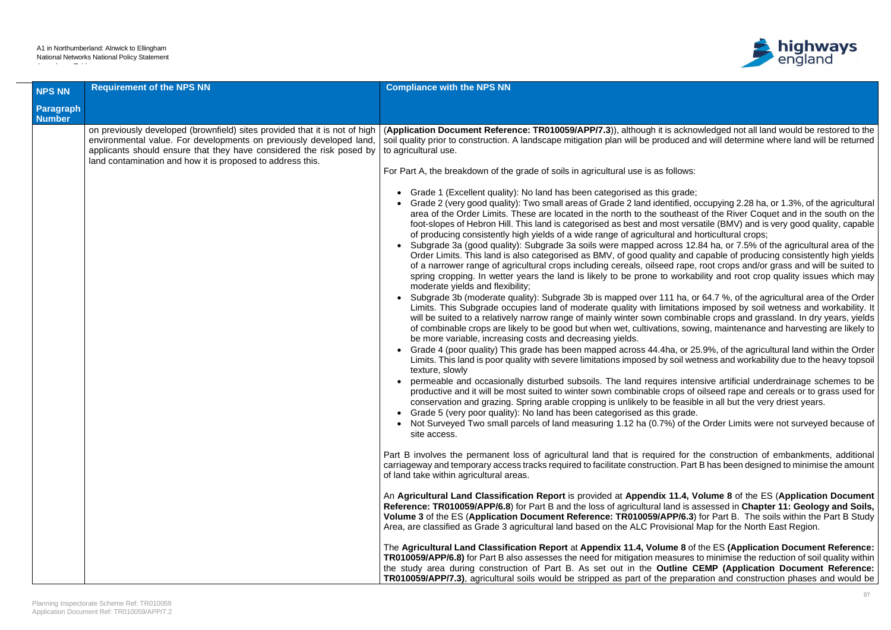| NPS NN Paragraph Number | Requirement of the NPS NN | Compliance with the NPS NN |
|---|---|---|
| | on previously developed (brownfield) sites provided that it is not of high environmental value. For developments on previously developed land, applicants should ensure that they have considered the risk posed by land contamination and how it is proposed to address this. | (**Application Document Reference: TR010059/APP/7.3**)), although it is acknowledged not all land would be restored to the soil quality prior to construction. A landscape mitigation plan will be produced and will determine where land will be returned to agricultural use.<br><br>For Part A, the breakdown of the grade of soils in agricultural use is as follows:<br><br>• Grade 1 (Excellent quality): No land has been categorised as this grade;<br>• Grade 2 (very good quality): Two small areas of Grade 2 land identified, occupying 2.28 ha, or 1.3%, of the agricultural area of the Order Limits. These are located in the north to the southeast of the River Coquet and in the south on the foot-slopes of Hebron Hill. This land is categorised as best and most versatile (BMV) and is very good quality, capable of producing consistently high yields of a wide range of agricultural and horticultural crops;<br>• Subgrade 3a (good quality): Subgrade 3a soils were mapped across 12.84 ha, or 7.5% of the agricultural area of the Order Limits. This land is also categorised as BMV, of good quality and capable of producing consistently high yields of a narrower range of agricultural crops including cereals, oilseed rape, root crops and/or grass and will be suited to spring cropping. In wetter years the land is likely to be prone to workability and root crop quality issues which may moderate yields and flexibility;<br>• Subgrade 3b (moderate quality): Subgrade 3b is mapped over 111 ha, or 64.7 %, of the agricultural area of the Order Limits. This Subgrade occupies land of moderate quality with limitations imposed by soil wetness and workability. It will be suited to a relatively narrow range of mainly winter sown combinable crops and grassland. In dry years, yields of combinable crops are likely to be good but when wet, cultivations, sowing, maintenance and harvesting are likely to be more variable, increasing costs and decreasing yields.<br>• Grade 4 (poor quality) This grade has been mapped across 44.4ha, or 25.9%, of the agricultural land within the Order Limits. This land is poor quality with severe limitations imposed by soil wetness and workability due to the heavy topsoil texture, slowly<br>• permeable and occasionally disturbed subsoils. The land requires intensive artificial underdrainage schemes to be productive and it will be most suited to winter sown combinable crops of oilseed rape and cereals or to grass used for conservation and grazing. Spring arable cropping is unlikely to be feasible in all but the very driest years.<br>• Grade 5 (very poor quality): No land has been categorised as this grade.<br>• Not Surveyed Two small parcels of land measuring 1.12 ha (0.7%) of the Order Limits were not surveyed because of site access.<br><br>Part B involves the permanent loss of agricultural land that is required for the construction of embankments, additional carriageway and temporary access tracks required to facilitate construction. Part B has been designed to minimise the amount of land take within agricultural areas.<br><br>An **Agricultural Land Classification Report** is provided at **Appendix 11.4, Volume 8** of the ES (**Application Document Reference: TR010059/APP/6.8**) for Part B and the loss of agricultural land is assessed in **Chapter 11: Geology and Soils, Volume 3** of the ES (**Application Document Reference: TR010059/APP/6.3**) for Part B. The soils within the Part B Study Area, are classified as Grade 3 agricultural land based on the ALC Provisional Map for the North East Region.<br><br>The **Agricultural Land Classification Report** at **Appendix 11.4, Volume 8** of the ES **(Application Document Reference: TR010059/APP/6.8)** for Part B also assesses the need for mitigation measures to minimise the reduction of soil quality within the study area during construction of Part B. As set out in the **Outline CEMP (Application Document Reference: TR010059/APP/7.3)**, agricultural soils would be stripped as part of the preparation and construction phases and would be |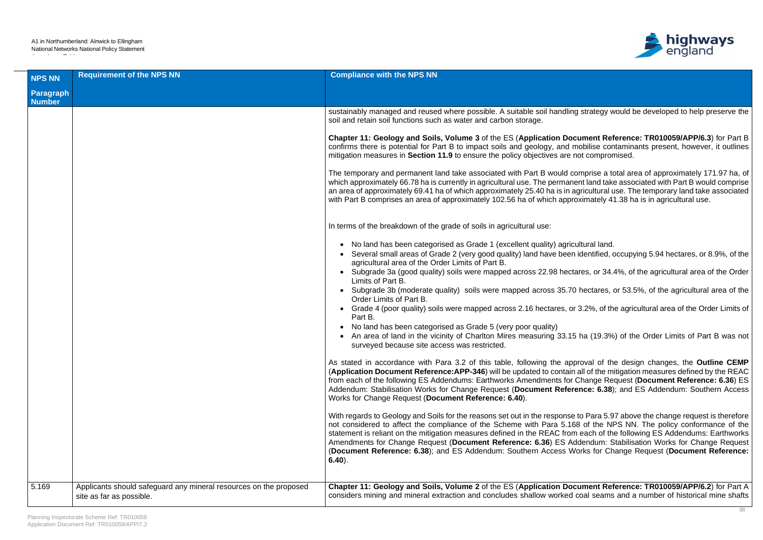| NPS NN Paragraph Number | Requirement of the NPS NN | Compliance with the NPS NN |
|---|---|---|
| | | sustainably managed and reused where possible. A suitable soil handling strategy would be developed to help preserve the soil and retain soil functions such as water and carbon storage.<br><br>**Chapter 11: Geology and Soils, Volume 3** of the ES (**Application Document Reference: TR010059/APP/6.3**) for Part B confirms there is potential for Part B to impact soils and geology, and mobilise contaminants present, however, it outlines mitigation measures in **Section 11.9** to ensure the policy objectives are not compromised.<br><br>The temporary and permanent land take associated with Part B would comprise a total area of approximately 171.97 ha, of which approximately 66.78 ha is currently in agricultural use. The permanent land take associated with Part B would comprise an area of approximately 69.41 ha of which approximately 25.40 ha is in agricultural use. The temporary land take associated with Part B comprises an area of approximately 102.56 ha of which approximately 41.38 ha is in agricultural use.<br><br>In terms of the breakdown of the grade of soils in agricultural use:<br><br>• No land has been categorised as Grade 1 (excellent quality) agricultural land.<br>• Several small areas of Grade 2 (very good quality) land have been identified, occupying 5.94 hectares, or 8.9%, of the agricultural area of the Order Limits of Part B.<br>• Subgrade 3a (good quality) soils were mapped across 22.98 hectares, or 34.4%, of the agricultural area of the Order Limits of Part B.<br>• Subgrade 3b (moderate quality) soils were mapped across 35.70 hectares, or 53.5%, of the agricultural area of the Order Limits of Part B.<br>• Grade 4 (poor quality) soils were mapped across 2.16 hectares, or 3.2%, of the agricultural area of the Order Limits of Part B.<br>• No land has been categorised as Grade 5 (very poor quality)<br>• An area of land in the vicinity of Charlton Mires measuring 33.15 ha (19.3%) of the Order Limits of Part B was not surveyed because site access was restricted.<br><br>As stated in accordance with Para 3.2 of this table, following the approval of the design changes, the **Outline CEMP** (**Application Document Reference:APP-346**) will be updated to contain all of the mitigation measures defined by the REAC from each of the following ES Addendums: Earthworks Amendments for Change Request (**Document Reference: 6.36**) ES Addendum: Stabilisation Works for Change Request (**Document Reference: 6.38**); and ES Addendum: Southern Access Works for Change Request (**Document Reference: 6.40**).<br><br>With regards to Geology and Soils for the reasons set out in the response to Para 5.97 above the change request is therefore not considered to affect the compliance of the Scheme with Para 5.168 of the NPS NN. The policy conformance of the statement is reliant on the mitigation measures defined in the REAC from each of the following ES Addendums: Earthworks Amendments for Change Request (**Document Reference: 6.36**) ES Addendum: Stabilisation Works for Change Request (**Document Reference: 6.38**); and ES Addendum: Southern Access Works for Change Request (**Document Reference: 6.40**). |
| 5.169 | Applicants should safeguard any mineral resources on the proposed site as far as possible. | **Chapter 11: Geology and Soils, Volume 2** of the ES (**Application Document Reference: TR010059/APP/6.2**) for Part A considers mining and mineral extraction and concludes shallow worked coal seams and a number of historical mine shafts |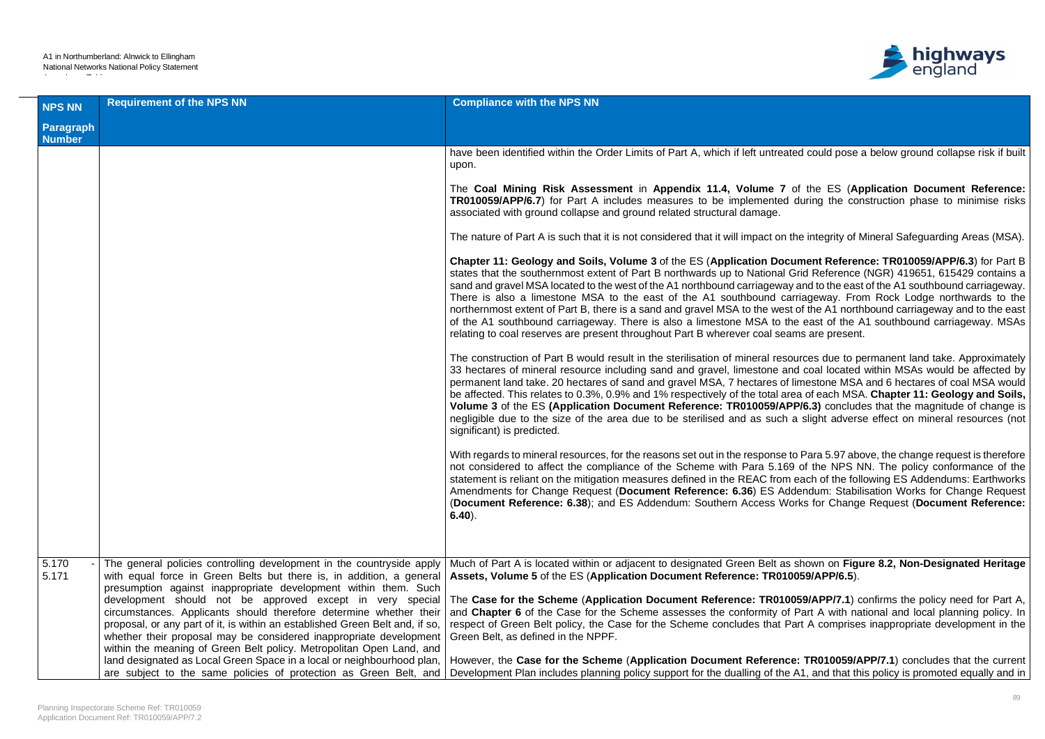| NPS NN Paragraph Number | Requirement of the NPS NN | Compliance with the NPS NN |
|---|---|---|
| | | have been identified within the Order Limits of Part A, which if left untreated could pose a below ground collapse risk if built upon.<br><br>The **Coal Mining Risk Assessment** in **Appendix 11.4, Volume 7** of the ES (**Application Document Reference: TR010059/APP/6.7**) for Part A includes measures to be implemented during the construction phase to minimise risks associated with ground collapse and ground related structural damage.<br><br>The nature of Part A is such that it is not considered that it will impact on the integrity of Mineral Safeguarding Areas (MSA).<br><br>**Chapter 11: Geology and Soils, Volume 3** of the ES (**Application Document Reference: TR010059/APP/6.3**) for Part B states that the southernmost extent of Part B northwards up to National Grid Reference (NGR) 419651, 615429 contains a sand and gravel MSA located to the west of the A1 northbound carriageway and to the east of the A1 southbound carriageway. There is also a limestone MSA to the east of the A1 southbound carriageway. From Rock Lodge northwards to the northernmost extent of Part B, there is a sand and gravel MSA to the west of the A1 northbound carriageway and to the east of the A1 southbound carriageway. There is also a limestone MSA to the east of the A1 southbound carriageway. MSAs relating to coal reserves are present throughout Part B wherever coal seams are present.<br><br>The construction of Part B would result in the sterilisation of mineral resources due to permanent land take. Approximately 33 hectares of mineral resource including sand and gravel, limestone and coal located within MSAs would be affected by permanent land take. 20 hectares of sand and gravel MSA, 7 hectares of limestone MSA and 6 hectares of coal MSA would be affected. This relates to 0.3%, 0.9% and 1% respectively of the total area of each MSA. **Chapter 11: Geology and Soils, Volume 3** of the ES **(Application Document Reference: TR010059/APP/6.3)** concludes that the magnitude of change is negligible due to the size of the area due to be sterilised and as such a slight adverse effect on mineral resources (not significant) is predicted.<br><br>With regards to mineral resources, for the reasons set out in the response to Para 5.97 above, the change request is therefore not considered to affect the compliance of the Scheme with Para 5.169 of the NPS NN. The policy conformance of the statement is reliant on the mitigation measures defined in the REAC from each of the following ES Addendums: Earthworks Amendments for Change Request (**Document Reference: 6.36**) ES Addendum: Stabilisation Works for Change Request (**Document Reference: 6.38**); and ES Addendum: Southern Access Works for Change Request (**Document Reference: 6.40**). |
| 5.170 - 5.171 | The general policies controlling development in the countryside apply with equal force in Green Belts but there is, in addition, a general presumption against inappropriate development within them. Such development should not be approved except in very special circumstances. Applicants should therefore determine whether their proposal, or any part of it, is within an established Green Belt and, if so, whether their proposal may be considered inappropriate development within the meaning of Green Belt policy. Metropolitan Open Land, and land designated as Local Green Space in a local or neighbourhood plan, are subject to the same policies of protection as Green Belt, and | Much of Part A is located within or adjacent to designated Green Belt as shown on **Figure 8.2, Non-Designated Heritage Assets, Volume 5** of the ES (**Application Document Reference: TR010059/APP/6.5**).<br><br>The **Case for the Scheme** (**Application Document Reference: TR010059/APP/7.1**) confirms the policy need for Part A, and **Chapter 6** of the Case for the Scheme assesses the conformity of Part A with national and local planning policy. In respect of Green Belt policy, the Case for the Scheme concludes that Part A comprises inappropriate development in the Green Belt, as defined in the NPPF.<br><br>However, the **Case for the Scheme** (**Application Document Reference: TR010059/APP/7.1**) concludes that the current Development Plan includes planning policy support for the dualling of the A1, and that this policy is promoted equally and in |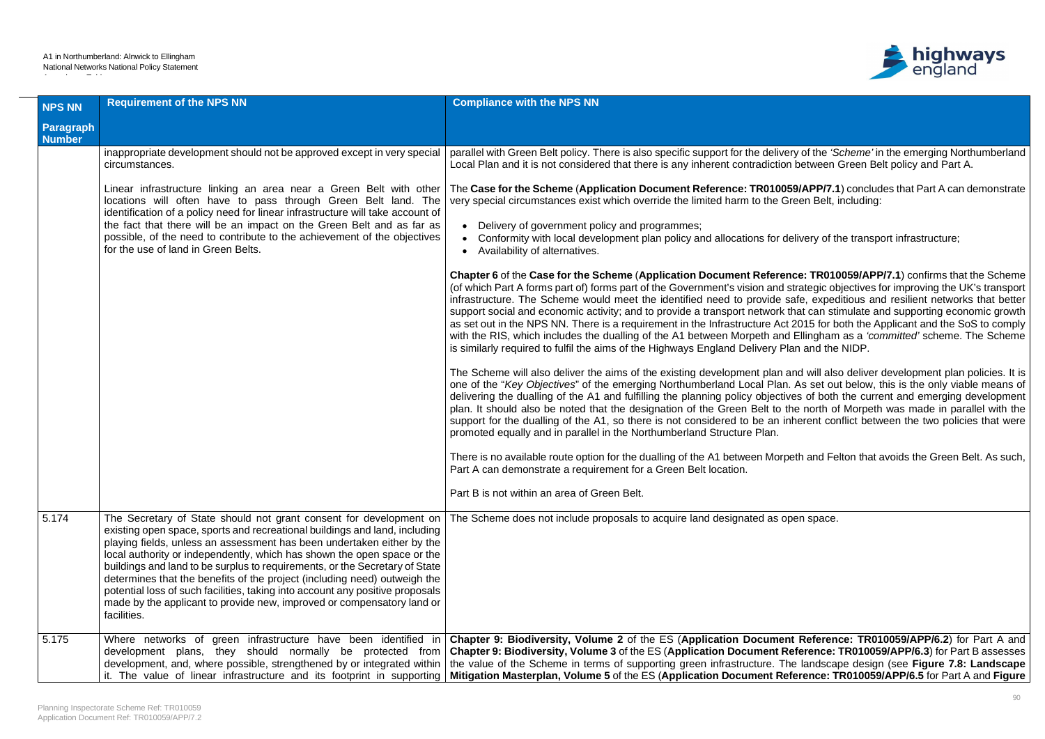| NPS NN Paragraph Number | Requirement of the NPS NN | Compliance with the NPS NN |
|---|---|---|
| | inappropriate development should not be approved except in very special circumstances.<br><br>Linear infrastructure linking an area near a Green Belt with other locations will often have to pass through Green Belt land. The identification of a policy need for linear infrastructure will take account of the fact that there will be an impact on the Green Belt and as far as possible, of the need to contribute to the achievement of the objectives for the use of land in Green Belts. | parallel with Green Belt policy. There is also specific support for the delivery of the *'Scheme'* in the emerging Northumberland Local Plan and it is not considered that there is any inherent contradiction between Green Belt policy and Part A.<br><br>The **Case for the Scheme** (**Application Document Reference: TR010059/APP/7.1**) concludes that Part A can demonstrate very special circumstances exist which override the limited harm to the Green Belt, including:<br><br>• Delivery of government policy and programmes;<br>• Conformity with local development plan policy and allocations for delivery of the transport infrastructure;<br>• Availability of alternatives.<br><br>**Chapter 6** of the **Case for the Scheme** (**Application Document Reference: TR010059/APP/7.1**) confirms that the Scheme (of which Part A forms part of) forms part of the Government's vision and strategic objectives for improving the UK's transport infrastructure. The Scheme would meet the identified need to provide safe, expeditious and resilient networks that better support social and economic activity; and to provide a transport network that can stimulate and supporting economic growth as set out in the NPS NN. There is a requirement in the Infrastructure Act 2015 for both the Applicant and the SoS to comply with the RIS, which includes the dualling of the A1 between Morpeth and Ellingham as a *'committed'* scheme. The Scheme is similarly required to fulfil the aims of the Highways England Delivery Plan and the NIDP.<br><br>The Scheme will also deliver the aims of the existing development plan and will also deliver development plan policies. It is one of the "*Key Objectives*" of the emerging Northumberland Local Plan. As set out below, this is the only viable means of delivering the dualling of the A1 and fulfilling the planning policy objectives of both the current and emerging development plan. It should also be noted that the designation of the Green Belt to the north of Morpeth was made in parallel with the support for the dualling of the A1, so there is not considered to be an inherent conflict between the two policies that were promoted equally and in parallel in the Northumberland Structure Plan.<br><br>There is no available route option for the dualling of the A1 between Morpeth and Felton that avoids the Green Belt. As such, Part A can demonstrate a requirement for a Green Belt location.<br><br>Part B is not within an area of Green Belt. |
| 5.174 | The Secretary of State should not grant consent for development on existing open space, sports and recreational buildings and land, including playing fields, unless an assessment has been undertaken either by the local authority or independently, which has shown the open space or the buildings and land to be surplus to requirements, or the Secretary of State determines that the benefits of the project (including need) outweigh the potential loss of such facilities, taking into account any positive proposals made by the applicant to provide new, improved or compensatory land or facilities. | The Scheme does not include proposals to acquire land designated as open space. |
| 5.175 | Where networks of green infrastructure have been identified in development plans, they should normally be protected from development, and, where possible, strengthened by or integrated within it. The value of linear infrastructure and its footprint in supporting | **Chapter 9: Biodiversity, Volume 2** of the ES (**Application Document Reference: TR010059/APP/6.2**) for Part A and **Chapter 9: Biodiversity, Volume 3** of the ES (**Application Document Reference: TR010059/APP/6.3**) for Part B assesses the value of the Scheme in terms of supporting green infrastructure. The landscape design (see **Figure 7.8: Landscape Mitigation Masterplan, Volume 5** of the ES (**Application Document Reference: TR010059/APP/6.5** for Part A and **Figure** |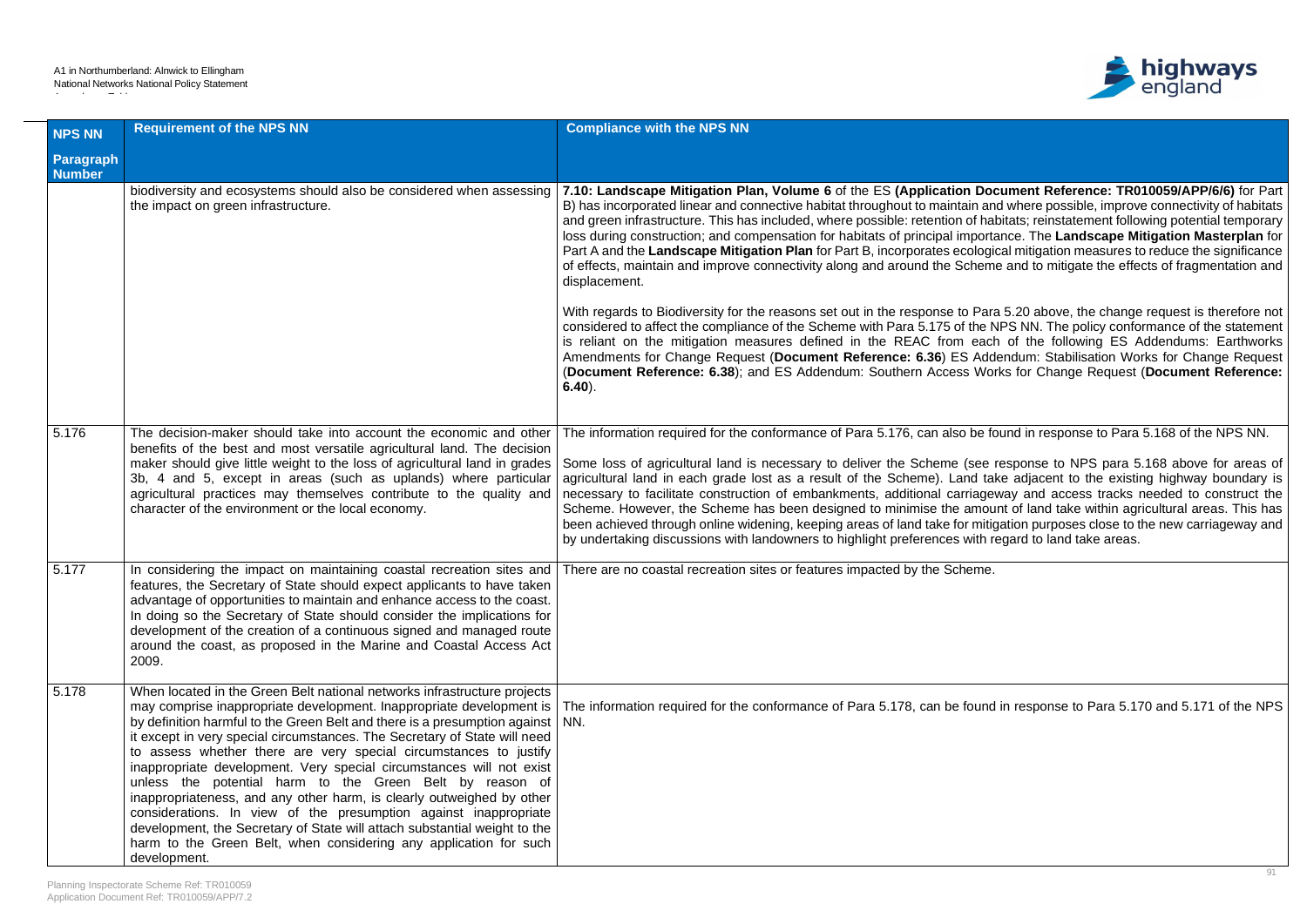| NPS NN Paragraph Number | Requirement of the NPS NN | Compliance with the NPS NN |
|---|---|---|
| | biodiversity and ecosystems should also be considered when assessing the impact on green infrastructure. | **7.10: Landscape Mitigation Plan, Volume 6** of the ES **(Application Document Reference: TR010059/APP/6/6)** for Part B) has incorporated linear and connective habitat throughout to maintain and where possible, improve connectivity of habitats and green infrastructure. This has included, where possible: retention of habitats; reinstatement following potential temporary loss during construction; and compensation for habitats of principal importance. The **Landscape Mitigation Masterplan** for Part A and the **Landscape Mitigation Plan** for Part B, incorporates ecological mitigation measures to reduce the significance of effects, maintain and improve connectivity along and around the Scheme and to mitigate the effects of fragmentation and displacement.<br><br>With regards to Biodiversity for the reasons set out in the response to Para 5.20 above, the change request is therefore not considered to affect the compliance of the Scheme with Para 5.175 of the NPS NN. The policy conformance of the statement is reliant on the mitigation measures defined in the REAC from each of the following ES Addendums: Earthworks Amendments for Change Request (**Document Reference: 6.36**) ES Addendum: Stabilisation Works for Change Request (**Document Reference: 6.38**); and ES Addendum: Southern Access Works for Change Request (**Document Reference: 6.40**). |
| 5.176 | The decision-maker should take into account the economic and other benefits of the best and most versatile agricultural land. The decision maker should give little weight to the loss of agricultural land in grades 3b, 4 and 5, except in areas (such as uplands) where particular agricultural practices may themselves contribute to the quality and character of the environment or the local economy. | The information required for the conformance of Para 5.176, can also be found in response to Para 5.168 of the NPS NN.<br><br>Some loss of agricultural land is necessary to deliver the Scheme (see response to NPS para 5.168 above for areas of agricultural land in each grade lost as a result of the Scheme). Land take adjacent to the existing highway boundary is necessary to facilitate construction of embankments, additional carriageway and access tracks needed to construct the Scheme. However, the Scheme has been designed to minimise the amount of land take within agricultural areas. This has been achieved through online widening, keeping areas of land take for mitigation purposes close to the new carriageway and by undertaking discussions with landowners to highlight preferences with regard to land take areas. |
| 5.177 | In considering the impact on maintaining coastal recreation sites and features, the Secretary of State should expect applicants to have taken advantage of opportunities to maintain and enhance access to the coast. In doing so the Secretary of State should consider the implications for development of the creation of a continuous signed and managed route around the coast, as proposed in the Marine and Coastal Access Act 2009. | There are no coastal recreation sites or features impacted by the Scheme. |
| 5.178 | When located in the Green Belt national networks infrastructure projects may comprise inappropriate development. Inappropriate development is by definition harmful to the Green Belt and there is a presumption against it except in very special circumstances. The Secretary of State will need to assess whether there are very special circumstances to justify inappropriate development. Very special circumstances will not exist unless the potential harm to the Green Belt by reason of inappropriateness, and any other harm, is clearly outweighed by other considerations. In view of the presumption against inappropriate development, the Secretary of State will attach substantial weight to the harm to the Green Belt, when considering any application for such development. | The information required for the conformance of Para 5.178, can be found in response to Para 5.170 and 5.171 of the NPS NN. |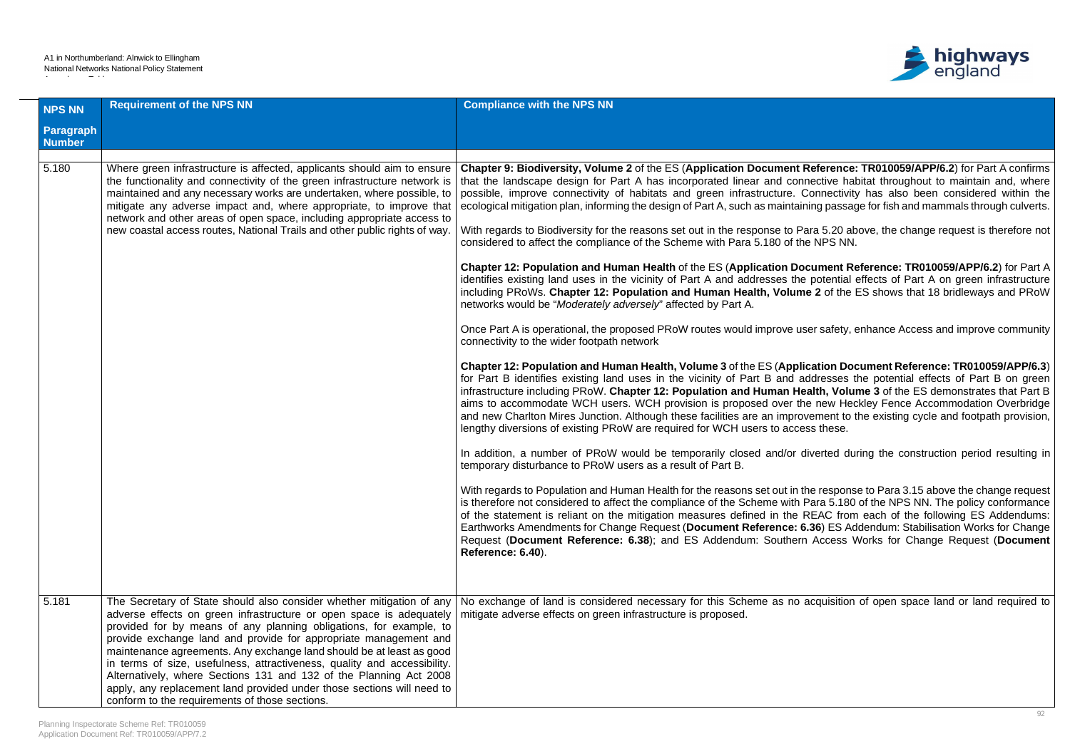| NPS NN Paragraph Number | Requirement of the NPS NN | Compliance with the NPS NN |
|---|---|---|
| 5.180 | Where green infrastructure is affected, applicants should aim to ensure the functionality and connectivity of the green infrastructure network is maintained and any necessary works are undertaken, where possible, to mitigate any adverse impact and, where appropriate, to improve that network and other areas of open space, including appropriate access to new coastal access routes, National Trails and other public rights of way. | **Chapter 9: Biodiversity, Volume 2** of the ES (**Application Document Reference: TR010059/APP/6.2**) for Part A confirms that the landscape design for Part A has incorporated linear and connective habitat throughout to maintain and, where possible, improve connectivity of habitats and green infrastructure. Connectivity has also been considered within the ecological mitigation plan, informing the design of Part A, such as maintaining passage for fish and mammals through culverts.<br><br>With regards to Biodiversity for the reasons set out in the response to Para 5.20 above, the change request is therefore not considered to affect the compliance of the Scheme with Para 5.180 of the NPS NN.<br><br>**Chapter 12: Population and Human Health** of the ES (**Application Document Reference: TR010059/APP/6.2**) for Part A identifies existing land uses in the vicinity of Part A and addresses the potential effects of Part A on green infrastructure including PRoWs. **Chapter 12: Population and Human Health, Volume 2** of the ES shows that 18 bridleways and PRoW networks would be "*Moderately adversely*" affected by Part A.<br><br>Once Part A is operational, the proposed PRoW routes would improve user safety, enhance Access and improve community connectivity to the wider footpath network<br><br>**Chapter 12: Population and Human Health, Volume 3** of the ES (**Application Document Reference: TR010059/APP/6.3**) for Part B identifies existing land uses in the vicinity of Part B and addresses the potential effects of Part B on green infrastructure including PRoW. **Chapter 12: Population and Human Health, Volume 3** of the ES demonstrates that Part B aims to accommodate WCH users. WCH provision is proposed over the new Heckley Fence Accommodation Overbridge and new Charlton Mires Junction. Although these facilities are an improvement to the existing cycle and footpath provision, lengthy diversions of existing PRoW are required for WCH users to access these.<br><br>In addition, a number of PRoW would be temporarily closed and/or diverted during the construction period resulting in temporary disturbance to PRoW users as a result of Part B.<br><br>With regards to Population and Human Health for the reasons set out in the response to Para 3.15 above the change request is therefore not considered to affect the compliance of the Scheme with Para 5.180 of the NPS NN. The policy conformance of the statement is reliant on the mitigation measures defined in the REAC from each of the following ES Addendums: Earthworks Amendments for Change Request (**Document Reference: 6.36**) ES Addendum: Stabilisation Works for Change Request (**Document Reference: 6.38**); and ES Addendum: Southern Access Works for Change Request (**Document Reference: 6.40**). |
| 5.181 | The Secretary of State should also consider whether mitigation of any adverse effects on green infrastructure or open space is adequately provided for by means of any planning obligations, for example, to provide exchange land and provide for appropriate management and maintenance agreements. Any exchange land should be at least as good in terms of size, usefulness, attractiveness, quality and accessibility. Alternatively, where Sections 131 and 132 of the Planning Act 2008 apply, any replacement land provided under those sections will need to conform to the requirements of those sections. | No exchange of land is considered necessary for this Scheme as no acquisition of open space land or land required to mitigate adverse effects on green infrastructure is proposed. |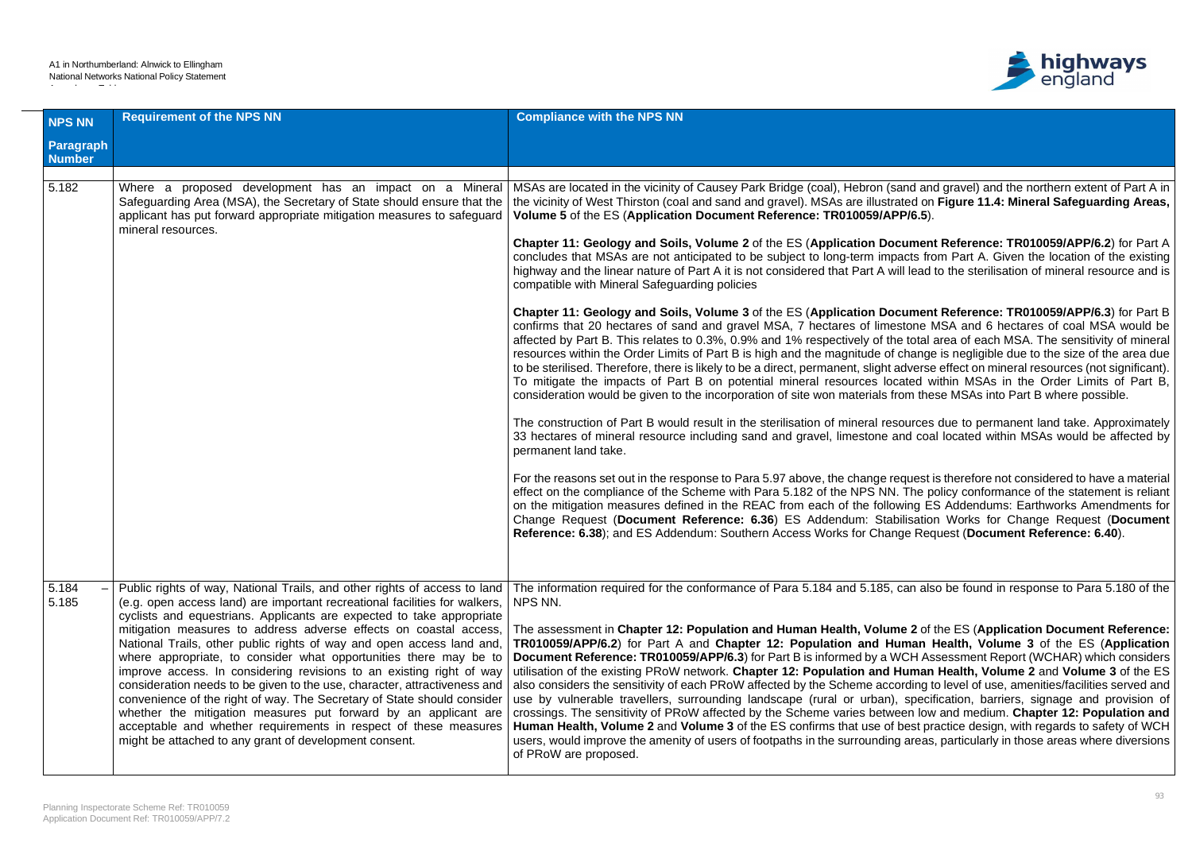| NPS NN Paragraph Number | Requirement of the NPS NN | Compliance with the NPS NN |
|---|---|---|
| 5.182 | Where a proposed development has an impact on a Mineral Safeguarding Area (MSA), the Secretary of State should ensure that the applicant has put forward appropriate mitigation measures to safeguard mineral resources. | MSAs are located in the vicinity of Causey Park Bridge (coal), Hebron (sand and gravel) and the northern extent of Part A in the vicinity of West Thirston (coal and sand and gravel). MSAs are illustrated on **Figure 11.4: Mineral Safeguarding Areas, Volume 5** of the ES (**Application Document Reference: TR010059/APP/6.5**).<br><br>**Chapter 11: Geology and Soils, Volume 2** of the ES (**Application Document Reference: TR010059/APP/6.2**) for Part A concludes that MSAs are not anticipated to be subject to long-term impacts from Part A. Given the location of the existing highway and the linear nature of Part A it is not considered that Part A will lead to the sterilisation of mineral resource and is compatible with Mineral Safeguarding policies<br><br>**Chapter 11: Geology and Soils, Volume 3** of the ES (**Application Document Reference: TR010059/APP/6.3**) for Part B confirms that 20 hectares of sand and gravel MSA, 7 hectares of limestone MSA and 6 hectares of coal MSA would be affected by Part B. This relates to 0.3%, 0.9% and 1% respectively of the total area of each MSA. The sensitivity of mineral resources within the Order Limits of Part B is high and the magnitude of change is negligible due to the size of the area due to be sterilised. Therefore, there is likely to be a direct, permanent, slight adverse effect on mineral resources (not significant). To mitigate the impacts of Part B on potential mineral resources located within MSAs in the Order Limits of Part B, consideration would be given to the incorporation of site won materials from these MSAs into Part B where possible.<br><br>The construction of Part B would result in the sterilisation of mineral resources due to permanent land take. Approximately 33 hectares of mineral resource including sand and gravel, limestone and coal located within MSAs would be affected by permanent land take.<br><br>For the reasons set out in the response to Para 5.97 above, the change request is therefore not considered to have a material effect on the compliance of the Scheme with Para 5.182 of the NPS NN. The policy conformance of the statement is reliant on the mitigation measures defined in the REAC from each of the following ES Addendums: Earthworks Amendments for Change Request (**Document Reference: 6.36**) ES Addendum: Stabilisation Works for Change Request (**Document Reference: 6.38**); and ES Addendum: Southern Access Works for Change Request (**Document Reference: 6.40**). |
| 5.184 – 5.185 | Public rights of way, National Trails, and other rights of access to land (e.g. open access land) are important recreational facilities for walkers, cyclists and equestrians. Applicants are expected to take appropriate mitigation measures to address adverse effects on coastal access, National Trails, other public rights of way and open access land and, where appropriate, to consider what opportunities there may be to improve access. In considering revisions to an existing right of way consideration needs to be given to the use, character, attractiveness and convenience of the right of way. The Secretary of State should consider whether the mitigation measures put forward by an applicant are acceptable and whether requirements in respect of these measures might be attached to any grant of development consent. | The information required for the conformance of Para 5.184 and 5.185, can also be found in response to Para 5.180 of the NPS NN.<br><br>The assessment in **Chapter 12: Population and Human Health, Volume 2** of the ES (**Application Document Reference: TR010059/APP/6.2**) for Part A and **Chapter 12: Population and Human Health, Volume 3** of the ES (**Application Document Reference: TR010059/APP/6.3**) for Part B is informed by a WCH Assessment Report (WCHAR) which considers utilisation of the existing PRoW network. **Chapter 12: Population and Human Health, Volume 2** and **Volume 3** of the ES also considers the sensitivity of each PRoW affected by the Scheme according to level of use, amenities/facilities served and use by vulnerable travellers, surrounding landscape (rural or urban), specification, barriers, signage and provision of crossings. The sensitivity of PRoW affected by the Scheme varies between low and medium. **Chapter 12: Population and Human Health, Volume 2** and **Volume 3** of the ES confirms that use of best practice design, with regards to safety of WCH users, would improve the amenity of users of footpaths in the surrounding areas, particularly in those areas where diversions of PRoW are proposed. |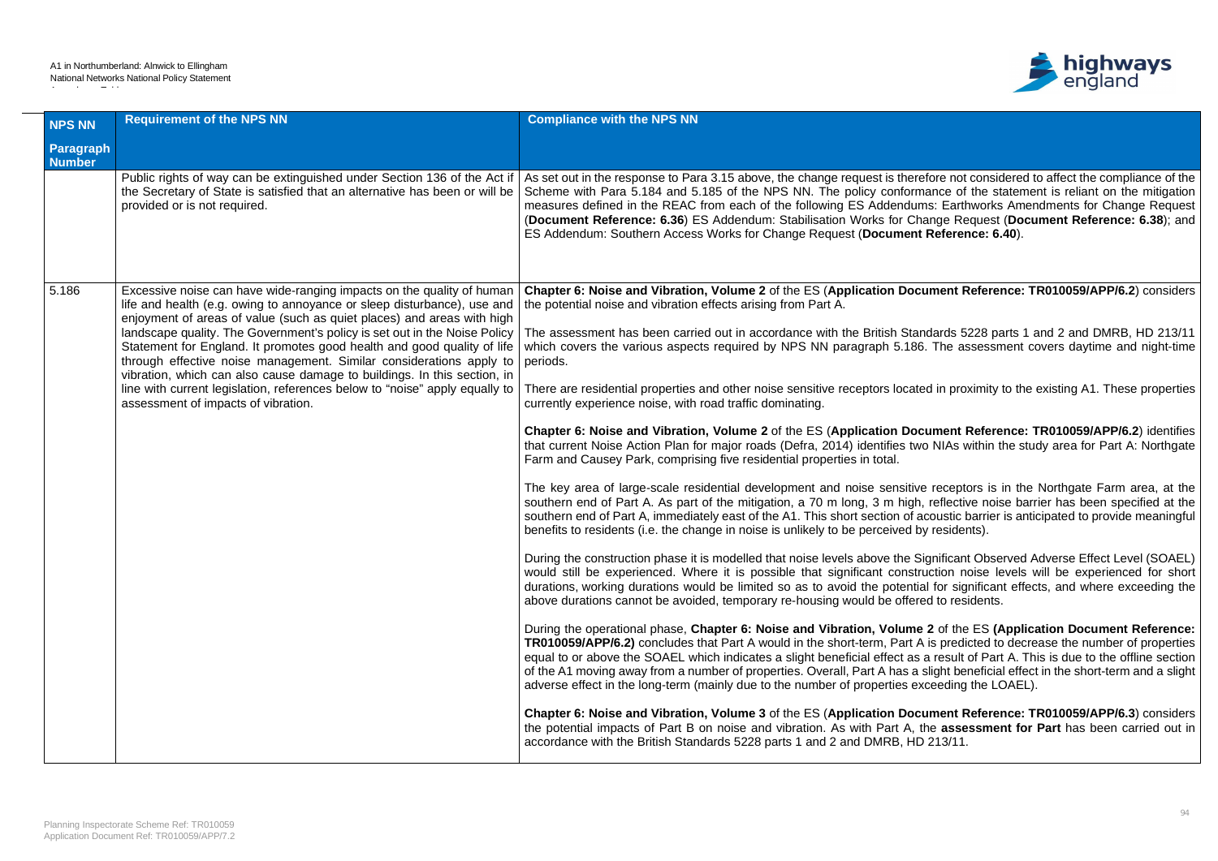| NPS NN Paragraph Number | Requirement of the NPS NN | Compliance with the NPS NN |
|---|---|---|
| | Public rights of way can be extinguished under Section 136 of the Act if the Secretary of State is satisfied that an alternative has been or will be provided or is not required. | As set out in the response to Para 3.15 above, the change request is therefore not considered to affect the compliance of the Scheme with Para 5.184 and 5.185 of the NPS NN. The policy conformance of the statement is reliant on the mitigation measures defined in the REAC from each of the following ES Addendums: Earthworks Amendments for Change Request (**Document Reference: 6.36**) ES Addendum: Stabilisation Works for Change Request (**Document Reference: 6.38**); and ES Addendum: Southern Access Works for Change Request (**Document Reference: 6.40**). |
| 5.186 | Excessive noise can have wide-ranging impacts on the quality of human life and health (e.g. owing to annoyance or sleep disturbance), use and enjoyment of areas of value (such as quiet places) and areas with high landscape quality. The Government's policy is set out in the Noise Policy Statement for England. It promotes good health and good quality of life through effective noise management. Similar considerations apply to vibration, which can also cause damage to buildings. In this section, in line with current legislation, references below to "noise" apply equally to assessment of impacts of vibration. | **Chapter 6: Noise and Vibration, Volume 2** of the ES (**Application Document Reference: TR010059/APP/6.2**) considers the potential noise and vibration effects arising from Part A.<br><br>The assessment has been carried out in accordance with the British Standards 5228 parts 1 and 2 and DMRB, HD 213/11 which covers the various aspects required by NPS NN paragraph 5.186. The assessment covers daytime and night-time periods.<br><br>There are residential properties and other noise sensitive receptors located in proximity to the existing A1. These properties currently experience noise, with road traffic dominating.<br><br>**Chapter 6: Noise and Vibration, Volume 2** of the ES (**Application Document Reference: TR010059/APP/6.2**) identifies that current Noise Action Plan for major roads (Defra, 2014) identifies two NIAs within the study area for Part A: Northgate Farm and Causey Park, comprising five residential properties in total.<br><br>The key area of large-scale residential development and noise sensitive receptors is in the Northgate Farm area, at the southern end of Part A. As part of the mitigation, a 70 m long, 3 m high, reflective noise barrier has been specified at the southern end of Part A, immediately east of the A1. This short section of acoustic barrier is anticipated to provide meaningful benefits to residents (i.e. the change in noise is unlikely to be perceived by residents).<br><br>During the construction phase it is modelled that noise levels above the Significant Observed Adverse Effect Level (SOAEL) would still be experienced. Where it is possible that significant construction noise levels will be experienced for short durations, working durations would be limited so as to avoid the potential for significant effects, and where exceeding the above durations cannot be avoided, temporary re-housing would be offered to residents.<br><br>During the operational phase, **Chapter 6: Noise and Vibration, Volume 2** of the ES **(Application Document Reference: TR010059/APP/6.2)** concludes that Part A would in the short-term, Part A is predicted to decrease the number of properties equal to or above the SOAEL which indicates a slight beneficial effect as a result of Part A. This is due to the offline section of the A1 moving away from a number of properties. Overall, Part A has a slight beneficial effect in the short-term and a slight adverse effect in the long-term (mainly due to the number of properties exceeding the LOAEL).<br><br>**Chapter 6: Noise and Vibration, Volume 3** of the ES (**Application Document Reference: TR010059/APP/6.3**) considers the potential impacts of Part B on noise and vibration. As with Part A, the **assessment for Part** has been carried out in accordance with the British Standards 5228 parts 1 and 2 and DMRB, HD 213/11. |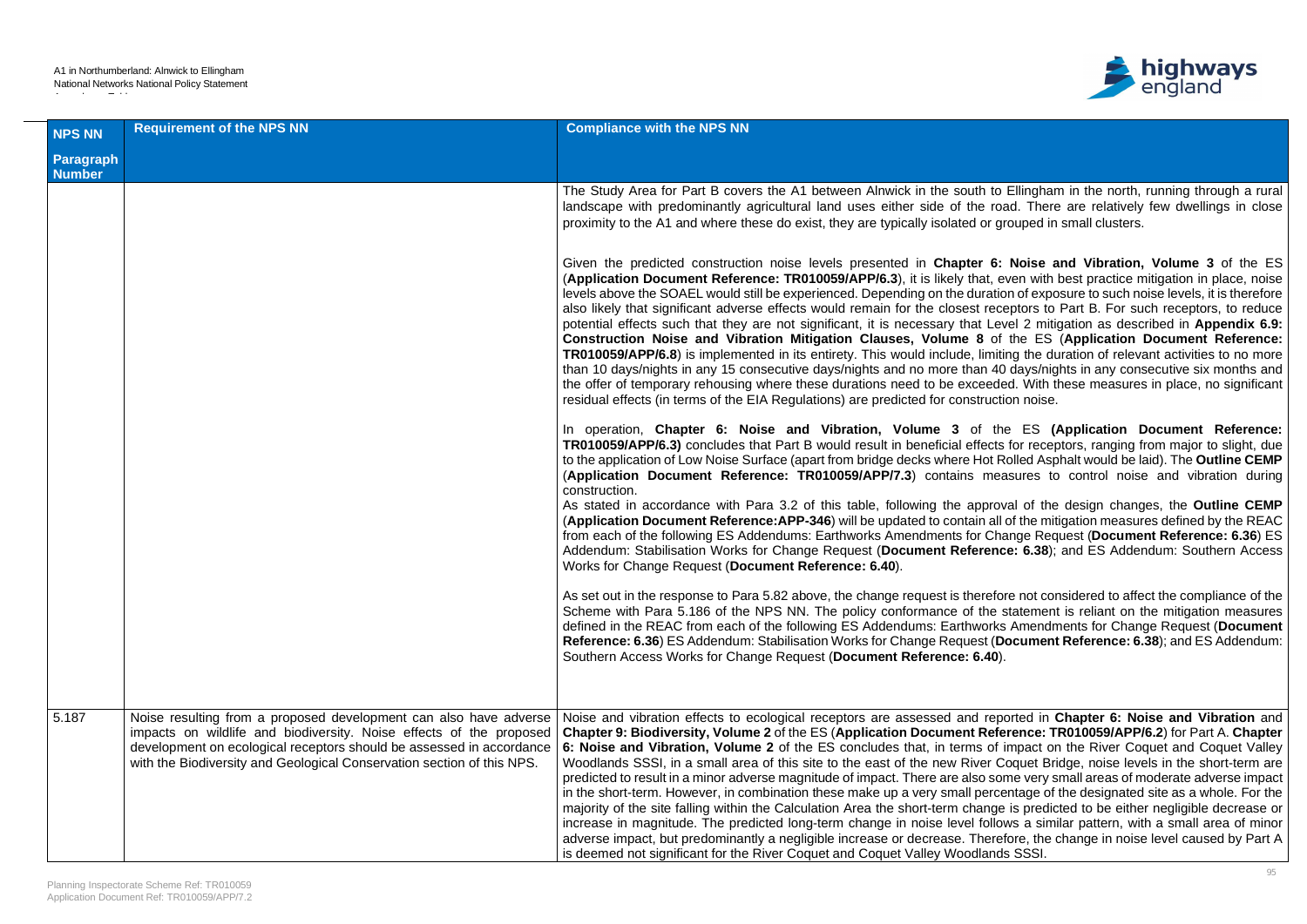| NPS NN Paragraph Number | Requirement of the NPS NN | Compliance with the NPS NN |
|---|---|---|
| | | The Study Area for Part B covers the A1 between Alnwick in the south to Ellingham in the north, running through a rural landscape with predominantly agricultural land uses either side of the road. There are relatively few dwellings in close proximity to the A1 and where these do exist, they are typically isolated or grouped in small clusters.<br><br>Given the predicted construction noise levels presented in **Chapter 6: Noise and Vibration, Volume 3** of the ES (**Application Document Reference: TR010059/APP/6.3**), it is likely that, even with best practice mitigation in place, noise levels above the SOAEL would still be experienced. Depending on the duration of exposure to such noise levels, it is therefore also likely that significant adverse effects would remain for the closest receptors to Part B. For such receptors, to reduce potential effects such that they are not significant, it is necessary that Level 2 mitigation as described in **Appendix 6.9: Construction Noise and Vibration Mitigation Clauses, Volume 8** of the ES (**Application Document Reference: TR010059/APP/6.8**) is implemented in its entirety. This would include, limiting the duration of relevant activities to no more than 10 days/nights in any 15 consecutive days/nights and no more than 40 days/nights in any consecutive six months and the offer of temporary rehousing where these durations need to be exceeded. With these measures in place, no significant residual effects (in terms of the EIA Regulations) are predicted for construction noise.<br><br>In operation, **Chapter 6: Noise and Vibration, Volume 3** of the ES **(Application Document Reference: TR010059/APP/6.3)** concludes that Part B would result in beneficial effects for receptors, ranging from major to slight, due to the application of Low Noise Surface (apart from bridge decks where Hot Rolled Asphalt would be laid). The **Outline CEMP** (**Application Document Reference: TR010059/APP/7.3**) contains measures to control noise and vibration during construction.<br>As stated in accordance with Para 3.2 of this table, following the approval of the design changes, the **Outline CEMP** (**Application Document Reference:APP-346**) will be updated to contain all of the mitigation measures defined by the REAC from each of the following ES Addendums: Earthworks Amendments for Change Request (**Document Reference: 6.36**) ES Addendum: Stabilisation Works for Change Request (**Document Reference: 6.38**); and ES Addendum: Southern Access Works for Change Request (**Document Reference: 6.40**).<br><br>As set out in the response to Para 5.82 above, the change request is therefore not considered to affect the compliance of the Scheme with Para 5.186 of the NPS NN. The policy conformance of the statement is reliant on the mitigation measures defined in the REAC from each of the following ES Addendums: Earthworks Amendments for Change Request (**Document Reference: 6.36**) ES Addendum: Stabilisation Works for Change Request (**Document Reference: 6.38**); and ES Addendum: Southern Access Works for Change Request (**Document Reference: 6.40**). |
| 5.187 | Noise resulting from a proposed development can also have adverse impacts on wildlife and biodiversity. Noise effects of the proposed development on ecological receptors should be assessed in accordance with the Biodiversity and Geological Conservation section of this NPS. | Noise and vibration effects to ecological receptors are assessed and reported in **Chapter 6: Noise and Vibration** and **Chapter 9: Biodiversity, Volume 2** of the ES (**Application Document Reference: TR010059/APP/6.2**) for Part A. **Chapter 6: Noise and Vibration, Volume 2** of the ES concludes that, in terms of impact on the River Coquet and Coquet Valley Woodlands SSSI, in a small area of this site to the east of the new River Coquet Bridge, noise levels in the short-term are predicted to result in a minor adverse magnitude of impact. There are also some very small areas of moderate adverse impact in the short-term. However, in combination these make up a very small percentage of the designated site as a whole. For the majority of the site falling within the Calculation Area the short-term change is predicted to be either negligible decrease or increase in magnitude. The predicted long-term change in noise level follows a similar pattern, with a small area of minor adverse impact, but predominantly a negligible increase or decrease. Therefore, the change in noise level caused by Part A is deemed not significant for the River Coquet and Coquet Valley Woodlands SSSI. |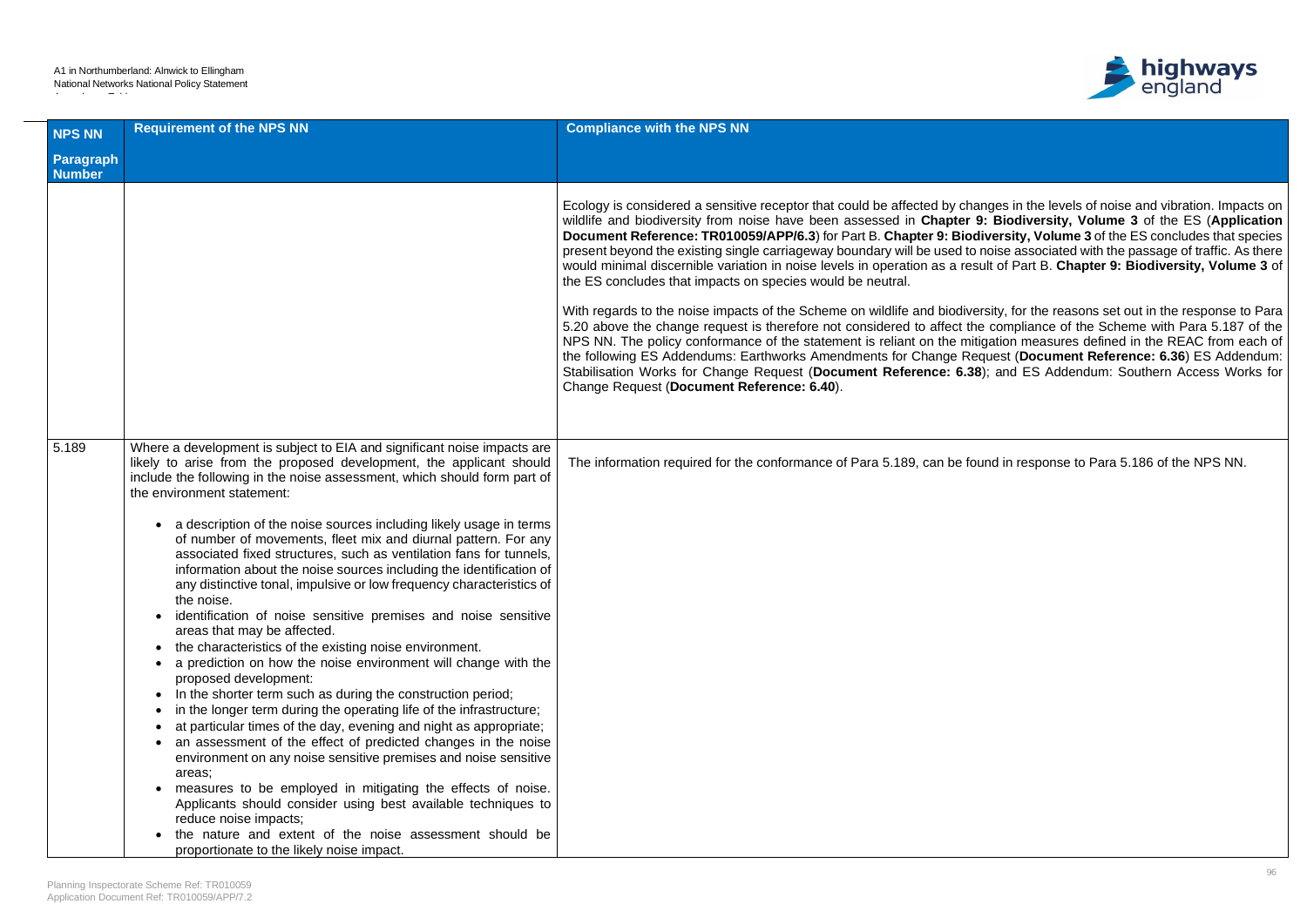| NPS NN Paragraph Number | Requirement of the NPS NN | Compliance with the NPS NN |
|---|---|---|
| | | Ecology is considered a sensitive receptor that could be affected by changes in the levels of noise and vibration. Impacts on wildlife and biodiversity from noise have been assessed in **Chapter 9: Biodiversity, Volume 3** of the ES (**Application Document Reference: TR010059/APP/6.3**) for Part B. **Chapter 9: Biodiversity, Volume 3** of the ES concludes that species present beyond the existing single carriageway boundary will be used to noise associated with the passage of traffic. As there would minimal discernible variation in noise levels in operation as a result of Part B. **Chapter 9: Biodiversity, Volume 3** of the ES concludes that impacts on species would be neutral.<br><br>With regards to the noise impacts of the Scheme on wildlife and biodiversity, for the reasons set out in the response to Para 5.20 above the change request is therefore not considered to affect the compliance of the Scheme with Para 5.187 of the NPS NN. The policy conformance of the statement is reliant on the mitigation measures defined in the REAC from each of the following ES Addendums: Earthworks Amendments for Change Request (**Document Reference: 6.36**) ES Addendum: Stabilisation Works for Change Request (**Document Reference: 6.38**); and ES Addendum: Southern Access Works for Change Request (**Document Reference: 6.40**). |
| 5.189 | Where a development is subject to EIA and significant noise impacts are likely to arise from the proposed development, the applicant should include the following in the noise assessment, which should form part of the environment statement:<br><br>• a description of the noise sources including likely usage in terms of number of movements, fleet mix and diurnal pattern. For any associated fixed structures, such as ventilation fans for tunnels, information about the noise sources including the identification of any distinctive tonal, impulsive or low frequency characteristics of the noise.<br>• identification of noise sensitive premises and noise sensitive areas that may be affected.<br>• the characteristics of the existing noise environment.<br>• a prediction on how the noise environment will change with the proposed development:<br>• In the shorter term such as during the construction period;<br>• in the longer term during the operating life of the infrastructure;<br>• at particular times of the day, evening and night as appropriate;<br>• an assessment of the effect of predicted changes in the noise environment on any noise sensitive premises and noise sensitive areas;<br>• measures to be employed in mitigating the effects of noise. Applicants should consider using best available techniques to reduce noise impacts;<br>• the nature and extent of the noise assessment should be proportionate to the likely noise impact. | The information required for the conformance of Para 5.189, can be found in response to Para 5.186 of the NPS NN. |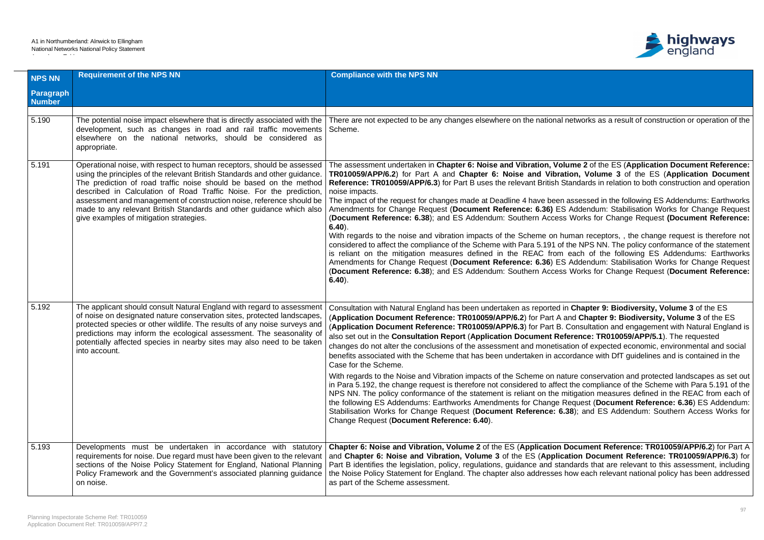| NPS NN Paragraph Number | Requirement of the NPS NN | Compliance with the NPS NN |
|---|---|---|
| 5.190 | The potential noise impact elsewhere that is directly associated with the development, such as changes in road and rail traffic movements elsewhere on the national networks, should be considered as appropriate. | There are not expected to be any changes elsewhere on the national networks as a result of construction or operation of the Scheme. |
| 5.191 | Operational noise, with respect to human receptors, should be assessed using the principles of the relevant British Standards and other guidance. The prediction of road traffic noise should be based on the method described in Calculation of Road Traffic Noise. For the prediction, assessment and management of construction noise, reference should be made to any relevant British Standards and other guidance which also give examples of mitigation strategies. | The assessment undertaken in **Chapter 6: Noise and Vibration, Volume 2** of the ES (**Application Document Reference: TR010059/APP/6.2**) for Part A and **Chapter 6: Noise and Vibration, Volume 3** of the ES (**Application Document Reference: TR010059/APP/6.3**) for Part B uses the relevant British Standards in relation to both construction and operation noise impacts.<br>The impact of the request for changes made at Deadline 4 have been assessed in the following ES Addendums: Earthworks Amendments for Change Request (**Document Reference: 6.36)** ES Addendum: Stabilisation Works for Change Request (**Document Reference: 6.38**); and ES Addendum: Southern Access Works for Change Request **(Document Reference: 6.40**).<br>With regards to the noise and vibration impacts of the Scheme on human receptors, , the change request is therefore not considered to affect the compliance of the Scheme with Para 5.191 of the NPS NN. The policy conformance of the statement is reliant on the mitigation measures defined in the REAC from each of the following ES Addendums: Earthworks Amendments for Change Request (**Document Reference: 6.36**) ES Addendum: Stabilisation Works for Change Request (**Document Reference: 6.38**); and ES Addendum: Southern Access Works for Change Request (**Document Reference: 6.40**). |
| 5.192 | The applicant should consult Natural England with regard to assessment of noise on designated nature conservation sites, protected landscapes, protected species or other wildlife. The results of any noise surveys and predictions may inform the ecological assessment. The seasonality of potentially affected species in nearby sites may also need to be taken into account. | Consultation with Natural England has been undertaken as reported in **Chapter 9: Biodiversity, Volume 3** of the ES (**Application Document Reference: TR010059/APP/6.2**) for Part A and **Chapter 9: Biodiversity, Volume 3** of the ES (**Application Document Reference: TR010059/APP/6.3**) for Part B. Consultation and engagement with Natural England is also set out in the **Consultation Report** (**Application Document Reference: TR010059/APP/5.1**). The requested changes do not alter the conclusions of the assessment and monetisation of expected economic, environmental and social benefits associated with the Scheme that has been undertaken in accordance with DfT guidelines and is contained in the Case for the Scheme.<br>With regards to the Noise and Vibration impacts of the Scheme on nature conservation and protected landscapes as set out in Para 5.192, the change request is therefore not considered to affect the compliance of the Scheme with Para 5.191 of the NPS NN. The policy conformance of the statement is reliant on the mitigation measures defined in the REAC from each of the following ES Addendums: Earthworks Amendments for Change Request (**Document Reference: 6.36**) ES Addendum: Stabilisation Works for Change Request (**Document Reference: 6.38**); and ES Addendum: Southern Access Works for Change Request (**Document Reference: 6.40**). |
| 5.193 | Developments must be undertaken in accordance with statutory requirements for noise. Due regard must have been given to the relevant sections of the Noise Policy Statement for England, National Planning Policy Framework and the Government's associated planning guidance on noise. | **Chapter 6: Noise and Vibration, Volume 2** of the ES (**Application Document Reference: TR010059/APP/6.2**) for Part A and **Chapter 6: Noise and Vibration, Volume 3** of the ES (**Application Document Reference: TR010059/APP/6.3**) for Part B identifies the legislation, policy, regulations, guidance and standards that are relevant to this assessment, including the Noise Policy Statement for England. The chapter also addresses how each relevant national policy has been addressed as part of the Scheme assessment. |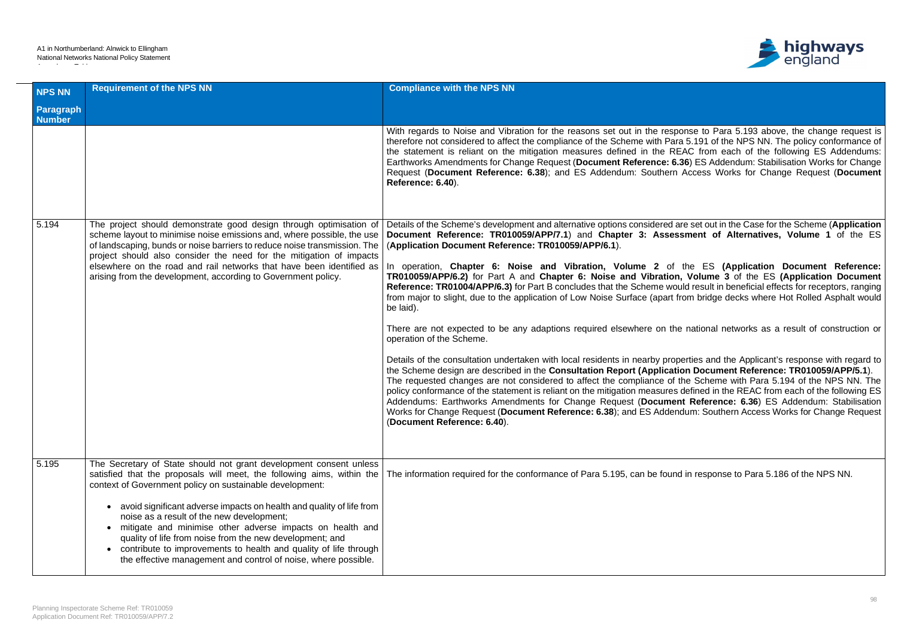| NPS NN Paragraph Number | Requirement of the NPS NN | Compliance with the NPS NN |
|---|---|---|
| | | With regards to Noise and Vibration for the reasons set out in the response to Para 5.193 above, the change request is therefore not considered to affect the compliance of the Scheme with Para 5.191 of the NPS NN. The policy conformance of the statement is reliant on the mitigation measures defined in the REAC from each of the following ES Addendums: Earthworks Amendments for Change Request (**Document Reference: 6.36**) ES Addendum: Stabilisation Works for Change Request (**Document Reference: 6.38**); and ES Addendum: Southern Access Works for Change Request (**Document Reference: 6.40**). |
| 5.194 | The project should demonstrate good design through optimisation of scheme layout to minimise noise emissions and, where possible, the use of landscaping, bunds or noise barriers to reduce noise transmission. The project should also consider the need for the mitigation of impacts elsewhere on the road and rail networks that have been identified as arising from the development, according to Government policy. | Details of the Scheme's development and alternative options considered are set out in the Case for the Scheme (**Application Document Reference: TR010059/APP/7.1**) and **Chapter 3: Assessment of Alternatives, Volume 1** of the ES (**Application Document Reference: TR010059/APP/6.1**).<br><br>In operation, **Chapter 6: Noise and Vibration, Volume 2** of the ES **(Application Document Reference: TR010059/APP/6.2)** for Part A and **Chapter 6: Noise and Vibration, Volume 3** of the ES **(Application Document Reference: TR01004/APP/6.3)** for Part B concludes that the Scheme would result in beneficial effects for receptors, ranging from major to slight, due to the application of Low Noise Surface (apart from bridge decks where Hot Rolled Asphalt would be laid).<br><br>There are not expected to be any adaptions required elsewhere on the national networks as a result of construction or operation of the Scheme.<br><br>Details of the consultation undertaken with local residents in nearby properties and the Applicant's response with regard to the Scheme design are described in the **Consultation Report (Application Document Reference: TR010059/APP/5.1**). The requested changes are not considered to affect the compliance of the Scheme with Para 5.194 of the NPS NN. The policy conformance of the statement is reliant on the mitigation measures defined in the REAC from each of the following ES Addendums: Earthworks Amendments for Change Request (**Document Reference: 6.36**) ES Addendum: Stabilisation Works for Change Request (**Document Reference: 6.38**); and ES Addendum: Southern Access Works for Change Request (**Document Reference: 6.40**). |
| 5.195 | The Secretary of State should not grant development consent unless satisfied that the proposals will meet, the following aims, within the context of Government policy on sustainable development:<br><br>• avoid significant adverse impacts on health and quality of life from noise as a result of the new development;<br>• mitigate and minimise other adverse impacts on health and quality of life from noise from the new development; and<br>• contribute to improvements to health and quality of life through the effective management and control of noise, where possible. | The information required for the conformance of Para 5.195, can be found in response to Para 5.186 of the NPS NN. |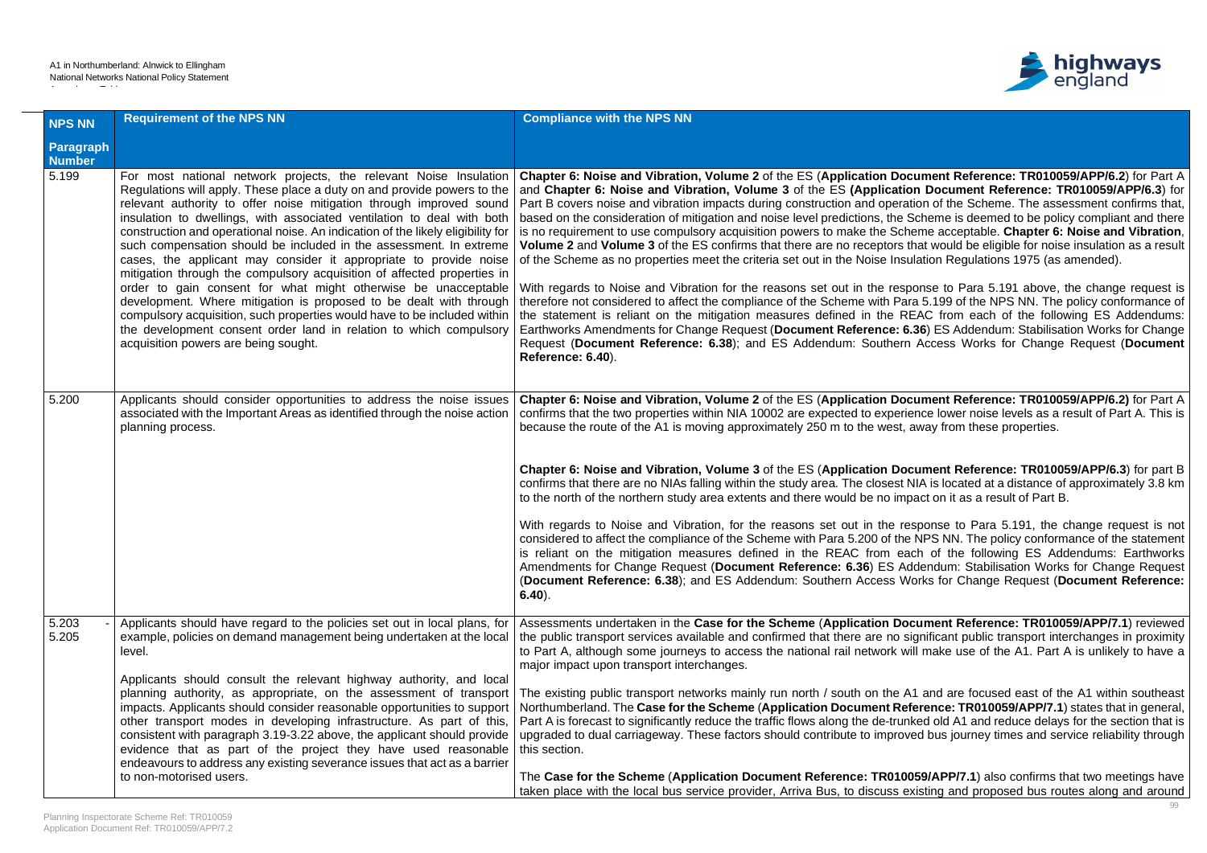| NPS NN Paragraph Number | Requirement of the NPS NN | Compliance with the NPS NN |
|---|---|---|
| 5.199 | For most national network projects, the relevant Noise Insulation Regulations will apply. These place a duty on and provide powers to the relevant authority to offer noise mitigation through improved sound insulation to dwellings, with associated ventilation to deal with both construction and operational noise. An indication of the likely eligibility for such compensation should be included in the assessment. In extreme cases, the applicant may consider it appropriate to provide noise mitigation through the compulsory acquisition of affected properties in order to gain consent for what might otherwise be unacceptable development. Where mitigation is proposed to be dealt with through compulsory acquisition, such properties would have to be included within the development consent order land in relation to which compulsory acquisition powers are being sought. | **Chapter 6: Noise and Vibration, Volume 2** of the ES (**Application Document Reference: TR010059/APP/6.2**) for Part A and **Chapter 6: Noise and Vibration, Volume 3** of the ES **(Application Document Reference: TR010059/APP/6.3**) for Part B covers noise and vibration impacts during construction and operation of the Scheme. The assessment confirms that, based on the consideration of mitigation and noise level predictions, the Scheme is deemed to be policy compliant and there is no requirement to use compulsory acquisition powers to make the Scheme acceptable. **Chapter 6: Noise and Vibration, Volume 2** and **Volume 3** of the ES confirms that there are no receptors that would be eligible for noise insulation as a result of the Scheme as no properties meet the criteria set out in the Noise Insulation Regulations 1975 (as amended).<br><br>With regards to Noise and Vibration for the reasons set out in the response to Para 5.191 above, the change request is therefore not considered to affect the compliance of the Scheme with Para 5.199 of the NPS NN. The policy conformance of the statement is reliant on the mitigation measures defined in the REAC from each of the following ES Addendums: Earthworks Amendments for Change Request (**Document Reference: 6.36**) ES Addendum: Stabilisation Works for Change Request (**Document Reference: 6.38**); and ES Addendum: Southern Access Works for Change Request (**Document Reference: 6.40**). |
| 5.200 | Applicants should consider opportunities to address the noise issues associated with the Important Areas as identified through the noise action planning process. | **Chapter 6: Noise and Vibration, Volume 2** of the ES (**Application Document Reference: TR010059/APP/6.2)** for Part A confirms that the two properties within NIA 10002 are expected to experience lower noise levels as a result of Part A. This is because the route of the A1 is moving approximately 250 m to the west, away from these properties.<br><br>**Chapter 6: Noise and Vibration, Volume 3** of the ES (**Application Document Reference: TR010059/APP/6.3**) for part B confirms that there are no NIAs falling within the study area. The closest NIA is located at a distance of approximately 3.8 km to the north of the northern study area extents and there would be no impact on it as a result of Part B.<br><br>With regards to Noise and Vibration, for the reasons set out in the response to Para 5.191, the change request is not considered to affect the compliance of the Scheme with Para 5.200 of the NPS NN. The policy conformance of the statement is reliant on the mitigation measures defined in the REAC from each of the following ES Addendums: Earthworks Amendments for Change Request (**Document Reference: 6.36**) ES Addendum: Stabilisation Works for Change Request (**Document Reference: 6.38**); and ES Addendum: Southern Access Works for Change Request (**Document Reference: 6.40**). |
| 5.203 - 5.205 | Applicants should have regard to the policies set out in local plans, for example, policies on demand management being undertaken at the local level.<br><br>Applicants should consult the relevant highway authority, and local planning authority, as appropriate, on the assessment of transport impacts. Applicants should consider reasonable opportunities to support other transport modes in developing infrastructure. As part of this, consistent with paragraph 3.19-3.22 above, the applicant should provide evidence that as part of the project they have used reasonable endeavours to address any existing severance issues that act as a barrier to non-motorised users. | Assessments undertaken in the **Case for the Scheme** (**Application Document Reference: TR010059/APP/7.1**) reviewed the public transport services available and confirmed that there are no significant public transport interchanges in proximity to Part A, although some journeys to access the national rail network will make use of the A1. Part A is unlikely to have a major impact upon transport interchanges.<br><br>The existing public transport networks mainly run north / south on the A1 and are focused east of the A1 within southeast Northumberland. The **Case for the Scheme** (**Application Document Reference: TR010059/APP/7.1**) states that in general, Part A is forecast to significantly reduce the traffic flows along the de-trunked old A1 and reduce delays for the section that is upgraded to dual carriageway. These factors should contribute to improved bus journey times and service reliability through this section.<br><br>The **Case for the Scheme** (**Application Document Reference: TR010059/APP/7.1**) also confirms that two meetings have taken place with the local bus service provider, Arriva Bus, to discuss existing and proposed bus routes along and around |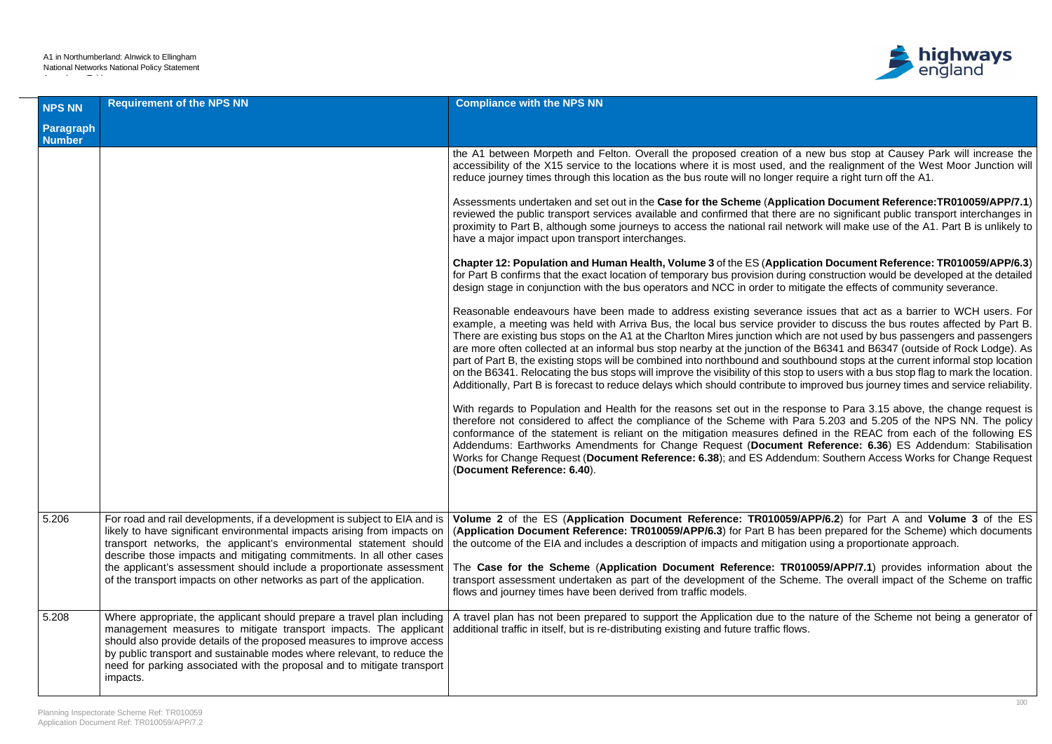| NPS NN Paragraph Number | Requirement of the NPS NN | Compliance with the NPS NN |
|---|---|---|
| | | the A1 between Morpeth and Felton. Overall the proposed creation of a new bus stop at Causey Park will increase the accessibility of the X15 service to the locations where it is most used, and the realignment of the West Moor Junction will reduce journey times through this location as the bus route will no longer require a right turn off the A1.<br><br>Assessments undertaken and set out in the **Case for the Scheme** (**Application Document Reference:TR010059/APP/7.1**) reviewed the public transport services available and confirmed that there are no significant public transport interchanges in proximity to Part B, although some journeys to access the national rail network will make use of the A1. Part B is unlikely to have a major impact upon transport interchanges.<br><br>**Chapter 12: Population and Human Health, Volume 3** of the ES (**Application Document Reference: TR010059/APP/6.3**) for Part B confirms that the exact location of temporary bus provision during construction would be developed at the detailed design stage in conjunction with the bus operators and NCC in order to mitigate the effects of community severance.<br><br>Reasonable endeavours have been made to address existing severance issues that act as a barrier to WCH users. For example, a meeting was held with Arriva Bus, the local bus service provider to discuss the bus routes affected by Part B. There are existing bus stops on the A1 at the Charlton Mires junction which are not used by bus passengers and passengers are more often collected at an informal bus stop nearby at the junction of the B6341 and B6347 (outside of Rock Lodge). As part of Part B, the existing stops will be combined into northbound and southbound stops at the current informal stop location on the B6341. Relocating the bus stops will improve the visibility of this stop to users with a bus stop flag to mark the location. Additionally, Part B is forecast to reduce delays which should contribute to improved bus journey times and service reliability.<br><br>With regards to Population and Health for the reasons set out in the response to Para 3.15 above, the change request is therefore not considered to affect the compliance of the Scheme with Para 5.203 and 5.205 of the NPS NN. The policy conformance of the statement is reliant on the mitigation measures defined in the REAC from each of the following ES Addendums: Earthworks Amendments for Change Request (**Document Reference: 6.36**) ES Addendum: Stabilisation Works for Change Request (**Document Reference: 6.38**); and ES Addendum: Southern Access Works for Change Request (**Document Reference: 6.40**). |
| 5.206 | For road and rail developments, if a development is subject to EIA and is likely to have significant environmental impacts arising from impacts on transport networks, the applicant's environmental statement should describe those impacts and mitigating commitments. In all other cases the applicant's assessment should include a proportionate assessment of the transport impacts on other networks as part of the application. | **Volume 2** of the ES (**Application Document Reference: TR010059/APP/6.2**) for Part A and **Volume 3** of the ES (**Application Document Reference: TR010059/APP/6.3**) for Part B has been prepared for the Scheme) which documents the outcome of the EIA and includes a description of impacts and mitigation using a proportionate approach.<br><br>The **Case for the Scheme** (**Application Document Reference: TR010059/APP/7.1**) provides information about the transport assessment undertaken as part of the development of the Scheme. The overall impact of the Scheme on traffic flows and journey times have been derived from traffic models. |
| 5.208 | Where appropriate, the applicant should prepare a travel plan including management measures to mitigate transport impacts. The applicant should also provide details of the proposed measures to improve access by public transport and sustainable modes where relevant, to reduce the need for parking associated with the proposal and to mitigate transport impacts. | A travel plan has not been prepared to support the Application due to the nature of the Scheme not being a generator of additional traffic in itself, but is re-distributing existing and future traffic flows. |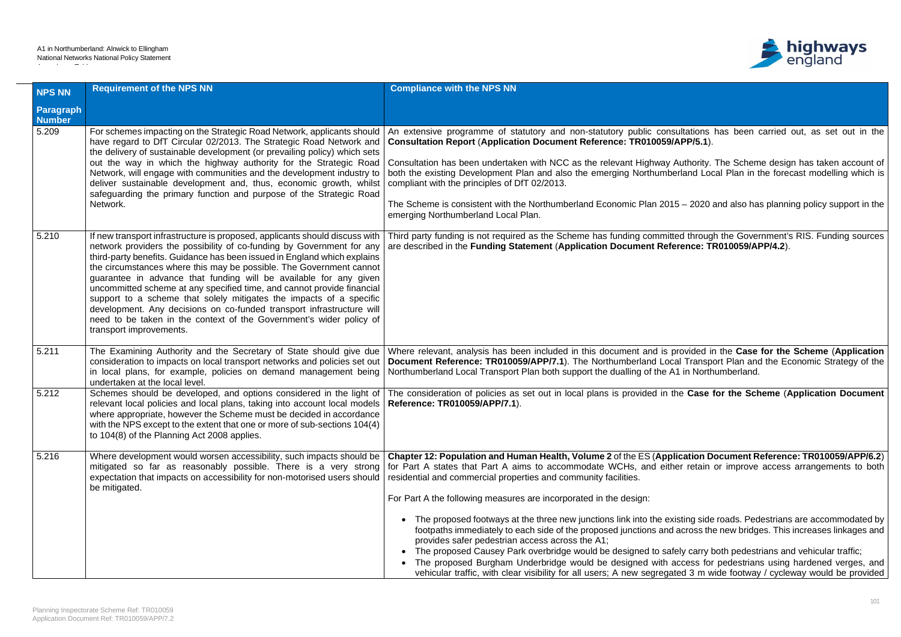| NPS NN Paragraph Number | Requirement of the NPS NN | Compliance with the NPS NN |
|---|---|---|
| 5.209 | For schemes impacting on the Strategic Road Network, applicants should have regard to DfT Circular 02/2013. The Strategic Road Network and the delivery of sustainable development (or prevailing policy) which sets out the way in which the highway authority for the Strategic Road Network, will engage with communities and the development industry to deliver sustainable development and, thus, economic growth, whilst safeguarding the primary function and purpose of the Strategic Road Network. | An extensive programme of statutory and non-statutory public consultations has been carried out, as set out in the **Consultation Report** (**Application Document Reference: TR010059/APP/5.1**).<br><br>Consultation has been undertaken with NCC as the relevant Highway Authority. The Scheme design has taken account of both the existing Development Plan and also the emerging Northumberland Local Plan in the forecast modelling which is compliant with the principles of DfT 02/2013.<br><br>The Scheme is consistent with the Northumberland Economic Plan 2015 – 2020 and also has planning policy support in the emerging Northumberland Local Plan. |
| 5.210 | If new transport infrastructure is proposed, applicants should discuss with network providers the possibility of co-funding by Government for any third-party benefits. Guidance has been issued in England which explains the circumstances where this may be possible. The Government cannot guarantee in advance that funding will be available for any given uncommitted scheme at any specified time, and cannot provide financial support to a scheme that solely mitigates the impacts of a specific development. Any decisions on co-funded transport infrastructure will need to be taken in the context of the Government's wider policy of transport improvements. | Third party funding is not required as the Scheme has funding committed through the Government's RIS. Funding sources are described in the **Funding Statement** (**Application Document Reference: TR010059/APP/4.2**). |
| 5.211 | The Examining Authority and the Secretary of State should give due consideration to impacts on local transport networks and policies set out in local plans, for example, policies on demand management being undertaken at the local level. | Where relevant, analysis has been included in this document and is provided in the **Case for the Scheme** (**Application Document Reference: TR010059/APP/7.1**). The Northumberland Local Transport Plan and the Economic Strategy of the Northumberland Local Transport Plan both support the dualling of the A1 in Northumberland. |
| 5.212 | Schemes should be developed, and options considered in the light of relevant local policies and local plans, taking into account local models where appropriate, however the Scheme must be decided in accordance with the NPS except to the extent that one or more of sub-sections 104(4) to 104(8) of the Planning Act 2008 applies. | The consideration of policies as set out in local plans is provided in the **Case for the Scheme** (**Application Document Reference: TR010059/APP/7.1**). |
| 5.216 | Where development would worsen accessibility, such impacts should be mitigated so far as reasonably possible. There is a very strong expectation that impacts on accessibility for non-motorised users should be mitigated. | **Chapter 12: Population and Human Health, Volume 2** of the ES (**Application Document Reference: TR010059/APP/6.2**) for Part A states that Part A aims to accommodate WCHs, and either retain or improve access arrangements to both residential and commercial properties and community facilities.<br><br>For Part A the following measures are incorporated in the design:<br><br>• The proposed footways at the three new junctions link into the existing side roads. Pedestrians are accommodated by footpaths immediately to each side of the proposed junctions and across the new bridges. This increases linkages and provides safer pedestrian access across the A1;<br>• The proposed Causey Park overbridge would be designed to safely carry both pedestrians and vehicular traffic;<br>• The proposed Burgham Underbridge would be designed with access for pedestrians using hardened verges, and vehicular traffic, with clear visibility for all users; A new segregated 3 m wide footway / cycleway would be provided |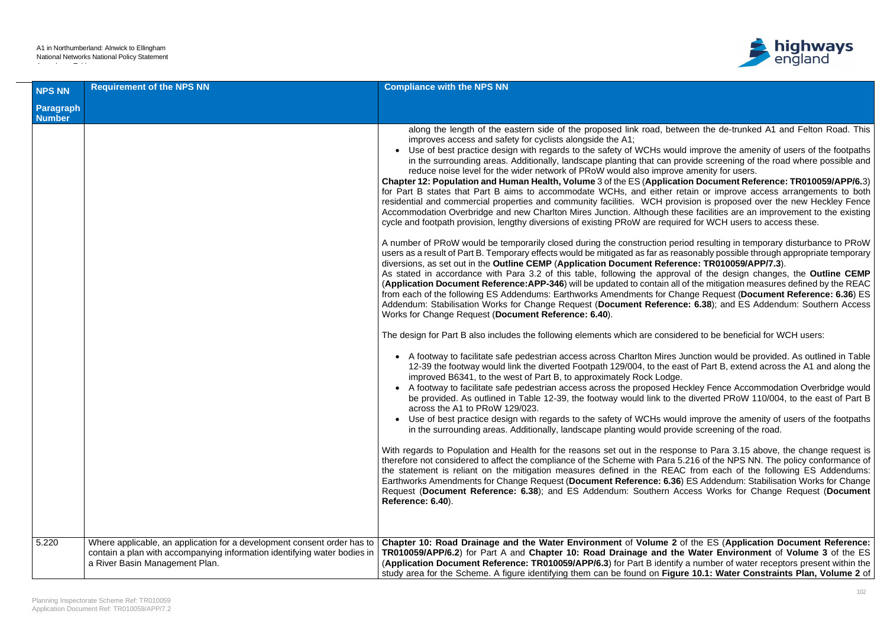| NPS NN Paragraph Number | Requirement of the NPS NN | Compliance with the NPS NN |
|---|---|---|
| | | along the length of the eastern side of the proposed link road, between the de-trunked A1 and Felton Road. This improves access and safety for cyclists alongside the A1;<br>• Use of best practice design with regards to the safety of WCHs would improve the amenity of users of the footpaths in the surrounding areas. Additionally, landscape planting that can provide screening of the road where possible and reduce noise level for the wider network of PRoW would also improve amenity for users.<br>**Chapter 12: Population and Human Health, Volume** 3 of the ES (**Application Document Reference: TR010059/APP/6.**3) for Part B states that Part B aims to accommodate WCHs, and either retain or improve access arrangements to both residential and commercial properties and community facilities. WCH provision is proposed over the new Heckley Fence Accommodation Overbridge and new Charlton Mires Junction. Although these facilities are an improvement to the existing cycle and footpath provision, lengthy diversions of existing PRoW are required for WCH users to access these.<br><br>A number of PRoW would be temporarily closed during the construction period resulting in temporary disturbance to PRoW users as a result of Part B. Temporary effects would be mitigated as far as reasonably possible through appropriate temporary diversions, as set out in the **Outline CEMP** (**Application Document Reference: TR010059/APP/7.3**).<br>As stated in accordance with Para 3.2 of this table, following the approval of the design changes, the **Outline CEMP** (**Application Document Reference:APP-346**) will be updated to contain all of the mitigation measures defined by the REAC from each of the following ES Addendums: Earthworks Amendments for Change Request (**Document Reference: 6.36**) ES Addendum: Stabilisation Works for Change Request (**Document Reference: 6.38**); and ES Addendum: Southern Access Works for Change Request (**Document Reference: 6.40**).<br><br>The design for Part B also includes the following elements which are considered to be beneficial for WCH users:<br><br>• A footway to facilitate safe pedestrian access across Charlton Mires Junction would be provided. As outlined in Table 12-39 the footway would link the diverted Footpath 129/004, to the east of Part B, extend across the A1 and along the improved B6341, to the west of Part B, to approximately Rock Lodge.<br>• A footway to facilitate safe pedestrian access across the proposed Heckley Fence Accommodation Overbridge would be provided. As outlined in Table 12-39, the footway would link to the diverted PRoW 110/004, to the east of Part B across the A1 to PRoW 129/023.<br>• Use of best practice design with regards to the safety of WCHs would improve the amenity of users of the footpaths in the surrounding areas. Additionally, landscape planting would provide screening of the road.<br><br>With regards to Population and Health for the reasons set out in the response to Para 3.15 above, the change request is therefore not considered to affect the compliance of the Scheme with Para 5.216 of the NPS NN. The policy conformance of the statement is reliant on the mitigation measures defined in the REAC from each of the following ES Addendums: Earthworks Amendments for Change Request (**Document Reference: 6.36**) ES Addendum: Stabilisation Works for Change Request (**Document Reference: 6.38**); and ES Addendum: Southern Access Works for Change Request (**Document Reference: 6.40**). |
| 5.220 | Where applicable, an application for a development consent order has to contain a plan with accompanying information identifying water bodies in a River Basin Management Plan. | **Chapter 10: Road Drainage and the Water Environment** of **Volume 2** of the ES (**Application Document Reference: TR010059/APP/6.2**) for Part A and **Chapter 10: Road Drainage and the Water Environment** of **Volume 3** of the ES (**Application Document Reference: TR010059/APP/6.3**) for Part B identify a number of water receptors present within the study area for the Scheme. A figure identifying them can be found on **Figure 10.1: Water Constraints Plan, Volume 2** of |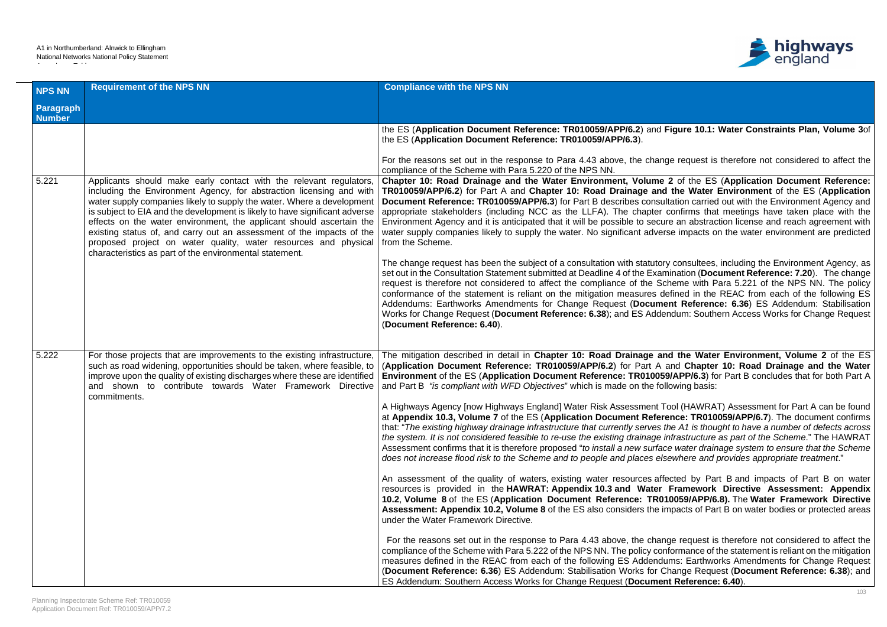| NPS NN Paragraph Number | Requirement of the NPS NN | Compliance with the NPS NN |
|---|---|---|
| | | the ES (**Application Document Reference: TR010059/APP/6.2**) and **Figure 10.1: Water Constraints Plan, Volume 3** of the ES (**Application Document Reference: TR010059/APP/6.3**).<br><br>For the reasons set out in the response to Para 4.43 above, the change request is therefore not considered to affect the compliance of the Scheme with Para 5.220 of the NPS NN. |
| 5.221 | Applicants should make early contact with the relevant regulators, including the Environment Agency, for abstraction licensing and with water supply companies likely to supply the water. Where a development is subject to EIA and the development is likely to have significant adverse effects on the water environment, the applicant should ascertain the existing status of, and carry out an assessment of the impacts of the proposed project on water quality, water resources and physical characteristics as part of the environmental statement. | **Chapter 10: Road Drainage and the Water Environment, Volume 2** of the ES (**Application Document Reference: TR010059/APP/6.2**) for Part A and **Chapter 10: Road Drainage and the Water Environment** of the ES (**Application Document Reference: TR010059/APP/6.3**) for Part B describes consultation carried out with the Environment Agency and appropriate stakeholders (including NCC as the LLFA). The chapter confirms that meetings have taken place with the Environment Agency and it is anticipated that it will be possible to secure an abstraction license and reach agreement with water supply companies likely to supply the water. No significant adverse impacts on the water environment are predicted from the Scheme.<br><br>The change request has been the subject of a consultation with statutory consultees, including the Environment Agency, as set out in the Consultation Statement submitted at Deadline 4 of the Examination (**Document Reference: 7.20**). The change request is therefore not considered to affect the compliance of the Scheme with Para 5.221 of the NPS NN. The policy conformance of the statement is reliant on the mitigation measures defined in the REAC from each of the following ES Addendums: Earthworks Amendments for Change Request (**Document Reference: 6.36**) ES Addendum: Stabilisation Works for Change Request (**Document Reference: 6.38**); and ES Addendum: Southern Access Works for Change Request (**Document Reference: 6.40**). |
| 5.222 | For those projects that are improvements to the existing infrastructure, such as road widening, opportunities should be taken, where feasible, to improve upon the quality of existing discharges where these are identified and shown to contribute towards Water Framework Directive commitments. | The mitigation described in detail in **Chapter 10: Road Drainage and the Water Environment, Volume 2** of the ES (**Application Document Reference: TR010059/APP/6.2**) for Part A and **Chapter 10: Road Drainage and the Water Environment** of the ES (**Application Document Reference: TR010059/APP/6.3**) for Part B concludes that for both Part A and Part B *"is compliant with WFD Objectives*" which is made on the following basis:<br><br>A Highways Agency [now Highways England] Water Risk Assessment Tool (HAWRAT) Assessment for Part A can be found at **Appendix 10.3, Volume 7** of the ES (**Application Document Reference: TR010059/APP/6.7**). The document confirms that: "*The existing highway drainage infrastructure that currently serves the A1 is thought to have a number of defects across the system. It is not considered feasible to re-use the existing drainage infrastructure as part of the Scheme*." The HAWRAT Assessment confirms that it is therefore proposed "*to install a new surface water drainage system to ensure that the Scheme does not increase flood risk to the Scheme and to people and places elsewhere and provides appropriate treatment*."<br><br>An assessment of the quality of waters, existing water resources affected by Part B and impacts of Part B on water resources is provided in the **HAWRAT: Appendix 10.3 and Water Framework Directive Assessment: Appendix 10.2**, **Volume 8** of the ES (**Application Document Reference: TR010059/APP/6.8).** The **Water Framework Directive Assessment: Appendix 10.2, Volume 8** of the ES also considers the impacts of Part B on water bodies or protected areas under the Water Framework Directive.<br><br>For the reasons set out in the response to Para 4.43 above, the change request is therefore not considered to affect the compliance of the Scheme with Para 5.222 of the NPS NN. The policy conformance of the statement is reliant on the mitigation measures defined in the REAC from each of the following ES Addendums: Earthworks Amendments for Change Request (**Document Reference: 6.36**) ES Addendum: Stabilisation Works for Change Request (**Document Reference: 6.38**); and ES Addendum: Southern Access Works for Change Request (**Document Reference: 6.40**). |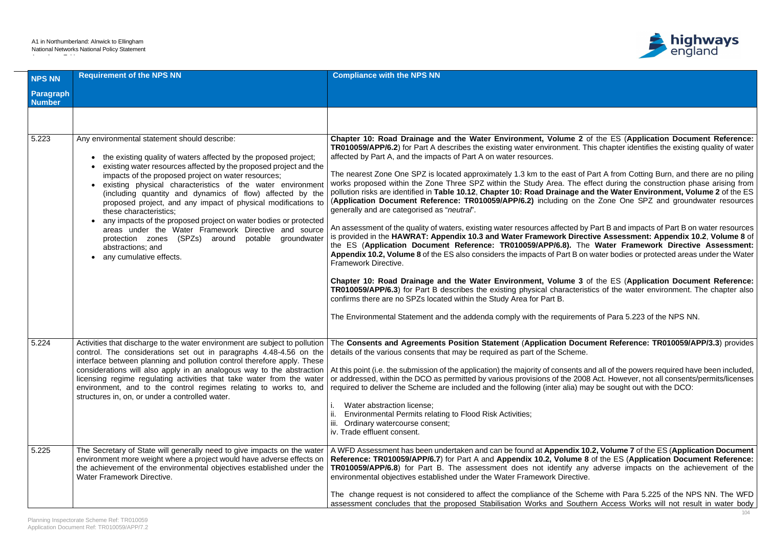| NPS NN Paragraph Number | Requirement of the NPS NN | Compliance with the NPS NN |
|---|---|---|
| | | |
| 5.223 | Any environmental statement should describe:<br><br>• the existing quality of waters affected by the proposed project;<br>• existing water resources affected by the proposed project and the impacts of the proposed project on water resources;<br>• existing physical characteristics of the water environment (including quantity and dynamics of flow) affected by the proposed project, and any impact of physical modifications to these characteristics;<br>• any impacts of the proposed project on water bodies or protected areas under the Water Framework Directive and source protection zones (SPZs) around potable groundwater abstractions; and<br>• any cumulative effects. | **Chapter 10: Road Drainage and the Water Environment, Volume 2** of the ES (**Application Document Reference: TR010059/APP/6.2**) for Part A describes the existing water environment. This chapter identifies the existing quality of water affected by Part A, and the impacts of Part A on water resources.<br><br>The nearest Zone One SPZ is located approximately 1.3 km to the east of Part A from Cotting Burn, and there are no piling works proposed within the Zone Three SPZ within the Study Area. The effect during the construction phase arising from pollution risks are identified in **Table 10.12**, **Chapter 10: Road Drainage and the Water Environment, Volume 2** of the ES (**Application Document Reference: TR010059/APP/6.2)** including on the Zone One SPZ and groundwater resources generally and are categorised as "*neutral*".<br><br>An assessment of the quality of waters, existing water resources affected by Part B and impacts of Part B on water resources is provided in the **HAWRAT: Appendix 10.3 and Water Framework Directive Assessment: Appendix 10.2**, **Volume 8** of the ES (**Application Document Reference: TR010059/APP/6.8).** The **Water Framework Directive Assessment: Appendix 10.2, Volume 8** of the ES also considers the impacts of Part B on water bodies or protected areas under the Water Framework Directive.<br><br>**Chapter 10: Road Drainage and the Water Environment, Volume 3** of the ES (**Application Document Reference: TR010059/APP/6.3**) for Part B describes the existing physical characteristics of the water environment. The chapter also confirms there are no SPZs located within the Study Area for Part B.<br><br>The Environmental Statement and the addenda comply with the requirements of Para 5.223 of the NPS NN. |
| 5.224 | Activities that discharge to the water environment are subject to pollution control. The considerations set out in paragraphs 4.48-4.56 on the interface between planning and pollution control therefore apply. These considerations will also apply in an analogous way to the abstraction licensing regime regulating activities that take water from the water environment, and to the control regimes relating to works to, and structures in, on, or under a controlled water. | The **Consents and Agreements Position Statement** (**Application Document Reference: TR010059/APP/3.3**) provides details of the various consents that may be required as part of the Scheme.<br><br>At this point (i.e. the submission of the application) the majority of consents and all of the powers required have been included, or addressed, within the DCO as permitted by various provisions of the 2008 Act. However, not all consents/permits/licenses required to deliver the Scheme are included and the following (inter alia) may be sought out with the DCO:<br><br>i. Water abstraction license;<br>ii. Environmental Permits relating to Flood Risk Activities;<br>iii. Ordinary watercourse consent;<br>iv. Trade effluent consent. |
| 5.225 | The Secretary of State will generally need to give impacts on the water environment more weight where a project would have adverse effects on the achievement of the environmental objectives established under the Water Framework Directive. | A WFD Assessment has been undertaken and can be found at **Appendix 10.2, Volume 7** of the ES (**Application Document Reference: TR010059/APP/6.7**) for Part A and **Appendix 10.2, Volume 8** of the ES (**Application Document Reference: TR010059/APP/6.8**) for Part B. The assessment does not identify any adverse impacts on the achievement of the environmental objectives established under the Water Framework Directive.<br><br>The change request is not considered to affect the compliance of the Scheme with Para 5.225 of the NPS NN. The WFD assessment concludes that the proposed Stabilisation Works and Southern Access Works will not result in water body |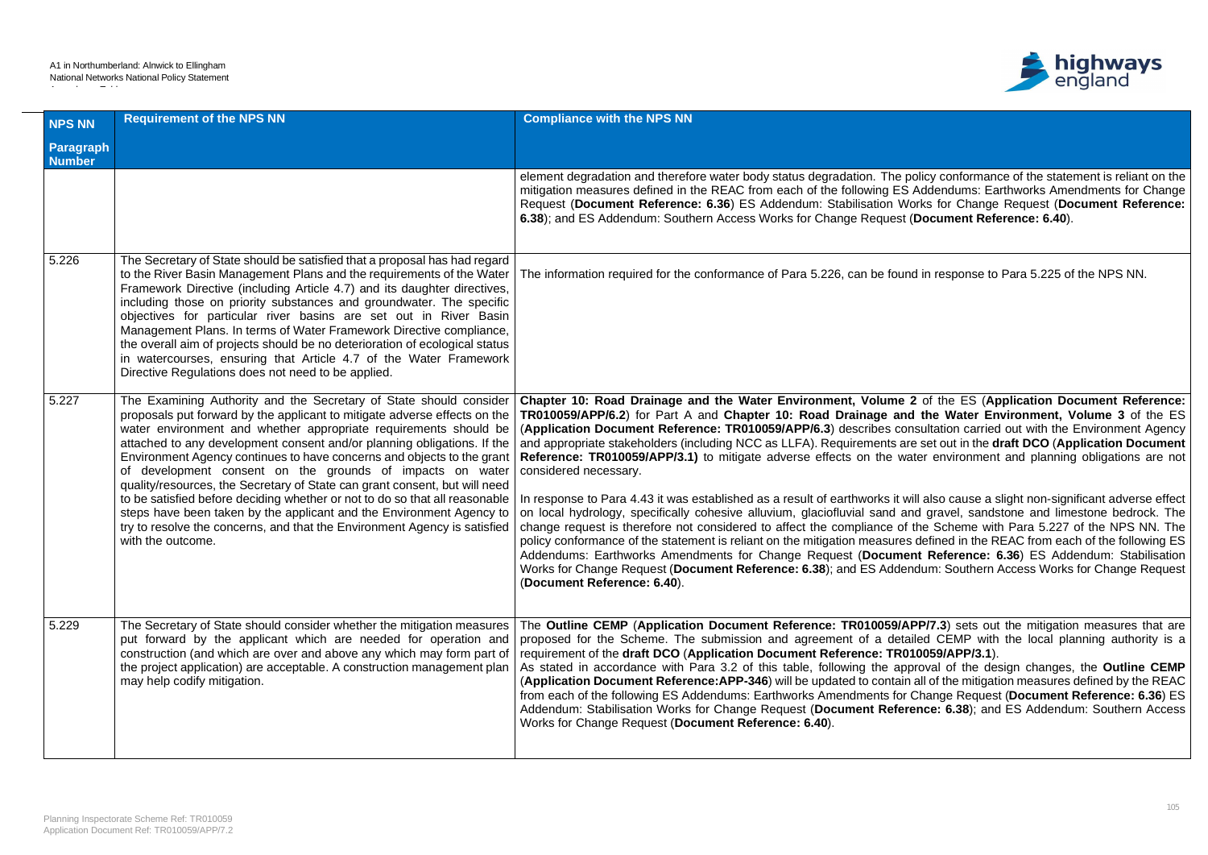| NPS NN Paragraph Number | Requirement of the NPS NN | Compliance with the NPS NN |
|---|---|---|
| | | element degradation and therefore water body status degradation. The policy conformance of the statement is reliant on the mitigation measures defined in the REAC from each of the following ES Addendums: Earthworks Amendments for Change Request (**Document Reference: 6.36**) ES Addendum: Stabilisation Works for Change Request (**Document Reference: 6.38**); and ES Addendum: Southern Access Works for Change Request (**Document Reference: 6.40**). |
| 5.226 | The Secretary of State should be satisfied that a proposal has had regard to the River Basin Management Plans and the requirements of the Water Framework Directive (including Article 4.7) and its daughter directives, including those on priority substances and groundwater. The specific objectives for particular river basins are set out in River Basin Management Plans. In terms of Water Framework Directive compliance, the overall aim of projects should be no deterioration of ecological status in watercourses, ensuring that Article 4.7 of the Water Framework Directive Regulations does not need to be applied. | The information required for the conformance of Para 5.226, can be found in response to Para 5.225 of the NPS NN. |
| 5.227 | The Examining Authority and the Secretary of State should consider proposals put forward by the applicant to mitigate adverse effects on the water environment and whether appropriate requirements should be attached to any development consent and/or planning obligations. If the Environment Agency continues to have concerns and objects to the grant of development consent on the grounds of impacts on water quality/resources, the Secretary of State can grant consent, but will need to be satisfied before deciding whether or not to do so that all reasonable steps have been taken by the applicant and the Environment Agency to try to resolve the concerns, and that the Environment Agency is satisfied with the outcome. | **Chapter 10: Road Drainage and the Water Environment, Volume 2** of the ES (**Application Document Reference: TR010059/APP/6.2**) for Part A and **Chapter 10: Road Drainage and the Water Environment, Volume 3** of the ES (**Application Document Reference: TR010059/APP/6.3**) describes consultation carried out with the Environment Agency and appropriate stakeholders (including NCC as LLFA). Requirements are set out in the **draft DCO** (**Application Document Reference: TR010059/APP/3.1)** to mitigate adverse effects on the water environment and planning obligations are not considered necessary.<br><br>In response to Para 4.43 it was established as a result of earthworks it will also cause a slight non-significant adverse effect on local hydrology, specifically cohesive alluvium, glaciofluvial sand and gravel, sandstone and limestone bedrock. The change request is therefore not considered to affect the compliance of the Scheme with Para 5.227 of the NPS NN. The policy conformance of the statement is reliant on the mitigation measures defined in the REAC from each of the following ES Addendums: Earthworks Amendments for Change Request (**Document Reference: 6.36**) ES Addendum: Stabilisation Works for Change Request (**Document Reference: 6.38**); and ES Addendum: Southern Access Works for Change Request (**Document Reference: 6.40**). |
| 5.229 | The Secretary of State should consider whether the mitigation measures put forward by the applicant which are needed for operation and construction (and which are over and above any which may form part of the project application) are acceptable. A construction management plan may help codify mitigation. | The **Outline CEMP** (**Application Document Reference: TR010059/APP/7.3**) sets out the mitigation measures that are proposed for the Scheme. The submission and agreement of a detailed CEMP with the local planning authority is a requirement of the **draft DCO** (**Application Document Reference: TR010059/APP/3.1**).<br>As stated in accordance with Para 3.2 of this table, following the approval of the design changes, the **Outline CEMP** (**Application Document Reference:APP-346**) will be updated to contain all of the mitigation measures defined by the REAC from each of the following ES Addendums: Earthworks Amendments for Change Request (**Document Reference: 6.36**) ES Addendum: Stabilisation Works for Change Request (**Document Reference: 6.38**); and ES Addendum: Southern Access Works for Change Request (**Document Reference: 6.40**). |